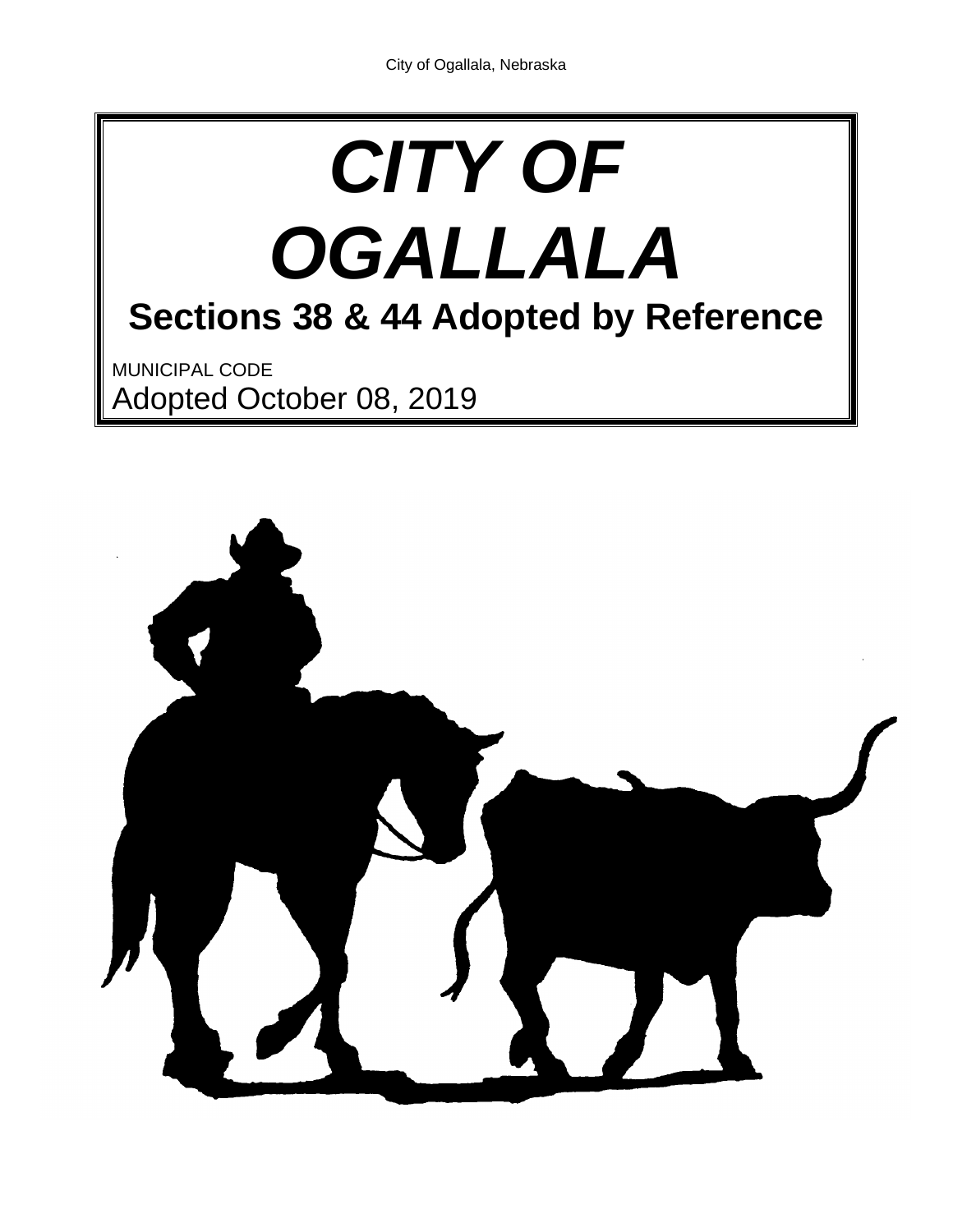# CITY OF OGALLALA

## Sections 38 & 44 Adopted by Reference

MUNICIPAL CODE

Adopted October 08, 2019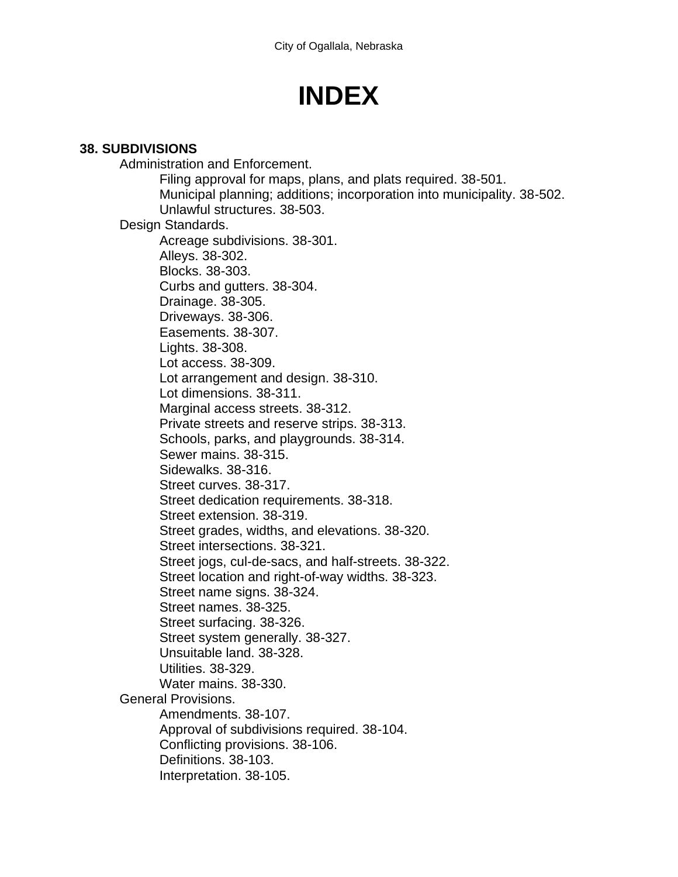# INDEX

**38. SUBDIVISIONS**

- Administration and Enforcement.
  - Filing approval for maps, plans, and plats required. 38-501.
  - Municipal planning; additions; incorporation into municipality. 38-502.
  - Unlawful structures. 38-503.
- Design Standards.
  - Acreage subdivisions. 38-301.
  - Alleys. 38-302.
  - Blocks. 38-303.
  - Curbs and gutters. 38-304.
  - Drainage. 38-305.
  - Driveways. 38-306.
  - Easements. 38-307.
  - Lights. 38-308.
  - Lot access. 38-309.
  - Lot arrangement and design. 38-310.
  - Lot dimensions. 38-311.
  - Marginal access streets. 38-312.
  - Private streets and reserve strips. 38-313.
  - Schools, parks, and playgrounds. 38-314.
  - Sewer mains. 38-315.
  - Sidewalks. 38-316.
  - Street curves. 38-317.
  - Street dedication requirements. 38-318.
  - Street extension. 38-319.
  - Street grades, widths, and elevations. 38-320.
  - Street intersections. 38-321.
  - Street jogs, cul-de-sacs, and half-streets. 38-322.
  - Street location and right-of-way widths. 38-323.
  - Street name signs. 38-324.
  - Street names. 38-325.
  - Street surfacing. 38-326.
  - Street system generally. 38-327.
  - Unsuitable land. 38-328.
  - Utilities. 38-329.
  - Water mains. 38-330.
- General Provisions.
  - Amendments. 38-107.
  - Approval of subdivisions required. 38-104.
  - Conflicting provisions. 38-106.
  - Definitions. 38-103.
  - Interpretation. 38-105.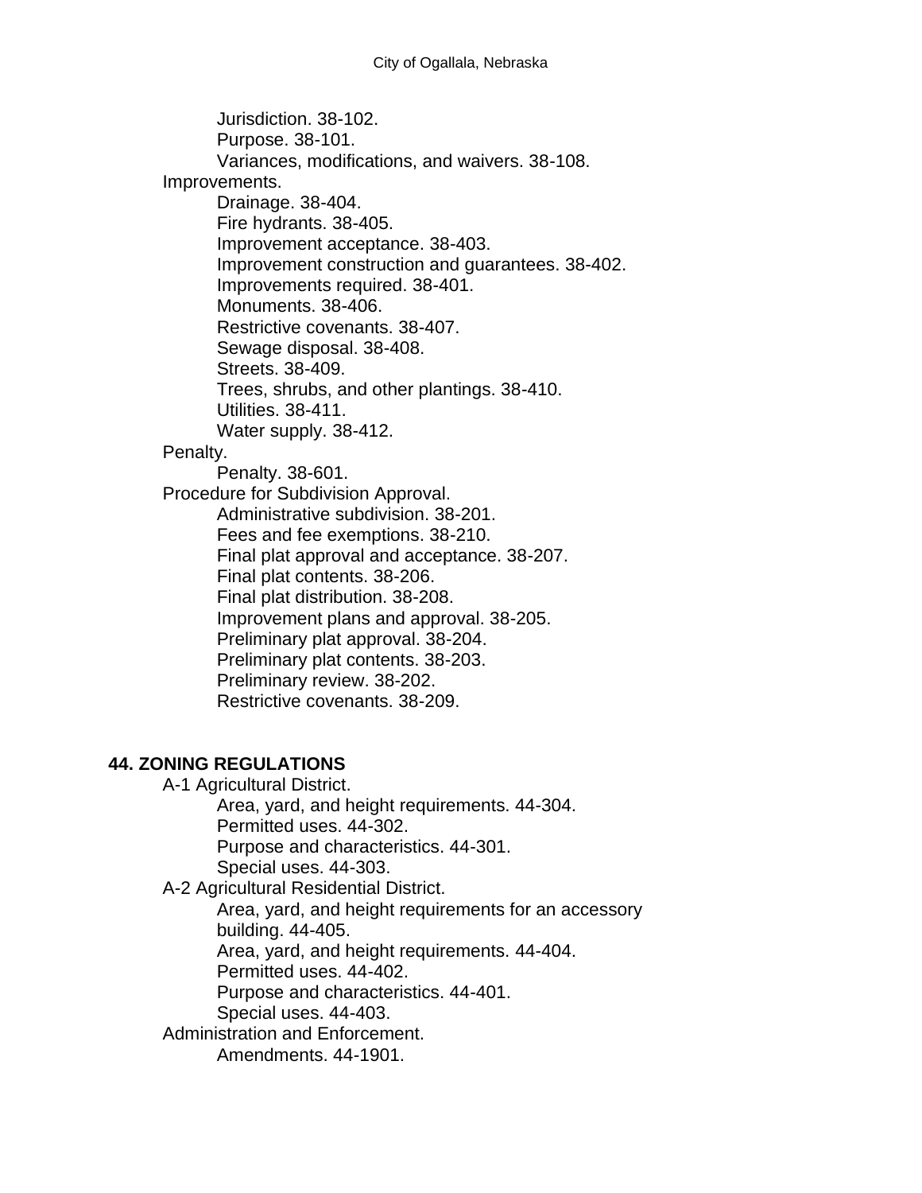Jurisdiction. 38-102.
Purpose. 38-101.
Variances, modifications, and waivers. 38-108.

Improvements.

- Drainage. 38-404.
- Fire hydrants. 38-405.
- Improvement acceptance. 38-403.
- Improvement construction and guarantees. 38-402.
- Improvements required. 38-401.
- Monuments. 38-406.
- Restrictive covenants. 38-407.
- Sewage disposal. 38-408.
- Streets. 38-409.
- Trees, shrubs, and other plantings. 38-410.
- Utilities. 38-411.
- Water supply. 38-412.

Penalty.

- Penalty. 38-601.

Procedure for Subdivision Approval.

- Administrative subdivision. 38-201.
- Fees and fee exemptions. 38-210.
- Final plat approval and acceptance. 38-207.
- Final plat contents. 38-206.
- Final plat distribution. 38-208.
- Improvement plans and approval. 38-205.
- Preliminary plat approval. 38-204.
- Preliminary plat contents. 38-203.
- Preliminary review. 38-202.
- Restrictive covenants. 38-209.

**44. ZONING REGULATIONS**

A-1 Agricultural District.

- Area, yard, and height requirements. 44-304.
- Permitted uses. 44-302.
- Purpose and characteristics. 44-301.
- Special uses. 44-303.

A-2 Agricultural Residential District.

- Area, yard, and height requirements for an accessory building. 44-405.
- Area, yard, and height requirements. 44-404.
- Permitted uses. 44-402.
- Purpose and characteristics. 44-401.
- Special uses. 44-403.

Administration and Enforcement.

- Amendments. 44-1901.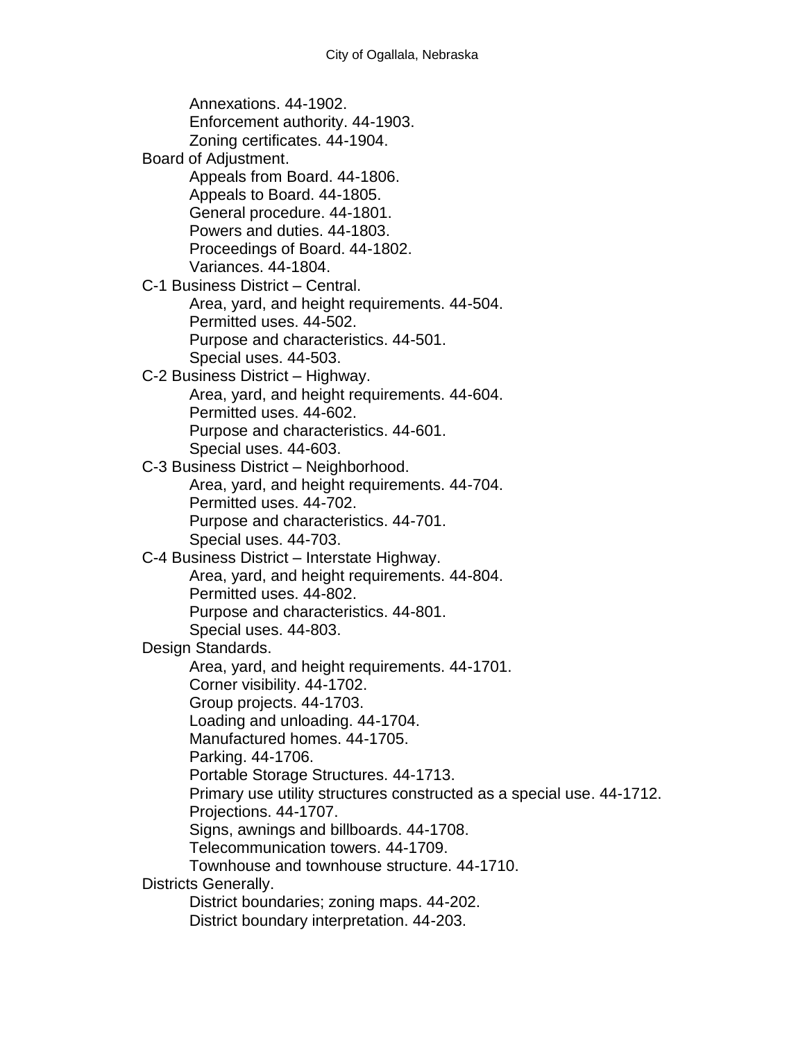Annexations. 44-1902.
Enforcement authority. 44-1903.
Zoning certificates. 44-1904.

Board of Adjustment.
- Appeals from Board. 44-1806.
- Appeals to Board. 44-1805.
- General procedure. 44-1801.
- Powers and duties. 44-1803.
- Proceedings of Board. 44-1802.
- Variances. 44-1804.

C-1 Business District – Central.
- Area, yard, and height requirements. 44-504.
- Permitted uses. 44-502.
- Purpose and characteristics. 44-501.
- Special uses. 44-503.

C-2 Business District – Highway.
- Area, yard, and height requirements. 44-604.
- Permitted uses. 44-602.
- Purpose and characteristics. 44-601.
- Special uses. 44-603.

C-3 Business District – Neighborhood.
- Area, yard, and height requirements. 44-704.
- Permitted uses. 44-702.
- Purpose and characteristics. 44-701.
- Special uses. 44-703.

C-4 Business District – Interstate Highway.
- Area, yard, and height requirements. 44-804.
- Permitted uses. 44-802.
- Purpose and characteristics. 44-801.
- Special uses. 44-803.

Design Standards.
- Area, yard, and height requirements. 44-1701.
- Corner visibility. 44-1702.
- Group projects. 44-1703.
- Loading and unloading. 44-1704.
- Manufactured homes. 44-1705.
- Parking. 44-1706.
- Portable Storage Structures. 44-1713.
- Primary use utility structures constructed as a special use. 44-1712.
- Projections. 44-1707.
- Signs, awnings and billboards. 44-1708.
- Telecommunication towers. 44-1709.
- Townhouse and townhouse structure. 44-1710.

Districts Generally.
- District boundaries; zoning maps. 44-202.
- District boundary interpretation. 44-203.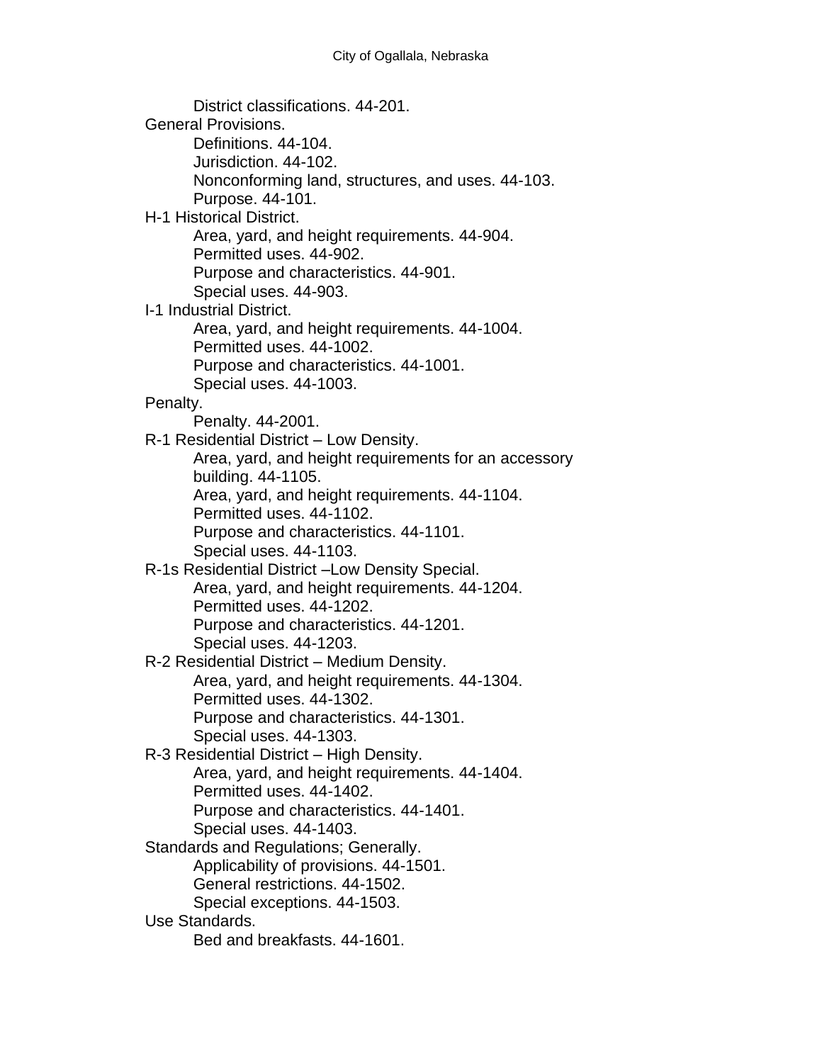- District classifications. 44-201.

General Provisions.
- Definitions. 44-104.
- Jurisdiction. 44-102.
- Nonconforming land, structures, and uses. 44-103.
- Purpose. 44-101.

H-1 Historical District.
- Area, yard, and height requirements. 44-904.
- Permitted uses. 44-902.
- Purpose and characteristics. 44-901.
- Special uses. 44-903.

I-1 Industrial District.
- Area, yard, and height requirements. 44-1004.
- Permitted uses. 44-1002.
- Purpose and characteristics. 44-1001.
- Special uses. 44-1003.

Penalty.
- Penalty. 44-2001.

R-1 Residential District – Low Density.
- Area, yard, and height requirements for an accessory building. 44-1105.
- Area, yard, and height requirements. 44-1104.
- Permitted uses. 44-1102.
- Purpose and characteristics. 44-1101.
- Special uses. 44-1103.

R-1s Residential District –Low Density Special.
- Area, yard, and height requirements. 44-1204.
- Permitted uses. 44-1202.
- Purpose and characteristics. 44-1201.
- Special uses. 44-1203.

R-2 Residential District – Medium Density.
- Area, yard, and height requirements. 44-1304.
- Permitted uses. 44-1302.
- Purpose and characteristics. 44-1301.
- Special uses. 44-1303.

R-3 Residential District – High Density.
- Area, yard, and height requirements. 44-1404.
- Permitted uses. 44-1402.
- Purpose and characteristics. 44-1401.
- Special uses. 44-1403.

Standards and Regulations; Generally.
- Applicability of provisions. 44-1501.
- General restrictions. 44-1502.
- Special exceptions. 44-1503.

Use Standards.
- Bed and breakfasts. 44-1601.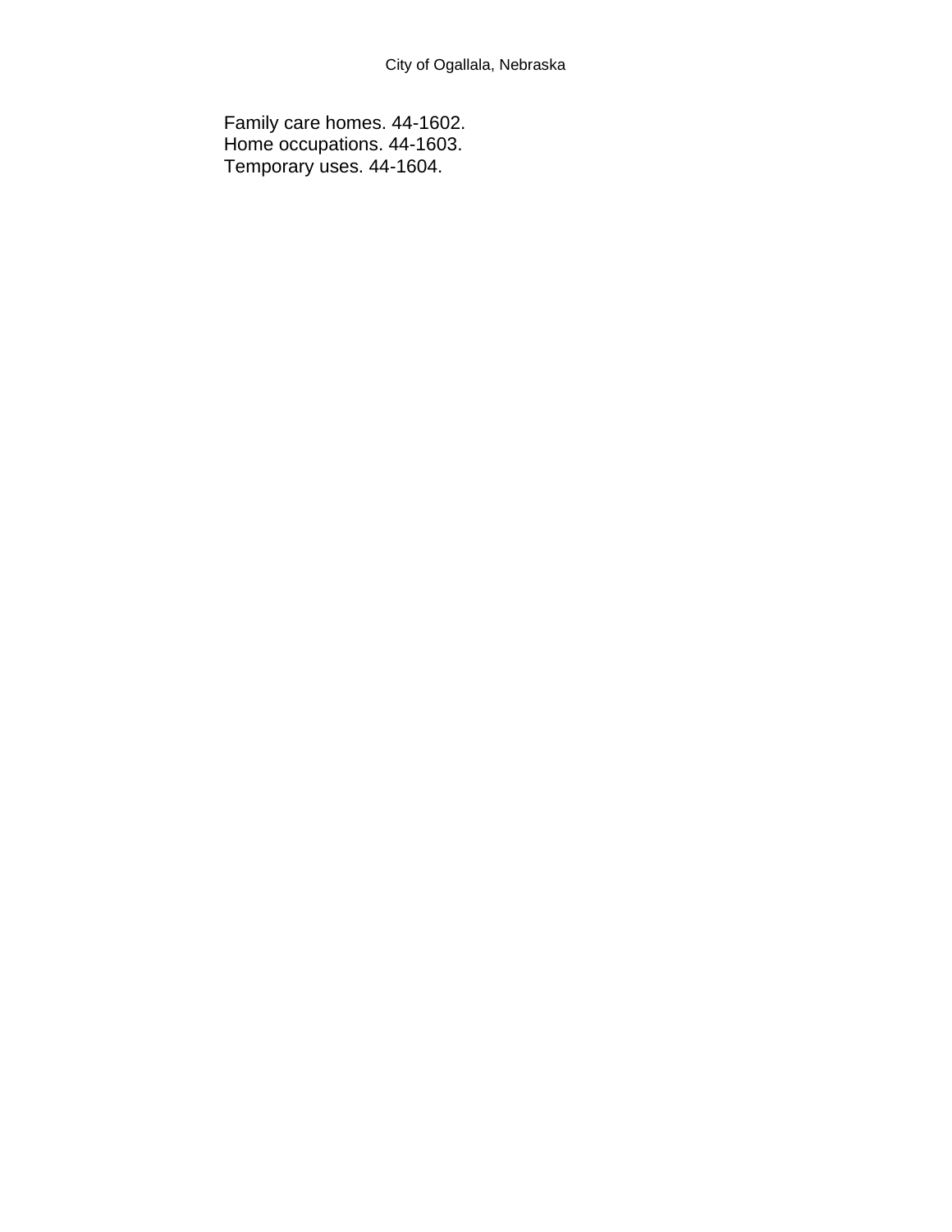Family care homes. 44-1602.
Home occupations. 44-1603.
Temporary uses. 44-1604.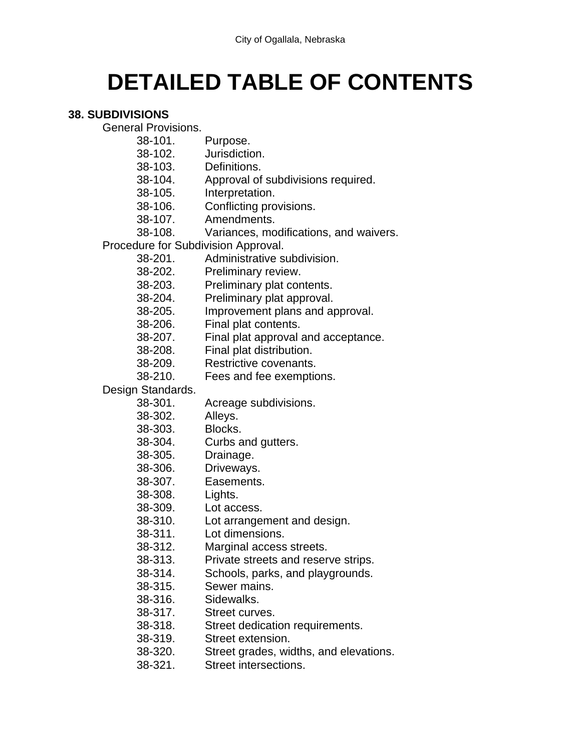# DETAILED TABLE OF CONTENTS

**38. SUBDIVISIONS**

General Provisions.

- 38-101. Purpose.
- 38-102. Jurisdiction.
- 38-103. Definitions.
- 38-104. Approval of subdivisions required.
- 38-105. Interpretation.
- 38-106. Conflicting provisions.
- 38-107. Amendments.
- 38-108. Variances, modifications, and waivers.

Procedure for Subdivision Approval.

- 38-201. Administrative subdivision.
- 38-202. Preliminary review.
- 38-203. Preliminary plat contents.
- 38-204. Preliminary plat approval.
- 38-205. Improvement plans and approval.
- 38-206. Final plat contents.
- 38-207. Final plat approval and acceptance.
- 38-208. Final plat distribution.
- 38-209. Restrictive covenants.
- 38-210. Fees and fee exemptions.

Design Standards.

- 38-301. Acreage subdivisions.
- 38-302. Alleys.
- 38-303. Blocks.
- 38-304. Curbs and gutters.
- 38-305. Drainage.
- 38-306. Driveways.
- 38-307. Easements.
- 38-308. Lights.
- 38-309. Lot access.
- 38-310. Lot arrangement and design.
- 38-311. Lot dimensions.
- 38-312. Marginal access streets.
- 38-313. Private streets and reserve strips.
- 38-314. Schools, parks, and playgrounds.
- 38-315. Sewer mains.
- 38-316. Sidewalks.
- 38-317. Street curves.
- 38-318. Street dedication requirements.
- 38-319. Street extension.
- 38-320. Street grades, widths, and elevations.
- 38-321. Street intersections.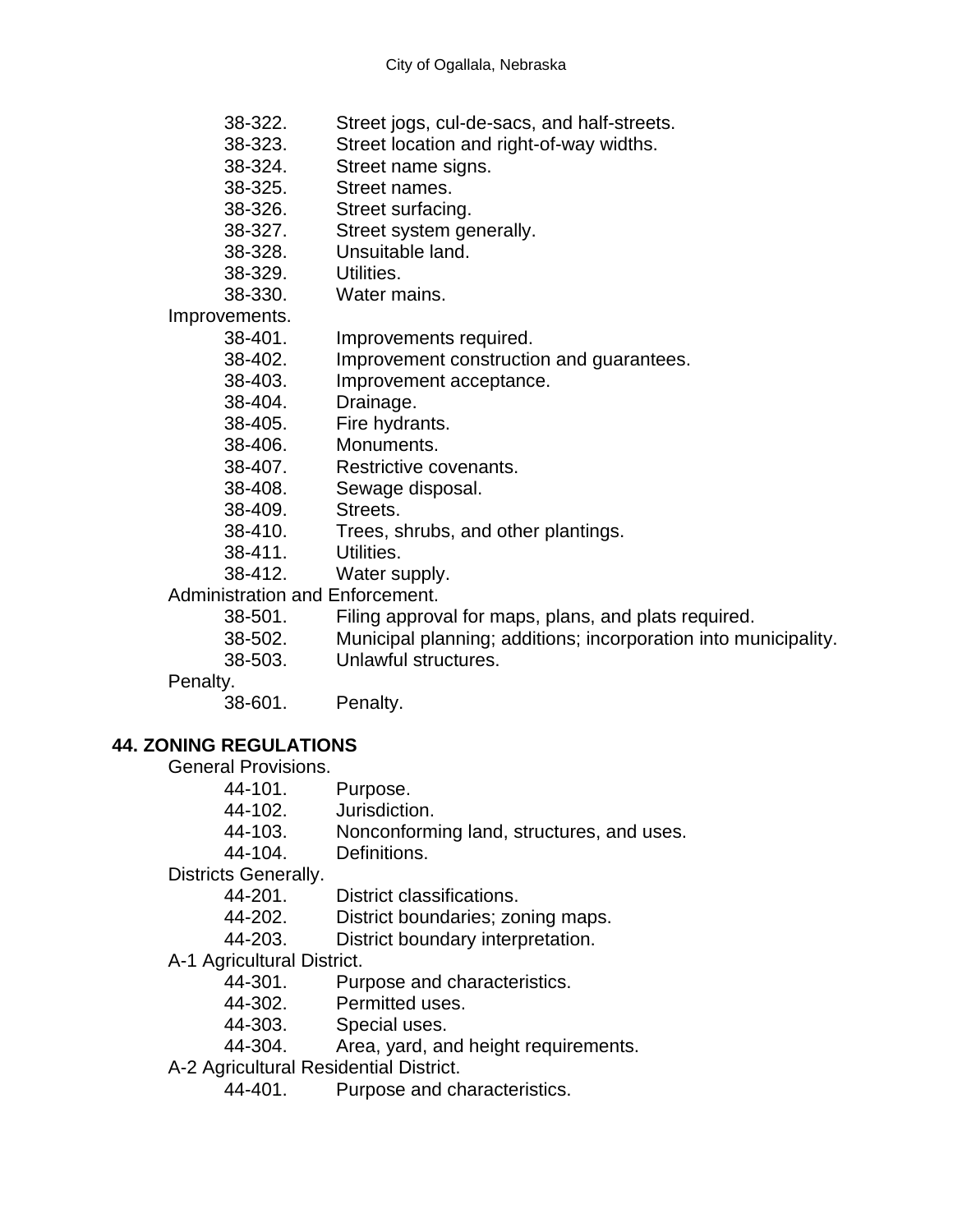38-322. Street jogs, cul-de-sacs, and half-streets.
38-323. Street location and right-of-way widths.
38-324. Street name signs.
38-325. Street names.
38-326. Street surfacing.
38-327. Street system generally.
38-328. Unsuitable land.
38-329. Utilities.
38-330. Water mains.

Improvements.

38-401. Improvements required.
38-402. Improvement construction and guarantees.
38-403. Improvement acceptance.
38-404. Drainage.
38-405. Fire hydrants.
38-406. Monuments.
38-407. Restrictive covenants.
38-408. Sewage disposal.
38-409. Streets.
38-410. Trees, shrubs, and other plantings.
38-411. Utilities.
38-412. Water supply.

Administration and Enforcement.

38-501. Filing approval for maps, plans, and plats required.
38-502. Municipal planning; additions; incorporation into municipality.
38-503. Unlawful structures.

Penalty.

38-601. Penalty.

**44. ZONING REGULATIONS**

General Provisions.

44-101. Purpose.
44-102. Jurisdiction.
44-103. Nonconforming land, structures, and uses.
44-104. Definitions.

Districts Generally.

44-201. District classifications.
44-202. District boundaries; zoning maps.
44-203. District boundary interpretation.

A-1 Agricultural District.

44-301. Purpose and characteristics.
44-302. Permitted uses.
44-303. Special uses.
44-304. Area, yard, and height requirements.

A-2 Agricultural Residential District.

44-401. Purpose and characteristics.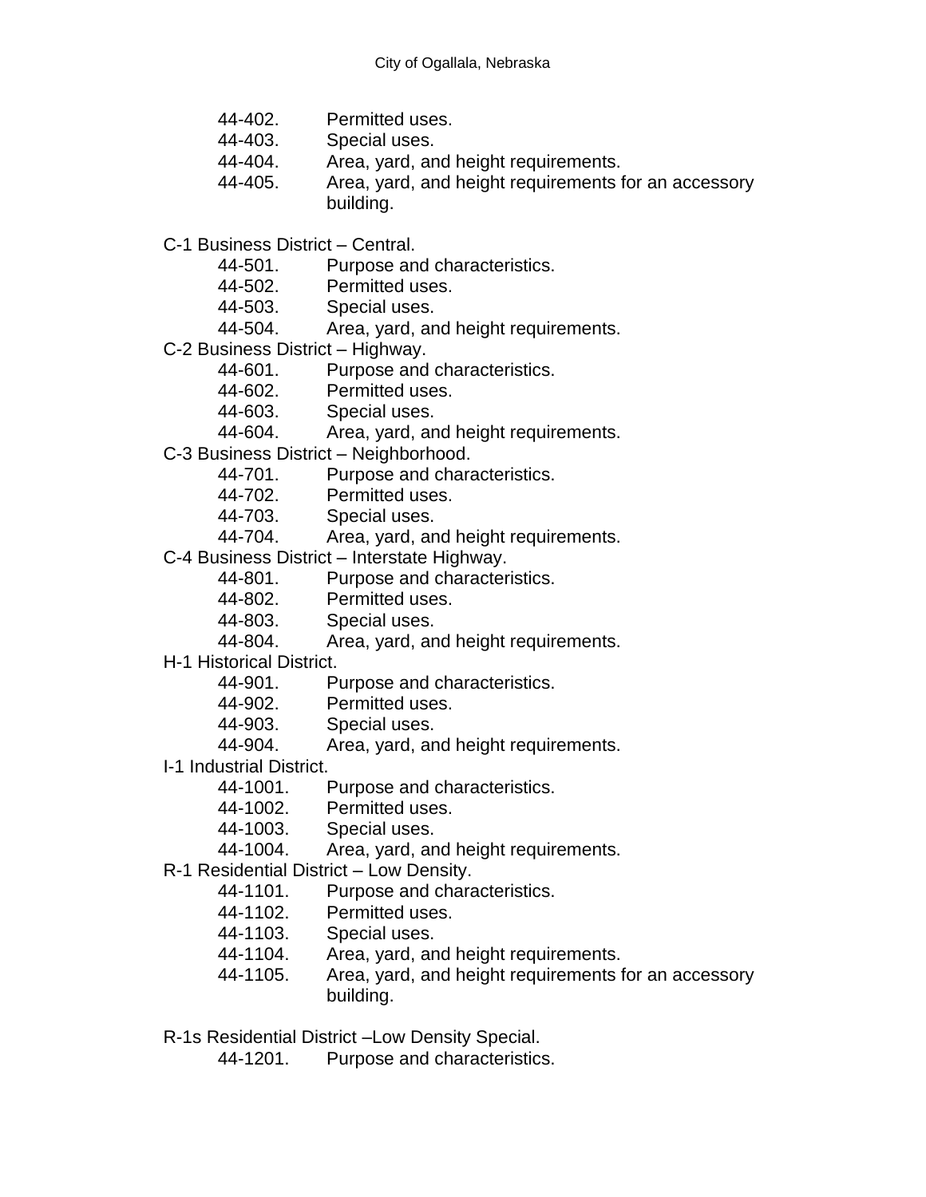44-402. Permitted uses.
44-403. Special uses.
44-404. Area, yard, and height requirements.
44-405. Area, yard, and height requirements for an accessory building.

C-1 Business District – Central.
- 44-501. Purpose and characteristics.
- 44-502. Permitted uses.
- 44-503. Special uses.
- 44-504. Area, yard, and height requirements.

C-2 Business District – Highway.
- 44-601. Purpose and characteristics.
- 44-602. Permitted uses.
- 44-603. Special uses.
- 44-604. Area, yard, and height requirements.

C-3 Business District – Neighborhood.
- 44-701. Purpose and characteristics.
- 44-702. Permitted uses.
- 44-703. Special uses.
- 44-704. Area, yard, and height requirements.

C-4 Business District – Interstate Highway.
- 44-801. Purpose and characteristics.
- 44-802. Permitted uses.
- 44-803. Special uses.
- 44-804. Area, yard, and height requirements.

H-1 Historical District.
- 44-901. Purpose and characteristics.
- 44-902. Permitted uses.
- 44-903. Special uses.
- 44-904. Area, yard, and height requirements.

I-1 Industrial District.
- 44-1001. Purpose and characteristics.
- 44-1002. Permitted uses.
- 44-1003. Special uses.
- 44-1004. Area, yard, and height requirements.

R-1 Residential District – Low Density.
- 44-1101. Purpose and characteristics.
- 44-1102. Permitted uses.
- 44-1103. Special uses.
- 44-1104. Area, yard, and height requirements.
- 44-1105. Area, yard, and height requirements for an accessory building.

R-1s Residential District –Low Density Special.
- 44-1201. Purpose and characteristics.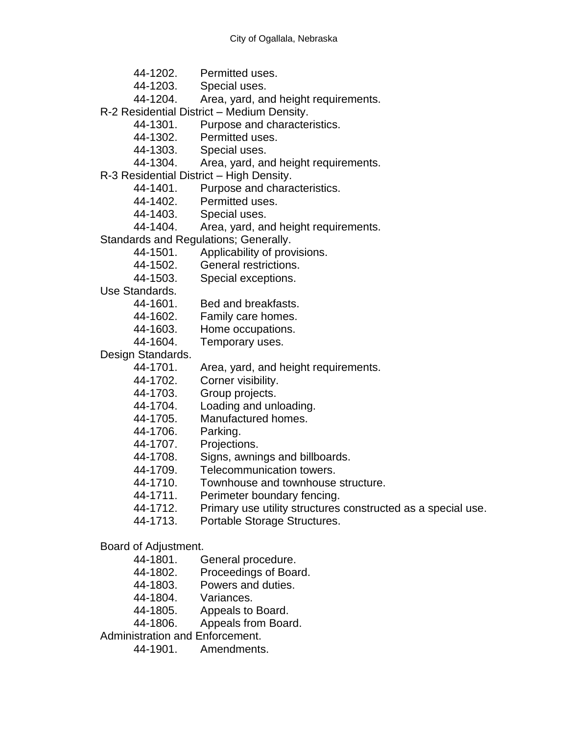44-1202. Permitted uses.
44-1203. Special uses.
44-1204. Area, yard, and height requirements.

R-2 Residential District – Medium Density.

44-1301. Purpose and characteristics.
44-1302. Permitted uses.
44-1303. Special uses.
44-1304. Area, yard, and height requirements.

R-3 Residential District – High Density.

44-1401. Purpose and characteristics.
44-1402. Permitted uses.
44-1403. Special uses.
44-1404. Area, yard, and height requirements.

Standards and Regulations; Generally.

44-1501. Applicability of provisions.
44-1502. General restrictions.
44-1503. Special exceptions.

Use Standards.

44-1601. Bed and breakfasts.
44-1602. Family care homes.
44-1603. Home occupations.
44-1604. Temporary uses.

Design Standards.

44-1701. Area, yard, and height requirements.
44-1702. Corner visibility.
44-1703. Group projects.
44-1704. Loading and unloading.
44-1705. Manufactured homes.
44-1706. Parking.
44-1707. Projections.
44-1708. Signs, awnings and billboards.
44-1709. Telecommunication towers.
44-1710. Townhouse and townhouse structure.
44-1711. Perimeter boundary fencing.
44-1712. Primary use utility structures constructed as a special use.
44-1713. Portable Storage Structures.

Board of Adjustment.

44-1801. General procedure.
44-1802. Proceedings of Board.
44-1803. Powers and duties.
44-1804. Variances.
44-1805. Appeals to Board.
44-1806. Appeals from Board.

Administration and Enforcement.

44-1901. Amendments.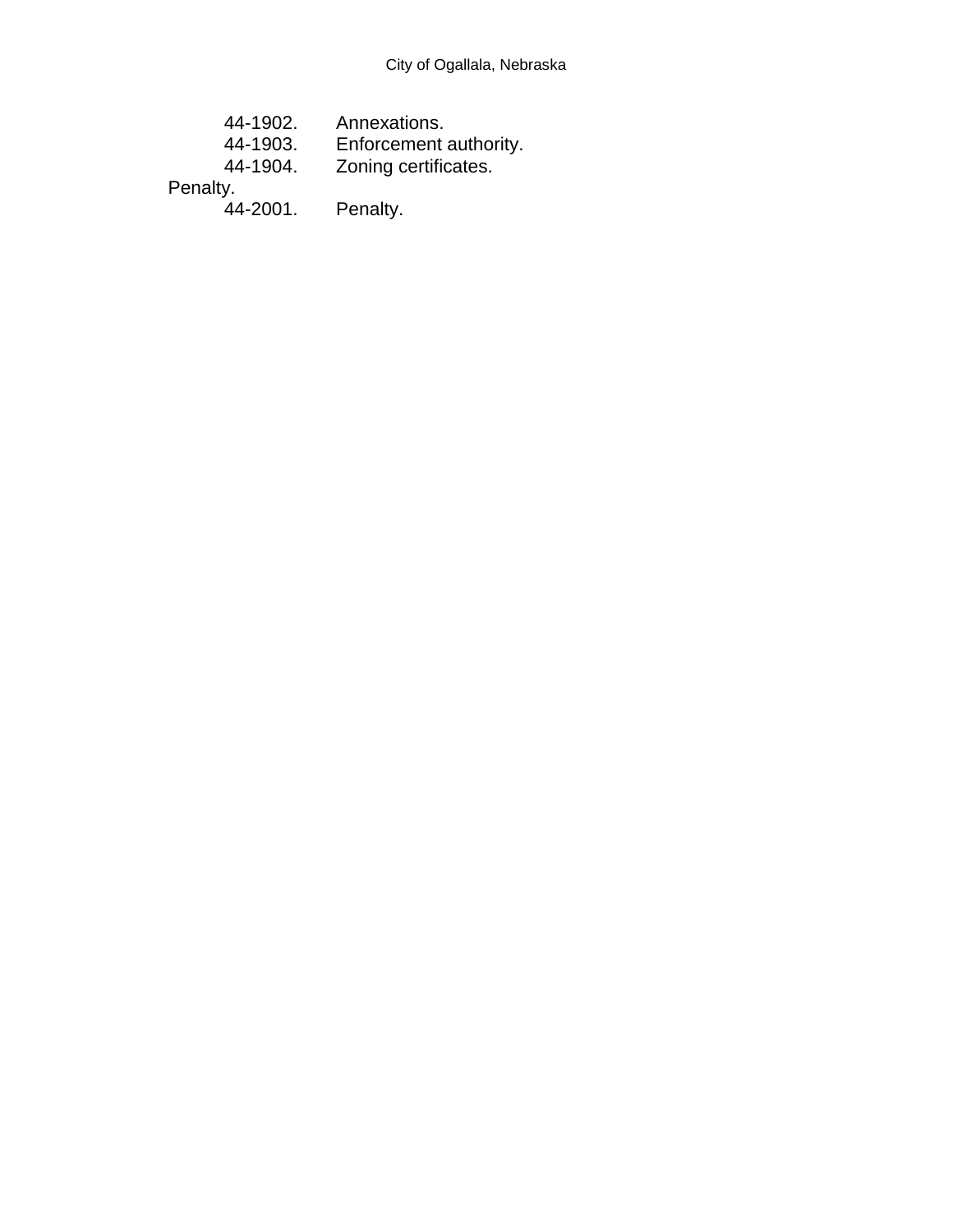44-1902. Annexations.
44-1903. Enforcement authority.
44-1904. Zoning certificates.

Penalty.

44-2001. Penalty.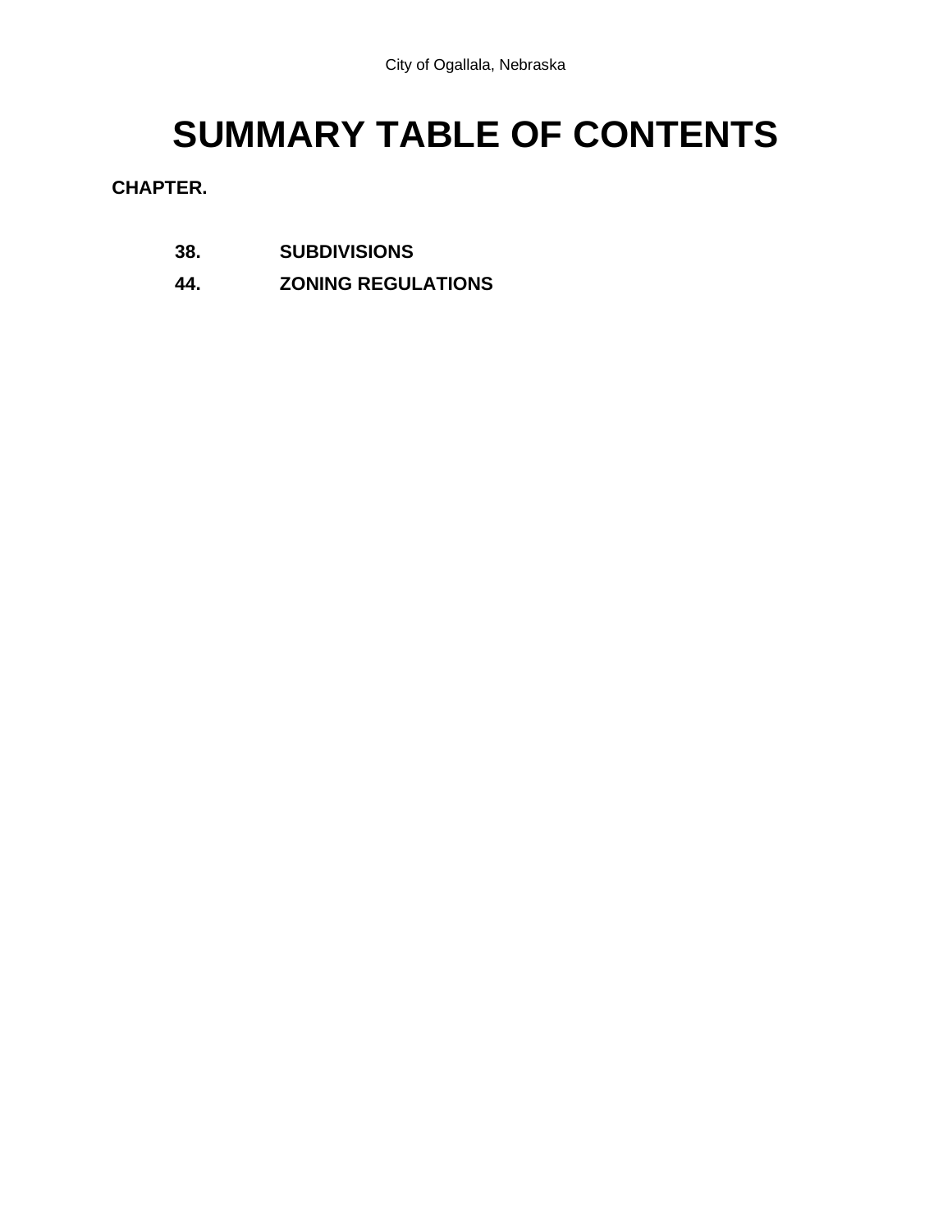# SUMMARY TABLE OF CONTENTS

**CHAPTER.**

| | |
|---|---|
| **38.** | **SUBDIVISIONS** |
| **44.** | **ZONING REGULATIONS** |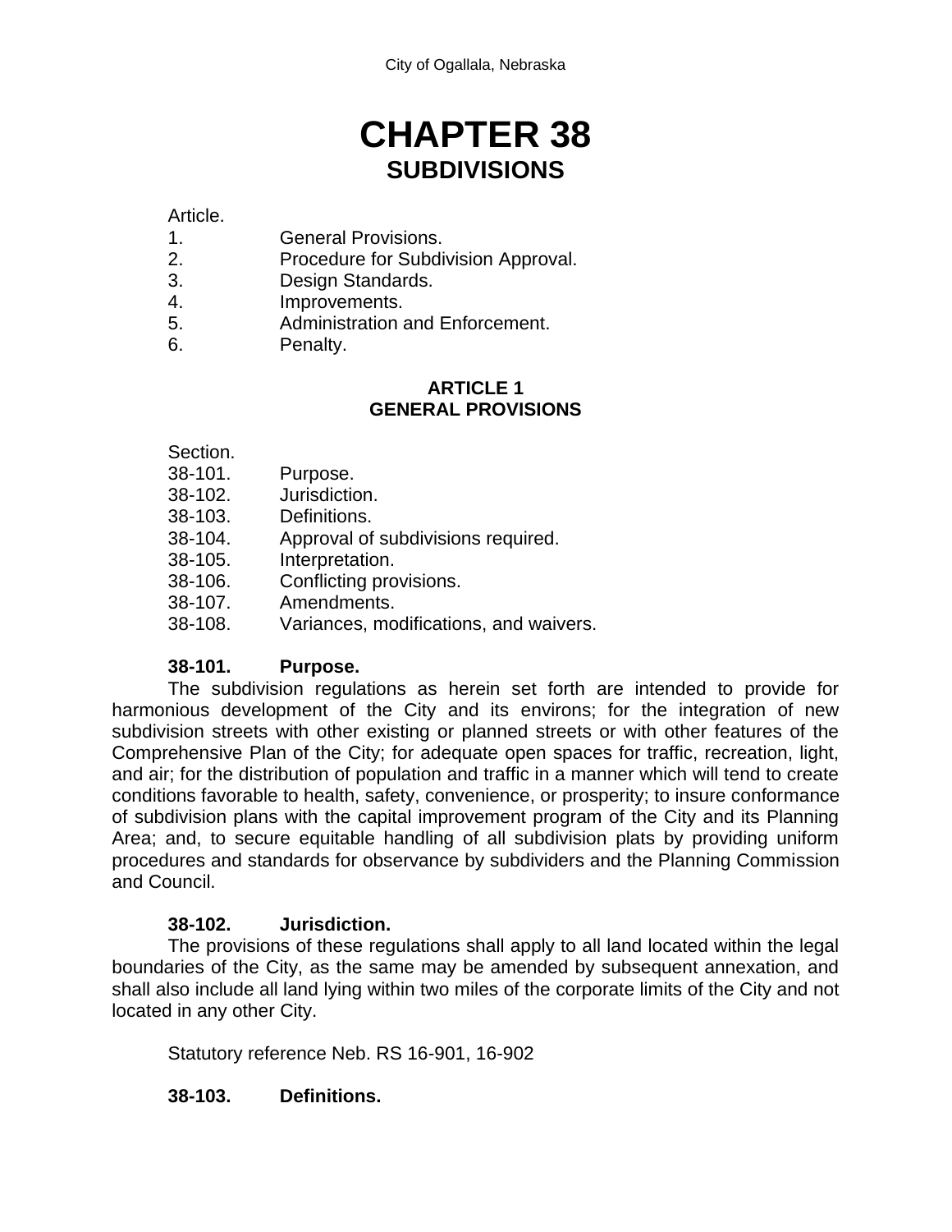# CHAPTER 38
## SUBDIVISIONS

Article.
1. General Provisions.
2. Procedure for Subdivision Approval.
3. Design Standards.
4. Improvements.
5. Administration and Enforcement.
6. Penalty.

### ARTICLE 1
### GENERAL PROVISIONS

Section.
38-101. Purpose.
38-102. Jurisdiction.
38-103. Definitions.
38-104. Approval of subdivisions required.
38-105. Interpretation.
38-106. Conflicting provisions.
38-107. Amendments.
38-108. Variances, modifications, and waivers.

**38-101. Purpose.**

The subdivision regulations as herein set forth are intended to provide for harmonious development of the City and its environs; for the integration of new subdivision streets with other existing or planned streets or with other features of the Comprehensive Plan of the City; for adequate open spaces for traffic, recreation, light, and air; for the distribution of population and traffic in a manner which will tend to create conditions favorable to health, safety, convenience, or prosperity; to insure conformance of subdivision plans with the capital improvement program of the City and its Planning Area; and, to secure equitable handling of all subdivision plats by providing uniform procedures and standards for observance by subdividers and the Planning Commission and Council.

**38-102. Jurisdiction.**

The provisions of these regulations shall apply to all land located within the legal boundaries of the City, as the same may be amended by subsequent annexation, and shall also include all land lying within two miles of the corporate limits of the City and not located in any other City.

Statutory reference Neb. RS 16-901, 16-902

**38-103. Definitions.**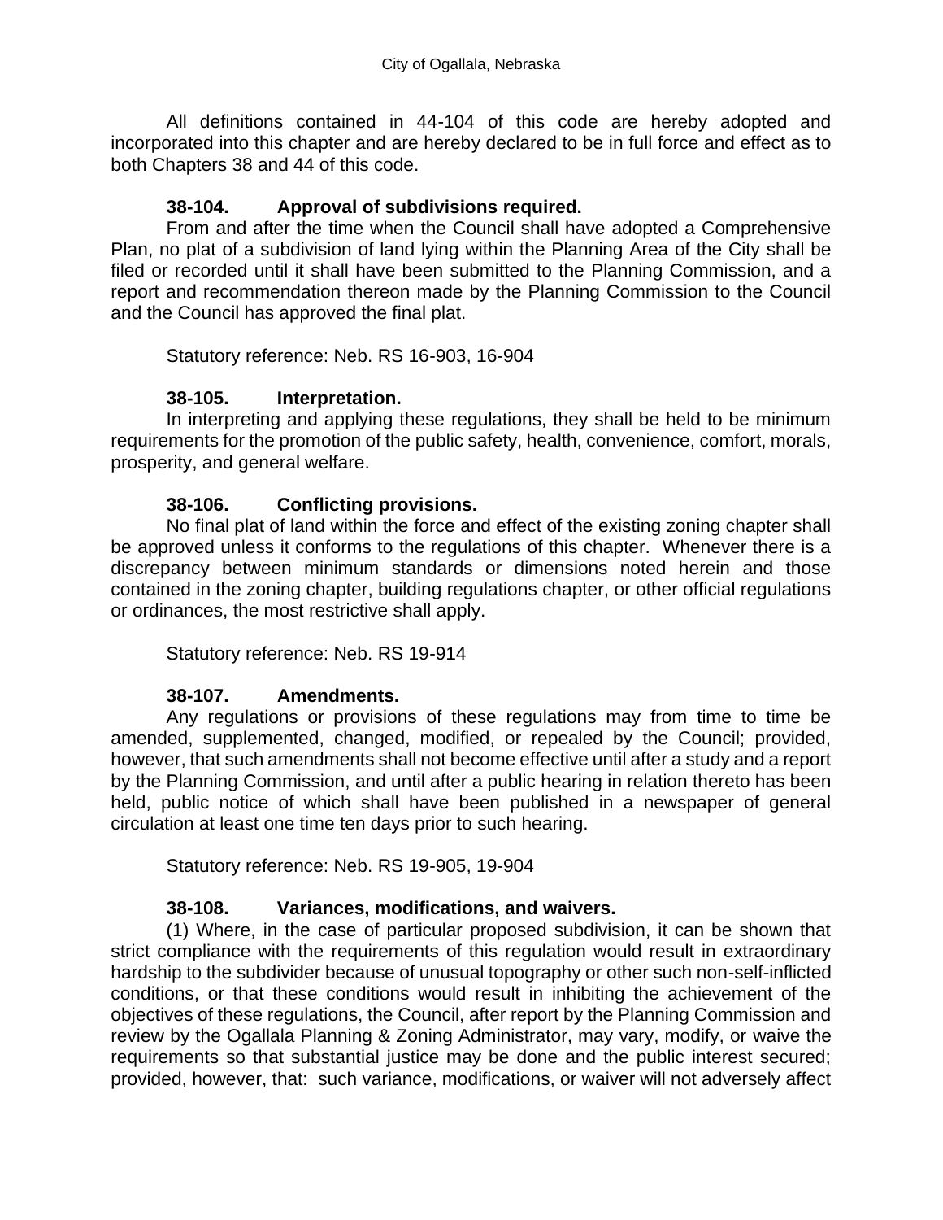All definitions contained in 44-104 of this code are hereby adopted and incorporated into this chapter and are hereby declared to be in full force and effect as to both Chapters 38 and 44 of this code.

### 38-104. Approval of subdivisions required.

From and after the time when the Council shall have adopted a Comprehensive Plan, no plat of a subdivision of land lying within the Planning Area of the City shall be filed or recorded until it shall have been submitted to the Planning Commission, and a report and recommendation thereon made by the Planning Commission to the Council and the Council has approved the final plat.

Statutory reference: Neb. RS 16-903, 16-904

### 38-105. Interpretation.

In interpreting and applying these regulations, they shall be held to be minimum requirements for the promotion of the public safety, health, convenience, comfort, morals, prosperity, and general welfare.

### 38-106. Conflicting provisions.

No final plat of land within the force and effect of the existing zoning chapter shall be approved unless it conforms to the regulations of this chapter. Whenever there is a discrepancy between minimum standards or dimensions noted herein and those contained in the zoning chapter, building regulations chapter, or other official regulations or ordinances, the most restrictive shall apply.

Statutory reference: Neb. RS 19-914

### 38-107. Amendments.

Any regulations or provisions of these regulations may from time to time be amended, supplemented, changed, modified, or repealed by the Council; provided, however, that such amendments shall not become effective until after a study and a report by the Planning Commission, and until after a public hearing in relation thereto has been held, public notice of which shall have been published in a newspaper of general circulation at least one time ten days prior to such hearing.

Statutory reference: Neb. RS 19-905, 19-904

### 38-108. Variances, modifications, and waivers.

(1) Where, in the case of particular proposed subdivision, it can be shown that strict compliance with the requirements of this regulation would result in extraordinary hardship to the subdivider because of unusual topography or other such non-self-inflicted conditions, or that these conditions would result in inhibiting the achievement of the objectives of these regulations, the Council, after report by the Planning Commission and review by the Ogallala Planning & Zoning Administrator, may vary, modify, or waive the requirements so that substantial justice may be done and the public interest secured; provided, however, that: such variance, modifications, or waiver will not adversely affect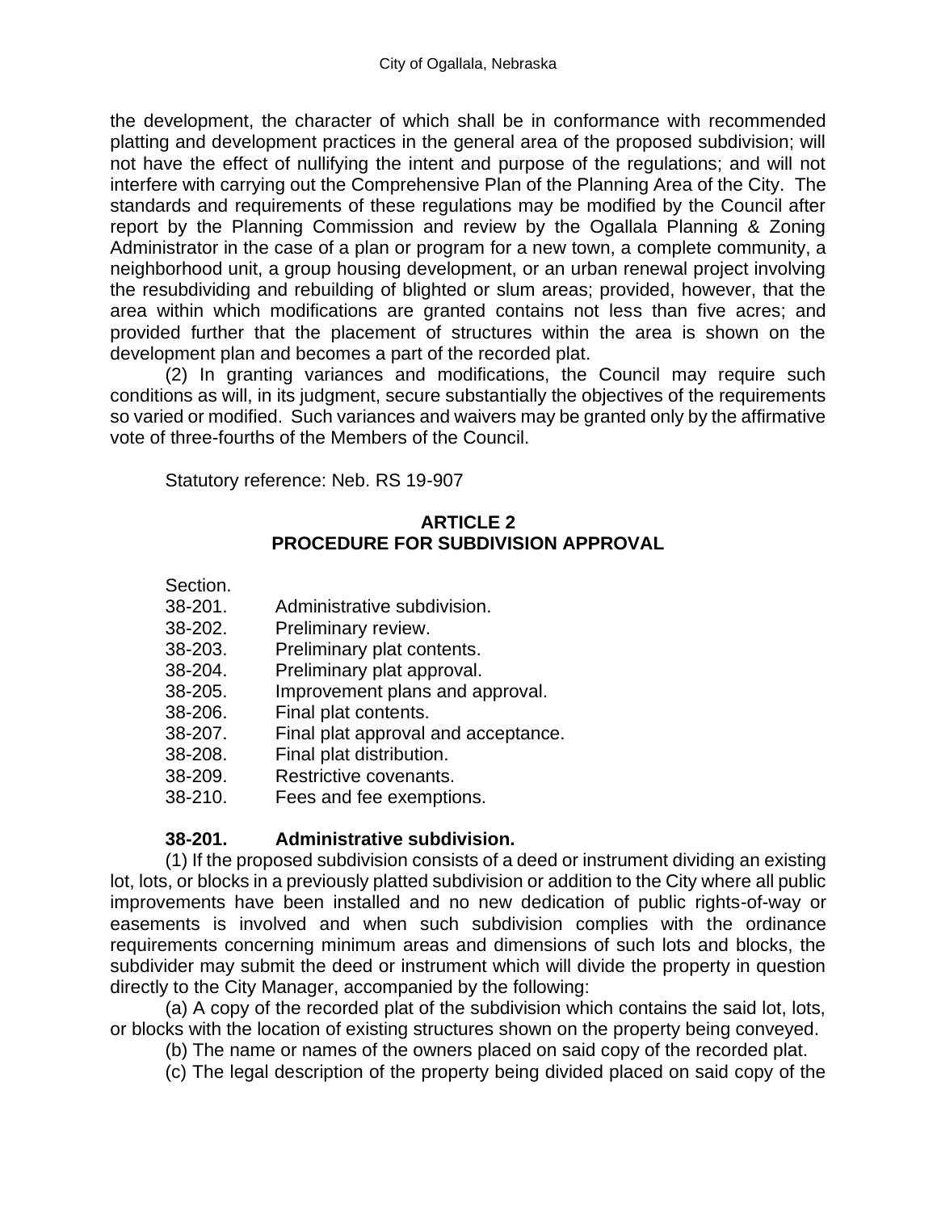the development, the character of which shall be in conformance with recommended platting and development practices in the general area of the proposed subdivision; will not have the effect of nullifying the intent and purpose of the regulations; and will not interfere with carrying out the Comprehensive Plan of the Planning Area of the City. The standards and requirements of these regulations may be modified by the Council after report by the Planning Commission and review by the Ogallala Planning & Zoning Administrator in the case of a plan or program for a new town, a complete community, a neighborhood unit, a group housing development, or an urban renewal project involving the resubdividing and rebuilding of blighted or slum areas; provided, however, that the area within which modifications are granted contains not less than five acres; and provided further that the placement of structures within the area is shown on the development plan and becomes a part of the recorded plat.

(2) In granting variances and modifications, the Council may require such conditions as will, in its judgment, secure substantially the objectives of the requirements so varied or modified. Such variances and waivers may be granted only by the affirmative vote of three-fourths of the Members of the Council.

Statutory reference: Neb. RS 19-907

## ARTICLE 2
## PROCEDURE FOR SUBDIVISION APPROVAL

Section.
- 38-201. Administrative subdivision.
- 38-202. Preliminary review.
- 38-203. Preliminary plat contents.
- 38-204. Preliminary plat approval.
- 38-205. Improvement plans and approval.
- 38-206. Final plat contents.
- 38-207. Final plat approval and acceptance.
- 38-208. Final plat distribution.
- 38-209. Restrictive covenants.
- 38-210. Fees and fee exemptions.

**38-201. Administrative subdivision.**

(1) If the proposed subdivision consists of a deed or instrument dividing an existing lot, lots, or blocks in a previously platted subdivision or addition to the City where all public improvements have been installed and no new dedication of public rights-of-way or easements is involved and when such subdivision complies with the ordinance requirements concerning minimum areas and dimensions of such lots and blocks, the subdivider may submit the deed or instrument which will divide the property in question directly to the City Manager, accompanied by the following:

(a) A copy of the recorded plat of the subdivision which contains the said lot, lots, or blocks with the location of existing structures shown on the property being conveyed.

(b) The name or names of the owners placed on said copy of the recorded plat.

(c) The legal description of the property being divided placed on said copy of the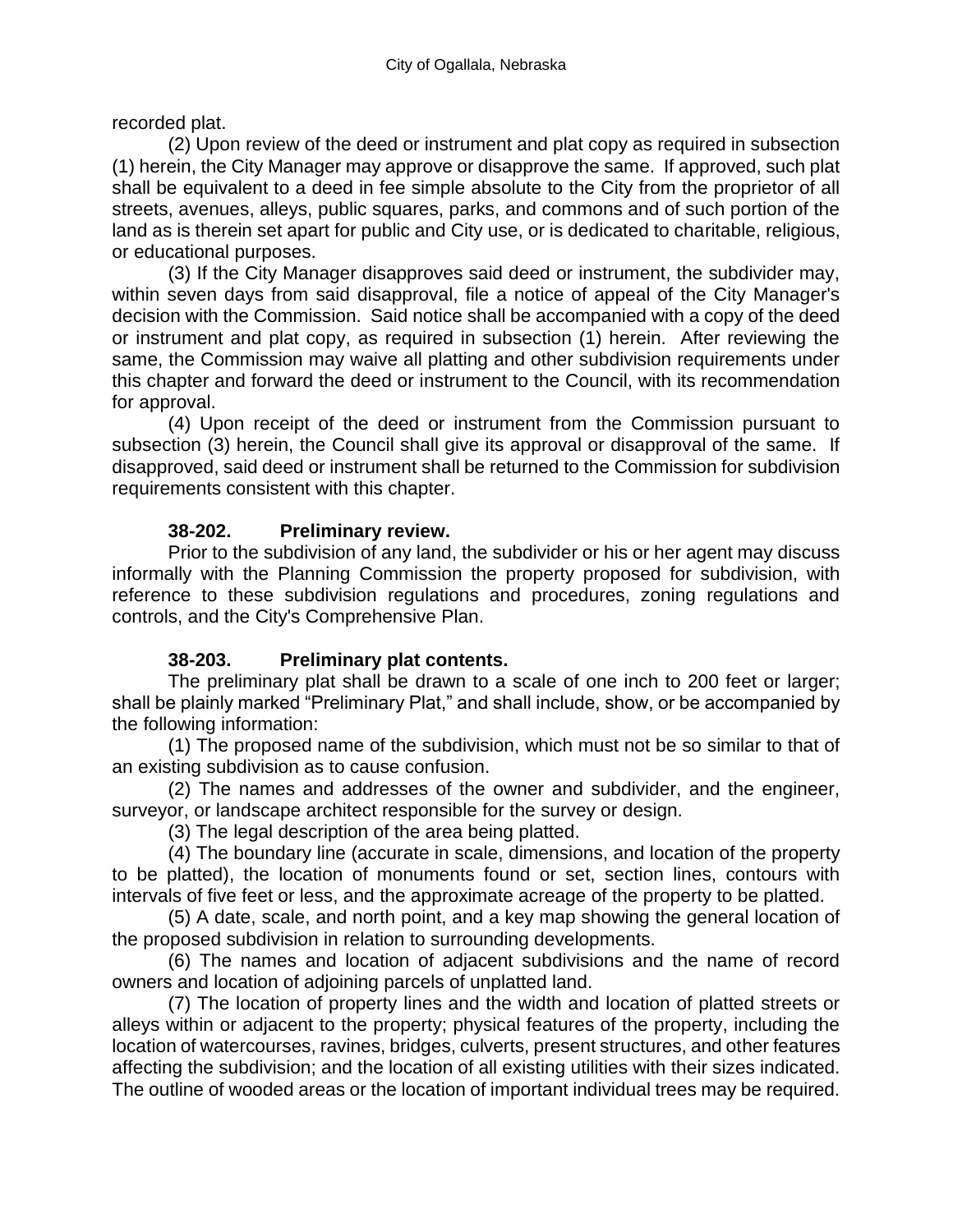recorded plat.

(2) Upon review of the deed or instrument and plat copy as required in subsection (1) herein, the City Manager may approve or disapprove the same. If approved, such plat shall be equivalent to a deed in fee simple absolute to the City from the proprietor of all streets, avenues, alleys, public squares, parks, and commons and of such portion of the land as is therein set apart for public and City use, or is dedicated to charitable, religious, or educational purposes.

(3) If the City Manager disapproves said deed or instrument, the subdivider may, within seven days from said disapproval, file a notice of appeal of the City Manager's decision with the Commission. Said notice shall be accompanied with a copy of the deed or instrument and plat copy, as required in subsection (1) herein. After reviewing the same, the Commission may waive all platting and other subdivision requirements under this chapter and forward the deed or instrument to the Council, with its recommendation for approval.

(4) Upon receipt of the deed or instrument from the Commission pursuant to subsection (3) herein, the Council shall give its approval or disapproval of the same. If disapproved, said deed or instrument shall be returned to the Commission for subdivision requirements consistent with this chapter.

**38-202. Preliminary review.**

Prior to the subdivision of any land, the subdivider or his or her agent may discuss informally with the Planning Commission the property proposed for subdivision, with reference to these subdivision regulations and procedures, zoning regulations and controls, and the City's Comprehensive Plan.

**38-203. Preliminary plat contents.**

The preliminary plat shall be drawn to a scale of one inch to 200 feet or larger; shall be plainly marked “Preliminary Plat,” and shall include, show, or be accompanied by the following information:

(1) The proposed name of the subdivision, which must not be so similar to that of an existing subdivision as to cause confusion.

(2) The names and addresses of the owner and subdivider, and the engineer, surveyor, or landscape architect responsible for the survey or design.

(3) The legal description of the area being platted.

(4) The boundary line (accurate in scale, dimensions, and location of the property to be platted), the location of monuments found or set, section lines, contours with intervals of five feet or less, and the approximate acreage of the property to be platted.

(5) A date, scale, and north point, and a key map showing the general location of the proposed subdivision in relation to surrounding developments.

(6) The names and location of adjacent subdivisions and the name of record owners and location of adjoining parcels of unplatted land.

(7) The location of property lines and the width and location of platted streets or alleys within or adjacent to the property; physical features of the property, including the location of watercourses, ravines, bridges, culverts, present structures, and other features affecting the subdivision; and the location of all existing utilities with their sizes indicated. The outline of wooded areas or the location of important individual trees may be required.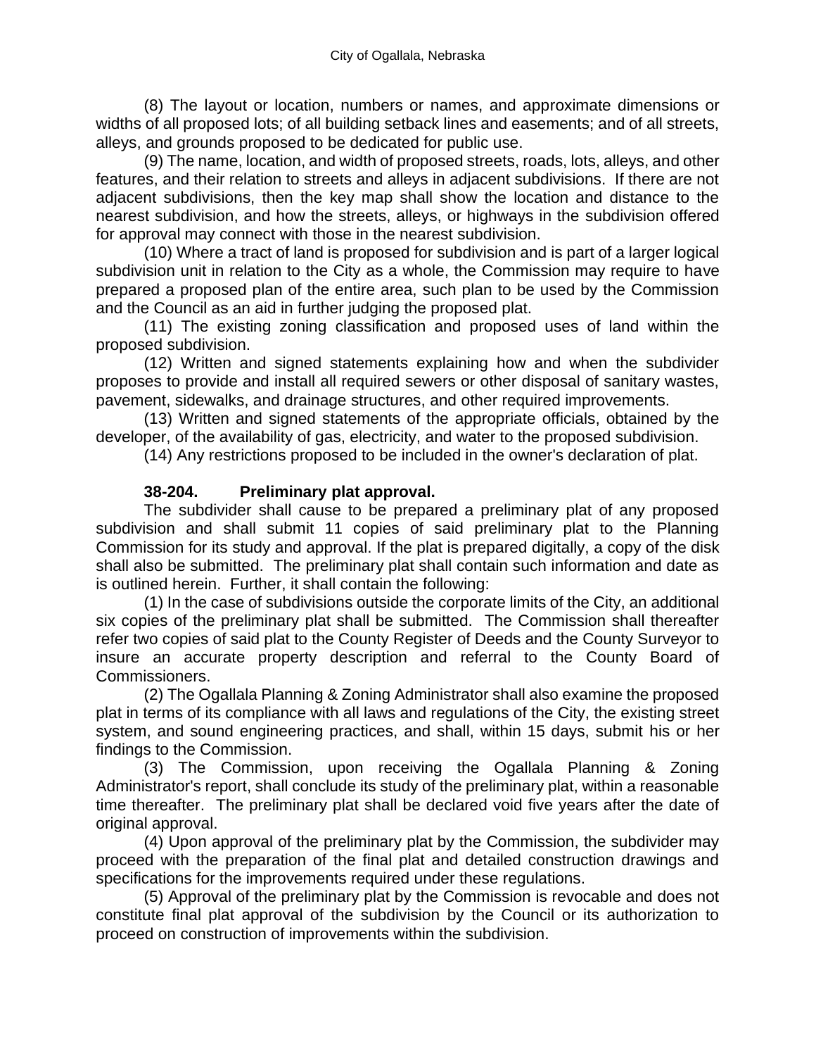(8) The layout or location, numbers or names, and approximate dimensions or widths of all proposed lots; of all building setback lines and easements; and of all streets, alleys, and grounds proposed to be dedicated for public use.

(9) The name, location, and width of proposed streets, roads, lots, alleys, and other features, and their relation to streets and alleys in adjacent subdivisions. If there are not adjacent subdivisions, then the key map shall show the location and distance to the nearest subdivision, and how the streets, alleys, or highways in the subdivision offered for approval may connect with those in the nearest subdivision.

(10) Where a tract of land is proposed for subdivision and is part of a larger logical subdivision unit in relation to the City as a whole, the Commission may require to have prepared a proposed plan of the entire area, such plan to be used by the Commission and the Council as an aid in further judging the proposed plat.

(11) The existing zoning classification and proposed uses of land within the proposed subdivision.

(12) Written and signed statements explaining how and when the subdivider proposes to provide and install all required sewers or other disposal of sanitary wastes, pavement, sidewalks, and drainage structures, and other required improvements.

(13) Written and signed statements of the appropriate officials, obtained by the developer, of the availability of gas, electricity, and water to the proposed subdivision.

(14) Any restrictions proposed to be included in the owner's declaration of plat.

**38-204. Preliminary plat approval.**

The subdivider shall cause to be prepared a preliminary plat of any proposed subdivision and shall submit 11 copies of said preliminary plat to the Planning Commission for its study and approval. If the plat is prepared digitally, a copy of the disk shall also be submitted. The preliminary plat shall contain such information and date as is outlined herein. Further, it shall contain the following:

(1) In the case of subdivisions outside the corporate limits of the City, an additional six copies of the preliminary plat shall be submitted. The Commission shall thereafter refer two copies of said plat to the County Register of Deeds and the County Surveyor to insure an accurate property description and referral to the County Board of Commissioners.

(2) The Ogallala Planning & Zoning Administrator shall also examine the proposed plat in terms of its compliance with all laws and regulations of the City, the existing street system, and sound engineering practices, and shall, within 15 days, submit his or her findings to the Commission.

(3) The Commission, upon receiving the Ogallala Planning & Zoning Administrator's report, shall conclude its study of the preliminary plat, within a reasonable time thereafter. The preliminary plat shall be declared void five years after the date of original approval.

(4) Upon approval of the preliminary plat by the Commission, the subdivider may proceed with the preparation of the final plat and detailed construction drawings and specifications for the improvements required under these regulations.

(5) Approval of the preliminary plat by the Commission is revocable and does not constitute final plat approval of the subdivision by the Council or its authorization to proceed on construction of improvements within the subdivision.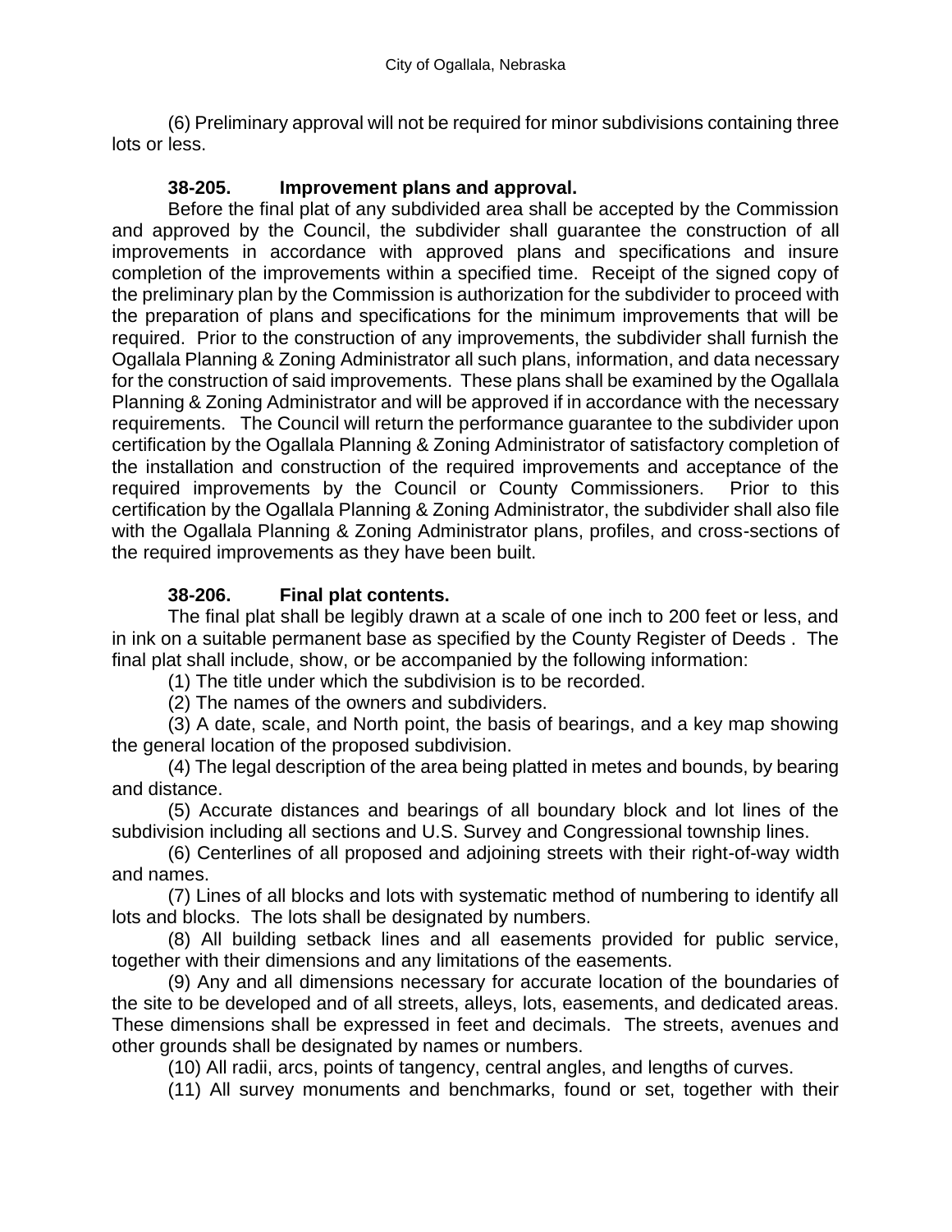(6) Preliminary approval will not be required for minor subdivisions containing three lots or less.

**38-205. Improvement plans and approval.**

Before the final plat of any subdivided area shall be accepted by the Commission and approved by the Council, the subdivider shall guarantee the construction of all improvements in accordance with approved plans and specifications and insure completion of the improvements within a specified time. Receipt of the signed copy of the preliminary plan by the Commission is authorization for the subdivider to proceed with the preparation of plans and specifications for the minimum improvements that will be required. Prior to the construction of any improvements, the subdivider shall furnish the Ogallala Planning & Zoning Administrator all such plans, information, and data necessary for the construction of said improvements. These plans shall be examined by the Ogallala Planning & Zoning Administrator and will be approved if in accordance with the necessary requirements. The Council will return the performance guarantee to the subdivider upon certification by the Ogallala Planning & Zoning Administrator of satisfactory completion of the installation and construction of the required improvements and acceptance of the required improvements by the Council or County Commissioners. Prior to this certification by the Ogallala Planning & Zoning Administrator, the subdivider shall also file with the Ogallala Planning & Zoning Administrator plans, profiles, and cross-sections of the required improvements as they have been built.

**38-206. Final plat contents.**

The final plat shall be legibly drawn at a scale of one inch to 200 feet or less, and in ink on a suitable permanent base as specified by the County Register of Deeds . The final plat shall include, show, or be accompanied by the following information:

(1) The title under which the subdivision is to be recorded.

(2) The names of the owners and subdividers.

(3) A date, scale, and North point, the basis of bearings, and a key map showing the general location of the proposed subdivision.

(4) The legal description of the area being platted in metes and bounds, by bearing and distance.

(5) Accurate distances and bearings of all boundary block and lot lines of the subdivision including all sections and U.S. Survey and Congressional township lines.

(6) Centerlines of all proposed and adjoining streets with their right-of-way width and names.

(7) Lines of all blocks and lots with systematic method of numbering to identify all lots and blocks. The lots shall be designated by numbers.

(8) All building setback lines and all easements provided for public service, together with their dimensions and any limitations of the easements.

(9) Any and all dimensions necessary for accurate location of the boundaries of the site to be developed and of all streets, alleys, lots, easements, and dedicated areas. These dimensions shall be expressed in feet and decimals. The streets, avenues and other grounds shall be designated by names or numbers.

(10) All radii, arcs, points of tangency, central angles, and lengths of curves.

(11) All survey monuments and benchmarks, found or set, together with their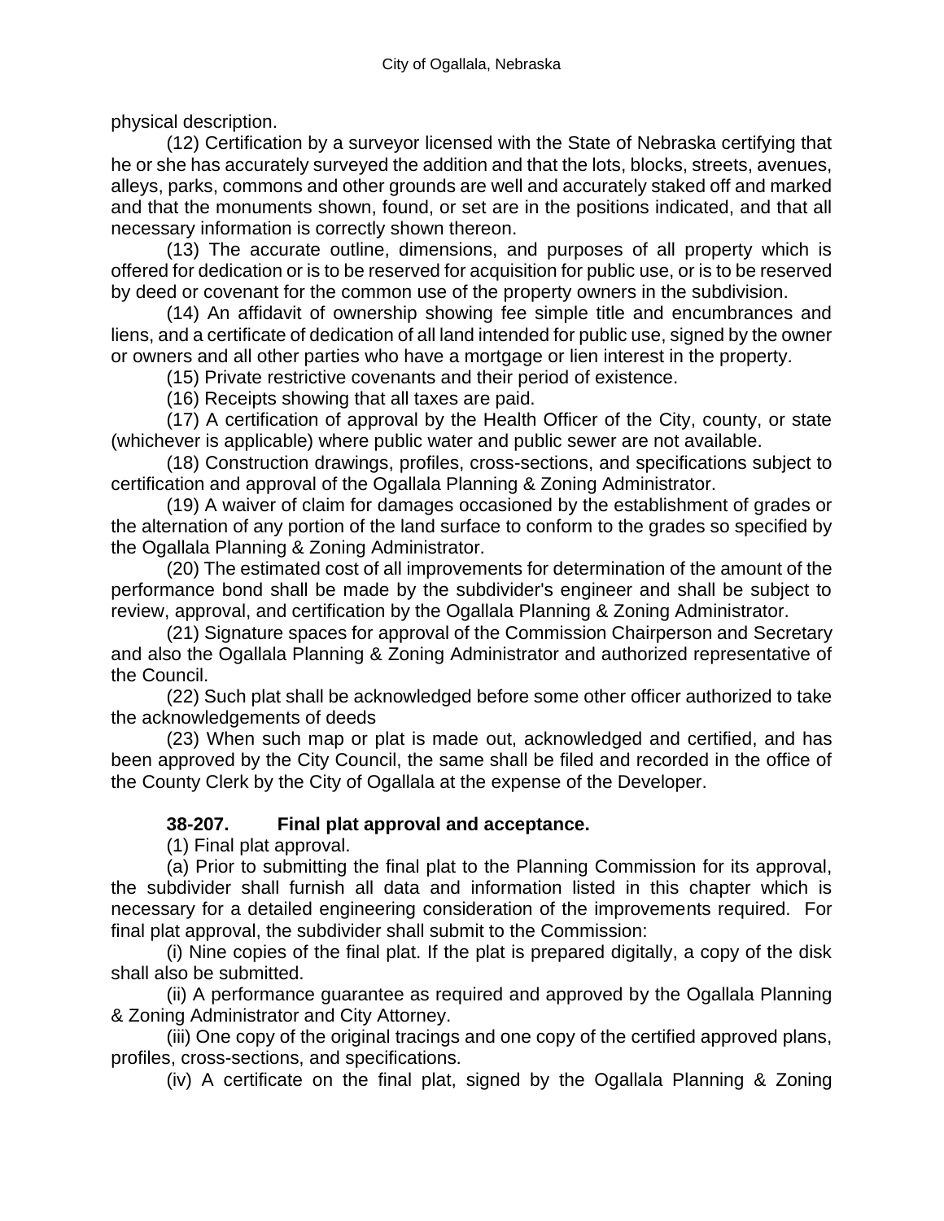physical description.

(12) Certification by a surveyor licensed with the State of Nebraska certifying that he or she has accurately surveyed the addition and that the lots, blocks, streets, avenues, alleys, parks, commons and other grounds are well and accurately staked off and marked and that the monuments shown, found, or set are in the positions indicated, and that all necessary information is correctly shown thereon.

(13) The accurate outline, dimensions, and purposes of all property which is offered for dedication or is to be reserved for acquisition for public use, or is to be reserved by deed or covenant for the common use of the property owners in the subdivision.

(14) An affidavit of ownership showing fee simple title and encumbrances and liens, and a certificate of dedication of all land intended for public use, signed by the owner or owners and all other parties who have a mortgage or lien interest in the property.

(15) Private restrictive covenants and their period of existence.

(16) Receipts showing that all taxes are paid.

(17) A certification of approval by the Health Officer of the City, county, or state (whichever is applicable) where public water and public sewer are not available.

(18) Construction drawings, profiles, cross-sections, and specifications subject to certification and approval of the Ogallala Planning & Zoning Administrator.

(19) A waiver of claim for damages occasioned by the establishment of grades or the alternation of any portion of the land surface to conform to the grades so specified by the Ogallala Planning & Zoning Administrator.

(20) The estimated cost of all improvements for determination of the amount of the performance bond shall be made by the subdivider's engineer and shall be subject to review, approval, and certification by the Ogallala Planning & Zoning Administrator.

(21) Signature spaces for approval of the Commission Chairperson and Secretary and also the Ogallala Planning & Zoning Administrator and authorized representative of the Council.

(22) Such plat shall be acknowledged before some other officer authorized to take the acknowledgements of deeds

(23) When such map or plat is made out, acknowledged and certified, and has been approved by the City Council, the same shall be filed and recorded in the office of the County Clerk by the City of Ogallala at the expense of the Developer.

**38-207. Final plat approval and acceptance.**

(1) Final plat approval.

(a) Prior to submitting the final plat to the Planning Commission for its approval, the subdivider shall furnish all data and information listed in this chapter which is necessary for a detailed engineering consideration of the improvements required. For final plat approval, the subdivider shall submit to the Commission:

(i) Nine copies of the final plat. If the plat is prepared digitally, a copy of the disk shall also be submitted.

(ii) A performance guarantee as required and approved by the Ogallala Planning & Zoning Administrator and City Attorney.

(iii) One copy of the original tracings and one copy of the certified approved plans, profiles, cross-sections, and specifications.

(iv) A certificate on the final plat, signed by the Ogallala Planning & Zoning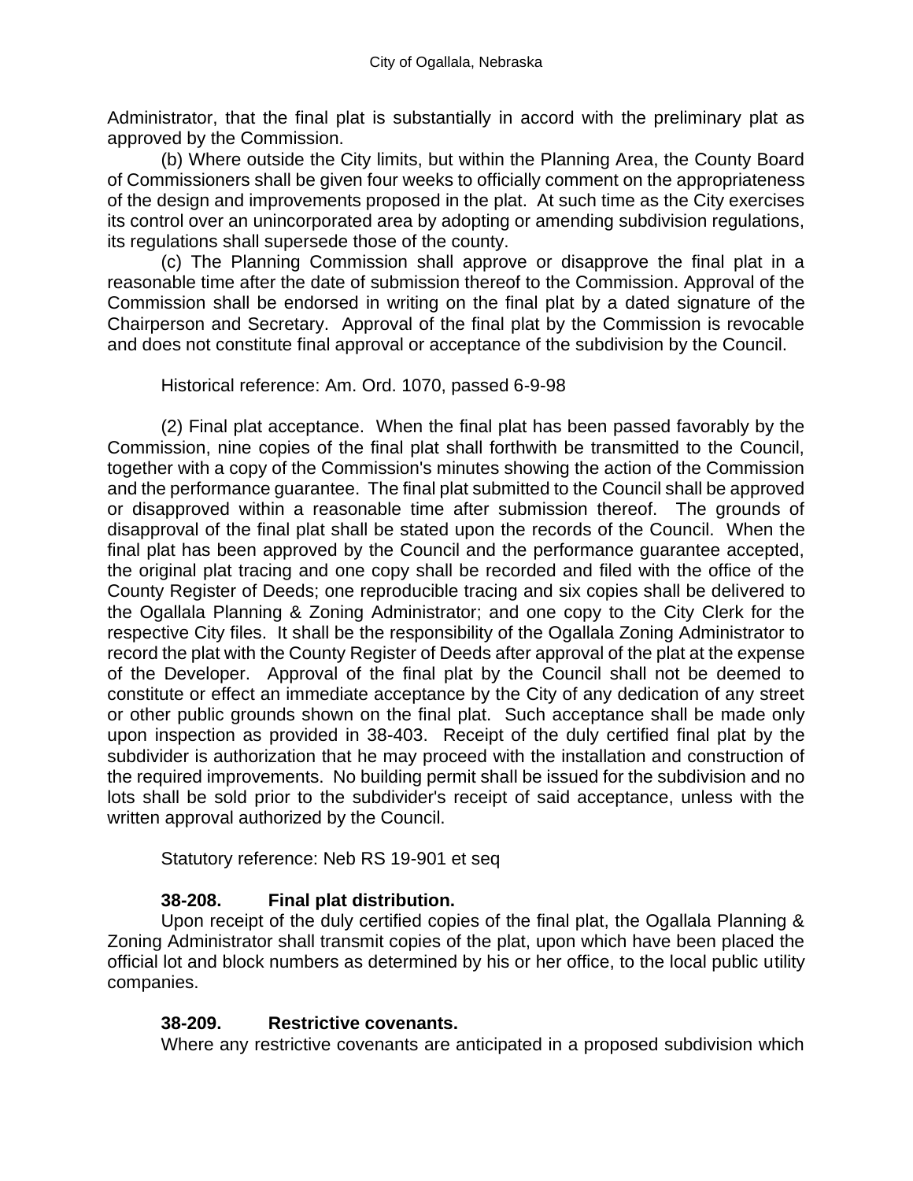Administrator, that the final plat is substantially in accord with the preliminary plat as approved by the Commission.

(b) Where outside the City limits, but within the Planning Area, the County Board of Commissioners shall be given four weeks to officially comment on the appropriateness of the design and improvements proposed in the plat. At such time as the City exercises its control over an unincorporated area by adopting or amending subdivision regulations, its regulations shall supersede those of the county.

(c) The Planning Commission shall approve or disapprove the final plat in a reasonable time after the date of submission thereof to the Commission. Approval of the Commission shall be endorsed in writing on the final plat by a dated signature of the Chairperson and Secretary. Approval of the final plat by the Commission is revocable and does not constitute final approval or acceptance of the subdivision by the Council.

Historical reference: Am. Ord. 1070, passed 6-9-98

(2) Final plat acceptance. When the final plat has been passed favorably by the Commission, nine copies of the final plat shall forthwith be transmitted to the Council, together with a copy of the Commission's minutes showing the action of the Commission and the performance guarantee. The final plat submitted to the Council shall be approved or disapproved within a reasonable time after submission thereof. The grounds of disapproval of the final plat shall be stated upon the records of the Council. When the final plat has been approved by the Council and the performance guarantee accepted, the original plat tracing and one copy shall be recorded and filed with the office of the County Register of Deeds; one reproducible tracing and six copies shall be delivered to the Ogallala Planning & Zoning Administrator; and one copy to the City Clerk for the respective City files. It shall be the responsibility of the Ogallala Zoning Administrator to record the plat with the County Register of Deeds after approval of the plat at the expense of the Developer. Approval of the final plat by the Council shall not be deemed to constitute or effect an immediate acceptance by the City of any dedication of any street or other public grounds shown on the final plat. Such acceptance shall be made only upon inspection as provided in 38-403. Receipt of the duly certified final plat by the subdivider is authorization that he may proceed with the installation and construction of the required improvements. No building permit shall be issued for the subdivision and no lots shall be sold prior to the subdivider's receipt of said acceptance, unless with the written approval authorized by the Council.

Statutory reference: Neb RS 19-901 et seq

### 38-208. Final plat distribution.

Upon receipt of the duly certified copies of the final plat, the Ogallala Planning & Zoning Administrator shall transmit copies of the plat, upon which have been placed the official lot and block numbers as determined by his or her office, to the local public utility companies.

### 38-209. Restrictive covenants.

Where any restrictive covenants are anticipated in a proposed subdivision which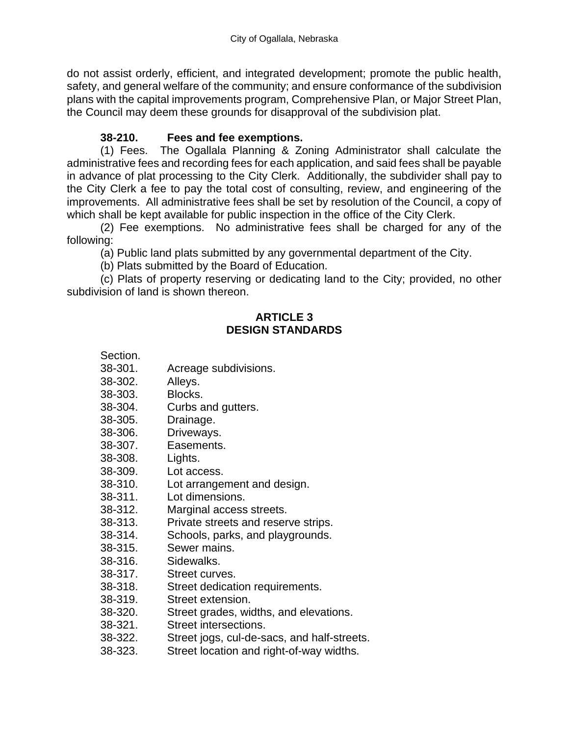do not assist orderly, efficient, and integrated development; promote the public health, safety, and general welfare of the community; and ensure conformance of the subdivision plans with the capital improvements program, Comprehensive Plan, or Major Street Plan, the Council may deem these grounds for disapproval of the subdivision plat.

**38-210. Fees and fee exemptions.**

(1) Fees. The Ogallala Planning & Zoning Administrator shall calculate the administrative fees and recording fees for each application, and said fees shall be payable in advance of plat processing to the City Clerk. Additionally, the subdivider shall pay to the City Clerk a fee to pay the total cost of consulting, review, and engineering of the improvements. All administrative fees shall be set by resolution of the Council, a copy of which shall be kept available for public inspection in the office of the City Clerk.

(2) Fee exemptions. No administrative fees shall be charged for any of the following:

(a) Public land plats submitted by any governmental department of the City.

(b) Plats submitted by the Board of Education.

(c) Plats of property reserving or dedicating land to the City; provided, no other subdivision of land is shown thereon.

## ARTICLE 3
## DESIGN STANDARDS

Section.
38-301. Acreage subdivisions.
38-302. Alleys.
38-303. Blocks.
38-304. Curbs and gutters.
38-305. Drainage.
38-306. Driveways.
38-307. Easements.
38-308. Lights.
38-309. Lot access.
38-310. Lot arrangement and design.
38-311. Lot dimensions.
38-312. Marginal access streets.
38-313. Private streets and reserve strips.
38-314. Schools, parks, and playgrounds.
38-315. Sewer mains.
38-316. Sidewalks.
38-317. Street curves.
38-318. Street dedication requirements.
38-319. Street extension.
38-320. Street grades, widths, and elevations.
38-321. Street intersections.
38-322. Street jogs, cul-de-sacs, and half-streets.
38-323. Street location and right-of-way widths.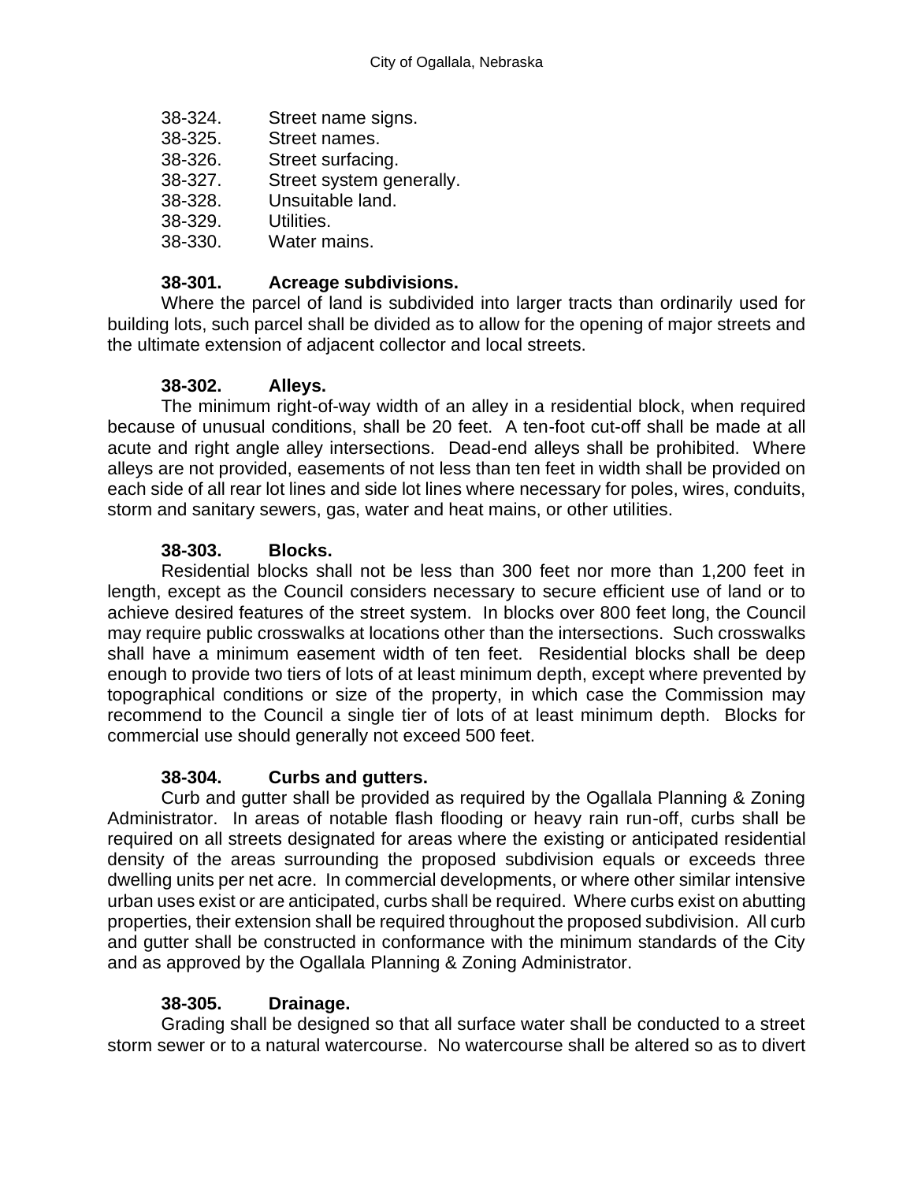| | |
|---|---|
| 38-324. | Street name signs. |
| 38-325. | Street names. |
| 38-326. | Street surfacing. |
| 38-327. | Street system generally. |
| 38-328. | Unsuitable land. |
| 38-329. | Utilities. |
| 38-330. | Water mains. |

### 38-301. Acreage subdivisions.

Where the parcel of land is subdivided into larger tracts than ordinarily used for building lots, such parcel shall be divided as to allow for the opening of major streets and the ultimate extension of adjacent collector and local streets.

### 38-302. Alleys.

The minimum right-of-way width of an alley in a residential block, when required because of unusual conditions, shall be 20 feet. A ten-foot cut-off shall be made at all acute and right angle alley intersections. Dead-end alleys shall be prohibited. Where alleys are not provided, easements of not less than ten feet in width shall be provided on each side of all rear lot lines and side lot lines where necessary for poles, wires, conduits, storm and sanitary sewers, gas, water and heat mains, or other utilities.

### 38-303. Blocks.

Residential blocks shall not be less than 300 feet nor more than 1,200 feet in length, except as the Council considers necessary to secure efficient use of land or to achieve desired features of the street system. In blocks over 800 feet long, the Council may require public crosswalks at locations other than the intersections. Such crosswalks shall have a minimum easement width of ten feet. Residential blocks shall be deep enough to provide two tiers of lots of at least minimum depth, except where prevented by topographical conditions or size of the property, in which case the Commission may recommend to the Council a single tier of lots of at least minimum depth. Blocks for commercial use should generally not exceed 500 feet.

### 38-304. Curbs and gutters.

Curb and gutter shall be provided as required by the Ogallala Planning & Zoning Administrator. In areas of notable flash flooding or heavy rain run-off, curbs shall be required on all streets designated for areas where the existing or anticipated residential density of the areas surrounding the proposed subdivision equals or exceeds three dwelling units per net acre. In commercial developments, or where other similar intensive urban uses exist or are anticipated, curbs shall be required. Where curbs exist on abutting properties, their extension shall be required throughout the proposed subdivision. All curb and gutter shall be constructed in conformance with the minimum standards of the City and as approved by the Ogallala Planning & Zoning Administrator.

### 38-305. Drainage.

Grading shall be designed so that all surface water shall be conducted to a street storm sewer or to a natural watercourse. No watercourse shall be altered so as to divert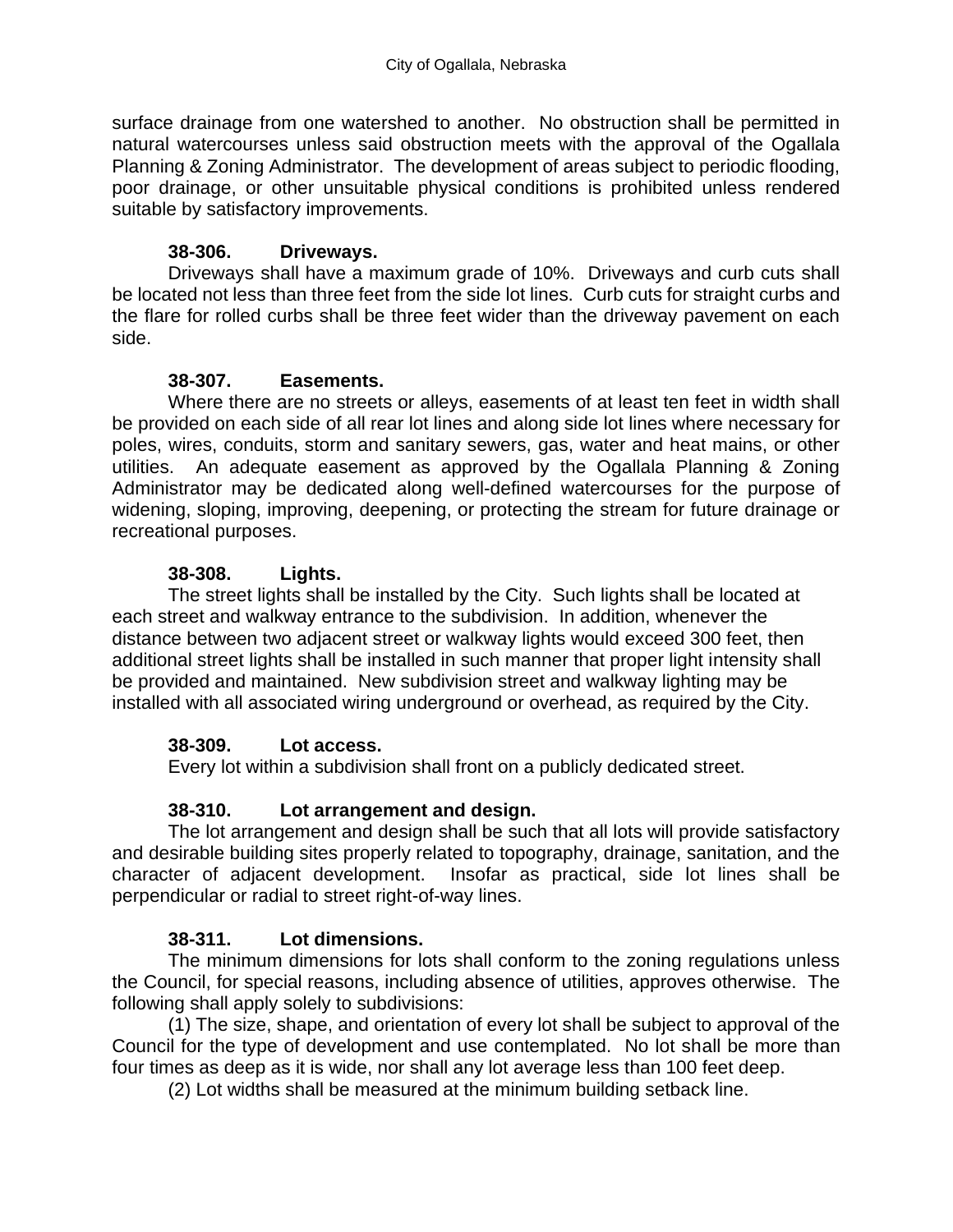surface drainage from one watershed to another. No obstruction shall be permitted in natural watercourses unless said obstruction meets with the approval of the Ogallala Planning & Zoning Administrator. The development of areas subject to periodic flooding, poor drainage, or other unsuitable physical conditions is prohibited unless rendered suitable by satisfactory improvements.

### 38-306. Driveways.

Driveways shall have a maximum grade of 10%. Driveways and curb cuts shall be located not less than three feet from the side lot lines. Curb cuts for straight curbs and the flare for rolled curbs shall be three feet wider than the driveway pavement on each side.

### 38-307. Easements.

Where there are no streets or alleys, easements of at least ten feet in width shall be provided on each side of all rear lot lines and along side lot lines where necessary for poles, wires, conduits, storm and sanitary sewers, gas, water and heat mains, or other utilities. An adequate easement as approved by the Ogallala Planning & Zoning Administrator may be dedicated along well-defined watercourses for the purpose of widening, sloping, improving, deepening, or protecting the stream for future drainage or recreational purposes.

### 38-308. Lights.

The street lights shall be installed by the City. Such lights shall be located at each street and walkway entrance to the subdivision. In addition, whenever the distance between two adjacent street or walkway lights would exceed 300 feet, then additional street lights shall be installed in such manner that proper light intensity shall be provided and maintained. New subdivision street and walkway lighting may be installed with all associated wiring underground or overhead, as required by the City.

### 38-309. Lot access.

Every lot within a subdivision shall front on a publicly dedicated street.

### 38-310. Lot arrangement and design.

The lot arrangement and design shall be such that all lots will provide satisfactory and desirable building sites properly related to topography, drainage, sanitation, and the character of adjacent development. Insofar as practical, side lot lines shall be perpendicular or radial to street right-of-way lines.

### 38-311. Lot dimensions.

The minimum dimensions for lots shall conform to the zoning regulations unless the Council, for special reasons, including absence of utilities, approves otherwise. The following shall apply solely to subdivisions:

(1) The size, shape, and orientation of every lot shall be subject to approval of the Council for the type of development and use contemplated. No lot shall be more than four times as deep as it is wide, nor shall any lot average less than 100 feet deep.

(2) Lot widths shall be measured at the minimum building setback line.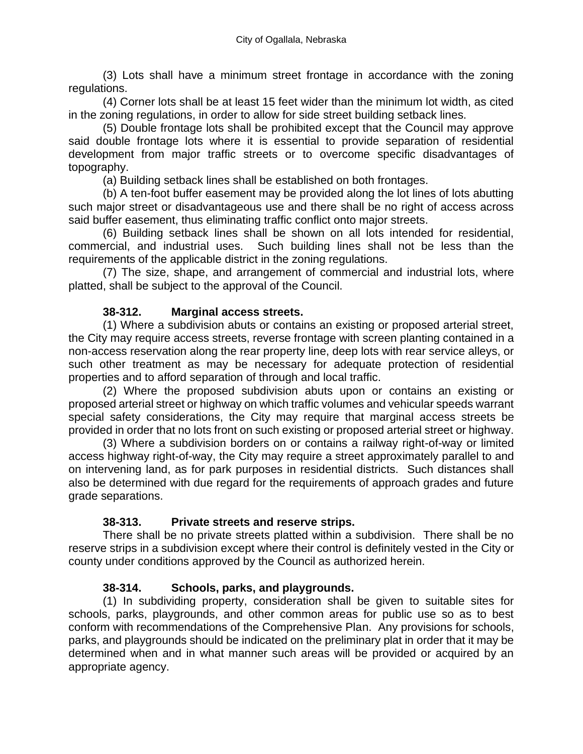(3) Lots shall have a minimum street frontage in accordance with the zoning regulations.

(4) Corner lots shall be at least 15 feet wider than the minimum lot width, as cited in the zoning regulations, in order to allow for side street building setback lines.

(5) Double frontage lots shall be prohibited except that the Council may approve said double frontage lots where it is essential to provide separation of residential development from major traffic streets or to overcome specific disadvantages of topography.

(a) Building setback lines shall be established on both frontages.

(b) A ten-foot buffer easement may be provided along the lot lines of lots abutting such major street or disadvantageous use and there shall be no right of access across said buffer easement, thus eliminating traffic conflict onto major streets.

(6) Building setback lines shall be shown on all lots intended for residential, commercial, and industrial uses. Such building lines shall not be less than the requirements of the applicable district in the zoning regulations.

(7) The size, shape, and arrangement of commercial and industrial lots, where platted, shall be subject to the approval of the Council.

### 38-312. Marginal access streets.

(1) Where a subdivision abuts or contains an existing or proposed arterial street, the City may require access streets, reverse frontage with screen planting contained in a non-access reservation along the rear property line, deep lots with rear service alleys, or such other treatment as may be necessary for adequate protection of residential properties and to afford separation of through and local traffic.

(2) Where the proposed subdivision abuts upon or contains an existing or proposed arterial street or highway on which traffic volumes and vehicular speeds warrant special safety considerations, the City may require that marginal access streets be provided in order that no lots front on such existing or proposed arterial street or highway.

(3) Where a subdivision borders on or contains a railway right-of-way or limited access highway right-of-way, the City may require a street approximately parallel to and on intervening land, as for park purposes in residential districts. Such distances shall also be determined with due regard for the requirements of approach grades and future grade separations.

### 38-313. Private streets and reserve strips.

There shall be no private streets platted within a subdivision. There shall be no reserve strips in a subdivision except where their control is definitely vested in the City or county under conditions approved by the Council as authorized herein.

### 38-314. Schools, parks, and playgrounds.

(1) In subdividing property, consideration shall be given to suitable sites for schools, parks, playgrounds, and other common areas for public use so as to best conform with recommendations of the Comprehensive Plan. Any provisions for schools, parks, and playgrounds should be indicated on the preliminary plat in order that it may be determined when and in what manner such areas will be provided or acquired by an appropriate agency.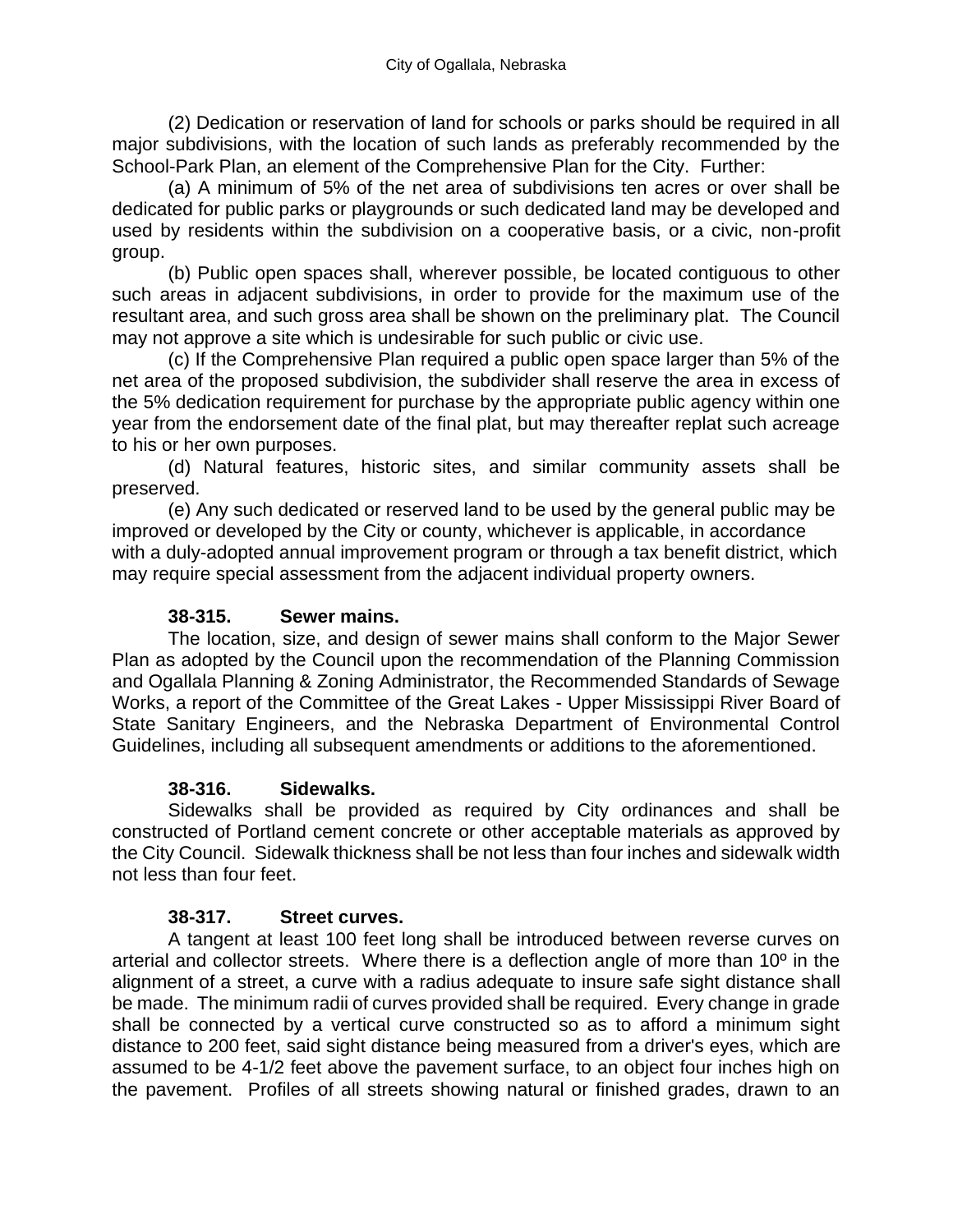(2) Dedication or reservation of land for schools or parks should be required in all major subdivisions, with the location of such lands as preferably recommended by the School-Park Plan, an element of the Comprehensive Plan for the City. Further:

(a) A minimum of 5% of the net area of subdivisions ten acres or over shall be dedicated for public parks or playgrounds or such dedicated land may be developed and used by residents within the subdivision on a cooperative basis, or a civic, non-profit group.

(b) Public open spaces shall, wherever possible, be located contiguous to other such areas in adjacent subdivisions, in order to provide for the maximum use of the resultant area, and such gross area shall be shown on the preliminary plat. The Council may not approve a site which is undesirable for such public or civic use.

(c) If the Comprehensive Plan required a public open space larger than 5% of the net area of the proposed subdivision, the subdivider shall reserve the area in excess of the 5% dedication requirement for purchase by the appropriate public agency within one year from the endorsement date of the final plat, but may thereafter replat such acreage to his or her own purposes.

(d) Natural features, historic sites, and similar community assets shall be preserved.

(e) Any such dedicated or reserved land to be used by the general public may be improved or developed by the City or county, whichever is applicable, in accordance with a duly-adopted annual improvement program or through a tax benefit district, which may require special assessment from the adjacent individual property owners.

**38-315. Sewer mains.**

The location, size, and design of sewer mains shall conform to the Major Sewer Plan as adopted by the Council upon the recommendation of the Planning Commission and Ogallala Planning & Zoning Administrator, the Recommended Standards of Sewage Works, a report of the Committee of the Great Lakes - Upper Mississippi River Board of State Sanitary Engineers, and the Nebraska Department of Environmental Control Guidelines, including all subsequent amendments or additions to the aforementioned.

**38-316. Sidewalks.**

Sidewalks shall be provided as required by City ordinances and shall be constructed of Portland cement concrete or other acceptable materials as approved by the City Council. Sidewalk thickness shall be not less than four inches and sidewalk width not less than four feet.

**38-317. Street curves.**

A tangent at least 100 feet long shall be introduced between reverse curves on arterial and collector streets. Where there is a deflection angle of more than 10º in the alignment of a street, a curve with a radius adequate to insure safe sight distance shall be made. The minimum radii of curves provided shall be required. Every change in grade shall be connected by a vertical curve constructed so as to afford a minimum sight distance to 200 feet, said sight distance being measured from a driver's eyes, which are assumed to be 4-1/2 feet above the pavement surface, to an object four inches high on the pavement. Profiles of all streets showing natural or finished grades, drawn to an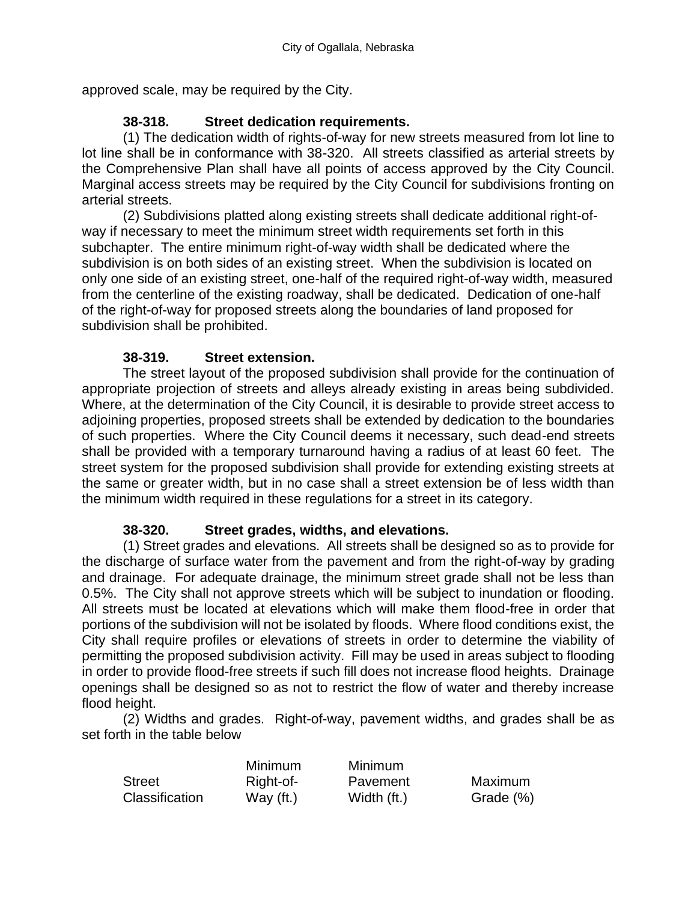approved scale, may be required by the City.

**38-318. Street dedication requirements.**

(1) The dedication width of rights-of-way for new streets measured from lot line to lot line shall be in conformance with 38-320. All streets classified as arterial streets by the Comprehensive Plan shall have all points of access approved by the City Council. Marginal access streets may be required by the City Council for subdivisions fronting on arterial streets.

(2) Subdivisions platted along existing streets shall dedicate additional right-of-way if necessary to meet the minimum street width requirements set forth in this subchapter. The entire minimum right-of-way width shall be dedicated where the subdivision is on both sides of an existing street. When the subdivision is located on only one side of an existing street, one-half of the required right-of-way width, measured from the centerline of the existing roadway, shall be dedicated. Dedication of one-half of the right-of-way for proposed streets along the boundaries of land proposed for subdivision shall be prohibited.

**38-319. Street extension.**

The street layout of the proposed subdivision shall provide for the continuation of appropriate projection of streets and alleys already existing in areas being subdivided. Where, at the determination of the City Council, it is desirable to provide street access to adjoining properties, proposed streets shall be extended by dedication to the boundaries of such properties. Where the City Council deems it necessary, such dead-end streets shall be provided with a temporary turnaround having a radius of at least 60 feet. The street system for the proposed subdivision shall provide for extending existing streets at the same or greater width, but in no case shall a street extension be of less width than the minimum width required in these regulations for a street in its category.

**38-320. Street grades, widths, and elevations.**

(1) Street grades and elevations. All streets shall be designed so as to provide for the discharge of surface water from the pavement and from the right-of-way by grading and drainage. For adequate drainage, the minimum street grade shall not be less than 0.5%. The City shall not approve streets which will be subject to inundation or flooding. All streets must be located at elevations which will make them flood-free in order that portions of the subdivision will not be isolated by floods. Where flood conditions exist, the City shall require profiles or elevations of streets in order to determine the viability of permitting the proposed subdivision activity. Fill may be used in areas subject to flooding in order to provide flood-free streets if such fill does not increase flood heights. Drainage openings shall be designed so as not to restrict the flow of water and thereby increase flood height.

(2) Widths and grades. Right-of-way, pavement widths, and grades shall be as set forth in the table below

| Street Classification | Minimum Right-of-Way (ft.) | Minimum Pavement Width (ft.) | Maximum Grade (%) |
|---|---|---|---|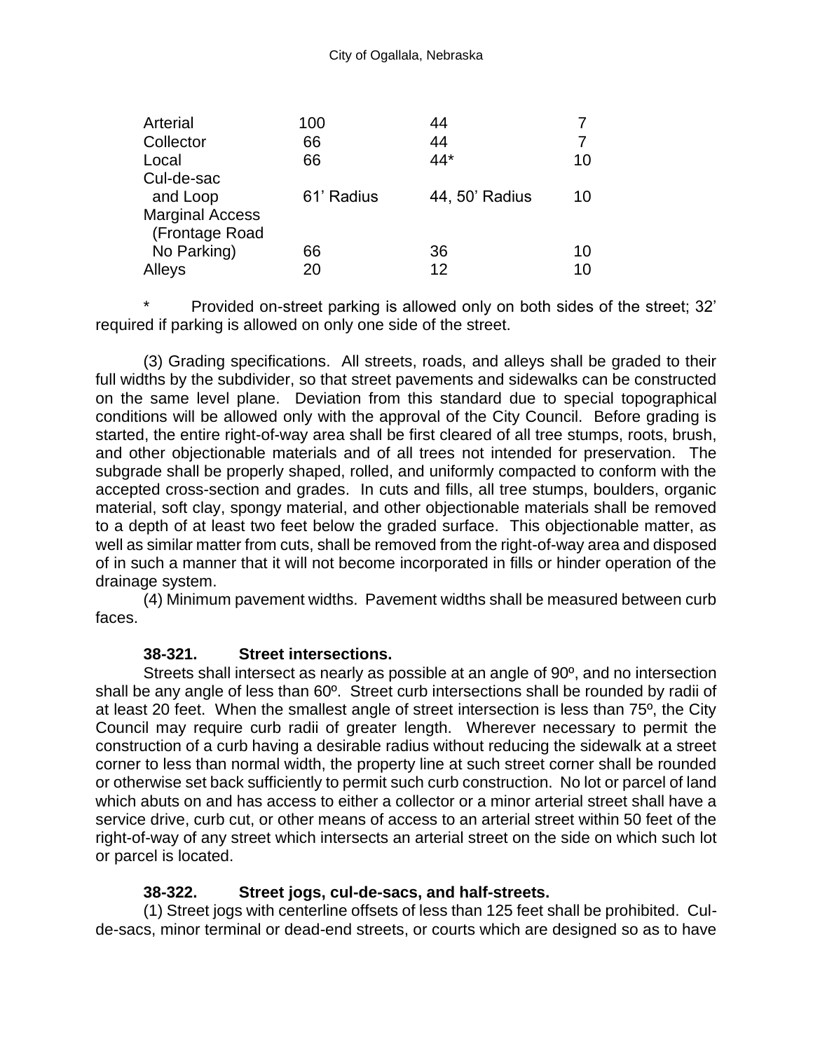| | | | |
|---|---|---|---|
| Arterial | 100 | 44 | 7 |
| Collector | 66 | 44 | 7 |
| Local | 66 | 44* | 10 |
| Cul-de-sac and Loop | 61' Radius | 44, 50' Radius | 10 |
| Marginal Access (Frontage Road No Parking) | 66 | 36 | 10 |
| Alleys | 20 | 12 | 10 |

\* Provided on-street parking is allowed only on both sides of the street; 32' required if parking is allowed on only one side of the street.

(3) Grading specifications. All streets, roads, and alleys shall be graded to their full widths by the subdivider, so that street pavements and sidewalks can be constructed on the same level plane. Deviation from this standard due to special topographical conditions will be allowed only with the approval of the City Council. Before grading is started, the entire right-of-way area shall be first cleared of all tree stumps, roots, brush, and other objectionable materials and of all trees not intended for preservation. The subgrade shall be properly shaped, rolled, and uniformly compacted to conform with the accepted cross-section and grades. In cuts and fills, all tree stumps, boulders, organic material, soft clay, spongy material, and other objectionable materials shall be removed to a depth of at least two feet below the graded surface. This objectionable matter, as well as similar matter from cuts, shall be removed from the right-of-way area and disposed of in such a manner that it will not become incorporated in fills or hinder operation of the drainage system.

(4) Minimum pavement widths. Pavement widths shall be measured between curb faces.

**38-321. Street intersections.**

Streets shall intersect as nearly as possible at an angle of 90º, and no intersection shall be any angle of less than 60º. Street curb intersections shall be rounded by radii of at least 20 feet. When the smallest angle of street intersection is less than 75º, the City Council may require curb radii of greater length. Wherever necessary to permit the construction of a curb having a desirable radius without reducing the sidewalk at a street corner to less than normal width, the property line at such street corner shall be rounded or otherwise set back sufficiently to permit such curb construction. No lot or parcel of land which abuts on and has access to either a collector or a minor arterial street shall have a service drive, curb cut, or other means of access to an arterial street within 50 feet of the right-of-way of any street which intersects an arterial street on the side on which such lot or parcel is located.

**38-322. Street jogs, cul-de-sacs, and half-streets.**

(1) Street jogs with centerline offsets of less than 125 feet shall be prohibited. Cul-de-sacs, minor terminal or dead-end streets, or courts which are designed so as to have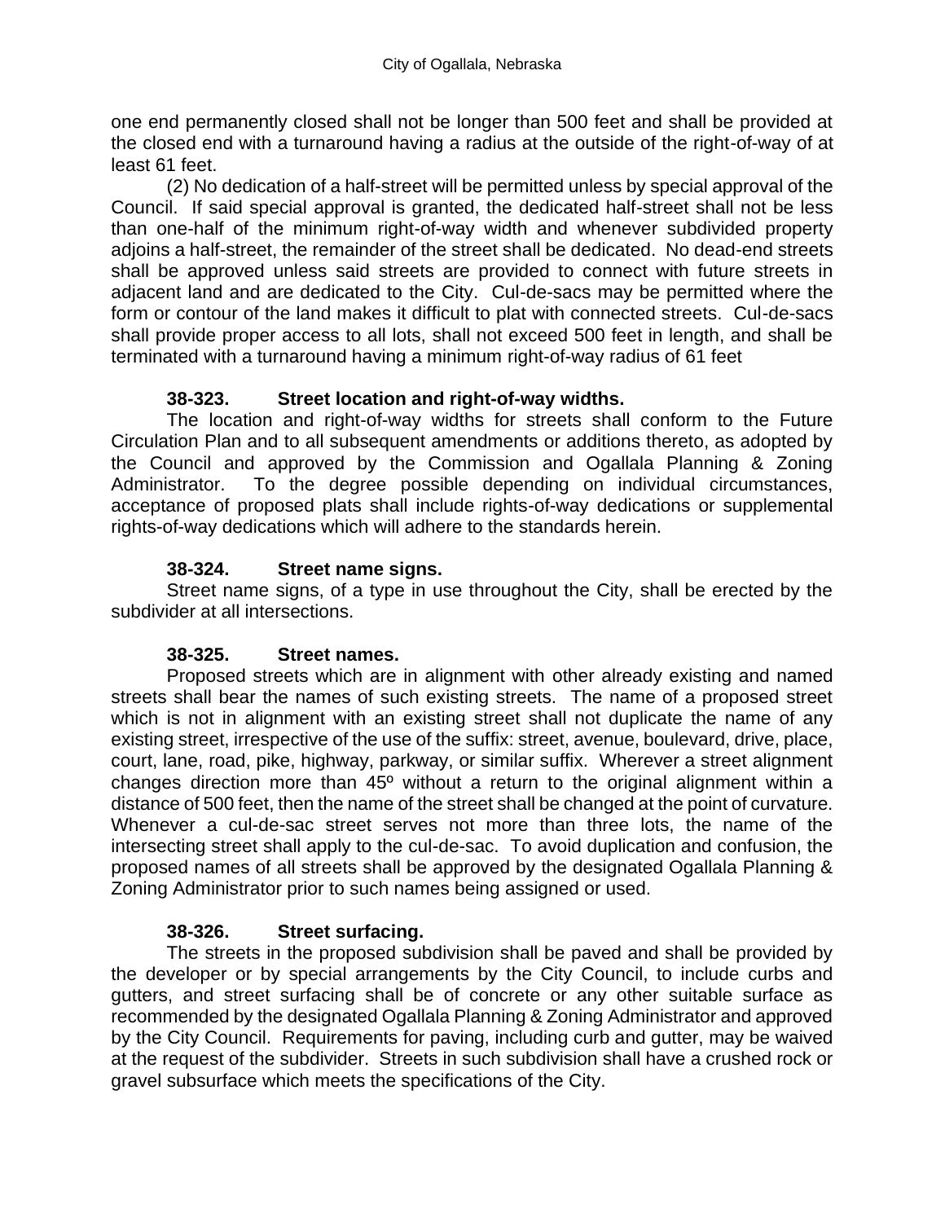one end permanently closed shall not be longer than 500 feet and shall be provided at the closed end with a turnaround having a radius at the outside of the right-of-way of at least 61 feet.

(2) No dedication of a half-street will be permitted unless by special approval of the Council. If said special approval is granted, the dedicated half-street shall not be less than one-half of the minimum right-of-way width and whenever subdivided property adjoins a half-street, the remainder of the street shall be dedicated. No dead-end streets shall be approved unless said streets are provided to connect with future streets in adjacent land and are dedicated to the City. Cul-de-sacs may be permitted where the form or contour of the land makes it difficult to plat with connected streets. Cul-de-sacs shall provide proper access to all lots, shall not exceed 500 feet in length, and shall be terminated with a turnaround having a minimum right-of-way radius of 61 feet

**38-323. Street location and right-of-way widths.**

The location and right-of-way widths for streets shall conform to the Future Circulation Plan and to all subsequent amendments or additions thereto, as adopted by the Council and approved by the Commission and Ogallala Planning & Zoning Administrator. To the degree possible depending on individual circumstances, acceptance of proposed plats shall include rights-of-way dedications or supplemental rights-of-way dedications which will adhere to the standards herein.

**38-324. Street name signs.**

Street name signs, of a type in use throughout the City, shall be erected by the subdivider at all intersections.

**38-325. Street names.**

Proposed streets which are in alignment with other already existing and named streets shall bear the names of such existing streets. The name of a proposed street which is not in alignment with an existing street shall not duplicate the name of any existing street, irrespective of the use of the suffix: street, avenue, boulevard, drive, place, court, lane, road, pike, highway, parkway, or similar suffix. Wherever a street alignment changes direction more than 45º without a return to the original alignment within a distance of 500 feet, then the name of the street shall be changed at the point of curvature. Whenever a cul-de-sac street serves not more than three lots, the name of the intersecting street shall apply to the cul-de-sac. To avoid duplication and confusion, the proposed names of all streets shall be approved by the designated Ogallala Planning & Zoning Administrator prior to such names being assigned or used.

**38-326. Street surfacing.**

The streets in the proposed subdivision shall be paved and shall be provided by the developer or by special arrangements by the City Council, to include curbs and gutters, and street surfacing shall be of concrete or any other suitable surface as recommended by the designated Ogallala Planning & Zoning Administrator and approved by the City Council. Requirements for paving, including curb and gutter, may be waived at the request of the subdivider. Streets in such subdivision shall have a crushed rock or gravel subsurface which meets the specifications of the City.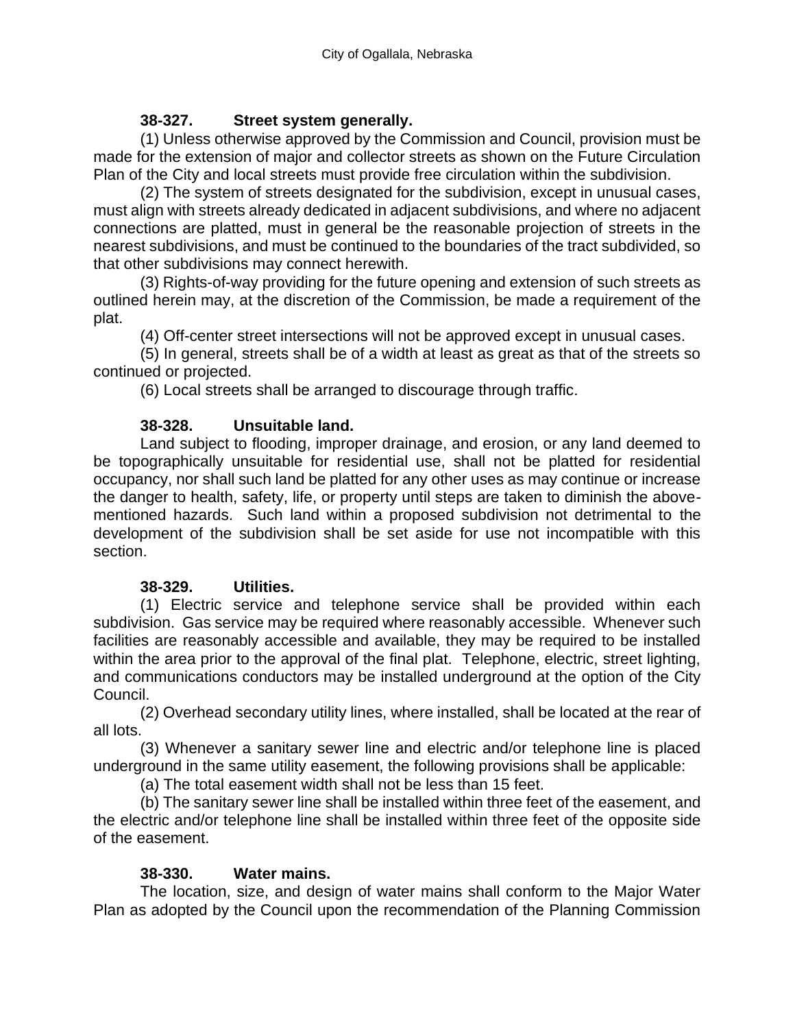### 38-327. Street system generally.

(1) Unless otherwise approved by the Commission and Council, provision must be made for the extension of major and collector streets as shown on the Future Circulation Plan of the City and local streets must provide free circulation within the subdivision.

(2) The system of streets designated for the subdivision, except in unusual cases, must align with streets already dedicated in adjacent subdivisions, and where no adjacent connections are platted, must in general be the reasonable projection of streets in the nearest subdivisions, and must be continued to the boundaries of the tract subdivided, so that other subdivisions may connect herewith.

(3) Rights-of-way providing for the future opening and extension of such streets as outlined herein may, at the discretion of the Commission, be made a requirement of the plat.

(4) Off-center street intersections will not be approved except in unusual cases.

(5) In general, streets shall be of a width at least as great as that of the streets so continued or projected.

(6) Local streets shall be arranged to discourage through traffic.

### 38-328. Unsuitable land.

Land subject to flooding, improper drainage, and erosion, or any land deemed to be topographically unsuitable for residential use, shall not be platted for residential occupancy, nor shall such land be platted for any other uses as may continue or increase the danger to health, safety, life, or property until steps are taken to diminish the above-mentioned hazards. Such land within a proposed subdivision not detrimental to the development of the subdivision shall be set aside for use not incompatible with this section.

### 38-329. Utilities.

(1) Electric service and telephone service shall be provided within each subdivision. Gas service may be required where reasonably accessible. Whenever such facilities are reasonably accessible and available, they may be required to be installed within the area prior to the approval of the final plat. Telephone, electric, street lighting, and communications conductors may be installed underground at the option of the City Council.

(2) Overhead secondary utility lines, where installed, shall be located at the rear of all lots.

(3) Whenever a sanitary sewer line and electric and/or telephone line is placed underground in the same utility easement, the following provisions shall be applicable:

(a) The total easement width shall not be less than 15 feet.

(b) The sanitary sewer line shall be installed within three feet of the easement, and the electric and/or telephone line shall be installed within three feet of the opposite side of the easement.

### 38-330. Water mains.

The location, size, and design of water mains shall conform to the Major Water Plan as adopted by the Council upon the recommendation of the Planning Commission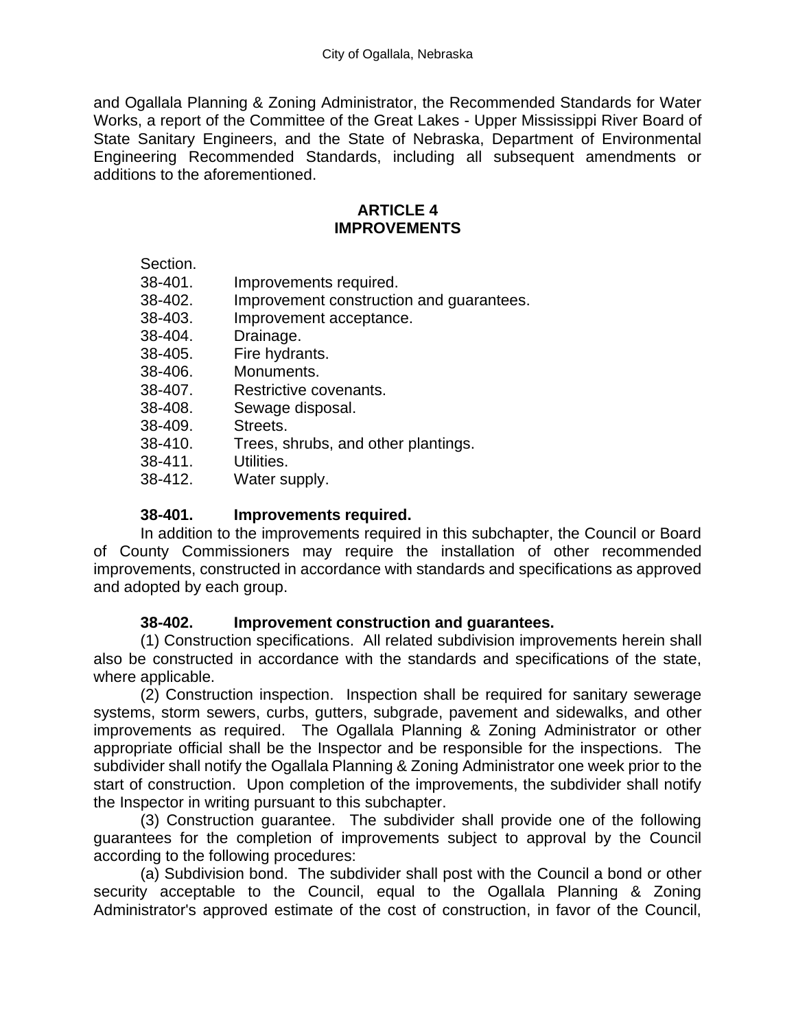and Ogallala Planning & Zoning Administrator, the Recommended Standards for Water Works, a report of the Committee of the Great Lakes - Upper Mississippi River Board of State Sanitary Engineers, and the State of Nebraska, Department of Environmental Engineering Recommended Standards, including all subsequent amendments or additions to the aforementioned.

## ARTICLE 4
## IMPROVEMENTS

Section.

38-401. Improvements required.
38-402. Improvement construction and guarantees.
38-403. Improvement acceptance.
38-404. Drainage.
38-405. Fire hydrants.
38-406. Monuments.
38-407. Restrictive covenants.
38-408. Sewage disposal.
38-409. Streets.
38-410. Trees, shrubs, and other plantings.
38-411. Utilities.
38-412. Water supply.

**38-401. Improvements required.**

In addition to the improvements required in this subchapter, the Council or Board of County Commissioners may require the installation of other recommended improvements, constructed in accordance with standards and specifications as approved and adopted by each group.

**38-402. Improvement construction and guarantees.**

(1) Construction specifications. All related subdivision improvements herein shall also be constructed in accordance with the standards and specifications of the state, where applicable.

(2) Construction inspection. Inspection shall be required for sanitary sewerage systems, storm sewers, curbs, gutters, subgrade, pavement and sidewalks, and other improvements as required. The Ogallala Planning & Zoning Administrator or other appropriate official shall be the Inspector and be responsible for the inspections. The subdivider shall notify the Ogallala Planning & Zoning Administrator one week prior to the start of construction. Upon completion of the improvements, the subdivider shall notify the Inspector in writing pursuant to this subchapter.

(3) Construction guarantee. The subdivider shall provide one of the following guarantees for the completion of improvements subject to approval by the Council according to the following procedures:

(a) Subdivision bond. The subdivider shall post with the Council a bond or other security acceptable to the Council, equal to the Ogallala Planning & Zoning Administrator's approved estimate of the cost of construction, in favor of the Council,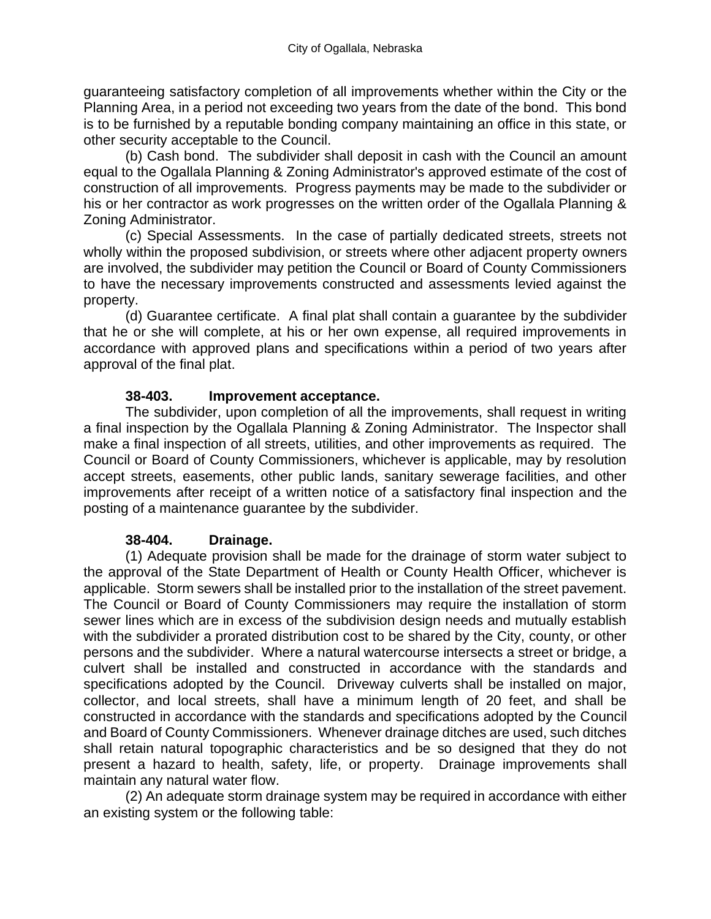guaranteeing satisfactory completion of all improvements whether within the City or the Planning Area, in a period not exceeding two years from the date of the bond. This bond is to be furnished by a reputable bonding company maintaining an office in this state, or other security acceptable to the Council.

(b) Cash bond. The subdivider shall deposit in cash with the Council an amount equal to the Ogallala Planning & Zoning Administrator's approved estimate of the cost of construction of all improvements. Progress payments may be made to the subdivider or his or her contractor as work progresses on the written order of the Ogallala Planning & Zoning Administrator.

(c) Special Assessments. In the case of partially dedicated streets, streets not wholly within the proposed subdivision, or streets where other adjacent property owners are involved, the subdivider may petition the Council or Board of County Commissioners to have the necessary improvements constructed and assessments levied against the property.

(d) Guarantee certificate. A final plat shall contain a guarantee by the subdivider that he or she will complete, at his or her own expense, all required improvements in accordance with approved plans and specifications within a period of two years after approval of the final plat.

**38-403. Improvement acceptance.**

The subdivider, upon completion of all the improvements, shall request in writing a final inspection by the Ogallala Planning & Zoning Administrator. The Inspector shall make a final inspection of all streets, utilities, and other improvements as required. The Council or Board of County Commissioners, whichever is applicable, may by resolution accept streets, easements, other public lands, sanitary sewerage facilities, and other improvements after receipt of a written notice of a satisfactory final inspection and the posting of a maintenance guarantee by the subdivider.

**38-404. Drainage.**

(1) Adequate provision shall be made for the drainage of storm water subject to the approval of the State Department of Health or County Health Officer, whichever is applicable. Storm sewers shall be installed prior to the installation of the street pavement. The Council or Board of County Commissioners may require the installation of storm sewer lines which are in excess of the subdivision design needs and mutually establish with the subdivider a prorated distribution cost to be shared by the City, county, or other persons and the subdivider. Where a natural watercourse intersects a street or bridge, a culvert shall be installed and constructed in accordance with the standards and specifications adopted by the Council. Driveway culverts shall be installed on major, collector, and local streets, shall have a minimum length of 20 feet, and shall be constructed in accordance with the standards and specifications adopted by the Council and Board of County Commissioners. Whenever drainage ditches are used, such ditches shall retain natural topographic characteristics and be so designed that they do not present a hazard to health, safety, life, or property. Drainage improvements shall maintain any natural water flow.

(2) An adequate storm drainage system may be required in accordance with either an existing system or the following table: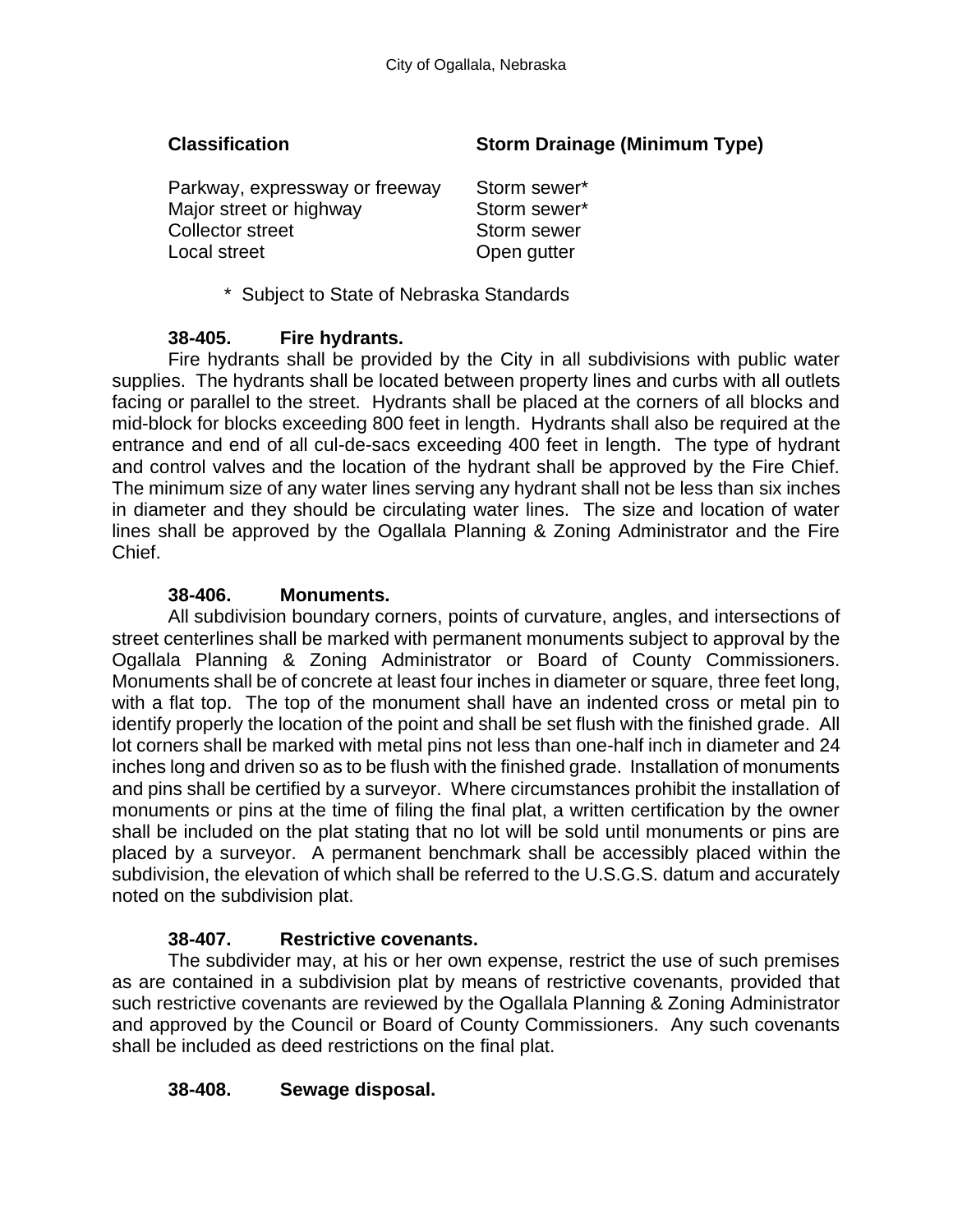| Classification | Storm Drainage (Minimum Type) |
|---|---|
| Parkway, expressway or freeway | Storm sewer* |
| Major street or highway | Storm sewer* |
| Collector street | Storm sewer |
| Local street | Open gutter |

\* Subject to State of Nebraska Standards

**38-405. Fire hydrants.**

Fire hydrants shall be provided by the City in all subdivisions with public water supplies. The hydrants shall be located between property lines and curbs with all outlets facing or parallel to the street. Hydrants shall be placed at the corners of all blocks and mid-block for blocks exceeding 800 feet in length. Hydrants shall also be required at the entrance and end of all cul-de-sacs exceeding 400 feet in length. The type of hydrant and control valves and the location of the hydrant shall be approved by the Fire Chief. The minimum size of any water lines serving any hydrant shall not be less than six inches in diameter and they should be circulating water lines. The size and location of water lines shall be approved by the Ogallala Planning & Zoning Administrator and the Fire Chief.

**38-406. Monuments.**

All subdivision boundary corners, points of curvature, angles, and intersections of street centerlines shall be marked with permanent monuments subject to approval by the Ogallala Planning & Zoning Administrator or Board of County Commissioners. Monuments shall be of concrete at least four inches in diameter or square, three feet long, with a flat top. The top of the monument shall have an indented cross or metal pin to identify properly the location of the point and shall be set flush with the finished grade. All lot corners shall be marked with metal pins not less than one-half inch in diameter and 24 inches long and driven so as to be flush with the finished grade. Installation of monuments and pins shall be certified by a surveyor. Where circumstances prohibit the installation of monuments or pins at the time of filing the final plat, a written certification by the owner shall be included on the plat stating that no lot will be sold until monuments or pins are placed by a surveyor. A permanent benchmark shall be accessibly placed within the subdivision, the elevation of which shall be referred to the U.S.G.S. datum and accurately noted on the subdivision plat.

**38-407. Restrictive covenants.**

The subdivider may, at his or her own expense, restrict the use of such premises as are contained in a subdivision plat by means of restrictive covenants, provided that such restrictive covenants are reviewed by the Ogallala Planning & Zoning Administrator and approved by the Council or Board of County Commissioners. Any such covenants shall be included as deed restrictions on the final plat.

**38-408. Sewage disposal.**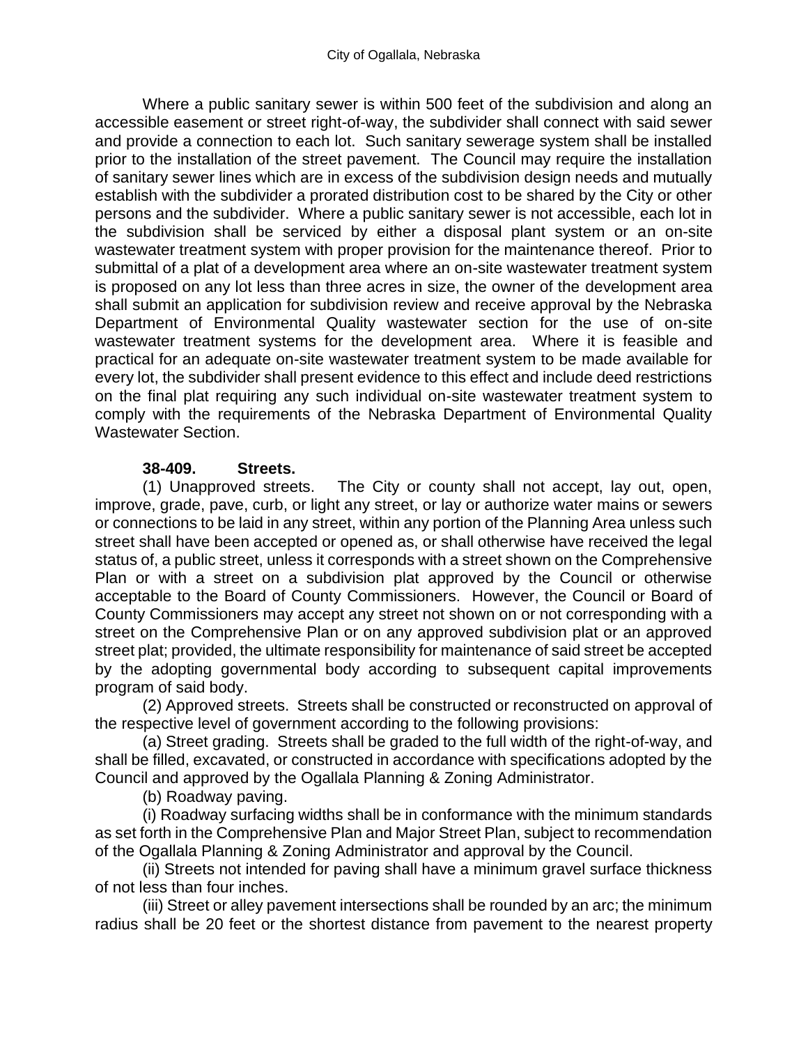Where a public sanitary sewer is within 500 feet of the subdivision and along an accessible easement or street right-of-way, the subdivider shall connect with said sewer and provide a connection to each lot. Such sanitary sewerage system shall be installed prior to the installation of the street pavement. The Council may require the installation of sanitary sewer lines which are in excess of the subdivision design needs and mutually establish with the subdivider a prorated distribution cost to be shared by the City or other persons and the subdivider. Where a public sanitary sewer is not accessible, each lot in the subdivision shall be serviced by either a disposal plant system or an on-site wastewater treatment system with proper provision for the maintenance thereof. Prior to submittal of a plat of a development area where an on-site wastewater treatment system is proposed on any lot less than three acres in size, the owner of the development area shall submit an application for subdivision review and receive approval by the Nebraska Department of Environmental Quality wastewater section for the use of on-site wastewater treatment systems for the development area. Where it is feasible and practical for an adequate on-site wastewater treatment system to be made available for every lot, the subdivider shall present evidence to this effect and include deed restrictions on the final plat requiring any such individual on-site wastewater treatment system to comply with the requirements of the Nebraska Department of Environmental Quality Wastewater Section.

**38-409. Streets.**

(1) Unapproved streets. The City or county shall not accept, lay out, open, improve, grade, pave, curb, or light any street, or lay or authorize water mains or sewers or connections to be laid in any street, within any portion of the Planning Area unless such street shall have been accepted or opened as, or shall otherwise have received the legal status of, a public street, unless it corresponds with a street shown on the Comprehensive Plan or with a street on a subdivision plat approved by the Council or otherwise acceptable to the Board of County Commissioners. However, the Council or Board of County Commissioners may accept any street not shown on or not corresponding with a street on the Comprehensive Plan or on any approved subdivision plat or an approved street plat; provided, the ultimate responsibility for maintenance of said street be accepted by the adopting governmental body according to subsequent capital improvements program of said body.

(2) Approved streets. Streets shall be constructed or reconstructed on approval of the respective level of government according to the following provisions:

(a) Street grading. Streets shall be graded to the full width of the right-of-way, and shall be filled, excavated, or constructed in accordance with specifications adopted by the Council and approved by the Ogallala Planning & Zoning Administrator.

(b) Roadway paving.

(i) Roadway surfacing widths shall be in conformance with the minimum standards as set forth in the Comprehensive Plan and Major Street Plan, subject to recommendation of the Ogallala Planning & Zoning Administrator and approval by the Council.

(ii) Streets not intended for paving shall have a minimum gravel surface thickness of not less than four inches.

(iii) Street or alley pavement intersections shall be rounded by an arc; the minimum radius shall be 20 feet or the shortest distance from pavement to the nearest property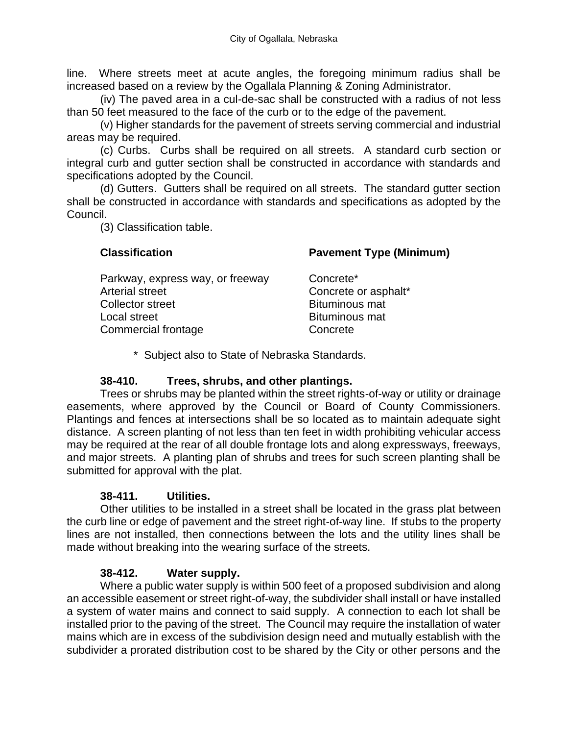line. Where streets meet at acute angles, the foregoing minimum radius shall be increased based on a review by the Ogallala Planning & Zoning Administrator.

(iv) The paved area in a cul-de-sac shall be constructed with a radius of not less than 50 feet measured to the face of the curb or to the edge of the pavement.

(v) Higher standards for the pavement of streets serving commercial and industrial areas may be required.

(c) Curbs. Curbs shall be required on all streets. A standard curb section or integral curb and gutter section shall be constructed in accordance with standards and specifications adopted by the Council.

(d) Gutters. Gutters shall be required on all streets. The standard gutter section shall be constructed in accordance with standards and specifications as adopted by the Council.

(3) Classification table.

| **Classification** | **Pavement Type (Minimum)** |
| --- | --- |
| Parkway, express way, or freeway | Concrete* |
| Arterial street | Concrete or asphalt* |
| Collector street | Bituminous mat |
| Local street | Bituminous mat |
| Commercial frontage | Concrete |

\* Subject also to State of Nebraska Standards.

### 38-410. Trees, shrubs, and other plantings.

Trees or shrubs may be planted within the street rights-of-way or utility or drainage easements, where approved by the Council or Board of County Commissioners. Plantings and fences at intersections shall be so located as to maintain adequate sight distance. A screen planting of not less than ten feet in width prohibiting vehicular access may be required at the rear of all double frontage lots and along expressways, freeways, and major streets. A planting plan of shrubs and trees for such screen planting shall be submitted for approval with the plat.

### 38-411. Utilities.

Other utilities to be installed in a street shall be located in the grass plat between the curb line or edge of pavement and the street right-of-way line. If stubs to the property lines are not installed, then connections between the lots and the utility lines shall be made without breaking into the wearing surface of the streets.

### 38-412. Water supply.

Where a public water supply is within 500 feet of a proposed subdivision and along an accessible easement or street right-of-way, the subdivider shall install or have installed a system of water mains and connect to said supply. A connection to each lot shall be installed prior to the paving of the street. The Council may require the installation of water mains which are in excess of the subdivision design need and mutually establish with the subdivider a prorated distribution cost to be shared by the City or other persons and the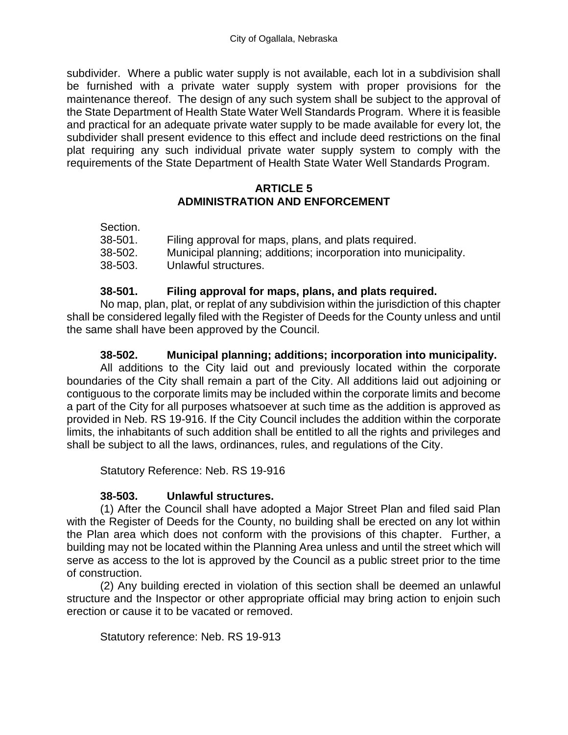subdivider. Where a public water supply is not available, each lot in a subdivision shall be furnished with a private water supply system with proper provisions for the maintenance thereof. The design of any such system shall be subject to the approval of the State Department of Health State Water Well Standards Program. Where it is feasible and practical for an adequate private water supply to be made available for every lot, the subdivider shall present evidence to this effect and include deed restrictions on the final plat requiring any such individual private water supply system to comply with the requirements of the State Department of Health State Water Well Standards Program.

## ARTICLE 5
## ADMINISTRATION AND ENFORCEMENT

Section.
38-501. Filing approval for maps, plans, and plats required.
38-502. Municipal planning; additions; incorporation into municipality.
38-503. Unlawful structures.

**38-501. Filing approval for maps, plans, and plats required.**

No map, plan, plat, or replat of any subdivision within the jurisdiction of this chapter shall be considered legally filed with the Register of Deeds for the County unless and until the same shall have been approved by the Council.

**38-502. Municipal planning; additions; incorporation into municipality.**

All additions to the City laid out and previously located within the corporate boundaries of the City shall remain a part of the City. All additions laid out adjoining or contiguous to the corporate limits may be included within the corporate limits and become a part of the City for all purposes whatsoever at such time as the addition is approved as provided in Neb. RS 19-916. If the City Council includes the addition within the corporate limits, the inhabitants of such addition shall be entitled to all the rights and privileges and shall be subject to all the laws, ordinances, rules, and regulations of the City.

Statutory Reference: Neb. RS 19-916

**38-503. Unlawful structures.**

(1) After the Council shall have adopted a Major Street Plan and filed said Plan with the Register of Deeds for the County, no building shall be erected on any lot within the Plan area which does not conform with the provisions of this chapter. Further, a building may not be located within the Planning Area unless and until the street which will serve as access to the lot is approved by the Council as a public street prior to the time of construction.

(2) Any building erected in violation of this section shall be deemed an unlawful structure and the Inspector or other appropriate official may bring action to enjoin such erection or cause it to be vacated or removed.

Statutory reference: Neb. RS 19-913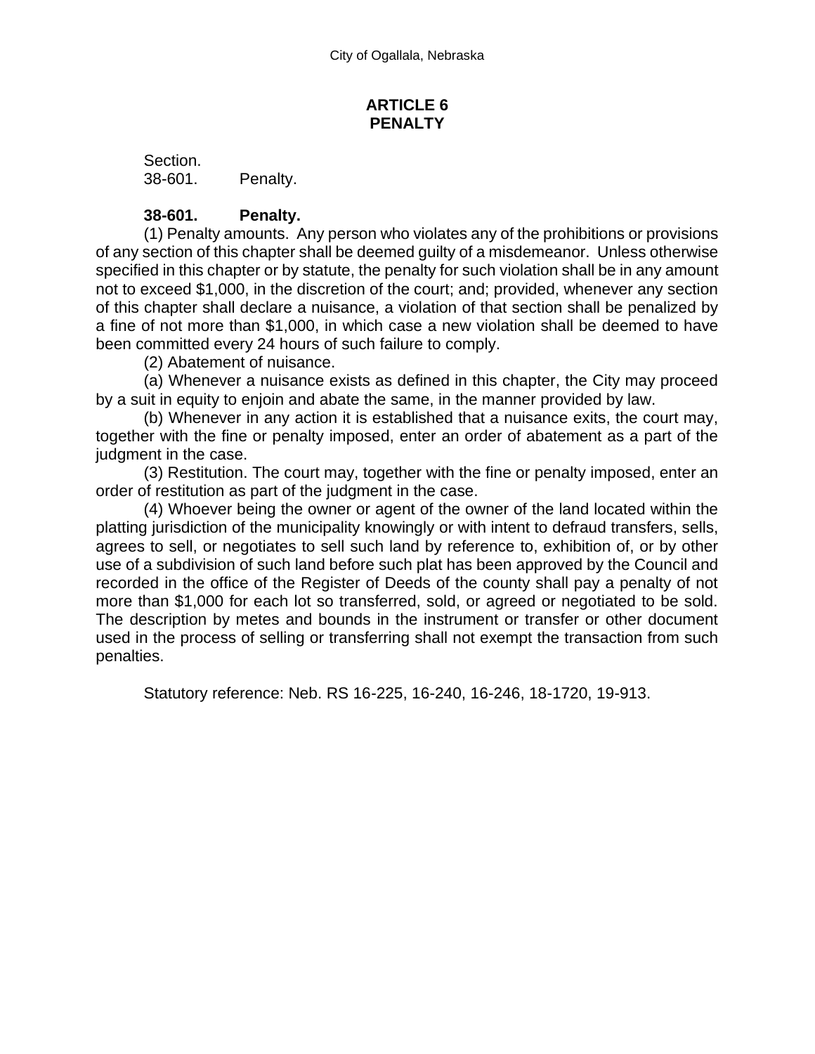# ARTICLE 6
# PENALTY

Section.
38-601. Penalty.

**38-601. Penalty.**

(1) Penalty amounts. Any person who violates any of the prohibitions or provisions of any section of this chapter shall be deemed guilty of a misdemeanor. Unless otherwise specified in this chapter or by statute, the penalty for such violation shall be in any amount not to exceed $1,000, in the discretion of the court; and; provided, whenever any section of this chapter shall declare a nuisance, a violation of that section shall be penalized by a fine of not more than $1,000, in which case a new violation shall be deemed to have been committed every 24 hours of such failure to comply.

(2) Abatement of nuisance.

(a) Whenever a nuisance exists as defined in this chapter, the City may proceed by a suit in equity to enjoin and abate the same, in the manner provided by law.

(b) Whenever in any action it is established that a nuisance exits, the court may, together with the fine or penalty imposed, enter an order of abatement as a part of the judgment in the case.

(3) Restitution. The court may, together with the fine or penalty imposed, enter an order of restitution as part of the judgment in the case.

(4) Whoever being the owner or agent of the owner of the land located within the platting jurisdiction of the municipality knowingly or with intent to defraud transfers, sells, agrees to sell, or negotiates to sell such land by reference to, exhibition of, or by other use of a subdivision of such land before such plat has been approved by the Council and recorded in the office of the Register of Deeds of the county shall pay a penalty of not more than $1,000 for each lot so transferred, sold, or agreed or negotiated to be sold. The description by metes and bounds in the instrument or transfer or other document used in the process of selling or transferring shall not exempt the transaction from such penalties.

Statutory reference: Neb. RS 16-225, 16-240, 16-246, 18-1720, 19-913.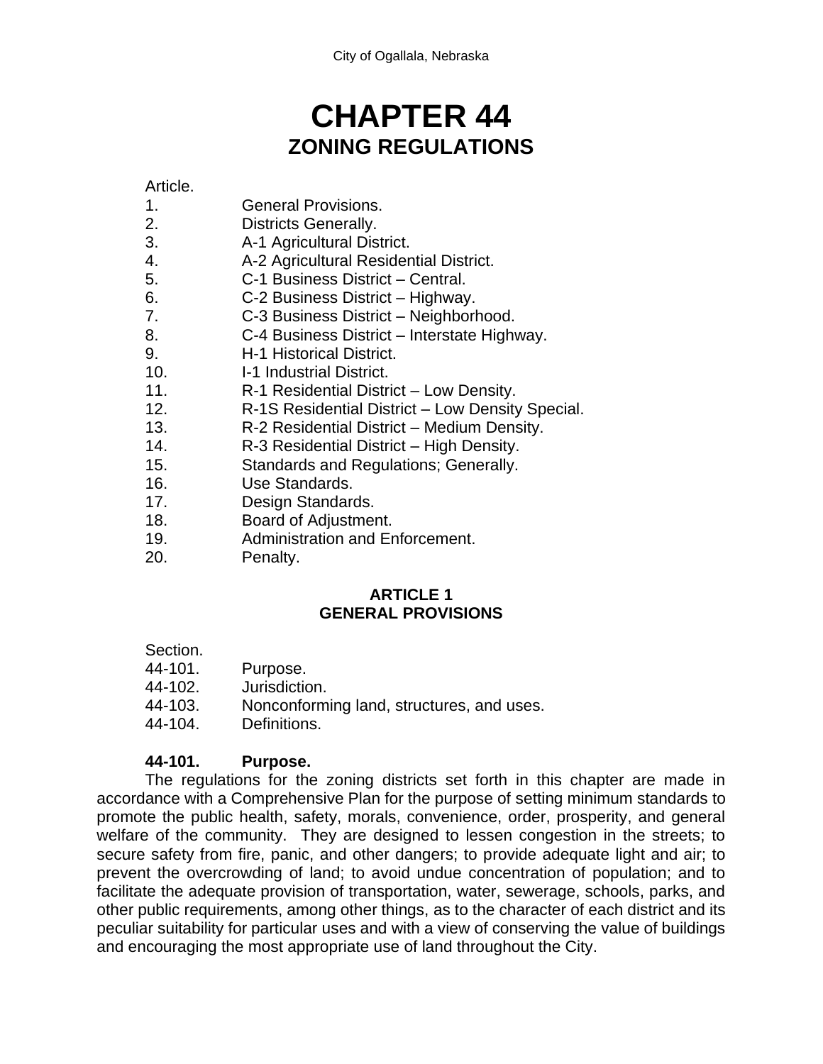# CHAPTER 44
## ZONING REGULATIONS

| Article. | |
|---|---|
| 1. | General Provisions. |
| 2. | Districts Generally. |
| 3. | A-1 Agricultural District. |
| 4. | A-2 Agricultural Residential District. |
| 5. | C-1 Business District – Central. |
| 6. | C-2 Business District – Highway. |
| 7. | C-3 Business District – Neighborhood. |
| 8. | C-4 Business District – Interstate Highway. |
| 9. | H-1 Historical District. |
| 10. | I-1 Industrial District. |
| 11. | R-1 Residential District – Low Density. |
| 12. | R-1S Residential District – Low Density Special. |
| 13. | R-2 Residential District – Medium Density. |
| 14. | R-3 Residential District – High Density. |
| 15. | Standards and Regulations; Generally. |
| 16. | Use Standards. |
| 17. | Design Standards. |
| 18. | Board of Adjustment. |
| 19. | Administration and Enforcement. |
| 20. | Penalty. |

### ARTICLE 1
### GENERAL PROVISIONS

| Section. | |
|---|---|
| 44-101. | Purpose. |
| 44-102. | Jurisdiction. |
| 44-103. | Nonconforming land, structures, and uses. |
| 44-104. | Definitions. |

**44-101. Purpose.**

The regulations for the zoning districts set forth in this chapter are made in accordance with a Comprehensive Plan for the purpose of setting minimum standards to promote the public health, safety, morals, convenience, order, prosperity, and general welfare of the community. They are designed to lessen congestion in the streets; to secure safety from fire, panic, and other dangers; to provide adequate light and air; to prevent the overcrowding of land; to avoid undue concentration of population; and to facilitate the adequate provision of transportation, water, sewerage, schools, parks, and other public requirements, among other things, as to the character of each district and its peculiar suitability for particular uses and with a view of conserving the value of buildings and encouraging the most appropriate use of land throughout the City.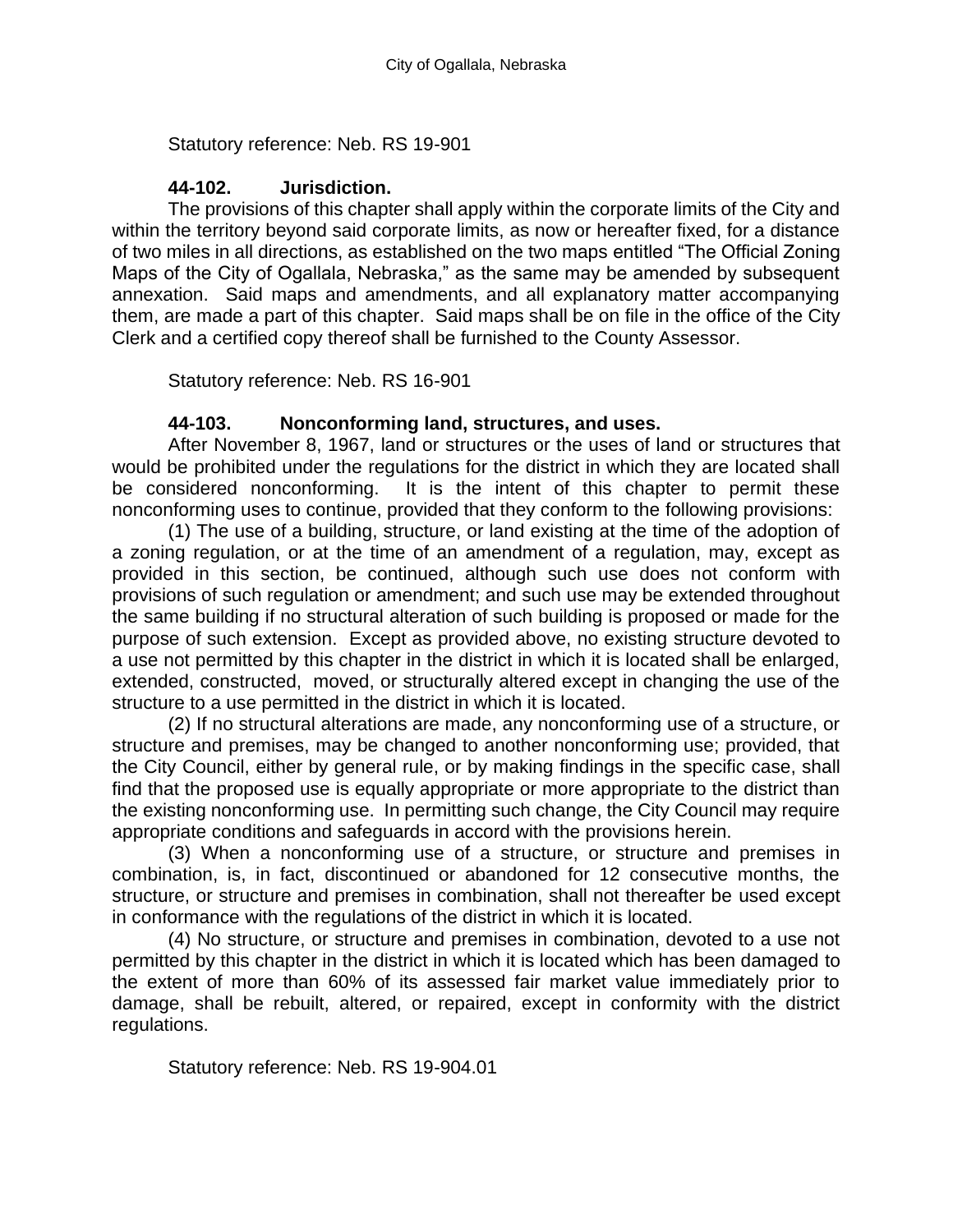Statutory reference: Neb. RS 19-901

### 44-102. Jurisdiction.

The provisions of this chapter shall apply within the corporate limits of the City and within the territory beyond said corporate limits, as now or hereafter fixed, for a distance of two miles in all directions, as established on the two maps entitled "The Official Zoning Maps of the City of Ogallala, Nebraska," as the same may be amended by subsequent annexation. Said maps and amendments, and all explanatory matter accompanying them, are made a part of this chapter. Said maps shall be on file in the office of the City Clerk and a certified copy thereof shall be furnished to the County Assessor.

Statutory reference: Neb. RS 16-901

### 44-103. Nonconforming land, structures, and uses.

After November 8, 1967, land or structures or the uses of land or structures that would be prohibited under the regulations for the district in which they are located shall be considered nonconforming. It is the intent of this chapter to permit these nonconforming uses to continue, provided that they conform to the following provisions:

(1) The use of a building, structure, or land existing at the time of the adoption of a zoning regulation, or at the time of an amendment of a regulation, may, except as provided in this section, be continued, although such use does not conform with provisions of such regulation or amendment; and such use may be extended throughout the same building if no structural alteration of such building is proposed or made for the purpose of such extension. Except as provided above, no existing structure devoted to a use not permitted by this chapter in the district in which it is located shall be enlarged, extended, constructed, moved, or structurally altered except in changing the use of the structure to a use permitted in the district in which it is located.

(2) If no structural alterations are made, any nonconforming use of a structure, or structure and premises, may be changed to another nonconforming use; provided, that the City Council, either by general rule, or by making findings in the specific case, shall find that the proposed use is equally appropriate or more appropriate to the district than the existing nonconforming use. In permitting such change, the City Council may require appropriate conditions and safeguards in accord with the provisions herein.

(3) When a nonconforming use of a structure, or structure and premises in combination, is, in fact, discontinued or abandoned for 12 consecutive months, the structure, or structure and premises in combination, shall not thereafter be used except in conformance with the regulations of the district in which it is located.

(4) No structure, or structure and premises in combination, devoted to a use not permitted by this chapter in the district in which it is located which has been damaged to the extent of more than 60% of its assessed fair market value immediately prior to damage, shall be rebuilt, altered, or repaired, except in conformity with the district regulations.

Statutory reference: Neb. RS 19-904.01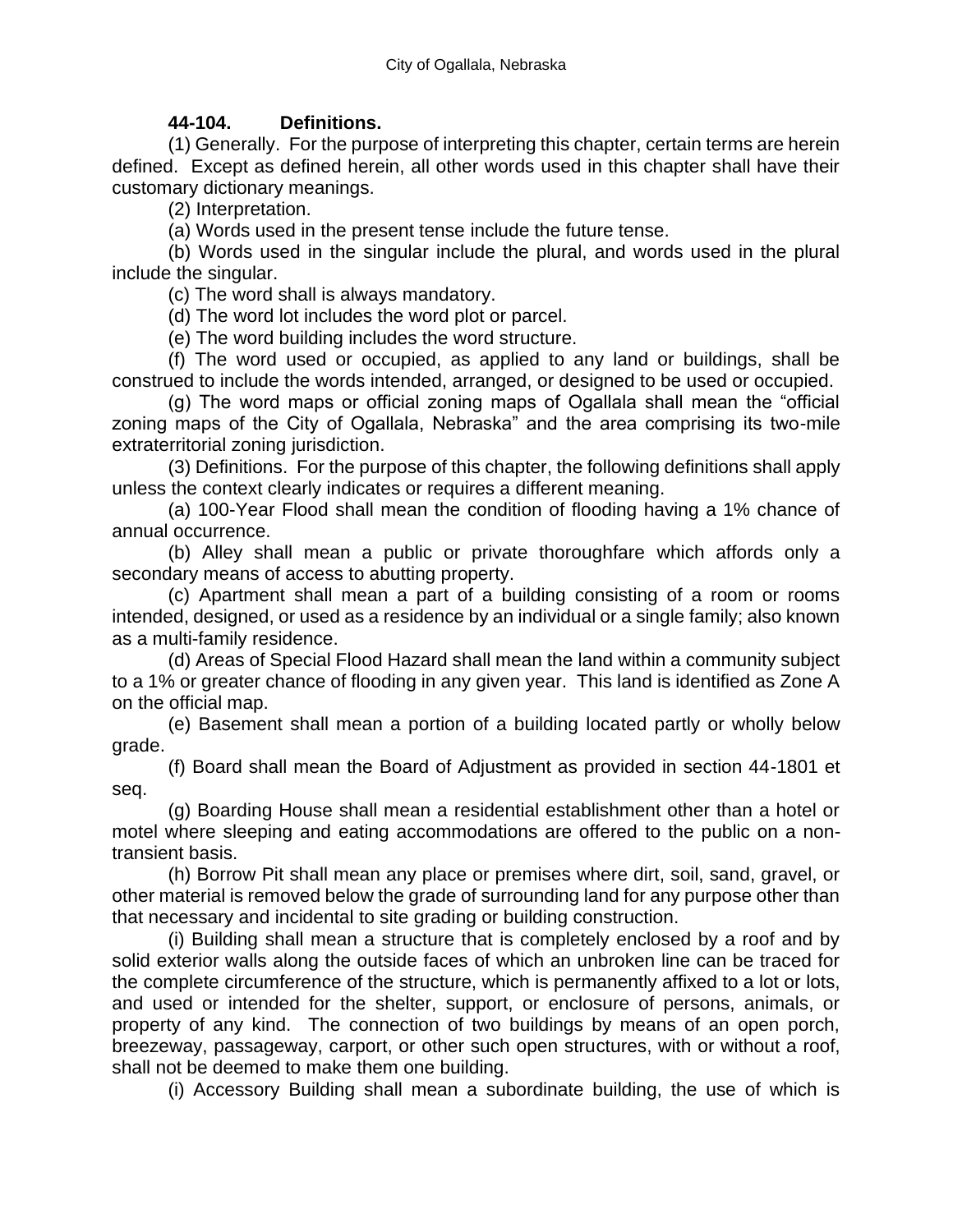**44-104. Definitions.**

(1) Generally. For the purpose of interpreting this chapter, certain terms are herein defined. Except as defined herein, all other words used in this chapter shall have their customary dictionary meanings.

(2) Interpretation.

(a) Words used in the present tense include the future tense.

(b) Words used in the singular include the plural, and words used in the plural include the singular.

(c) The word shall is always mandatory.

(d) The word lot includes the word plot or parcel.

(e) The word building includes the word structure.

(f) The word used or occupied, as applied to any land or buildings, shall be construed to include the words intended, arranged, or designed to be used or occupied.

(g) The word maps or official zoning maps of Ogallala shall mean the "official zoning maps of the City of Ogallala, Nebraska" and the area comprising its two-mile extraterritorial zoning jurisdiction.

(3) Definitions. For the purpose of this chapter, the following definitions shall apply unless the context clearly indicates or requires a different meaning.

(a) 100-Year Flood shall mean the condition of flooding having a 1% chance of annual occurrence.

(b) Alley shall mean a public or private thoroughfare which affords only a secondary means of access to abutting property.

(c) Apartment shall mean a part of a building consisting of a room or rooms intended, designed, or used as a residence by an individual or a single family; also known as a multi-family residence.

(d) Areas of Special Flood Hazard shall mean the land within a community subject to a 1% or greater chance of flooding in any given year. This land is identified as Zone A on the official map.

(e) Basement shall mean a portion of a building located partly or wholly below grade.

(f) Board shall mean the Board of Adjustment as provided in section 44-1801 et seq.

(g) Boarding House shall mean a residential establishment other than a hotel or motel where sleeping and eating accommodations are offered to the public on a non-transient basis.

(h) Borrow Pit shall mean any place or premises where dirt, soil, sand, gravel, or other material is removed below the grade of surrounding land for any purpose other than that necessary and incidental to site grading or building construction.

(i) Building shall mean a structure that is completely enclosed by a roof and by solid exterior walls along the outside faces of which an unbroken line can be traced for the complete circumference of the structure, which is permanently affixed to a lot or lots, and used or intended for the shelter, support, or enclosure of persons, animals, or property of any kind. The connection of two buildings by means of an open porch, breezeway, passageway, carport, or other such open structures, with or without a roof, shall not be deemed to make them one building.

(i) Accessory Building shall mean a subordinate building, the use of which is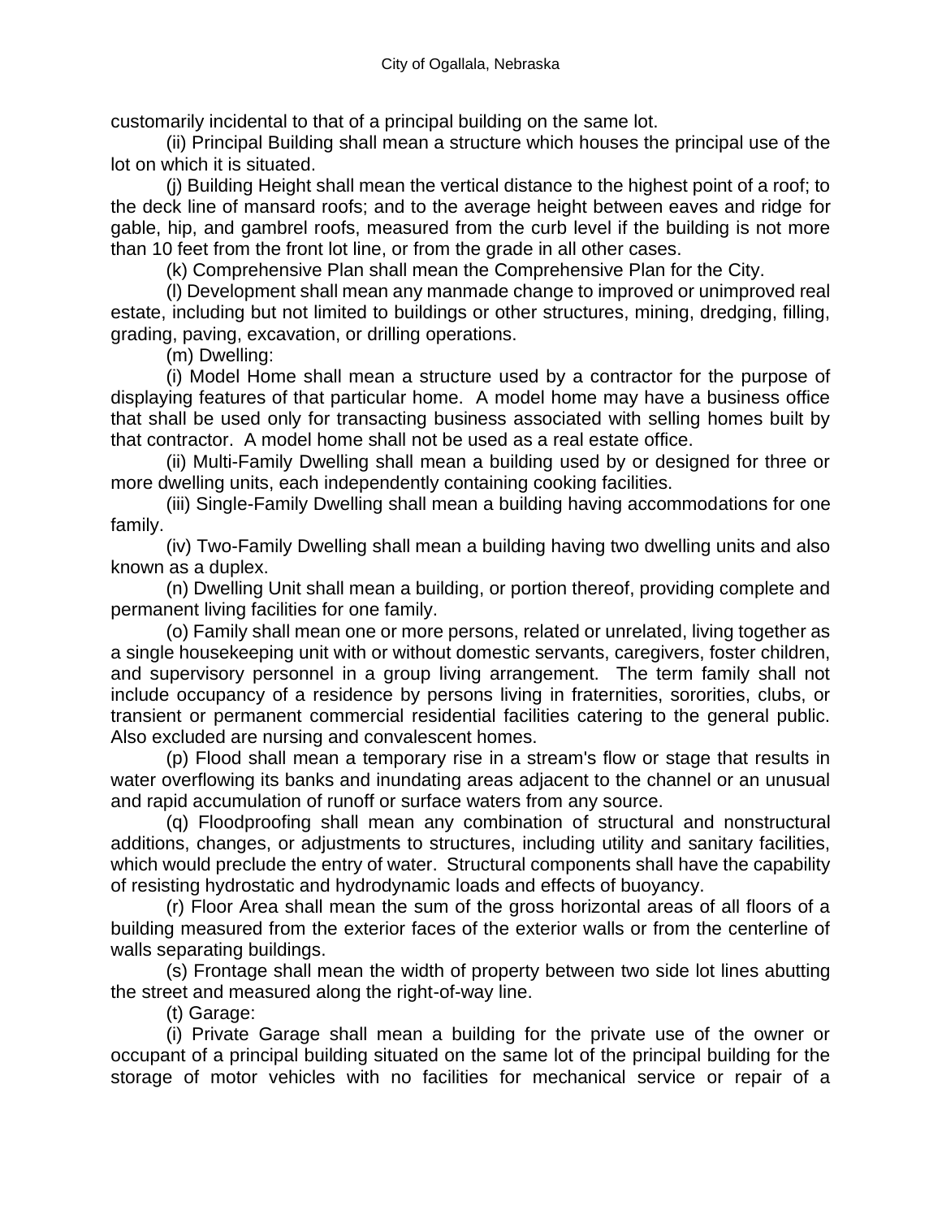customarily incidental to that of a principal building on the same lot.

(ii) Principal Building shall mean a structure which houses the principal use of the lot on which it is situated.

(j) Building Height shall mean the vertical distance to the highest point of a roof; to the deck line of mansard roofs; and to the average height between eaves and ridge for gable, hip, and gambrel roofs, measured from the curb level if the building is not more than 10 feet from the front lot line, or from the grade in all other cases.

(k) Comprehensive Plan shall mean the Comprehensive Plan for the City.

(l) Development shall mean any manmade change to improved or unimproved real estate, including but not limited to buildings or other structures, mining, dredging, filling, grading, paving, excavation, or drilling operations.

(m) Dwelling:

(i) Model Home shall mean a structure used by a contractor for the purpose of displaying features of that particular home. A model home may have a business office that shall be used only for transacting business associated with selling homes built by that contractor. A model home shall not be used as a real estate office.

(ii) Multi-Family Dwelling shall mean a building used by or designed for three or more dwelling units, each independently containing cooking facilities.

(iii) Single-Family Dwelling shall mean a building having accommodations for one family.

(iv) Two-Family Dwelling shall mean a building having two dwelling units and also known as a duplex.

(n) Dwelling Unit shall mean a building, or portion thereof, providing complete and permanent living facilities for one family.

(o) Family shall mean one or more persons, related or unrelated, living together as a single housekeeping unit with or without domestic servants, caregivers, foster children, and supervisory personnel in a group living arrangement. The term family shall not include occupancy of a residence by persons living in fraternities, sororities, clubs, or transient or permanent commercial residential facilities catering to the general public. Also excluded are nursing and convalescent homes.

(p) Flood shall mean a temporary rise in a stream's flow or stage that results in water overflowing its banks and inundating areas adjacent to the channel or an unusual and rapid accumulation of runoff or surface waters from any source.

(q) Floodproofing shall mean any combination of structural and nonstructural additions, changes, or adjustments to structures, including utility and sanitary facilities, which would preclude the entry of water. Structural components shall have the capability of resisting hydrostatic and hydrodynamic loads and effects of buoyancy.

(r) Floor Area shall mean the sum of the gross horizontal areas of all floors of a building measured from the exterior faces of the exterior walls or from the centerline of walls separating buildings.

(s) Frontage shall mean the width of property between two side lot lines abutting the street and measured along the right-of-way line.

(t) Garage:

(i) Private Garage shall mean a building for the private use of the owner or occupant of a principal building situated on the same lot of the principal building for the storage of motor vehicles with no facilities for mechanical service or repair of a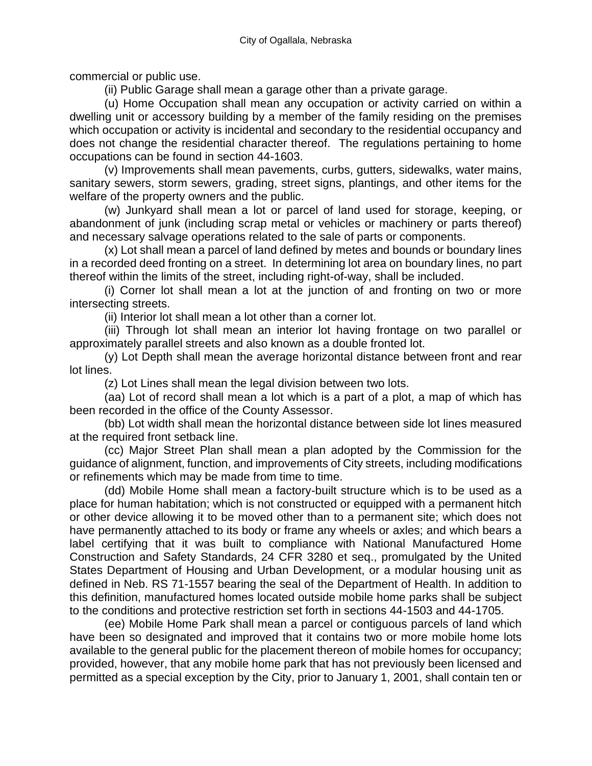commercial or public use.

(ii) Public Garage shall mean a garage other than a private garage.

(u) Home Occupation shall mean any occupation or activity carried on within a dwelling unit or accessory building by a member of the family residing on the premises which occupation or activity is incidental and secondary to the residential occupancy and does not change the residential character thereof. The regulations pertaining to home occupations can be found in section 44-1603.

(v) Improvements shall mean pavements, curbs, gutters, sidewalks, water mains, sanitary sewers, storm sewers, grading, street signs, plantings, and other items for the welfare of the property owners and the public.

(w) Junkyard shall mean a lot or parcel of land used for storage, keeping, or abandonment of junk (including scrap metal or vehicles or machinery or parts thereof) and necessary salvage operations related to the sale of parts or components.

(x) Lot shall mean a parcel of land defined by metes and bounds or boundary lines in a recorded deed fronting on a street. In determining lot area on boundary lines, no part thereof within the limits of the street, including right-of-way, shall be included.

(i) Corner lot shall mean a lot at the junction of and fronting on two or more intersecting streets.

(ii) Interior lot shall mean a lot other than a corner lot.

(iii) Through lot shall mean an interior lot having frontage on two parallel or approximately parallel streets and also known as a double fronted lot.

(y) Lot Depth shall mean the average horizontal distance between front and rear lot lines.

(z) Lot Lines shall mean the legal division between two lots.

(aa) Lot of record shall mean a lot which is a part of a plot, a map of which has been recorded in the office of the County Assessor.

(bb) Lot width shall mean the horizontal distance between side lot lines measured at the required front setback line.

(cc) Major Street Plan shall mean a plan adopted by the Commission for the guidance of alignment, function, and improvements of City streets, including modifications or refinements which may be made from time to time.

(dd) Mobile Home shall mean a factory-built structure which is to be used as a place for human habitation; which is not constructed or equipped with a permanent hitch or other device allowing it to be moved other than to a permanent site; which does not have permanently attached to its body or frame any wheels or axles; and which bears a label certifying that it was built to compliance with National Manufactured Home Construction and Safety Standards, 24 CFR 3280 et seq., promulgated by the United States Department of Housing and Urban Development, or a modular housing unit as defined in Neb. RS 71-1557 bearing the seal of the Department of Health. In addition to this definition, manufactured homes located outside mobile home parks shall be subject to the conditions and protective restriction set forth in sections 44-1503 and 44-1705.

(ee) Mobile Home Park shall mean a parcel or contiguous parcels of land which have been so designated and improved that it contains two or more mobile home lots available to the general public for the placement thereon of mobile homes for occupancy; provided, however, that any mobile home park that has not previously been licensed and permitted as a special exception by the City, prior to January 1, 2001, shall contain ten or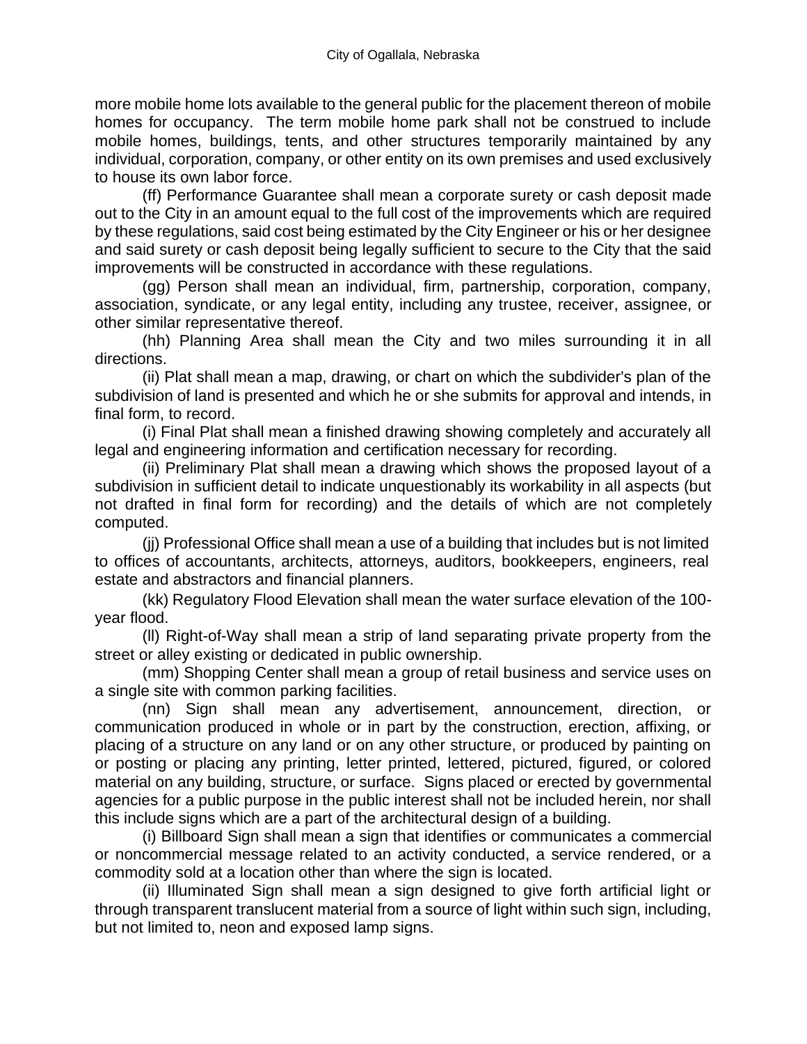more mobile home lots available to the general public for the placement thereon of mobile homes for occupancy. The term mobile home park shall not be construed to include mobile homes, buildings, tents, and other structures temporarily maintained by any individual, corporation, company, or other entity on its own premises and used exclusively to house its own labor force.

(ff) Performance Guarantee shall mean a corporate surety or cash deposit made out to the City in an amount equal to the full cost of the improvements which are required by these regulations, said cost being estimated by the City Engineer or his or her designee and said surety or cash deposit being legally sufficient to secure to the City that the said improvements will be constructed in accordance with these regulations.

(gg) Person shall mean an individual, firm, partnership, corporation, company, association, syndicate, or any legal entity, including any trustee, receiver, assignee, or other similar representative thereof.

(hh) Planning Area shall mean the City and two miles surrounding it in all directions.

(ii) Plat shall mean a map, drawing, or chart on which the subdivider's plan of the subdivision of land is presented and which he or she submits for approval and intends, in final form, to record.

(i) Final Plat shall mean a finished drawing showing completely and accurately all legal and engineering information and certification necessary for recording.

(ii) Preliminary Plat shall mean a drawing which shows the proposed layout of a subdivision in sufficient detail to indicate unquestionably its workability in all aspects (but not drafted in final form for recording) and the details of which are not completely computed.

(jj) Professional Office shall mean a use of a building that includes but is not limited to offices of accountants, architects, attorneys, auditors, bookkeepers, engineers, real estate and abstractors and financial planners.

(kk) Regulatory Flood Elevation shall mean the water surface elevation of the 100-year flood.

(ll) Right-of-Way shall mean a strip of land separating private property from the street or alley existing or dedicated in public ownership.

(mm) Shopping Center shall mean a group of retail business and service uses on a single site with common parking facilities.

(nn) Sign shall mean any advertisement, announcement, direction, or communication produced in whole or in part by the construction, erection, affixing, or placing of a structure on any land or on any other structure, or produced by painting on or posting or placing any printing, letter printed, lettered, pictured, figured, or colored material on any building, structure, or surface. Signs placed or erected by governmental agencies for a public purpose in the public interest shall not be included herein, nor shall this include signs which are a part of the architectural design of a building.

(i) Billboard Sign shall mean a sign that identifies or communicates a commercial or noncommercial message related to an activity conducted, a service rendered, or a commodity sold at a location other than where the sign is located.

(ii) Illuminated Sign shall mean a sign designed to give forth artificial light or through transparent translucent material from a source of light within such sign, including, but not limited to, neon and exposed lamp signs.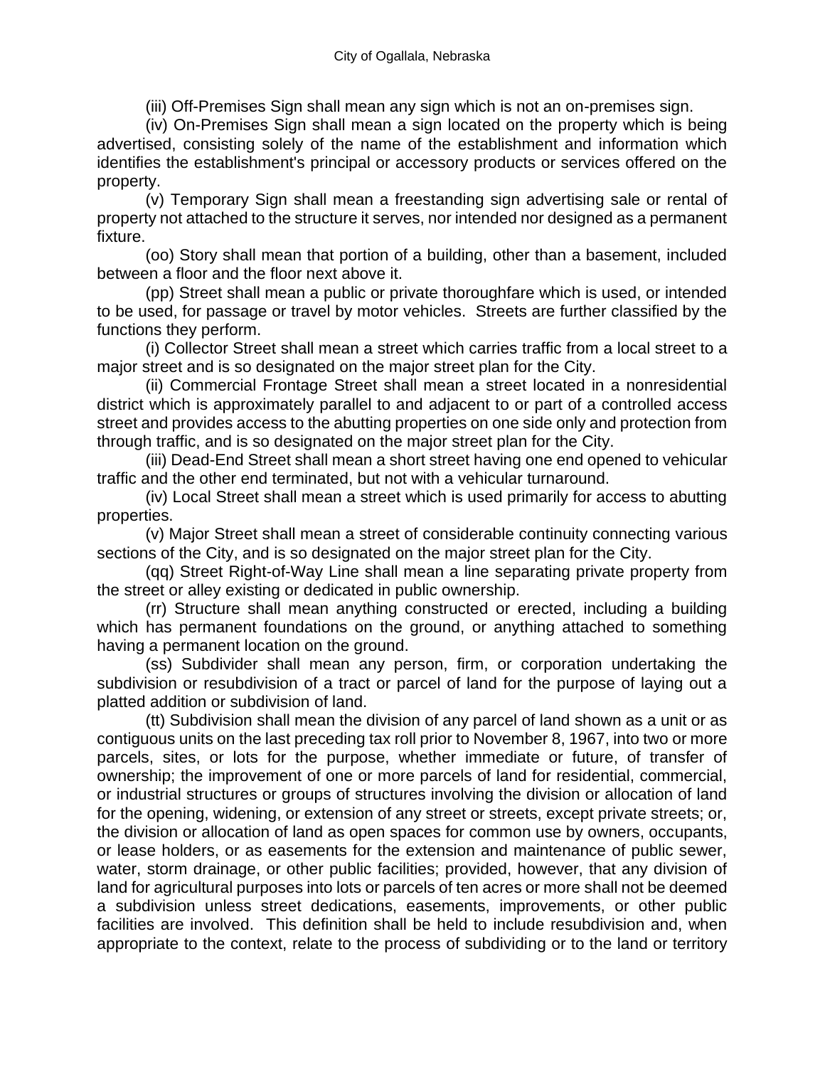(iii) Off-Premises Sign shall mean any sign which is not an on-premises sign.

(iv) On-Premises Sign shall mean a sign located on the property which is being advertised, consisting solely of the name of the establishment and information which identifies the establishment's principal or accessory products or services offered on the property.

(v) Temporary Sign shall mean a freestanding sign advertising sale or rental of property not attached to the structure it serves, nor intended nor designed as a permanent fixture.

(oo) Story shall mean that portion of a building, other than a basement, included between a floor and the floor next above it.

(pp) Street shall mean a public or private thoroughfare which is used, or intended to be used, for passage or travel by motor vehicles. Streets are further classified by the functions they perform.

(i) Collector Street shall mean a street which carries traffic from a local street to a major street and is so designated on the major street plan for the City.

(ii) Commercial Frontage Street shall mean a street located in a nonresidential district which is approximately parallel to and adjacent to or part of a controlled access street and provides access to the abutting properties on one side only and protection from through traffic, and is so designated on the major street plan for the City.

(iii) Dead-End Street shall mean a short street having one end opened to vehicular traffic and the other end terminated, but not with a vehicular turnaround.

(iv) Local Street shall mean a street which is used primarily for access to abutting properties.

(v) Major Street shall mean a street of considerable continuity connecting various sections of the City, and is so designated on the major street plan for the City.

(qq) Street Right-of-Way Line shall mean a line separating private property from the street or alley existing or dedicated in public ownership.

(rr) Structure shall mean anything constructed or erected, including a building which has permanent foundations on the ground, or anything attached to something having a permanent location on the ground.

(ss) Subdivider shall mean any person, firm, or corporation undertaking the subdivision or resubdivision of a tract or parcel of land for the purpose of laying out a platted addition or subdivision of land.

(tt) Subdivision shall mean the division of any parcel of land shown as a unit or as contiguous units on the last preceding tax roll prior to November 8, 1967, into two or more parcels, sites, or lots for the purpose, whether immediate or future, of transfer of ownership; the improvement of one or more parcels of land for residential, commercial, or industrial structures or groups of structures involving the division or allocation of land for the opening, widening, or extension of any street or streets, except private streets; or, the division or allocation of land as open spaces for common use by owners, occupants, or lease holders, or as easements for the extension and maintenance of public sewer, water, storm drainage, or other public facilities; provided, however, that any division of land for agricultural purposes into lots or parcels of ten acres or more shall not be deemed a subdivision unless street dedications, easements, improvements, or other public facilities are involved. This definition shall be held to include resubdivision and, when appropriate to the context, relate to the process of subdividing or to the land or territory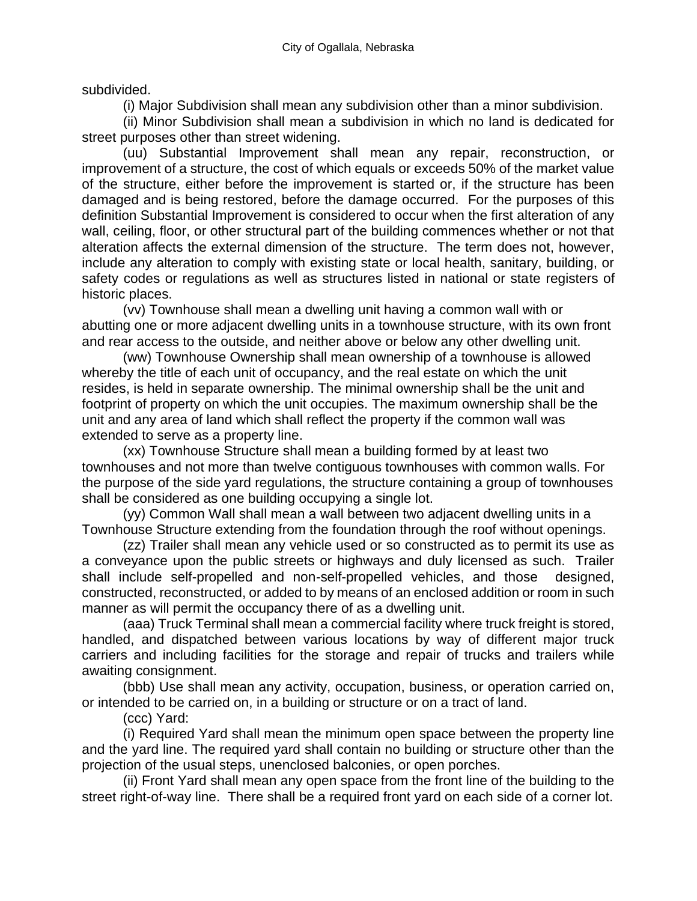subdivided.

(i) Major Subdivision shall mean any subdivision other than a minor subdivision.

(ii) Minor Subdivision shall mean a subdivision in which no land is dedicated for street purposes other than street widening.

(uu) Substantial Improvement shall mean any repair, reconstruction, or improvement of a structure, the cost of which equals or exceeds 50% of the market value of the structure, either before the improvement is started or, if the structure has been damaged and is being restored, before the damage occurred. For the purposes of this definition Substantial Improvement is considered to occur when the first alteration of any wall, ceiling, floor, or other structural part of the building commences whether or not that alteration affects the external dimension of the structure. The term does not, however, include any alteration to comply with existing state or local health, sanitary, building, or safety codes or regulations as well as structures listed in national or state registers of historic places.

(vv) Townhouse shall mean a dwelling unit having a common wall with or abutting one or more adjacent dwelling units in a townhouse structure, with its own front and rear access to the outside, and neither above or below any other dwelling unit.

(ww) Townhouse Ownership shall mean ownership of a townhouse is allowed whereby the title of each unit of occupancy, and the real estate on which the unit resides, is held in separate ownership. The minimal ownership shall be the unit and footprint of property on which the unit occupies. The maximum ownership shall be the unit and any area of land which shall reflect the property if the common wall was extended to serve as a property line.

(xx) Townhouse Structure shall mean a building formed by at least two townhouses and not more than twelve contiguous townhouses with common walls. For the purpose of the side yard regulations, the structure containing a group of townhouses shall be considered as one building occupying a single lot.

(yy) Common Wall shall mean a wall between two adjacent dwelling units in a Townhouse Structure extending from the foundation through the roof without openings.

(zz) Trailer shall mean any vehicle used or so constructed as to permit its use as a conveyance upon the public streets or highways and duly licensed as such. Trailer shall include self-propelled and non-self-propelled vehicles, and those designed, constructed, reconstructed, or added to by means of an enclosed addition or room in such manner as will permit the occupancy there of as a dwelling unit.

(aaa) Truck Terminal shall mean a commercial facility where truck freight is stored, handled, and dispatched between various locations by way of different major truck carriers and including facilities for the storage and repair of trucks and trailers while awaiting consignment.

(bbb) Use shall mean any activity, occupation, business, or operation carried on, or intended to be carried on, in a building or structure or on a tract of land.

(ccc) Yard:

(i) Required Yard shall mean the minimum open space between the property line and the yard line. The required yard shall contain no building or structure other than the projection of the usual steps, unenclosed balconies, or open porches.

(ii) Front Yard shall mean any open space from the front line of the building to the street right-of-way line. There shall be a required front yard on each side of a corner lot.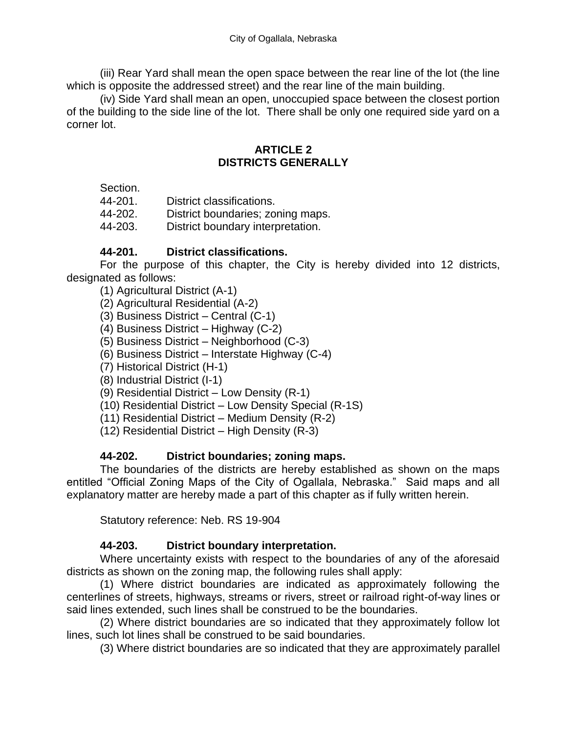(iii) Rear Yard shall mean the open space between the rear line of the lot (the line which is opposite the addressed street) and the rear line of the main building.

(iv) Side Yard shall mean an open, unoccupied space between the closest portion of the building to the side line of the lot. There shall be only one required side yard on a corner lot.

## ARTICLE 2
## DISTRICTS GENERALLY

Section.
44-201. District classifications.
44-202. District boundaries; zoning maps.
44-203. District boundary interpretation.

### 44-201. District classifications.

For the purpose of this chapter, the City is hereby divided into 12 districts, designated as follows:

(1) Agricultural District (A-1)
(2) Agricultural Residential (A-2)
(3) Business District – Central (C-1)
(4) Business District – Highway (C-2)
(5) Business District – Neighborhood (C-3)
(6) Business District – Interstate Highway (C-4)
(7) Historical District (H-1)
(8) Industrial District (I-1)
(9) Residential District – Low Density (R-1)
(10) Residential District – Low Density Special (R-1S)
(11) Residential District – Medium Density (R-2)
(12) Residential District – High Density (R-3)

### 44-202. District boundaries; zoning maps.

The boundaries of the districts are hereby established as shown on the maps entitled "Official Zoning Maps of the City of Ogallala, Nebraska." Said maps and all explanatory matter are hereby made a part of this chapter as if fully written herein.

Statutory reference: Neb. RS 19-904

### 44-203. District boundary interpretation.

Where uncertainty exists with respect to the boundaries of any of the aforesaid districts as shown on the zoning map, the following rules shall apply:

(1) Where district boundaries are indicated as approximately following the centerlines of streets, highways, streams or rivers, street or railroad right-of-way lines or said lines extended, such lines shall be construed to be the boundaries.

(2) Where district boundaries are so indicated that they approximately follow lot lines, such lot lines shall be construed to be said boundaries.

(3) Where district boundaries are so indicated that they are approximately parallel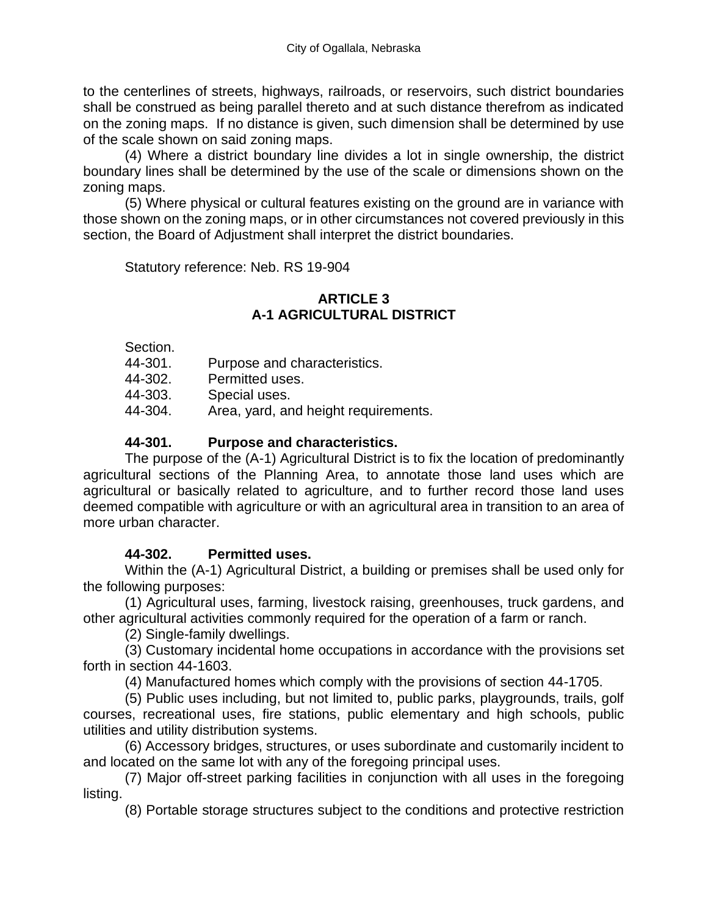to the centerlines of streets, highways, railroads, or reservoirs, such district boundaries shall be construed as being parallel thereto and at such distance therefrom as indicated on the zoning maps. If no distance is given, such dimension shall be determined by use of the scale shown on said zoning maps.

(4) Where a district boundary line divides a lot in single ownership, the district boundary lines shall be determined by the use of the scale or dimensions shown on the zoning maps.

(5) Where physical or cultural features existing on the ground are in variance with those shown on the zoning maps, or in other circumstances not covered previously in this section, the Board of Adjustment shall interpret the district boundaries.

Statutory reference: Neb. RS 19-904

## ARTICLE 3
## A-1 AGRICULTURAL DISTRICT

Section.
44-301. Purpose and characteristics.
44-302. Permitted uses.
44-303. Special uses.
44-304. Area, yard, and height requirements.

**44-301. Purpose and characteristics.**

The purpose of the (A-1) Agricultural District is to fix the location of predominantly agricultural sections of the Planning Area, to annotate those land uses which are agricultural or basically related to agriculture, and to further record those land uses deemed compatible with agriculture or with an agricultural area in transition to an area of more urban character.

**44-302. Permitted uses.**

Within the (A-1) Agricultural District, a building or premises shall be used only for the following purposes:

(1) Agricultural uses, farming, livestock raising, greenhouses, truck gardens, and other agricultural activities commonly required for the operation of a farm or ranch.

(2) Single-family dwellings.

(3) Customary incidental home occupations in accordance with the provisions set forth in section 44-1603.

(4) Manufactured homes which comply with the provisions of section 44-1705.

(5) Public uses including, but not limited to, public parks, playgrounds, trails, golf courses, recreational uses, fire stations, public elementary and high schools, public utilities and utility distribution systems.

(6) Accessory bridges, structures, or uses subordinate and customarily incident to and located on the same lot with any of the foregoing principal uses.

(7) Major off-street parking facilities in conjunction with all uses in the foregoing listing.

(8) Portable storage structures subject to the conditions and protective restriction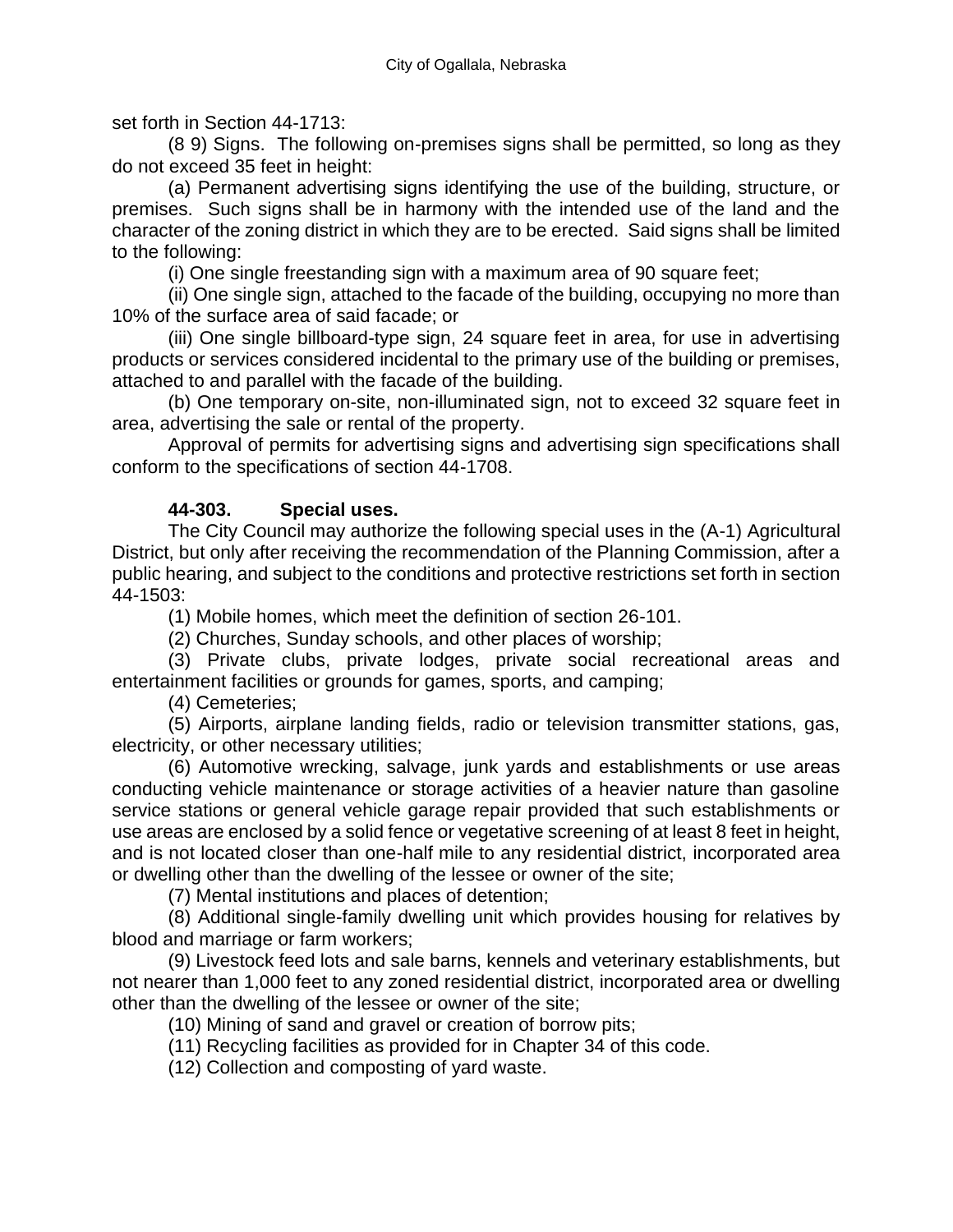set forth in Section 44-1713:

(8 9) Signs. The following on-premises signs shall be permitted, so long as they do not exceed 35 feet in height:

(a) Permanent advertising signs identifying the use of the building, structure, or premises. Such signs shall be in harmony with the intended use of the land and the character of the zoning district in which they are to be erected. Said signs shall be limited to the following:

(i) One single freestanding sign with a maximum area of 90 square feet;

(ii) One single sign, attached to the facade of the building, occupying no more than 10% of the surface area of said facade; or

(iii) One single billboard-type sign, 24 square feet in area, for use in advertising products or services considered incidental to the primary use of the building or premises, attached to and parallel with the facade of the building.

(b) One temporary on-site, non-illuminated sign, not to exceed 32 square feet in area, advertising the sale or rental of the property.

Approval of permits for advertising signs and advertising sign specifications shall conform to the specifications of section 44-1708.

**44-303. Special uses.**

The City Council may authorize the following special uses in the (A-1) Agricultural District, but only after receiving the recommendation of the Planning Commission, after a public hearing, and subject to the conditions and protective restrictions set forth in section 44-1503:

(1) Mobile homes, which meet the definition of section 26-101.

(2) Churches, Sunday schools, and other places of worship;

(3) Private clubs, private lodges, private social recreational areas and entertainment facilities or grounds for games, sports, and camping;

(4) Cemeteries;

(5) Airports, airplane landing fields, radio or television transmitter stations, gas, electricity, or other necessary utilities;

(6) Automotive wrecking, salvage, junk yards and establishments or use areas conducting vehicle maintenance or storage activities of a heavier nature than gasoline service stations or general vehicle garage repair provided that such establishments or use areas are enclosed by a solid fence or vegetative screening of at least 8 feet in height, and is not located closer than one-half mile to any residential district, incorporated area or dwelling other than the dwelling of the lessee or owner of the site;

(7) Mental institutions and places of detention;

(8) Additional single-family dwelling unit which provides housing for relatives by blood and marriage or farm workers;

(9) Livestock feed lots and sale barns, kennels and veterinary establishments, but not nearer than 1,000 feet to any zoned residential district, incorporated area or dwelling other than the dwelling of the lessee or owner of the site;

(10) Mining of sand and gravel or creation of borrow pits;

(11) Recycling facilities as provided for in Chapter 34 of this code.

(12) Collection and composting of yard waste.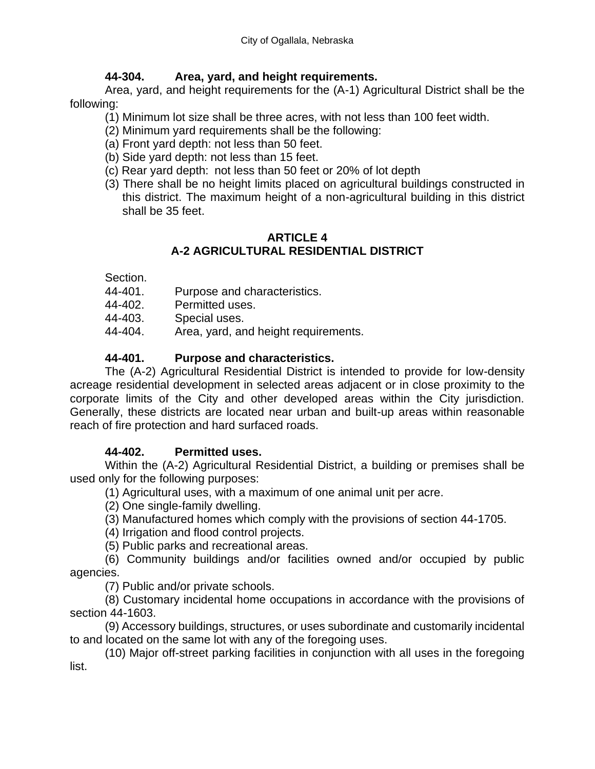**44-304. Area, yard, and height requirements.**

Area, yard, and height requirements for the (A-1) Agricultural District shall be the following:

(1) Minimum lot size shall be three acres, with not less than 100 feet width.

(2) Minimum yard requirements shall be the following:

(a) Front yard depth: not less than 50 feet.

(b) Side yard depth: not less than 15 feet.

(c) Rear yard depth: not less than 50 feet or 20% of lot depth

(3) There shall be no height limits placed on agricultural buildings constructed in this district. The maximum height of a non-agricultural building in this district shall be 35 feet.

## ARTICLE 4
## A-2 AGRICULTURAL RESIDENTIAL DISTRICT

Section.

44-401. Purpose and characteristics.
44-402. Permitted uses.
44-403. Special uses.
44-404. Area, yard, and height requirements.

**44-401. Purpose and characteristics.**

The (A-2) Agricultural Residential District is intended to provide for low-density acreage residential development in selected areas adjacent or in close proximity to the corporate limits of the City and other developed areas within the City jurisdiction. Generally, these districts are located near urban and built-up areas within reasonable reach of fire protection and hard surfaced roads.

**44-402. Permitted uses.**

Within the (A-2) Agricultural Residential District, a building or premises shall be used only for the following purposes:

(1) Agricultural uses, with a maximum of one animal unit per acre.

(2) One single-family dwelling.

(3) Manufactured homes which comply with the provisions of section 44-1705.

(4) Irrigation and flood control projects.

(5) Public parks and recreational areas.

(6) Community buildings and/or facilities owned and/or occupied by public agencies.

(7) Public and/or private schools.

(8) Customary incidental home occupations in accordance with the provisions of section 44-1603.

(9) Accessory buildings, structures, or uses subordinate and customarily incidental to and located on the same lot with any of the foregoing uses.

(10) Major off-street parking facilities in conjunction with all uses in the foregoing list.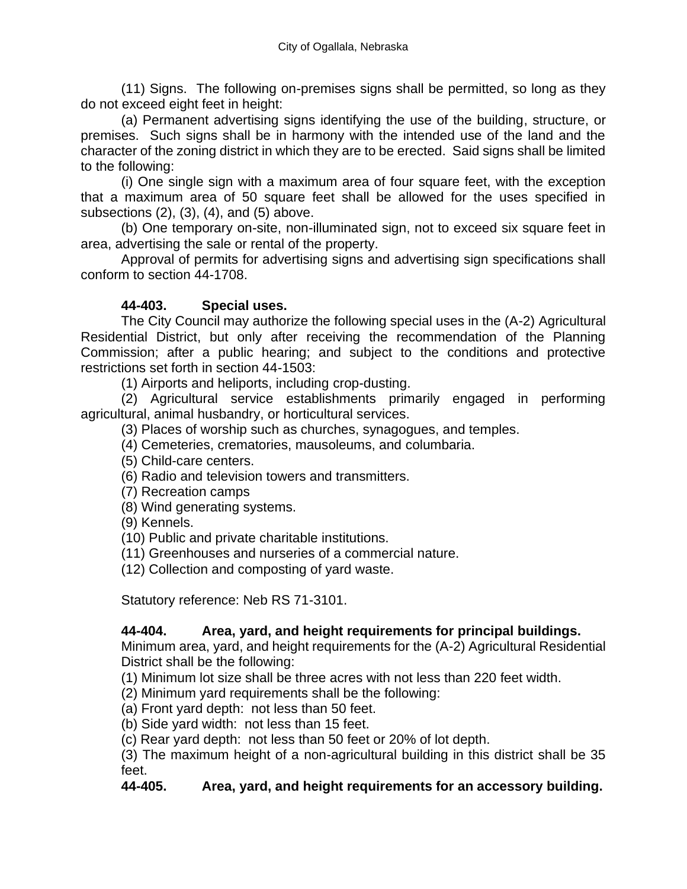(11) Signs. The following on-premises signs shall be permitted, so long as they do not exceed eight feet in height:

(a) Permanent advertising signs identifying the use of the building, structure, or premises. Such signs shall be in harmony with the intended use of the land and the character of the zoning district in which they are to be erected. Said signs shall be limited to the following:

(i) One single sign with a maximum area of four square feet, with the exception that a maximum area of 50 square feet shall be allowed for the uses specified in subsections (2), (3), (4), and (5) above.

(b) One temporary on-site, non-illuminated sign, not to exceed six square feet in area, advertising the sale or rental of the property.

Approval of permits for advertising signs and advertising sign specifications shall conform to section 44-1708.

**44-403. Special uses.**

The City Council may authorize the following special uses in the (A-2) Agricultural Residential District, but only after receiving the recommendation of the Planning Commission; after a public hearing; and subject to the conditions and protective restrictions set forth in section 44-1503:

(1) Airports and heliports, including crop-dusting.

(2) Agricultural service establishments primarily engaged in performing agricultural, animal husbandry, or horticultural services.

(3) Places of worship such as churches, synagogues, and temples.

(4) Cemeteries, crematories, mausoleums, and columbaria.

(5) Child-care centers.

(6) Radio and television towers and transmitters.

(7) Recreation camps

(8) Wind generating systems.

(9) Kennels.

(10) Public and private charitable institutions.

(11) Greenhouses and nurseries of a commercial nature.

(12) Collection and composting of yard waste.

Statutory reference: Neb RS 71-3101.

**44-404. Area, yard, and height requirements for principal buildings.**

Minimum area, yard, and height requirements for the (A-2) Agricultural Residential District shall be the following:

(1) Minimum lot size shall be three acres with not less than 220 feet width.

(2) Minimum yard requirements shall be the following:

(a) Front yard depth: not less than 50 feet.

(b) Side yard width: not less than 15 feet.

(c) Rear yard depth: not less than 50 feet or 20% of lot depth.

(3) The maximum height of a non-agricultural building in this district shall be 35 feet.

**44-405. Area, yard, and height requirements for an accessory building.**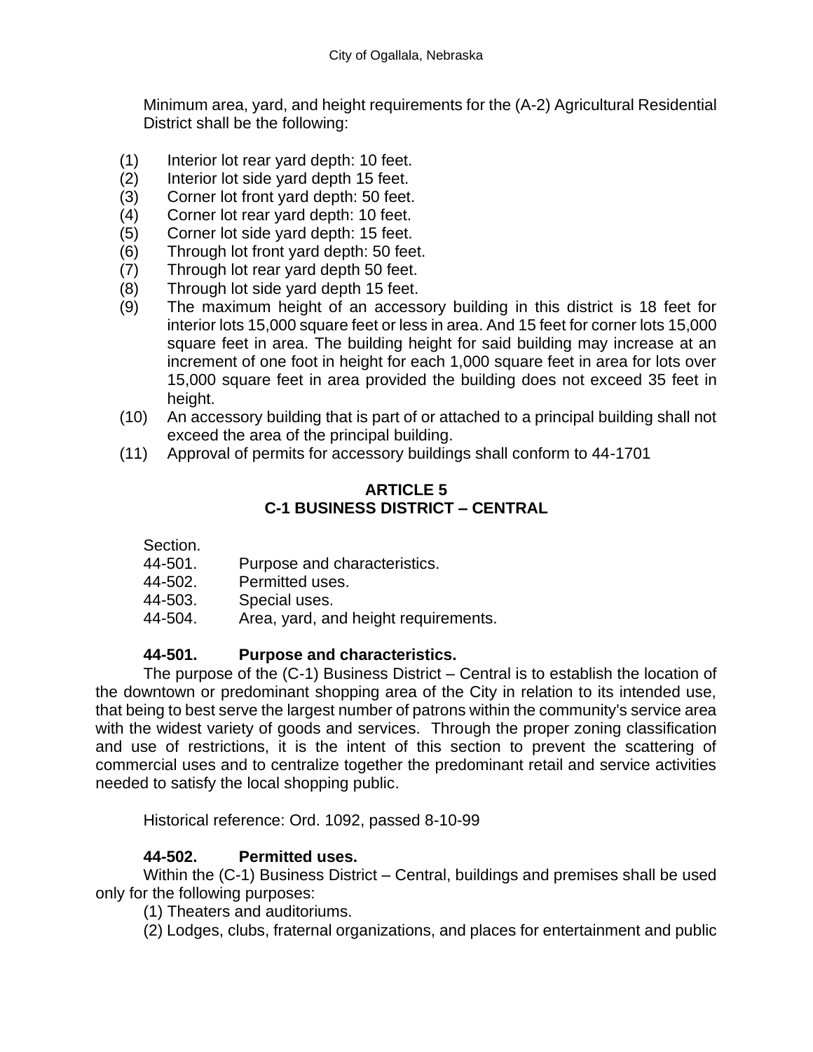Minimum area, yard, and height requirements for the (A-2) Agricultural Residential District shall be the following:

(1) Interior lot rear yard depth: 10 feet.
(2) Interior lot side yard depth 15 feet.
(3) Corner lot front yard depth: 50 feet.
(4) Corner lot rear yard depth: 10 feet.
(5) Corner lot side yard depth: 15 feet.
(6) Through lot front yard depth: 50 feet.
(7) Through lot rear yard depth 50 feet.
(8) Through lot side yard depth 15 feet.
(9) The maximum height of an accessory building in this district is 18 feet for interior lots 15,000 square feet or less in area. And 15 feet for corner lots 15,000 square feet in area. The building height for said building may increase at an increment of one foot in height for each 1,000 square feet in area for lots over 15,000 square feet in area provided the building does not exceed 35 feet in height.
(10) An accessory building that is part of or attached to a principal building shall not exceed the area of the principal building.
(11) Approval of permits for accessory buildings shall conform to 44-1701

## ARTICLE 5
## C-1 BUSINESS DISTRICT – CENTRAL

Section.

44-501. Purpose and characteristics.
44-502. Permitted uses.
44-503. Special uses.
44-504. Area, yard, and height requirements.

### 44-501. Purpose and characteristics.

The purpose of the (C-1) Business District – Central is to establish the location of the downtown or predominant shopping area of the City in relation to its intended use, that being to best serve the largest number of patrons within the community's service area with the widest variety of goods and services. Through the proper zoning classification and use of restrictions, it is the intent of this section to prevent the scattering of commercial uses and to centralize together the predominant retail and service activities needed to satisfy the local shopping public.

Historical reference: Ord. 1092, passed 8-10-99

### 44-502. Permitted uses.

Within the (C-1) Business District – Central, buildings and premises shall be used only for the following purposes:

(1) Theaters and auditoriums.
(2) Lodges, clubs, fraternal organizations, and places for entertainment and public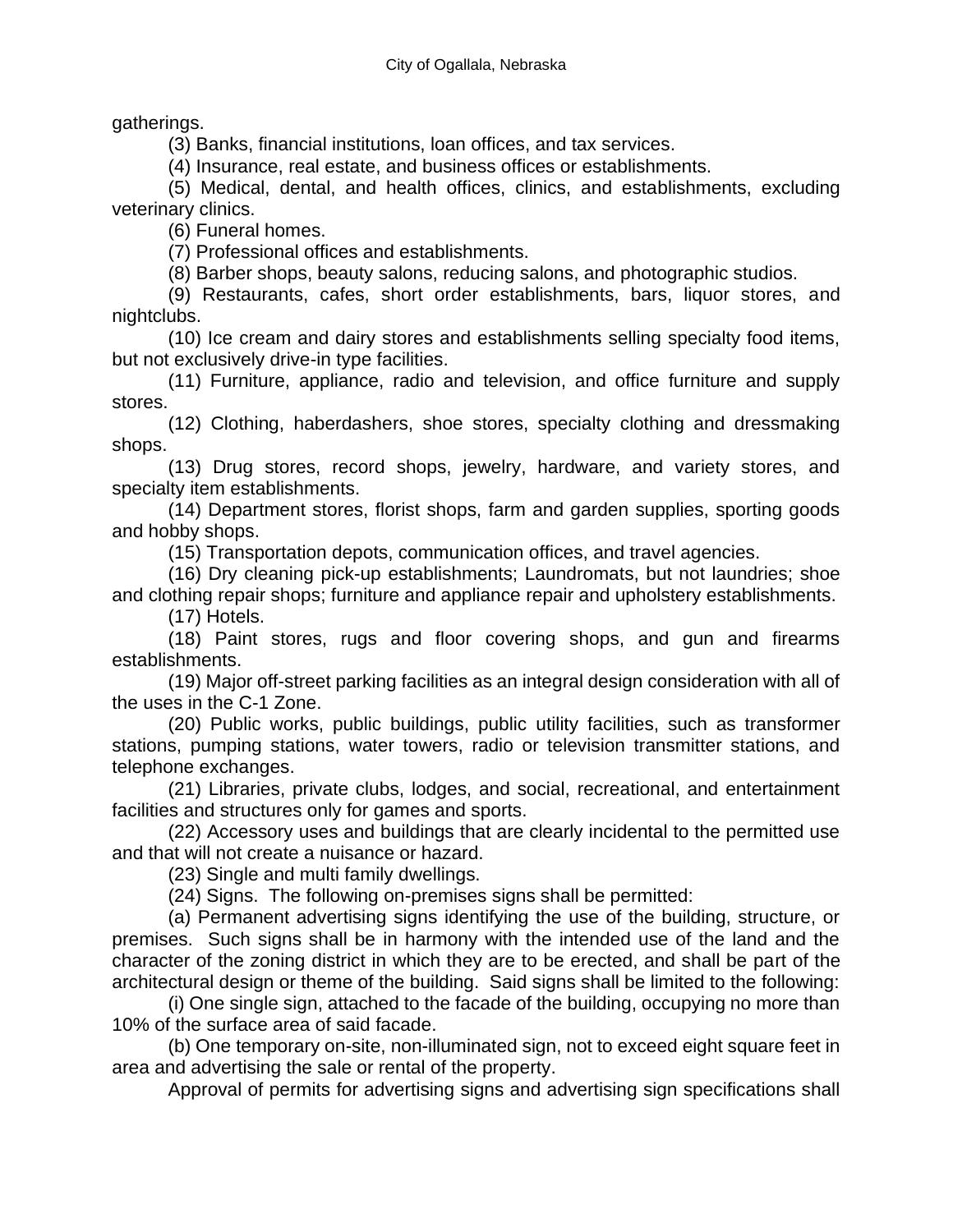gatherings.

(3) Banks, financial institutions, loan offices, and tax services.

(4) Insurance, real estate, and business offices or establishments.

(5) Medical, dental, and health offices, clinics, and establishments, excluding veterinary clinics.

(6) Funeral homes.

(7) Professional offices and establishments.

(8) Barber shops, beauty salons, reducing salons, and photographic studios.

(9) Restaurants, cafes, short order establishments, bars, liquor stores, and nightclubs.

(10) Ice cream and dairy stores and establishments selling specialty food items, but not exclusively drive-in type facilities.

(11) Furniture, appliance, radio and television, and office furniture and supply stores.

(12) Clothing, haberdashers, shoe stores, specialty clothing and dressmaking shops.

(13) Drug stores, record shops, jewelry, hardware, and variety stores, and specialty item establishments.

(14) Department stores, florist shops, farm and garden supplies, sporting goods and hobby shops.

(15) Transportation depots, communication offices, and travel agencies.

(16) Dry cleaning pick-up establishments; Laundromats, but not laundries; shoe and clothing repair shops; furniture and appliance repair and upholstery establishments.

(17) Hotels.

(18) Paint stores, rugs and floor covering shops, and gun and firearms establishments.

(19) Major off-street parking facilities as an integral design consideration with all of the uses in the C-1 Zone.

(20) Public works, public buildings, public utility facilities, such as transformer stations, pumping stations, water towers, radio or television transmitter stations, and telephone exchanges.

(21) Libraries, private clubs, lodges, and social, recreational, and entertainment facilities and structures only for games and sports.

(22) Accessory uses and buildings that are clearly incidental to the permitted use and that will not create a nuisance or hazard.

(23) Single and multi family dwellings.

(24) Signs. The following on-premises signs shall be permitted:

(a) Permanent advertising signs identifying the use of the building, structure, or premises. Such signs shall be in harmony with the intended use of the land and the character of the zoning district in which they are to be erected, and shall be part of the architectural design or theme of the building. Said signs shall be limited to the following:

(i) One single sign, attached to the facade of the building, occupying no more than 10% of the surface area of said facade.

(b) One temporary on-site, non-illuminated sign, not to exceed eight square feet in area and advertising the sale or rental of the property.

Approval of permits for advertising signs and advertising sign specifications shall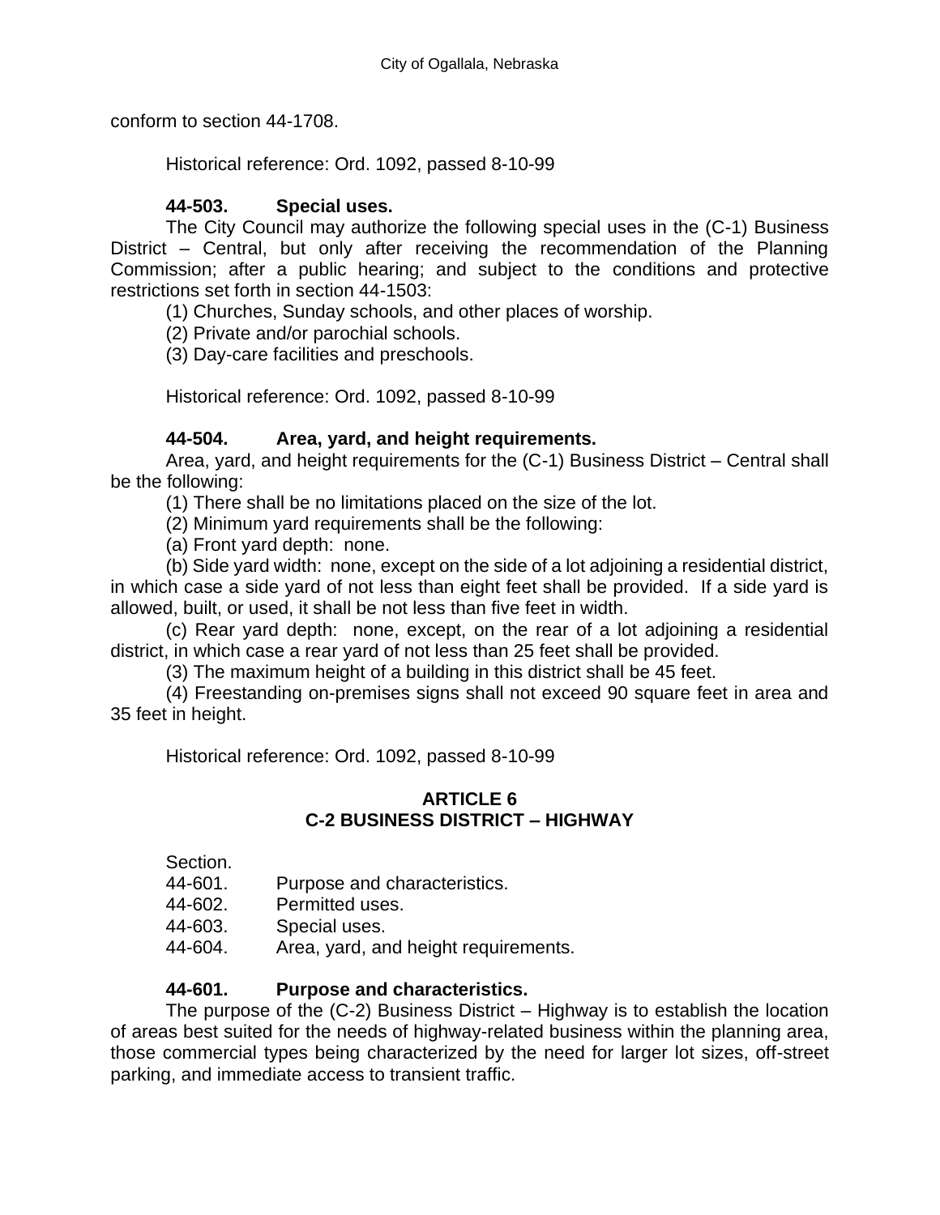conform to section 44-1708.

Historical reference: Ord. 1092, passed 8-10-99

**44-503. Special uses.**

The City Council may authorize the following special uses in the (C-1) Business District – Central, but only after receiving the recommendation of the Planning Commission; after a public hearing; and subject to the conditions and protective restrictions set forth in section 44-1503:

(1) Churches, Sunday schools, and other places of worship.

(2) Private and/or parochial schools.

(3) Day-care facilities and preschools.

Historical reference: Ord. 1092, passed 8-10-99

**44-504. Area, yard, and height requirements.**

Area, yard, and height requirements for the (C-1) Business District – Central shall be the following:

(1) There shall be no limitations placed on the size of the lot.

(2) Minimum yard requirements shall be the following:

(a) Front yard depth: none.

(b) Side yard width: none, except on the side of a lot adjoining a residential district, in which case a side yard of not less than eight feet shall be provided. If a side yard is allowed, built, or used, it shall be not less than five feet in width.

(c) Rear yard depth: none, except, on the rear of a lot adjoining a residential district, in which case a rear yard of not less than 25 feet shall be provided.

(3) The maximum height of a building in this district shall be 45 feet.

(4) Freestanding on-premises signs shall not exceed 90 square feet in area and 35 feet in height.

Historical reference: Ord. 1092, passed 8-10-99

## ARTICLE 6
## C-2 BUSINESS DISTRICT – HIGHWAY

Section.

44-601. Purpose and characteristics.

44-602. Permitted uses.

44-603. Special uses.

44-604. Area, yard, and height requirements.

**44-601. Purpose and characteristics.**

The purpose of the (C-2) Business District – Highway is to establish the location of areas best suited for the needs of highway-related business within the planning area, those commercial types being characterized by the need for larger lot sizes, off-street parking, and immediate access to transient traffic.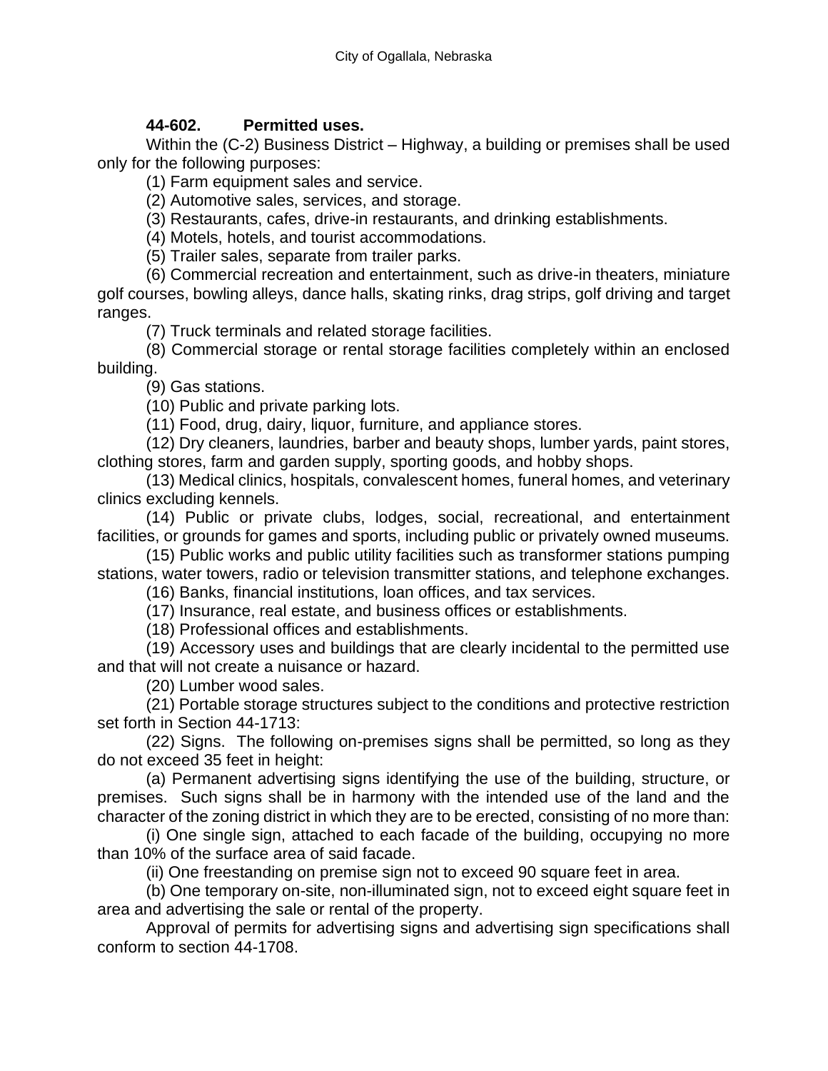**44-602. Permitted uses.**

Within the (C-2) Business District – Highway, a building or premises shall be used only for the following purposes:

(1) Farm equipment sales and service.

(2) Automotive sales, services, and storage.

(3) Restaurants, cafes, drive-in restaurants, and drinking establishments.

(4) Motels, hotels, and tourist accommodations.

(5) Trailer sales, separate from trailer parks.

(6) Commercial recreation and entertainment, such as drive-in theaters, miniature golf courses, bowling alleys, dance halls, skating rinks, drag strips, golf driving and target ranges.

(7) Truck terminals and related storage facilities.

(8) Commercial storage or rental storage facilities completely within an enclosed building.

(9) Gas stations.

(10) Public and private parking lots.

(11) Food, drug, dairy, liquor, furniture, and appliance stores.

(12) Dry cleaners, laundries, barber and beauty shops, lumber yards, paint stores, clothing stores, farm and garden supply, sporting goods, and hobby shops.

(13) Medical clinics, hospitals, convalescent homes, funeral homes, and veterinary clinics excluding kennels.

(14) Public or private clubs, lodges, social, recreational, and entertainment facilities, or grounds for games and sports, including public or privately owned museums.

(15) Public works and public utility facilities such as transformer stations pumping stations, water towers, radio or television transmitter stations, and telephone exchanges.

(16) Banks, financial institutions, loan offices, and tax services.

(17) Insurance, real estate, and business offices or establishments.

(18) Professional offices and establishments.

(19) Accessory uses and buildings that are clearly incidental to the permitted use and that will not create a nuisance or hazard.

(20) Lumber wood sales.

(21) Portable storage structures subject to the conditions and protective restriction set forth in Section 44-1713:

(22) Signs. The following on-premises signs shall be permitted, so long as they do not exceed 35 feet in height:

(a) Permanent advertising signs identifying the use of the building, structure, or premises. Such signs shall be in harmony with the intended use of the land and the character of the zoning district in which they are to be erected, consisting of no more than:

(i) One single sign, attached to each facade of the building, occupying no more than 10% of the surface area of said facade.

(ii) One freestanding on premise sign not to exceed 90 square feet in area.

(b) One temporary on-site, non-illuminated sign, not to exceed eight square feet in area and advertising the sale or rental of the property.

Approval of permits for advertising signs and advertising sign specifications shall conform to section 44-1708.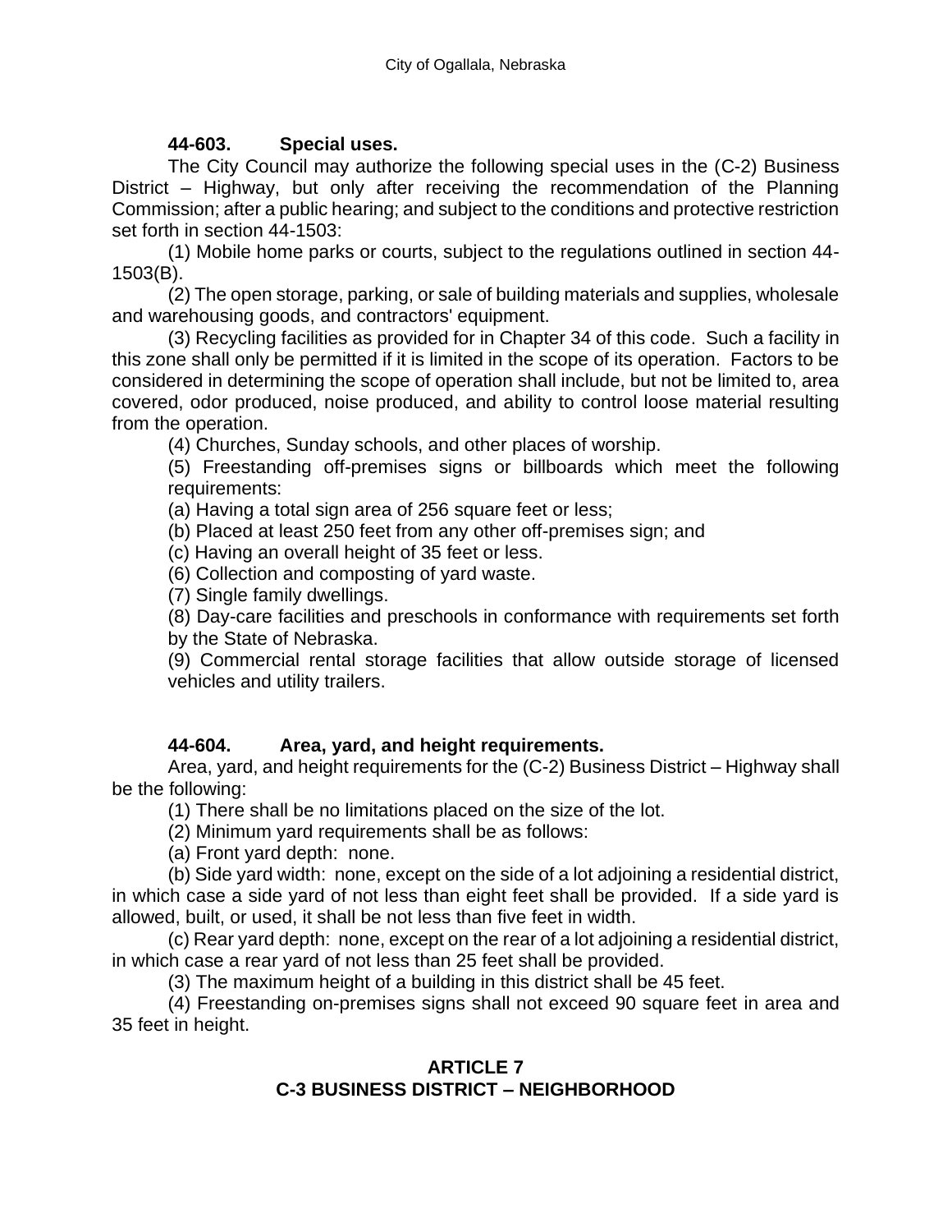**44-603. Special uses.**

The City Council may authorize the following special uses in the (C-2) Business District – Highway, but only after receiving the recommendation of the Planning Commission; after a public hearing; and subject to the conditions and protective restriction set forth in section 44-1503:

(1) Mobile home parks or courts, subject to the regulations outlined in section 44-1503(B).

(2) The open storage, parking, or sale of building materials and supplies, wholesale and warehousing goods, and contractors' equipment.

(3) Recycling facilities as provided for in Chapter 34 of this code. Such a facility in this zone shall only be permitted if it is limited in the scope of its operation. Factors to be considered in determining the scope of operation shall include, but not be limited to, area covered, odor produced, noise produced, and ability to control loose material resulting from the operation.

(4) Churches, Sunday schools, and other places of worship.

(5) Freestanding off-premises signs or billboards which meet the following requirements:

(a) Having a total sign area of 256 square feet or less;

(b) Placed at least 250 feet from any other off-premises sign; and

(c) Having an overall height of 35 feet or less.

(6) Collection and composting of yard waste.

(7) Single family dwellings.

(8) Day-care facilities and preschools in conformance with requirements set forth by the State of Nebraska.

(9) Commercial rental storage facilities that allow outside storage of licensed vehicles and utility trailers.

**44-604. Area, yard, and height requirements.**

Area, yard, and height requirements for the (C-2) Business District – Highway shall be the following:

(1) There shall be no limitations placed on the size of the lot.

(2) Minimum yard requirements shall be as follows:

(a) Front yard depth: none.

(b) Side yard width: none, except on the side of a lot adjoining a residential district, in which case a side yard of not less than eight feet shall be provided. If a side yard is allowed, built, or used, it shall be not less than five feet in width.

(c) Rear yard depth: none, except on the rear of a lot adjoining a residential district, in which case a rear yard of not less than 25 feet shall be provided.

(3) The maximum height of a building in this district shall be 45 feet.

(4) Freestanding on-premises signs shall not exceed 90 square feet in area and 35 feet in height.

## ARTICLE 7
## C-3 BUSINESS DISTRICT – NEIGHBORHOOD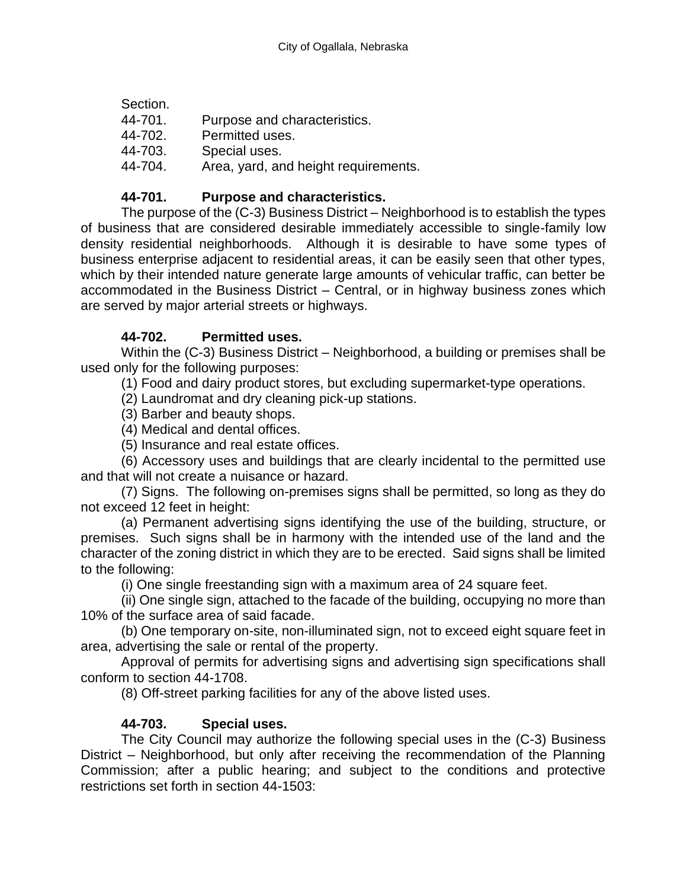Section.
44-701. Purpose and characteristics.
44-702. Permitted uses.
44-703. Special uses.
44-704. Area, yard, and height requirements.

**44-701. Purpose and characteristics.**

The purpose of the (C-3) Business District – Neighborhood is to establish the types of business that are considered desirable immediately accessible to single-family low density residential neighborhoods. Although it is desirable to have some types of business enterprise adjacent to residential areas, it can be easily seen that other types, which by their intended nature generate large amounts of vehicular traffic, can better be accommodated in the Business District – Central, or in highway business zones which are served by major arterial streets or highways.

**44-702. Permitted uses.**

Within the (C-3) Business District – Neighborhood, a building or premises shall be used only for the following purposes:

(1) Food and dairy product stores, but excluding supermarket-type operations.

(2) Laundromat and dry cleaning pick-up stations.

(3) Barber and beauty shops.

(4) Medical and dental offices.

(5) Insurance and real estate offices.

(6) Accessory uses and buildings that are clearly incidental to the permitted use and that will not create a nuisance or hazard.

(7) Signs. The following on-premises signs shall be permitted, so long as they do not exceed 12 feet in height:

(a) Permanent advertising signs identifying the use of the building, structure, or premises. Such signs shall be in harmony with the intended use of the land and the character of the zoning district in which they are to be erected. Said signs shall be limited to the following:

(i) One single freestanding sign with a maximum area of 24 square feet.

(ii) One single sign, attached to the facade of the building, occupying no more than 10% of the surface area of said facade.

(b) One temporary on-site, non-illuminated sign, not to exceed eight square feet in area, advertising the sale or rental of the property.

Approval of permits for advertising signs and advertising sign specifications shall conform to section 44-1708.

(8) Off-street parking facilities for any of the above listed uses.

**44-703. Special uses.**

The City Council may authorize the following special uses in the (C-3) Business District – Neighborhood, but only after receiving the recommendation of the Planning Commission; after a public hearing; and subject to the conditions and protective restrictions set forth in section 44-1503: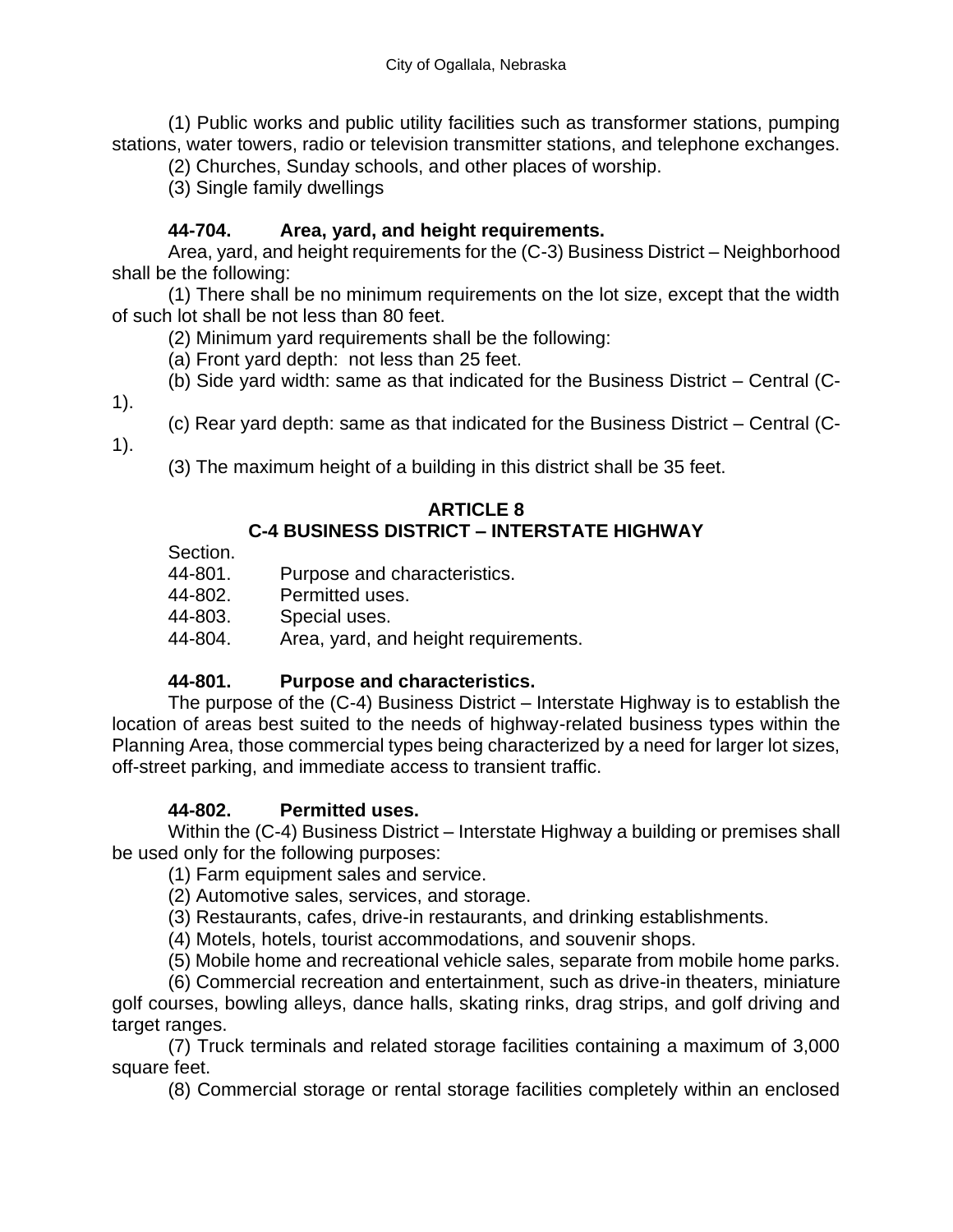(1) Public works and public utility facilities such as transformer stations, pumping stations, water towers, radio or television transmitter stations, and telephone exchanges.

(2) Churches, Sunday schools, and other places of worship.

(3) Single family dwellings

### 44-704. Area, yard, and height requirements.

Area, yard, and height requirements for the (C-3) Business District – Neighborhood shall be the following:

(1) There shall be no minimum requirements on the lot size, except that the width of such lot shall be not less than 80 feet.

(2) Minimum yard requirements shall be the following:

(a) Front yard depth: not less than 25 feet.

(b) Side yard width: same as that indicated for the Business District – Central (C-1).

(c) Rear yard depth: same as that indicated for the Business District – Central (C-1).

(3) The maximum height of a building in this district shall be 35 feet.

## ARTICLE 8
## C-4 BUSINESS DISTRICT – INTERSTATE HIGHWAY

Section.
44-801. Purpose and characteristics.
44-802. Permitted uses.
44-803. Special uses.
44-804. Area, yard, and height requirements.

### 44-801. Purpose and characteristics.

The purpose of the (C-4) Business District – Interstate Highway is to establish the location of areas best suited to the needs of highway-related business types within the Planning Area, those commercial types being characterized by a need for larger lot sizes, off-street parking, and immediate access to transient traffic.

### 44-802. Permitted uses.

Within the (C-4) Business District – Interstate Highway a building or premises shall be used only for the following purposes:

(1) Farm equipment sales and service.

(2) Automotive sales, services, and storage.

(3) Restaurants, cafes, drive-in restaurants, and drinking establishments.

(4) Motels, hotels, tourist accommodations, and souvenir shops.

(5) Mobile home and recreational vehicle sales, separate from mobile home parks.

(6) Commercial recreation and entertainment, such as drive-in theaters, miniature golf courses, bowling alleys, dance halls, skating rinks, drag strips, and golf driving and target ranges.

(7) Truck terminals and related storage facilities containing a maximum of 3,000 square feet.

(8) Commercial storage or rental storage facilities completely within an enclosed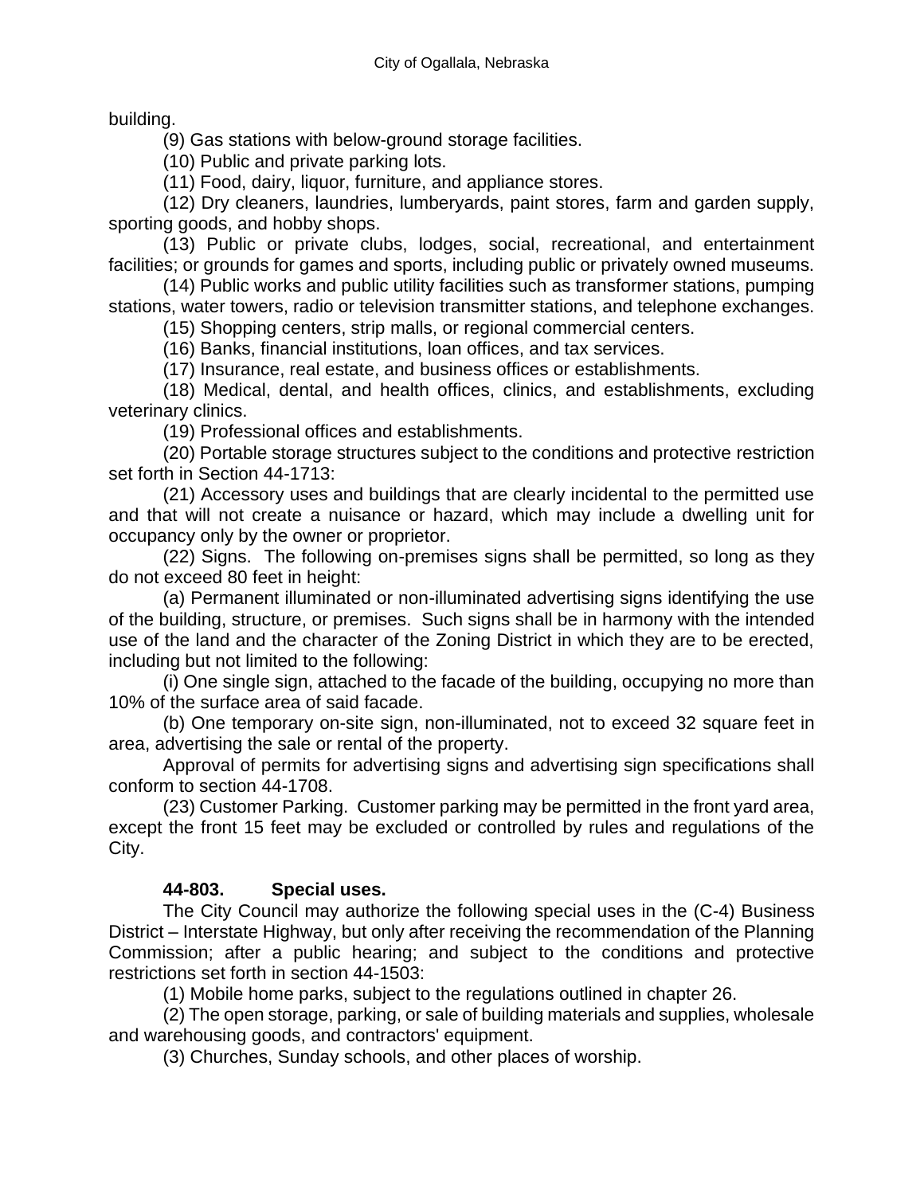building.

(9) Gas stations with below-ground storage facilities.

(10) Public and private parking lots.

(11) Food, dairy, liquor, furniture, and appliance stores.

(12) Dry cleaners, laundries, lumberyards, paint stores, farm and garden supply, sporting goods, and hobby shops.

(13) Public or private clubs, lodges, social, recreational, and entertainment facilities; or grounds for games and sports, including public or privately owned museums.

(14) Public works and public utility facilities such as transformer stations, pumping stations, water towers, radio or television transmitter stations, and telephone exchanges.

(15) Shopping centers, strip malls, or regional commercial centers.

(16) Banks, financial institutions, loan offices, and tax services.

(17) Insurance, real estate, and business offices or establishments.

(18) Medical, dental, and health offices, clinics, and establishments, excluding veterinary clinics.

(19) Professional offices and establishments.

(20) Portable storage structures subject to the conditions and protective restriction set forth in Section 44-1713:

(21) Accessory uses and buildings that are clearly incidental to the permitted use and that will not create a nuisance or hazard, which may include a dwelling unit for occupancy only by the owner or proprietor.

(22) Signs. The following on-premises signs shall be permitted, so long as they do not exceed 80 feet in height:

(a) Permanent illuminated or non-illuminated advertising signs identifying the use of the building, structure, or premises. Such signs shall be in harmony with the intended use of the land and the character of the Zoning District in which they are to be erected, including but not limited to the following:

(i) One single sign, attached to the facade of the building, occupying no more than 10% of the surface area of said facade.

(b) One temporary on-site sign, non-illuminated, not to exceed 32 square feet in area, advertising the sale or rental of the property.

Approval of permits for advertising signs and advertising sign specifications shall conform to section 44-1708.

(23) Customer Parking. Customer parking may be permitted in the front yard area, except the front 15 feet may be excluded or controlled by rules and regulations of the City.

### 44-803. Special uses.

The City Council may authorize the following special uses in the (C-4) Business District – Interstate Highway, but only after receiving the recommendation of the Planning Commission; after a public hearing; and subject to the conditions and protective restrictions set forth in section 44-1503:

(1) Mobile home parks, subject to the regulations outlined in chapter 26.

(2) The open storage, parking, or sale of building materials and supplies, wholesale and warehousing goods, and contractors' equipment.

(3) Churches, Sunday schools, and other places of worship.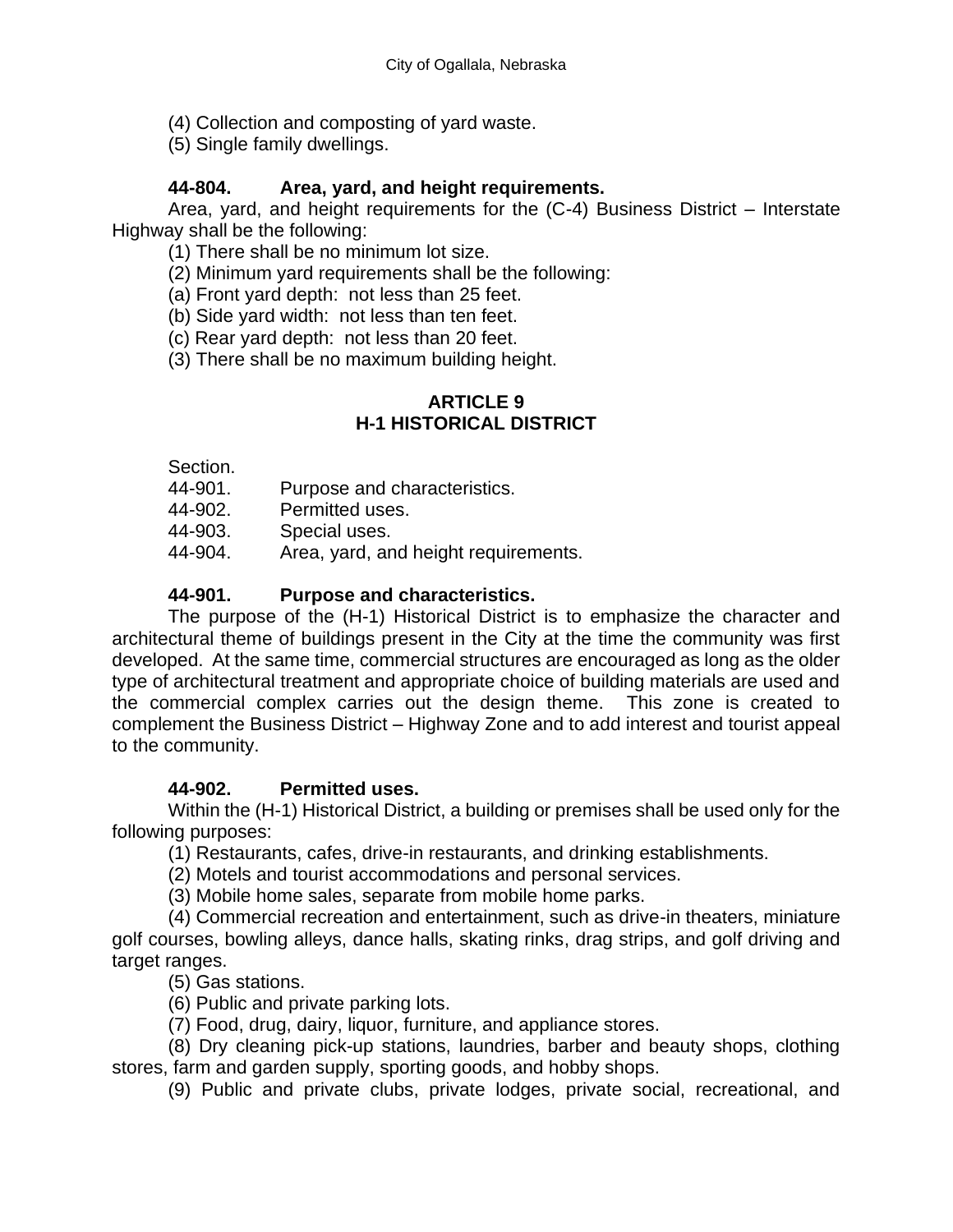(4) Collection and composting of yard waste.
(5) Single family dwellings.

**44-804. Area, yard, and height requirements.**

Area, yard, and height requirements for the (C-4) Business District – Interstate Highway shall be the following:

(1) There shall be no minimum lot size.
(2) Minimum yard requirements shall be the following:
(a) Front yard depth: not less than 25 feet.
(b) Side yard width: not less than ten feet.
(c) Rear yard depth: not less than 20 feet.
(3) There shall be no maximum building height.

## ARTICLE 9
## H-1 HISTORICAL DISTRICT

Section.
44-901. Purpose and characteristics.
44-902. Permitted uses.
44-903. Special uses.
44-904. Area, yard, and height requirements.

**44-901. Purpose and characteristics.**

The purpose of the (H-1) Historical District is to emphasize the character and architectural theme of buildings present in the City at the time the community was first developed. At the same time, commercial structures are encouraged as long as the older type of architectural treatment and appropriate choice of building materials are used and the commercial complex carries out the design theme. This zone is created to complement the Business District – Highway Zone and to add interest and tourist appeal to the community.

**44-902. Permitted uses.**

Within the (H-1) Historical District, a building or premises shall be used only for the following purposes:

(1) Restaurants, cafes, drive-in restaurants, and drinking establishments.
(2) Motels and tourist accommodations and personal services.
(3) Mobile home sales, separate from mobile home parks.
(4) Commercial recreation and entertainment, such as drive-in theaters, miniature golf courses, bowling alleys, dance halls, skating rinks, drag strips, and golf driving and target ranges.
(5) Gas stations.
(6) Public and private parking lots.
(7) Food, drug, dairy, liquor, furniture, and appliance stores.
(8) Dry cleaning pick-up stations, laundries, barber and beauty shops, clothing stores, farm and garden supply, sporting goods, and hobby shops.
(9) Public and private clubs, private lodges, private social, recreational, and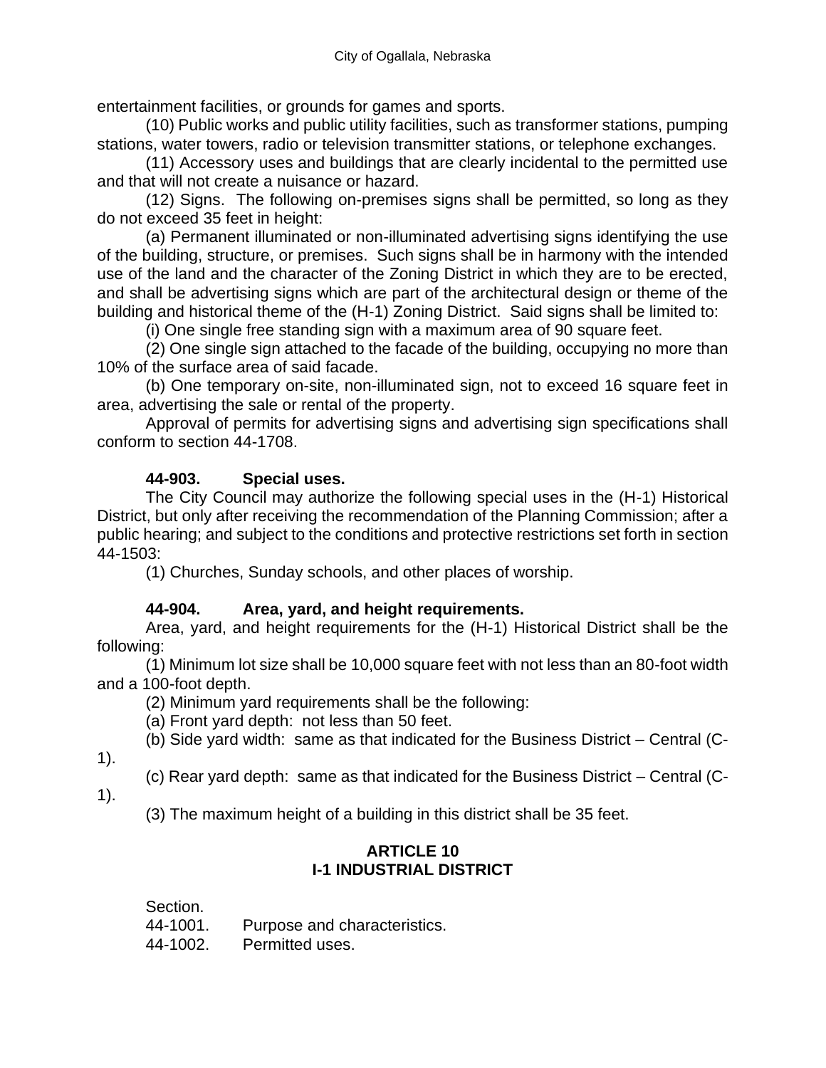entertainment facilities, or grounds for games and sports.

(10) Public works and public utility facilities, such as transformer stations, pumping stations, water towers, radio or television transmitter stations, or telephone exchanges.

(11) Accessory uses and buildings that are clearly incidental to the permitted use and that will not create a nuisance or hazard.

(12) Signs. The following on-premises signs shall be permitted, so long as they do not exceed 35 feet in height:

(a) Permanent illuminated or non-illuminated advertising signs identifying the use of the building, structure, or premises. Such signs shall be in harmony with the intended use of the land and the character of the Zoning District in which they are to be erected, and shall be advertising signs which are part of the architectural design or theme of the building and historical theme of the (H-1) Zoning District. Said signs shall be limited to:

(i) One single free standing sign with a maximum area of 90 square feet.

(2) One single sign attached to the facade of the building, occupying no more than 10% of the surface area of said facade.

(b) One temporary on-site, non-illuminated sign, not to exceed 16 square feet in area, advertising the sale or rental of the property.

Approval of permits for advertising signs and advertising sign specifications shall conform to section 44-1708.

### 44-903. Special uses.

The City Council may authorize the following special uses in the (H-1) Historical District, but only after receiving the recommendation of the Planning Commission; after a public hearing; and subject to the conditions and protective restrictions set forth in section 44-1503:

(1) Churches, Sunday schools, and other places of worship.

### 44-904. Area, yard, and height requirements.

Area, yard, and height requirements for the (H-1) Historical District shall be the following:

(1) Minimum lot size shall be 10,000 square feet with not less than an 80-foot width and a 100-foot depth.

(2) Minimum yard requirements shall be the following:

(a) Front yard depth: not less than 50 feet.

(b) Side yard width: same as that indicated for the Business District – Central (C-1).

(c) Rear yard depth: same as that indicated for the Business District – Central (C-1).

(3) The maximum height of a building in this district shall be 35 feet.

## ARTICLE 10
## I-1 INDUSTRIAL DISTRICT

Section.
44-1001. Purpose and characteristics.
44-1002. Permitted uses.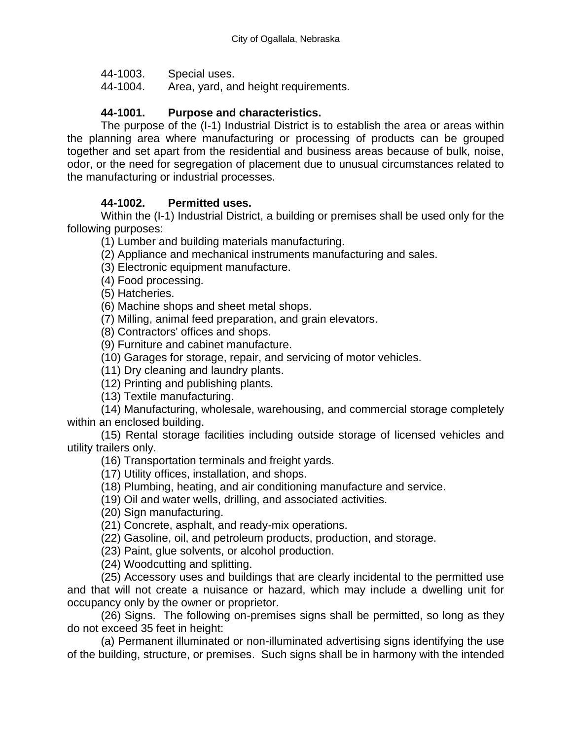44-1003. Special uses.
44-1004. Area, yard, and height requirements.

### 44-1001. Purpose and characteristics.

The purpose of the (I-1) Industrial District is to establish the area or areas within the planning area where manufacturing or processing of products can be grouped together and set apart from the residential and business areas because of bulk, noise, odor, or the need for segregation of placement due to unusual circumstances related to the manufacturing or industrial processes.

### 44-1002. Permitted uses.

Within the (I-1) Industrial District, a building or premises shall be used only for the following purposes:

(1) Lumber and building materials manufacturing.

(2) Appliance and mechanical instruments manufacturing and sales.

(3) Electronic equipment manufacture.

(4) Food processing.

(5) Hatcheries.

(6) Machine shops and sheet metal shops.

(7) Milling, animal feed preparation, and grain elevators.

(8) Contractors' offices and shops.

(9) Furniture and cabinet manufacture.

(10) Garages for storage, repair, and servicing of motor vehicles.

(11) Dry cleaning and laundry plants.

(12) Printing and publishing plants.

(13) Textile manufacturing.

(14) Manufacturing, wholesale, warehousing, and commercial storage completely within an enclosed building.

(15) Rental storage facilities including outside storage of licensed vehicles and utility trailers only.

(16) Transportation terminals and freight yards.

(17) Utility offices, installation, and shops.

(18) Plumbing, heating, and air conditioning manufacture and service.

(19) Oil and water wells, drilling, and associated activities.

(20) Sign manufacturing.

(21) Concrete, asphalt, and ready-mix operations.

(22) Gasoline, oil, and petroleum products, production, and storage.

(23) Paint, glue solvents, or alcohol production.

(24) Woodcutting and splitting.

(25) Accessory uses and buildings that are clearly incidental to the permitted use and that will not create a nuisance or hazard, which may include a dwelling unit for occupancy only by the owner or proprietor.

(26) Signs. The following on-premises signs shall be permitted, so long as they do not exceed 35 feet in height:

(a) Permanent illuminated or non-illuminated advertising signs identifying the use of the building, structure, or premises. Such signs shall be in harmony with the intended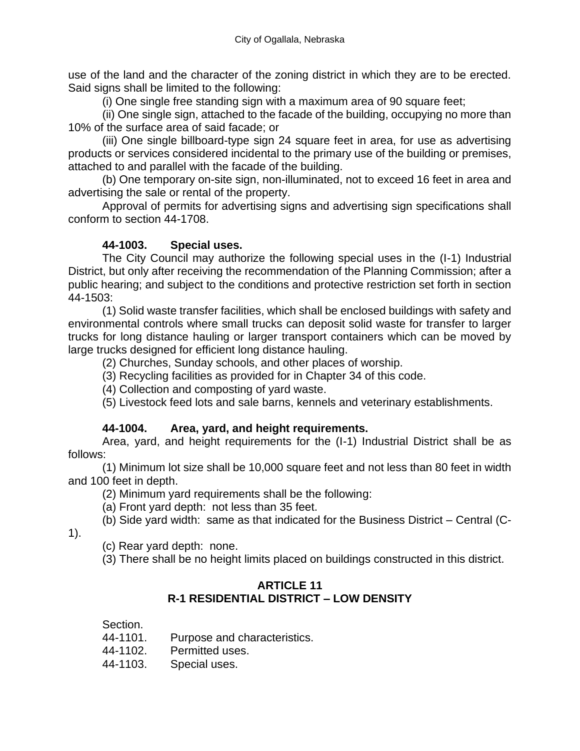use of the land and the character of the zoning district in which they are to be erected. Said signs shall be limited to the following:

(i) One single free standing sign with a maximum area of 90 square feet;

(ii) One single sign, attached to the facade of the building, occupying no more than 10% of the surface area of said facade; or

(iii) One single billboard-type sign 24 square feet in area, for use as advertising products or services considered incidental to the primary use of the building or premises, attached to and parallel with the facade of the building.

(b) One temporary on-site sign, non-illuminated, not to exceed 16 feet in area and advertising the sale or rental of the property.

Approval of permits for advertising signs and advertising sign specifications shall conform to section 44-1708.

**44-1003. Special uses.**

The City Council may authorize the following special uses in the (I-1) Industrial District, but only after receiving the recommendation of the Planning Commission; after a public hearing; and subject to the conditions and protective restriction set forth in section 44-1503:

(1) Solid waste transfer facilities, which shall be enclosed buildings with safety and environmental controls where small trucks can deposit solid waste for transfer to larger trucks for long distance hauling or larger transport containers which can be moved by large trucks designed for efficient long distance hauling.

(2) Churches, Sunday schools, and other places of worship.

(3) Recycling facilities as provided for in Chapter 34 of this code.

(4) Collection and composting of yard waste.

(5) Livestock feed lots and sale barns, kennels and veterinary establishments.

**44-1004. Area, yard, and height requirements.**

Area, yard, and height requirements for the (I-1) Industrial District shall be as follows:

(1) Minimum lot size shall be 10,000 square feet and not less than 80 feet in width and 100 feet in depth.

(2) Minimum yard requirements shall be the following:

(a) Front yard depth: not less than 35 feet.

(b) Side yard width: same as that indicated for the Business District – Central (C-1).

(c) Rear yard depth: none.

(3) There shall be no height limits placed on buildings constructed in this district.

## ARTICLE 11
## R-1 RESIDENTIAL DISTRICT – LOW DENSITY

Section.
44-1101. Purpose and characteristics.
44-1102. Permitted uses.
44-1103. Special uses.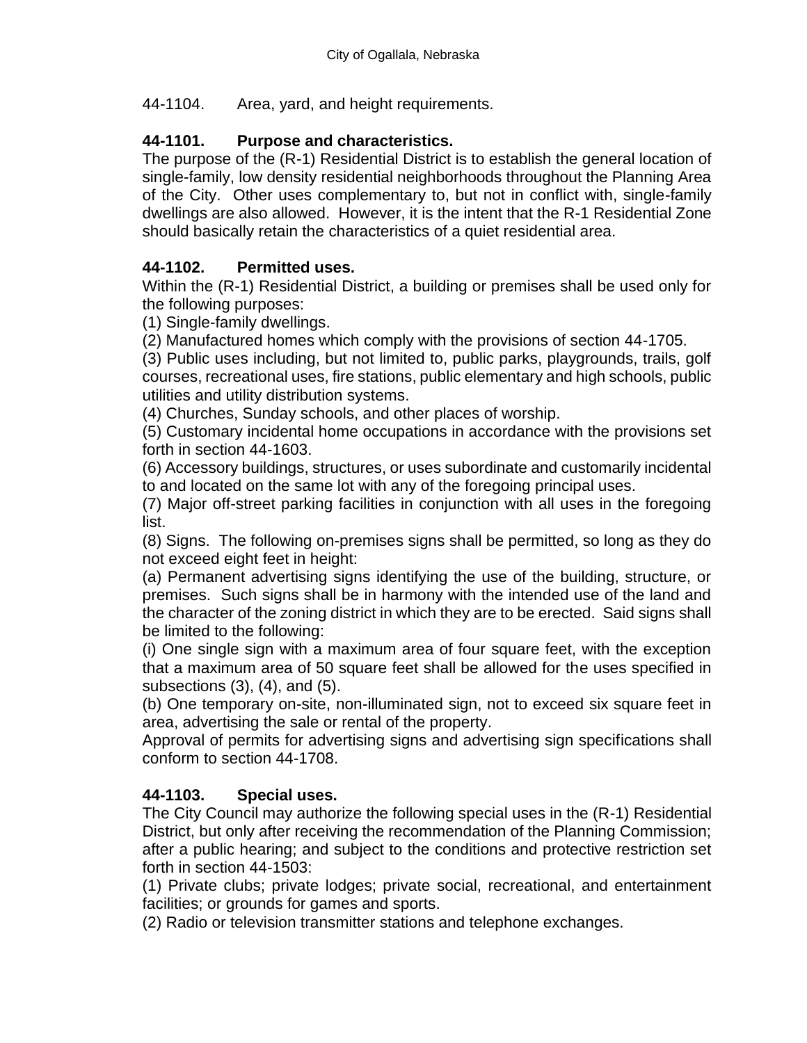44-1104. Area, yard, and height requirements.

### 44-1101. Purpose and characteristics.

The purpose of the (R-1) Residential District is to establish the general location of single-family, low density residential neighborhoods throughout the Planning Area of the City. Other uses complementary to, but not in conflict with, single-family dwellings are also allowed. However, it is the intent that the R-1 Residential Zone should basically retain the characteristics of a quiet residential area.

### 44-1102. Permitted uses.

Within the (R-1) Residential District, a building or premises shall be used only for the following purposes:

(1) Single-family dwellings.

(2) Manufactured homes which comply with the provisions of section 44-1705.

(3) Public uses including, but not limited to, public parks, playgrounds, trails, golf courses, recreational uses, fire stations, public elementary and high schools, public utilities and utility distribution systems.

(4) Churches, Sunday schools, and other places of worship.

(5) Customary incidental home occupations in accordance with the provisions set forth in section 44-1603.

(6) Accessory buildings, structures, or uses subordinate and customarily incidental to and located on the same lot with any of the foregoing principal uses.

(7) Major off-street parking facilities in conjunction with all uses in the foregoing list.

(8) Signs. The following on-premises signs shall be permitted, so long as they do not exceed eight feet in height:

(a) Permanent advertising signs identifying the use of the building, structure, or premises. Such signs shall be in harmony with the intended use of the land and the character of the zoning district in which they are to be erected. Said signs shall be limited to the following:

(i) One single sign with a maximum area of four square feet, with the exception that a maximum area of 50 square feet shall be allowed for the uses specified in subsections (3), (4), and (5).

(b) One temporary on-site, non-illuminated sign, not to exceed six square feet in area, advertising the sale or rental of the property.

Approval of permits for advertising signs and advertising sign specifications shall conform to section 44-1708.

### 44-1103. Special uses.

The City Council may authorize the following special uses in the (R-1) Residential District, but only after receiving the recommendation of the Planning Commission; after a public hearing; and subject to the conditions and protective restriction set forth in section 44-1503:

(1) Private clubs; private lodges; private social, recreational, and entertainment facilities; or grounds for games and sports.

(2) Radio or television transmitter stations and telephone exchanges.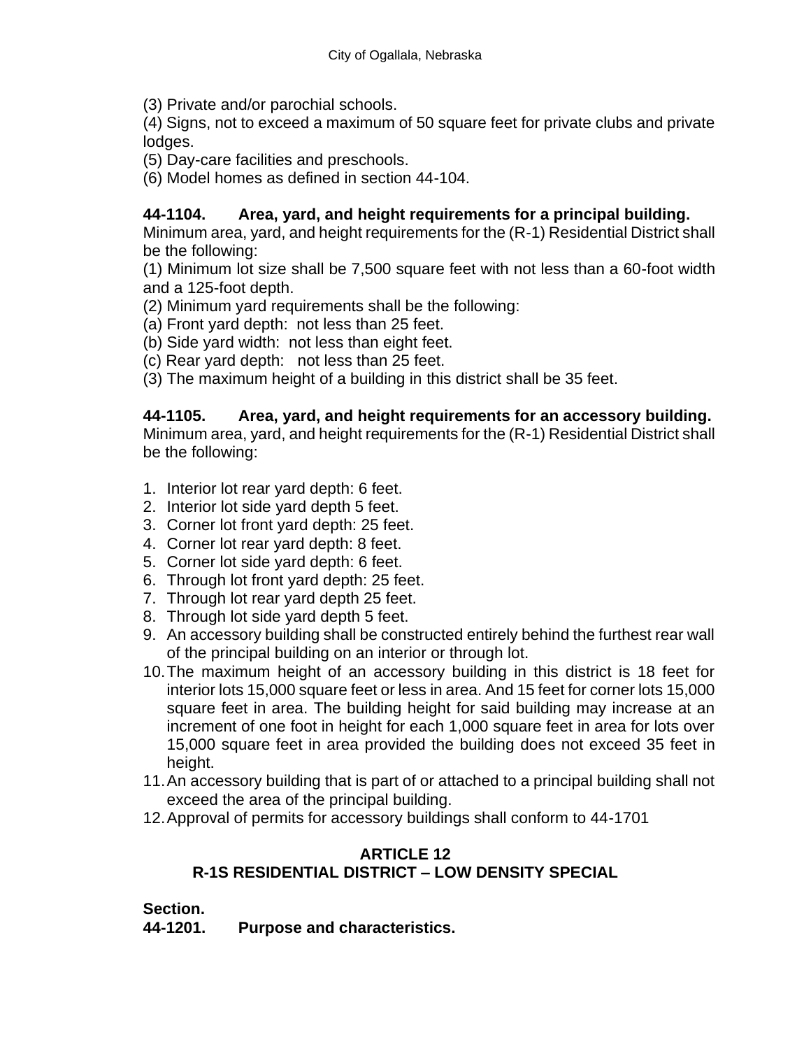(3) Private and/or parochial schools.
(4) Signs, not to exceed a maximum of 50 square feet for private clubs and private lodges.
(5) Day-care facilities and preschools.
(6) Model homes as defined in section 44-104.

**44-1104. Area, yard, and height requirements for a principal building.**
Minimum area, yard, and height requirements for the (R-1) Residential District shall be the following:
(1) Minimum lot size shall be 7,500 square feet with not less than a 60-foot width and a 125-foot depth.
(2) Minimum yard requirements shall be the following:
(a) Front yard depth: not less than 25 feet.
(b) Side yard width: not less than eight feet.
(c) Rear yard depth: not less than 25 feet.
(3) The maximum height of a building in this district shall be 35 feet.

**44-1105. Area, yard, and height requirements for an accessory building.**
Minimum area, yard, and height requirements for the (R-1) Residential District shall be the following:

1. Interior lot rear yard depth: 6 feet.
2. Interior lot side yard depth 5 feet.
3. Corner lot front yard depth: 25 feet.
4. Corner lot rear yard depth: 8 feet.
5. Corner lot side yard depth: 6 feet.
6. Through lot front yard depth: 25 feet.
7. Through lot rear yard depth 25 feet.
8. Through lot side yard depth 5 feet.
9. An accessory building shall be constructed entirely behind the furthest rear wall of the principal building on an interior or through lot.
10. The maximum height of an accessory building in this district is 18 feet for interior lots 15,000 square feet or less in area. And 15 feet for corner lots 15,000 square feet in area. The building height for said building may increase at an increment of one foot in height for each 1,000 square feet in area for lots over 15,000 square feet in area provided the building does not exceed 35 feet in height.
11. An accessory building that is part of or attached to a principal building shall not exceed the area of the principal building.
12. Approval of permits for accessory buildings shall conform to 44-1701

## ARTICLE 12
## R-1S RESIDENTIAL DISTRICT – LOW DENSITY SPECIAL

**Section.**
**44-1201. Purpose and characteristics.**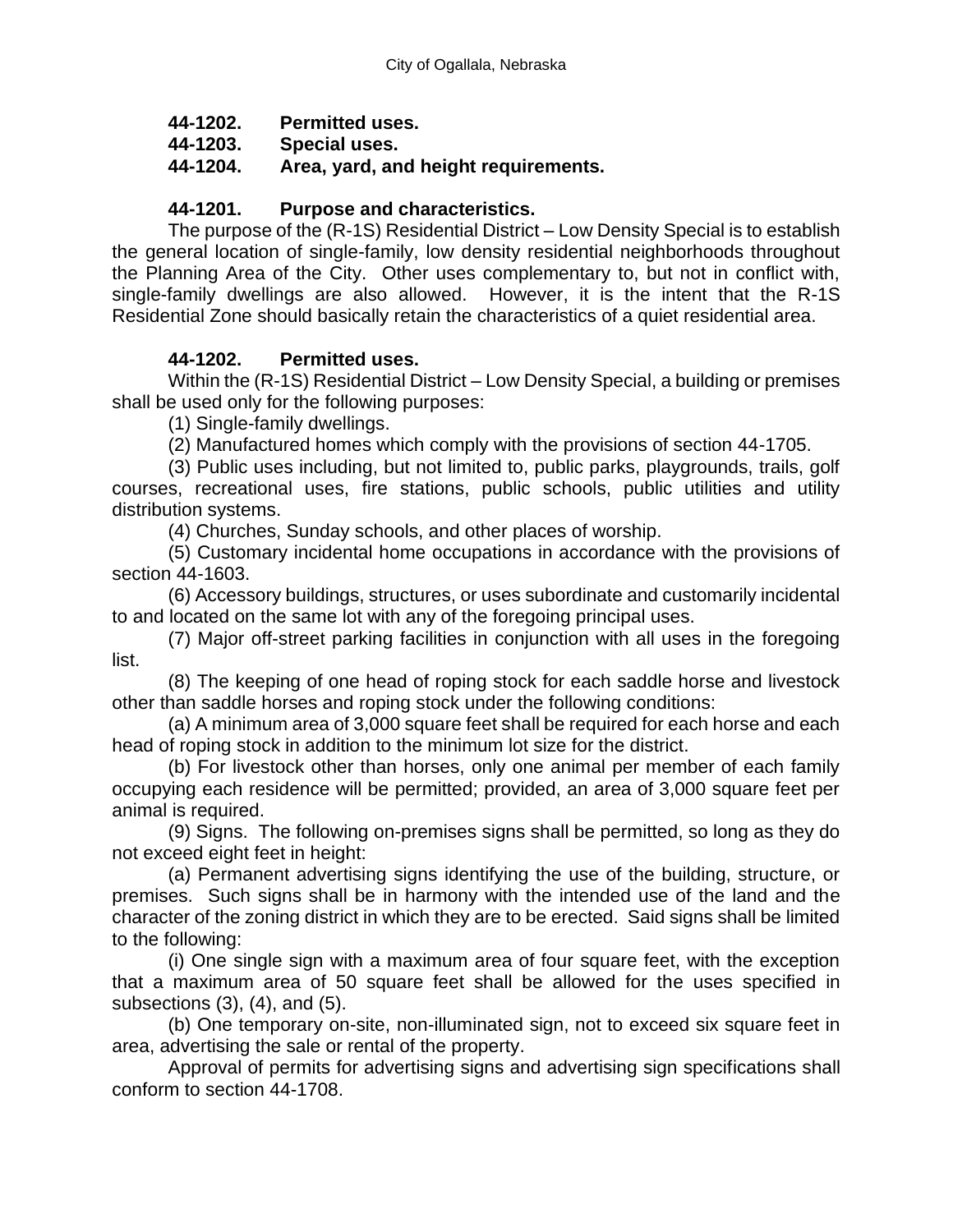**44-1202. Permitted uses.**
**44-1203. Special uses.**
**44-1204. Area, yard, and height requirements.**

**44-1201. Purpose and characteristics.**

The purpose of the (R-1S) Residential District – Low Density Special is to establish the general location of single-family, low density residential neighborhoods throughout the Planning Area of the City. Other uses complementary to, but not in conflict with, single-family dwellings are also allowed. However, it is the intent that the R-1S Residential Zone should basically retain the characteristics of a quiet residential area.

**44-1202. Permitted uses.**

Within the (R-1S) Residential District – Low Density Special, a building or premises shall be used only for the following purposes:

(1) Single-family dwellings.

(2) Manufactured homes which comply with the provisions of section 44-1705.

(3) Public uses including, but not limited to, public parks, playgrounds, trails, golf courses, recreational uses, fire stations, public schools, public utilities and utility distribution systems.

(4) Churches, Sunday schools, and other places of worship.

(5) Customary incidental home occupations in accordance with the provisions of section 44-1603.

(6) Accessory buildings, structures, or uses subordinate and customarily incidental to and located on the same lot with any of the foregoing principal uses.

(7) Major off-street parking facilities in conjunction with all uses in the foregoing list.

(8) The keeping of one head of roping stock for each saddle horse and livestock other than saddle horses and roping stock under the following conditions:

(a) A minimum area of 3,000 square feet shall be required for each horse and each head of roping stock in addition to the minimum lot size for the district.

(b) For livestock other than horses, only one animal per member of each family occupying each residence will be permitted; provided, an area of 3,000 square feet per animal is required.

(9) Signs. The following on-premises signs shall be permitted, so long as they do not exceed eight feet in height:

(a) Permanent advertising signs identifying the use of the building, structure, or premises. Such signs shall be in harmony with the intended use of the land and the character of the zoning district in which they are to be erected. Said signs shall be limited to the following:

(i) One single sign with a maximum area of four square feet, with the exception that a maximum area of 50 square feet shall be allowed for the uses specified in subsections (3), (4), and (5).

(b) One temporary on-site, non-illuminated sign, not to exceed six square feet in area, advertising the sale or rental of the property.

Approval of permits for advertising signs and advertising sign specifications shall conform to section 44-1708.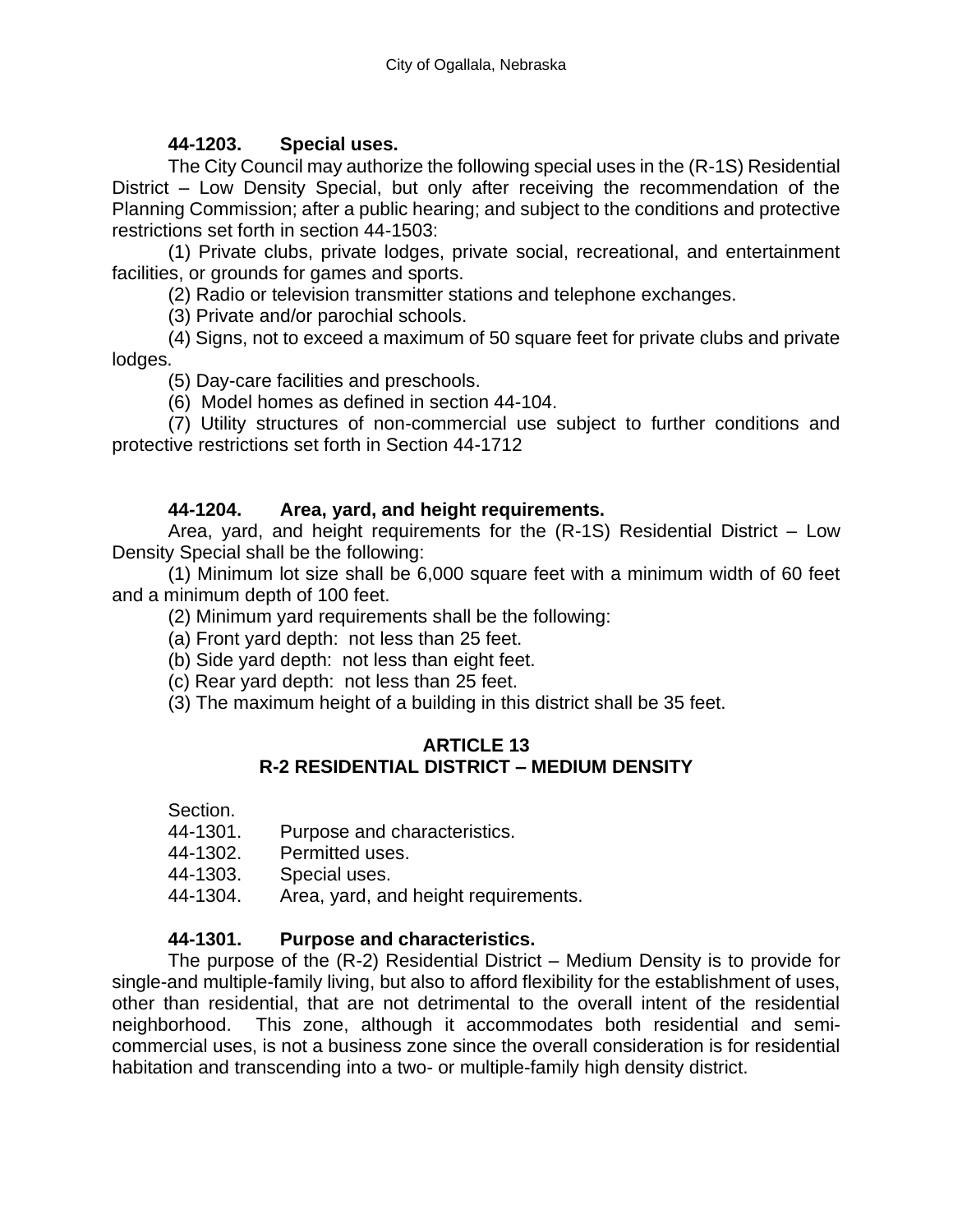**44-1203. Special uses.**

The City Council may authorize the following special uses in the (R-1S) Residential District – Low Density Special, but only after receiving the recommendation of the Planning Commission; after a public hearing; and subject to the conditions and protective restrictions set forth in section 44-1503:

(1) Private clubs, private lodges, private social, recreational, and entertainment facilities, or grounds for games and sports.

(2) Radio or television transmitter stations and telephone exchanges.

(3) Private and/or parochial schools.

(4) Signs, not to exceed a maximum of 50 square feet for private clubs and private lodges.

(5) Day-care facilities and preschools.

(6) Model homes as defined in section 44-104.

(7) Utility structures of non-commercial use subject to further conditions and protective restrictions set forth in Section 44-1712

**44-1204. Area, yard, and height requirements.**

Area, yard, and height requirements for the (R-1S) Residential District – Low Density Special shall be the following:

(1) Minimum lot size shall be 6,000 square feet with a minimum width of 60 feet and a minimum depth of 100 feet.

(2) Minimum yard requirements shall be the following:

(a) Front yard depth: not less than 25 feet.

(b) Side yard depth: not less than eight feet.

(c) Rear yard depth: not less than 25 feet.

(3) The maximum height of a building in this district shall be 35 feet.

## ARTICLE 13
## R-2 RESIDENTIAL DISTRICT – MEDIUM DENSITY

Section.
44-1301. Purpose and characteristics.
44-1302. Permitted uses.
44-1303. Special uses.
44-1304. Area, yard, and height requirements.

**44-1301. Purpose and characteristics.**

The purpose of the (R-2) Residential District – Medium Density is to provide for single-and multiple-family living, but also to afford flexibility for the establishment of uses, other than residential, that are not detrimental to the overall intent of the residential neighborhood. This zone, although it accommodates both residential and semi-commercial uses, is not a business zone since the overall consideration is for residential habitation and transcending into a two- or multiple-family high density district.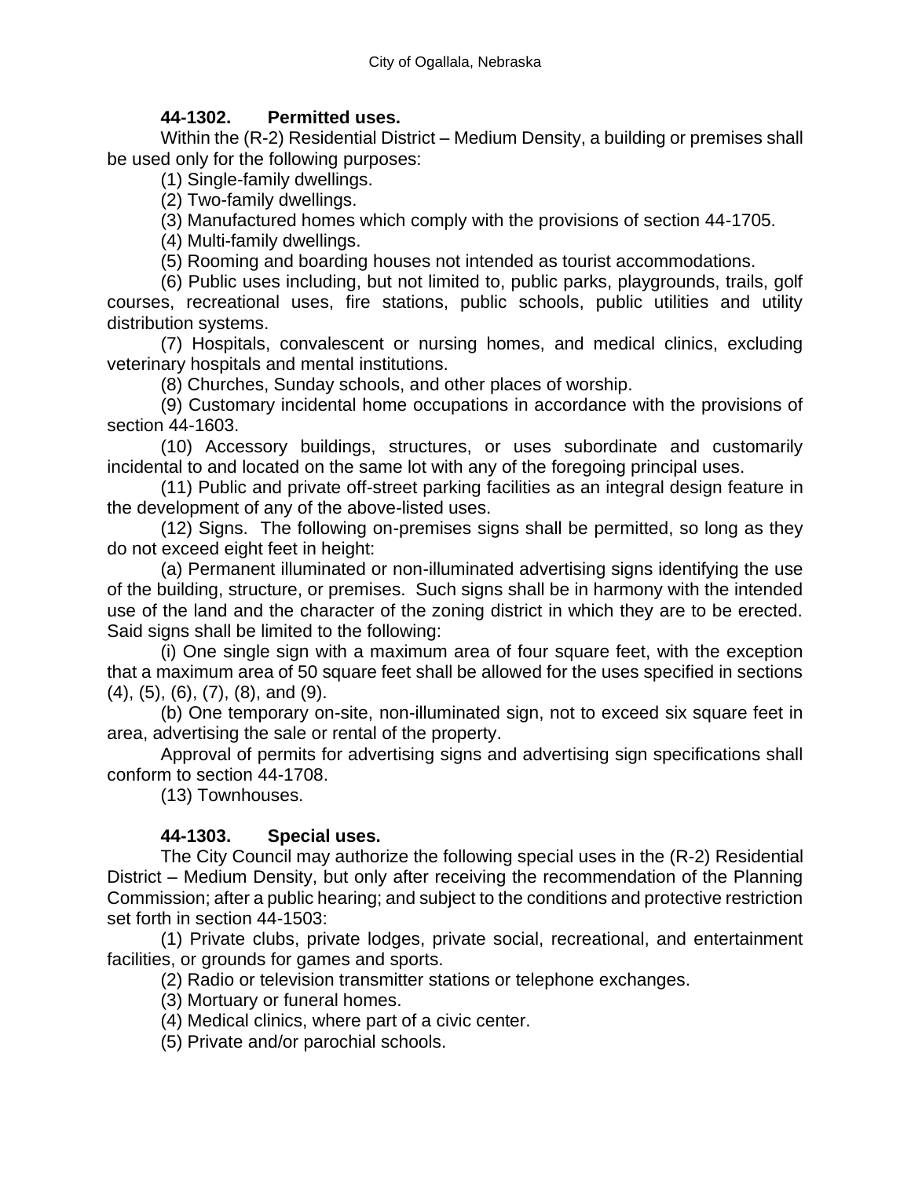**44-1302. Permitted uses.**

Within the (R-2) Residential District – Medium Density, a building or premises shall be used only for the following purposes:

(1) Single-family dwellings.

(2) Two-family dwellings.

(3) Manufactured homes which comply with the provisions of section 44-1705.

(4) Multi-family dwellings.

(5) Rooming and boarding houses not intended as tourist accommodations.

(6) Public uses including, but not limited to, public parks, playgrounds, trails, golf courses, recreational uses, fire stations, public schools, public utilities and utility distribution systems.

(7) Hospitals, convalescent or nursing homes, and medical clinics, excluding veterinary hospitals and mental institutions.

(8) Churches, Sunday schools, and other places of worship.

(9) Customary incidental home occupations in accordance with the provisions of section 44-1603.

(10) Accessory buildings, structures, or uses subordinate and customarily incidental to and located on the same lot with any of the foregoing principal uses.

(11) Public and private off-street parking facilities as an integral design feature in the development of any of the above-listed uses.

(12) Signs. The following on-premises signs shall be permitted, so long as they do not exceed eight feet in height:

(a) Permanent illuminated or non-illuminated advertising signs identifying the use of the building, structure, or premises. Such signs shall be in harmony with the intended use of the land and the character of the zoning district in which they are to be erected. Said signs shall be limited to the following:

(i) One single sign with a maximum area of four square feet, with the exception that a maximum area of 50 square feet shall be allowed for the uses specified in sections (4), (5), (6), (7), (8), and (9).

(b) One temporary on-site, non-illuminated sign, not to exceed six square feet in area, advertising the sale or rental of the property.

Approval of permits for advertising signs and advertising sign specifications shall conform to section 44-1708.

(13) Townhouses.

**44-1303. Special uses.**

The City Council may authorize the following special uses in the (R-2) Residential District – Medium Density, but only after receiving the recommendation of the Planning Commission; after a public hearing; and subject to the conditions and protective restriction set forth in section 44-1503:

(1) Private clubs, private lodges, private social, recreational, and entertainment facilities, or grounds for games and sports.

(2) Radio or television transmitter stations or telephone exchanges.

(3) Mortuary or funeral homes.

(4) Medical clinics, where part of a civic center.

(5) Private and/or parochial schools.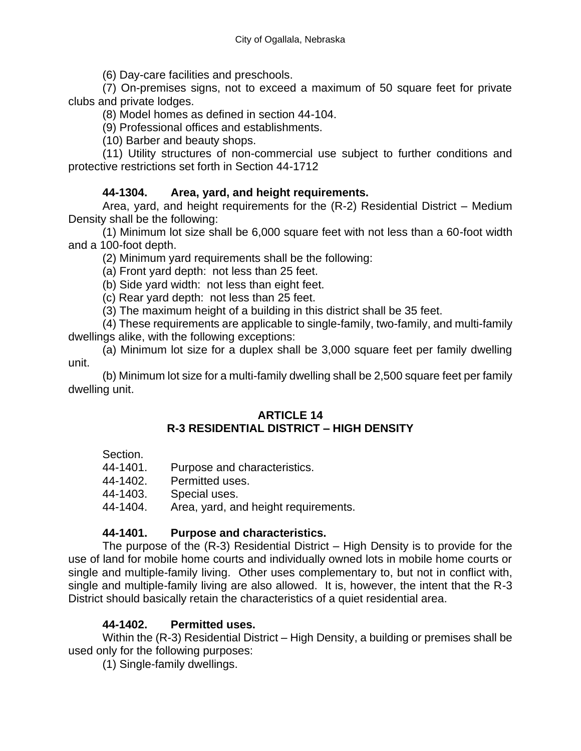(6) Day-care facilities and preschools.

(7) On-premises signs, not to exceed a maximum of 50 square feet for private clubs and private lodges.

(8) Model homes as defined in section 44-104.

(9) Professional offices and establishments.

(10) Barber and beauty shops.

(11) Utility structures of non-commercial use subject to further conditions and protective restrictions set forth in Section 44-1712

**44-1304. Area, yard, and height requirements.**

Area, yard, and height requirements for the (R-2) Residential District – Medium Density shall be the following:

(1) Minimum lot size shall be 6,000 square feet with not less than a 60-foot width and a 100-foot depth.

(2) Minimum yard requirements shall be the following:

(a) Front yard depth: not less than 25 feet.

(b) Side yard width: not less than eight feet.

(c) Rear yard depth: not less than 25 feet.

(3) The maximum height of a building in this district shall be 35 feet.

(4) These requirements are applicable to single-family, two-family, and multi-family dwellings alike, with the following exceptions:

(a) Minimum lot size for a duplex shall be 3,000 square feet per family dwelling unit.

(b) Minimum lot size for a multi-family dwelling shall be 2,500 square feet per family dwelling unit.

## ARTICLE 14
## R-3 RESIDENTIAL DISTRICT – HIGH DENSITY

Section.

44-1401. Purpose and characteristics.

44-1402. Permitted uses.

44-1403. Special uses.

44-1404. Area, yard, and height requirements.

**44-1401. Purpose and characteristics.**

The purpose of the (R-3) Residential District – High Density is to provide for the use of land for mobile home courts and individually owned lots in mobile home courts or single and multiple-family living. Other uses complementary to, but not in conflict with, single and multiple-family living are also allowed. It is, however, the intent that the R-3 District should basically retain the characteristics of a quiet residential area.

**44-1402. Permitted uses.**

Within the (R-3) Residential District – High Density, a building or premises shall be used only for the following purposes:

(1) Single-family dwellings.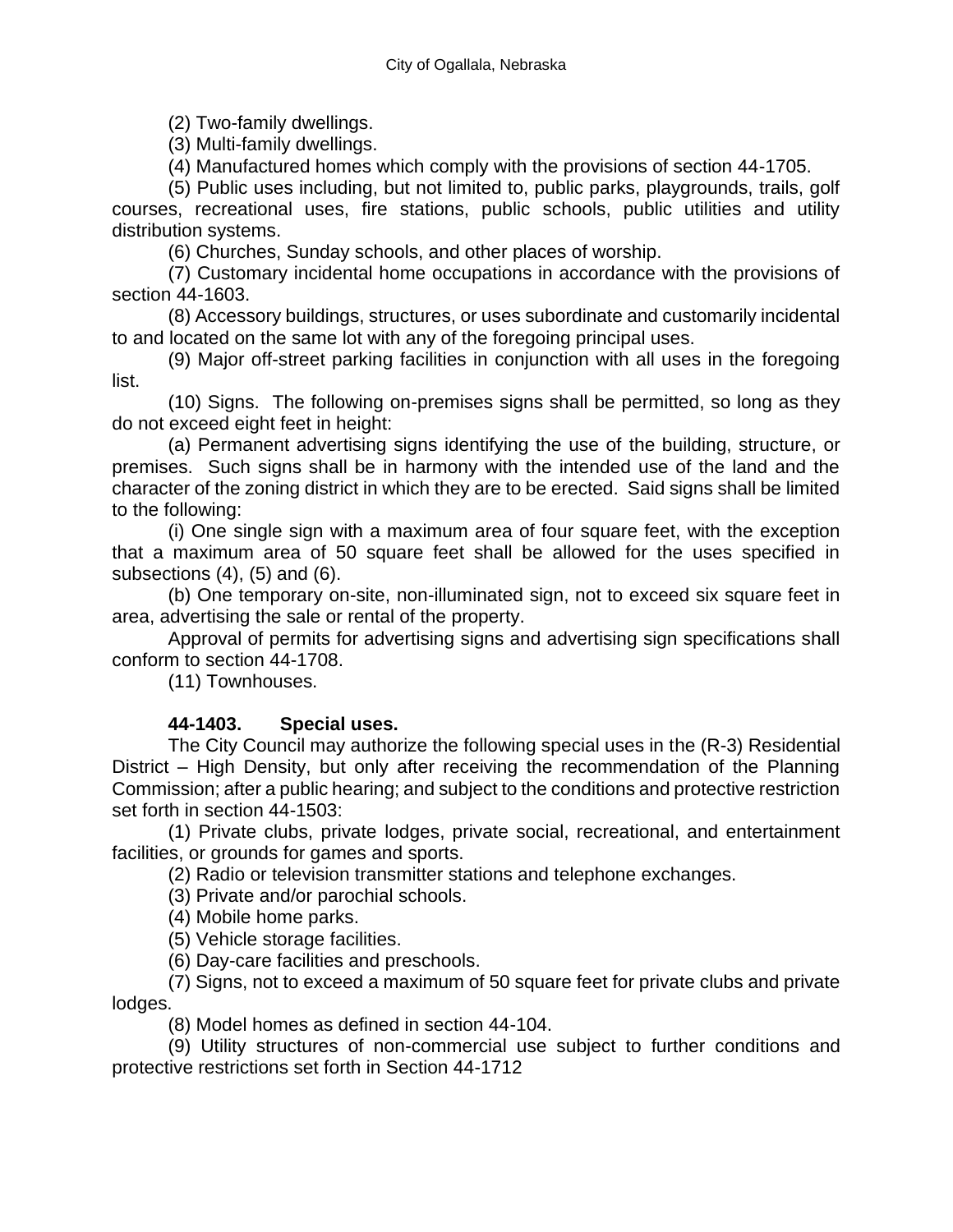(2) Two-family dwellings.

(3) Multi-family dwellings.

(4) Manufactured homes which comply with the provisions of section 44-1705.

(5) Public uses including, but not limited to, public parks, playgrounds, trails, golf courses, recreational uses, fire stations, public schools, public utilities and utility distribution systems.

(6) Churches, Sunday schools, and other places of worship.

(7) Customary incidental home occupations in accordance with the provisions of section 44-1603.

(8) Accessory buildings, structures, or uses subordinate and customarily incidental to and located on the same lot with any of the foregoing principal uses.

(9) Major off-street parking facilities in conjunction with all uses in the foregoing list.

(10) Signs. The following on-premises signs shall be permitted, so long as they do not exceed eight feet in height:

(a) Permanent advertising signs identifying the use of the building, structure, or premises. Such signs shall be in harmony with the intended use of the land and the character of the zoning district in which they are to be erected. Said signs shall be limited to the following:

(i) One single sign with a maximum area of four square feet, with the exception that a maximum area of 50 square feet shall be allowed for the uses specified in subsections (4), (5) and (6).

(b) One temporary on-site, non-illuminated sign, not to exceed six square feet in area, advertising the sale or rental of the property.

Approval of permits for advertising signs and advertising sign specifications shall conform to section 44-1708.

(11) Townhouses.

**44-1403. Special uses.**

The City Council may authorize the following special uses in the (R-3) Residential District – High Density, but only after receiving the recommendation of the Planning Commission; after a public hearing; and subject to the conditions and protective restriction set forth in section 44-1503:

(1) Private clubs, private lodges, private social, recreational, and entertainment facilities, or grounds for games and sports.

(2) Radio or television transmitter stations and telephone exchanges.

(3) Private and/or parochial schools.

(4) Mobile home parks.

(5) Vehicle storage facilities.

(6) Day-care facilities and preschools.

(7) Signs, not to exceed a maximum of 50 square feet for private clubs and private lodges.

(8) Model homes as defined in section 44-104.

(9) Utility structures of non-commercial use subject to further conditions and protective restrictions set forth in Section 44-1712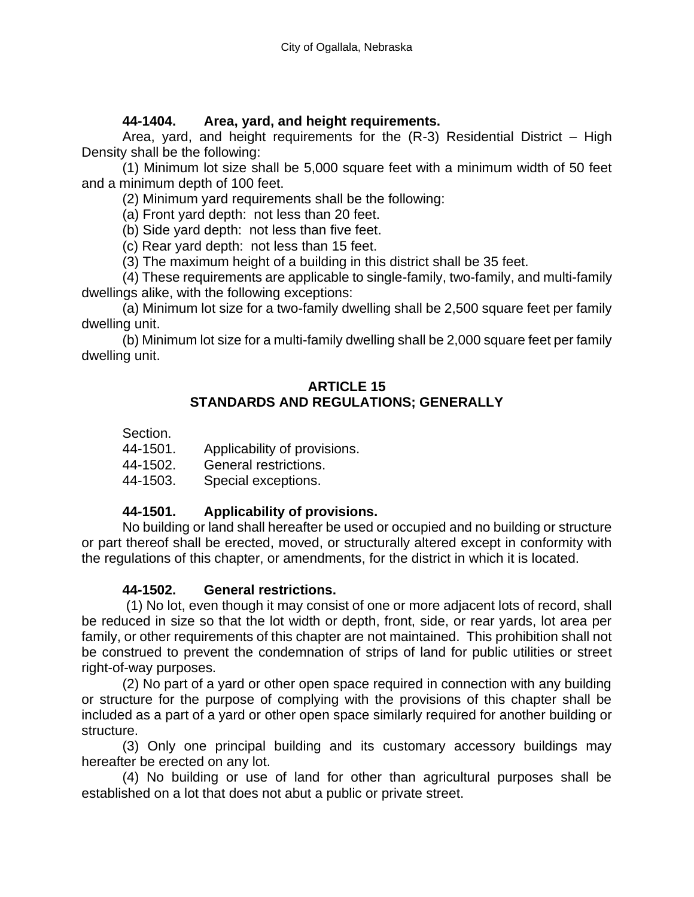**44-1404. Area, yard, and height requirements.**

Area, yard, and height requirements for the (R-3) Residential District – High Density shall be the following:

(1) Minimum lot size shall be 5,000 square feet with a minimum width of 50 feet and a minimum depth of 100 feet.

(2) Minimum yard requirements shall be the following:

(a) Front yard depth: not less than 20 feet.

(b) Side yard depth: not less than five feet.

(c) Rear yard depth: not less than 15 feet.

(3) The maximum height of a building in this district shall be 35 feet.

(4) These requirements are applicable to single-family, two-family, and multi-family dwellings alike, with the following exceptions:

(a) Minimum lot size for a two-family dwelling shall be 2,500 square feet per family dwelling unit.

(b) Minimum lot size for a multi-family dwelling shall be 2,000 square feet per family dwelling unit.

## ARTICLE 15
## STANDARDS AND REGULATIONS; GENERALLY

Section.
44-1501. Applicability of provisions.
44-1502. General restrictions.
44-1503. Special exceptions.

**44-1501. Applicability of provisions.**

No building or land shall hereafter be used or occupied and no building or structure or part thereof shall be erected, moved, or structurally altered except in conformity with the regulations of this chapter, or amendments, for the district in which it is located.

**44-1502. General restrictions.**

(1) No lot, even though it may consist of one or more adjacent lots of record, shall be reduced in size so that the lot width or depth, front, side, or rear yards, lot area per family, or other requirements of this chapter are not maintained. This prohibition shall not be construed to prevent the condemnation of strips of land for public utilities or street right-of-way purposes.

(2) No part of a yard or other open space required in connection with any building or structure for the purpose of complying with the provisions of this chapter shall be included as a part of a yard or other open space similarly required for another building or structure.

(3) Only one principal building and its customary accessory buildings may hereafter be erected on any lot.

(4) No building or use of land for other than agricultural purposes shall be established on a lot that does not abut a public or private street.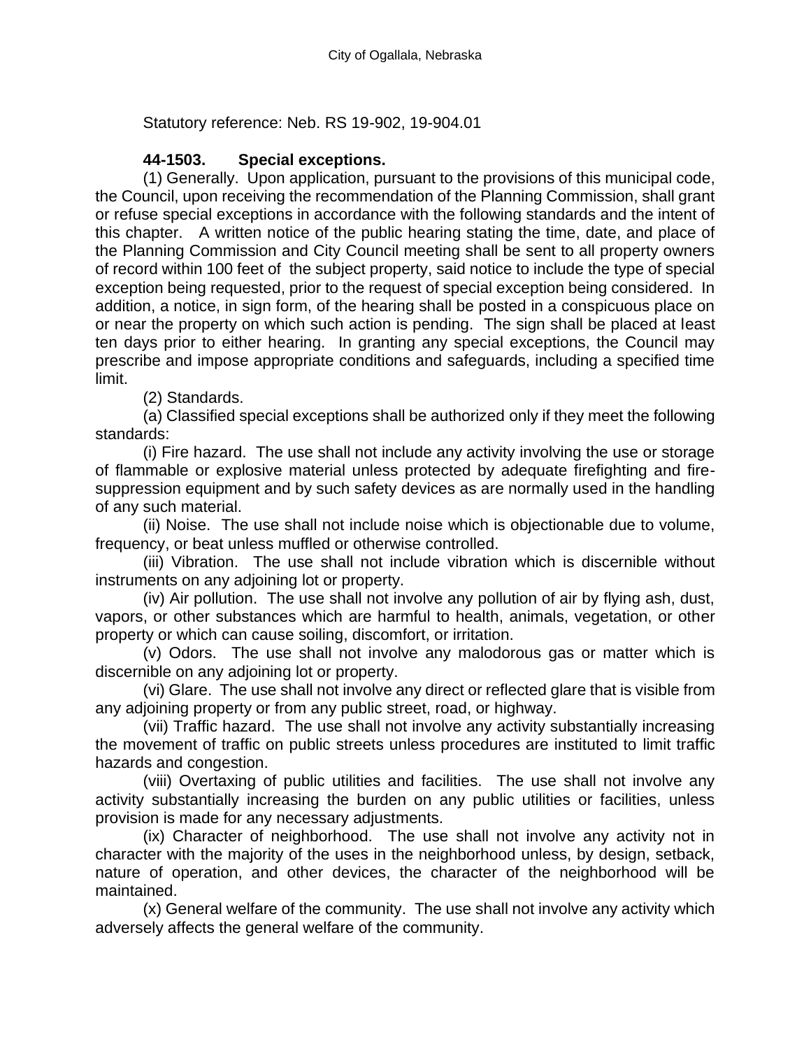Statutory reference: Neb. RS 19-902, 19-904.01

**44-1503. Special exceptions.**

(1) Generally. Upon application, pursuant to the provisions of this municipal code, the Council, upon receiving the recommendation of the Planning Commission, shall grant or refuse special exceptions in accordance with the following standards and the intent of this chapter. A written notice of the public hearing stating the time, date, and place of the Planning Commission and City Council meeting shall be sent to all property owners of record within 100 feet of the subject property, said notice to include the type of special exception being requested, prior to the request of special exception being considered. In addition, a notice, in sign form, of the hearing shall be posted in a conspicuous place on or near the property on which such action is pending. The sign shall be placed at least ten days prior to either hearing. In granting any special exceptions, the Council may prescribe and impose appropriate conditions and safeguards, including a specified time limit.

(2) Standards.

(a) Classified special exceptions shall be authorized only if they meet the following standards:

(i) Fire hazard. The use shall not include any activity involving the use or storage of flammable or explosive material unless protected by adequate firefighting and fire-suppression equipment and by such safety devices as are normally used in the handling of any such material.

(ii) Noise. The use shall not include noise which is objectionable due to volume, frequency, or beat unless muffled or otherwise controlled.

(iii) Vibration. The use shall not include vibration which is discernible without instruments on any adjoining lot or property.

(iv) Air pollution. The use shall not involve any pollution of air by flying ash, dust, vapors, or other substances which are harmful to health, animals, vegetation, or other property or which can cause soiling, discomfort, or irritation.

(v) Odors. The use shall not involve any malodorous gas or matter which is discernible on any adjoining lot or property.

(vi) Glare. The use shall not involve any direct or reflected glare that is visible from any adjoining property or from any public street, road, or highway.

(vii) Traffic hazard. The use shall not involve any activity substantially increasing the movement of traffic on public streets unless procedures are instituted to limit traffic hazards and congestion.

(viii) Overtaxing of public utilities and facilities. The use shall not involve any activity substantially increasing the burden on any public utilities or facilities, unless provision is made for any necessary adjustments.

(ix) Character of neighborhood. The use shall not involve any activity not in character with the majority of the uses in the neighborhood unless, by design, setback, nature of operation, and other devices, the character of the neighborhood will be maintained.

(x) General welfare of the community. The use shall not involve any activity which adversely affects the general welfare of the community.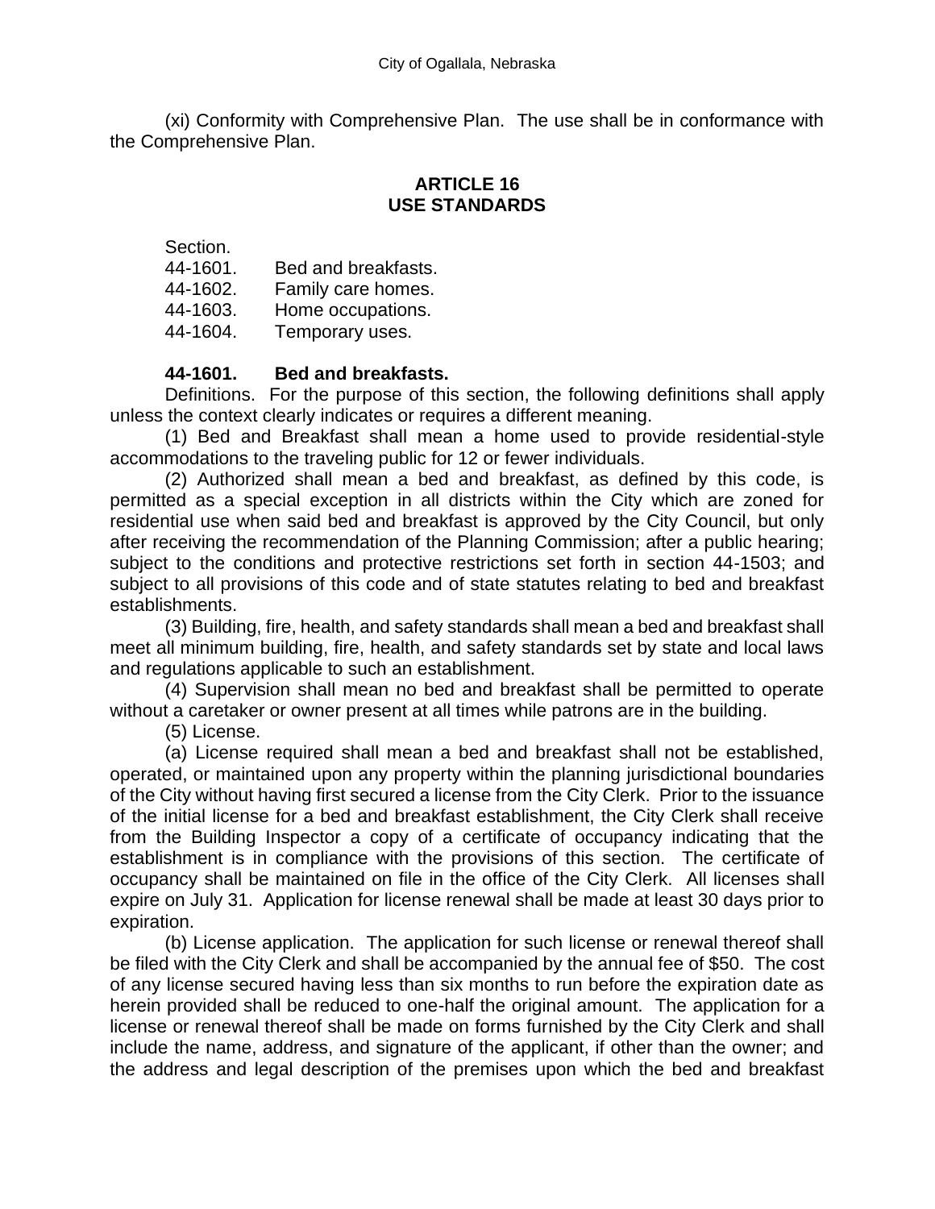(xi) Conformity with Comprehensive Plan. The use shall be in conformance with the Comprehensive Plan.

## ARTICLE 16
## USE STANDARDS

Section.

44-1601. Bed and breakfasts.
44-1602. Family care homes.
44-1603. Home occupations.
44-1604. Temporary uses.

**44-1601. Bed and breakfasts.**

Definitions. For the purpose of this section, the following definitions shall apply unless the context clearly indicates or requires a different meaning.

(1) Bed and Breakfast shall mean a home used to provide residential-style accommodations to the traveling public for 12 or fewer individuals.

(2) Authorized shall mean a bed and breakfast, as defined by this code, is permitted as a special exception in all districts within the City which are zoned for residential use when said bed and breakfast is approved by the City Council, but only after receiving the recommendation of the Planning Commission; after a public hearing; subject to the conditions and protective restrictions set forth in section 44-1503; and subject to all provisions of this code and of state statutes relating to bed and breakfast establishments.

(3) Building, fire, health, and safety standards shall mean a bed and breakfast shall meet all minimum building, fire, health, and safety standards set by state and local laws and regulations applicable to such an establishment.

(4) Supervision shall mean no bed and breakfast shall be permitted to operate without a caretaker or owner present at all times while patrons are in the building.

(5) License.

(a) License required shall mean a bed and breakfast shall not be established, operated, or maintained upon any property within the planning jurisdictional boundaries of the City without having first secured a license from the City Clerk. Prior to the issuance of the initial license for a bed and breakfast establishment, the City Clerk shall receive from the Building Inspector a copy of a certificate of occupancy indicating that the establishment is in compliance with the provisions of this section. The certificate of occupancy shall be maintained on file in the office of the City Clerk. All licenses shall expire on July 31. Application for license renewal shall be made at least 30 days prior to expiration.

(b) License application. The application for such license or renewal thereof shall be filed with the City Clerk and shall be accompanied by the annual fee of $50. The cost of any license secured having less than six months to run before the expiration date as herein provided shall be reduced to one-half the original amount. The application for a license or renewal thereof shall be made on forms furnished by the City Clerk and shall include the name, address, and signature of the applicant, if other than the owner; and the address and legal description of the premises upon which the bed and breakfast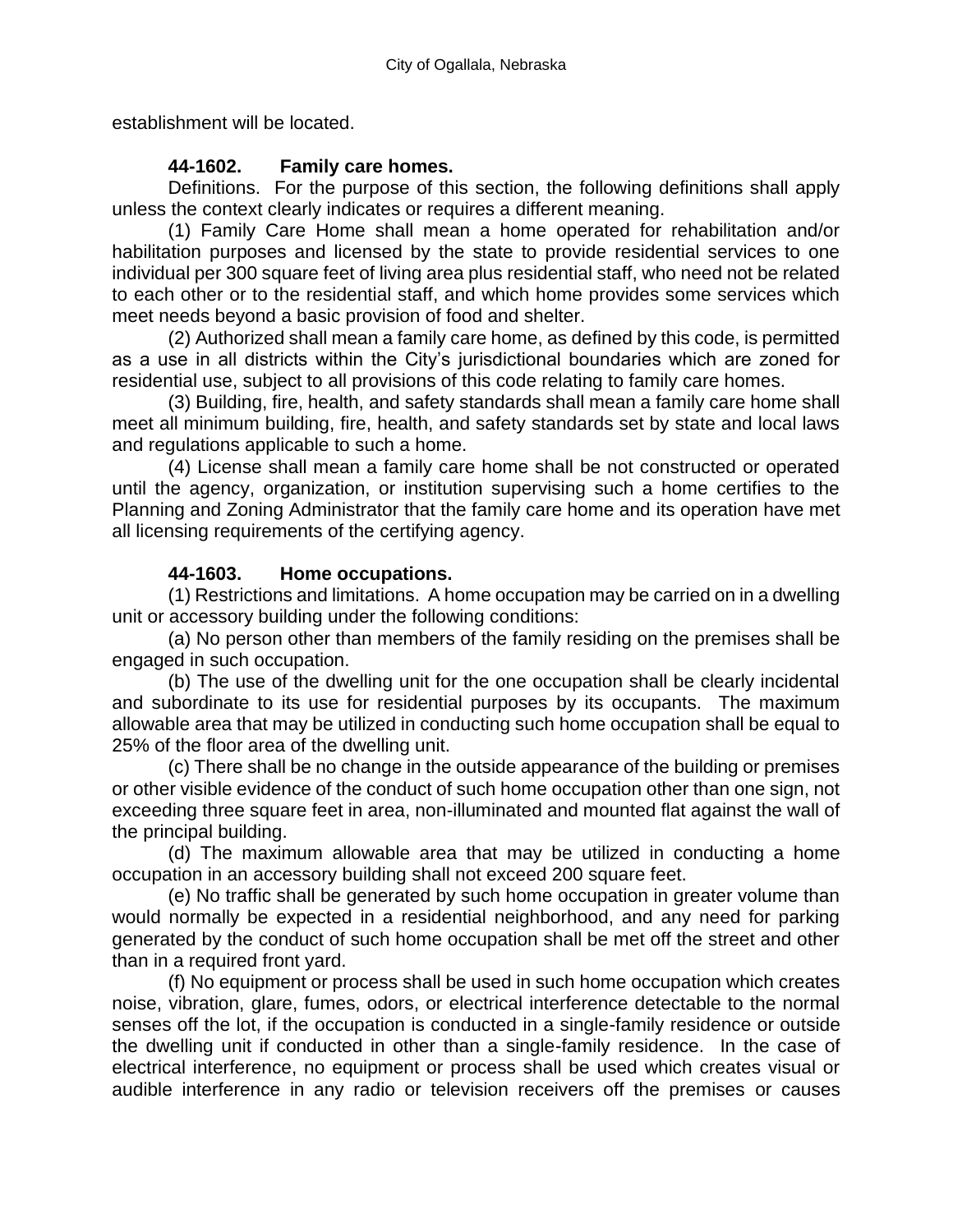establishment will be located.

### 44-1602. Family care homes.

Definitions. For the purpose of this section, the following definitions shall apply unless the context clearly indicates or requires a different meaning.

(1) Family Care Home shall mean a home operated for rehabilitation and/or habilitation purposes and licensed by the state to provide residential services to one individual per 300 square feet of living area plus residential staff, who need not be related to each other or to the residential staff, and which home provides some services which meet needs beyond a basic provision of food and shelter.

(2) Authorized shall mean a family care home, as defined by this code, is permitted as a use in all districts within the City's jurisdictional boundaries which are zoned for residential use, subject to all provisions of this code relating to family care homes.

(3) Building, fire, health, and safety standards shall mean a family care home shall meet all minimum building, fire, health, and safety standards set by state and local laws and regulations applicable to such a home.

(4) License shall mean a family care home shall be not constructed or operated until the agency, organization, or institution supervising such a home certifies to the Planning and Zoning Administrator that the family care home and its operation have met all licensing requirements of the certifying agency.

### 44-1603. Home occupations.

(1) Restrictions and limitations. A home occupation may be carried on in a dwelling unit or accessory building under the following conditions:

(a) No person other than members of the family residing on the premises shall be engaged in such occupation.

(b) The use of the dwelling unit for the one occupation shall be clearly incidental and subordinate to its use for residential purposes by its occupants. The maximum allowable area that may be utilized in conducting such home occupation shall be equal to 25% of the floor area of the dwelling unit.

(c) There shall be no change in the outside appearance of the building or premises or other visible evidence of the conduct of such home occupation other than one sign, not exceeding three square feet in area, non-illuminated and mounted flat against the wall of the principal building.

(d) The maximum allowable area that may be utilized in conducting a home occupation in an accessory building shall not exceed 200 square feet.

(e) No traffic shall be generated by such home occupation in greater volume than would normally be expected in a residential neighborhood, and any need for parking generated by the conduct of such home occupation shall be met off the street and other than in a required front yard.

(f) No equipment or process shall be used in such home occupation which creates noise, vibration, glare, fumes, odors, or electrical interference detectable to the normal senses off the lot, if the occupation is conducted in a single-family residence or outside the dwelling unit if conducted in other than a single-family residence. In the case of electrical interference, no equipment or process shall be used which creates visual or audible interference in any radio or television receivers off the premises or causes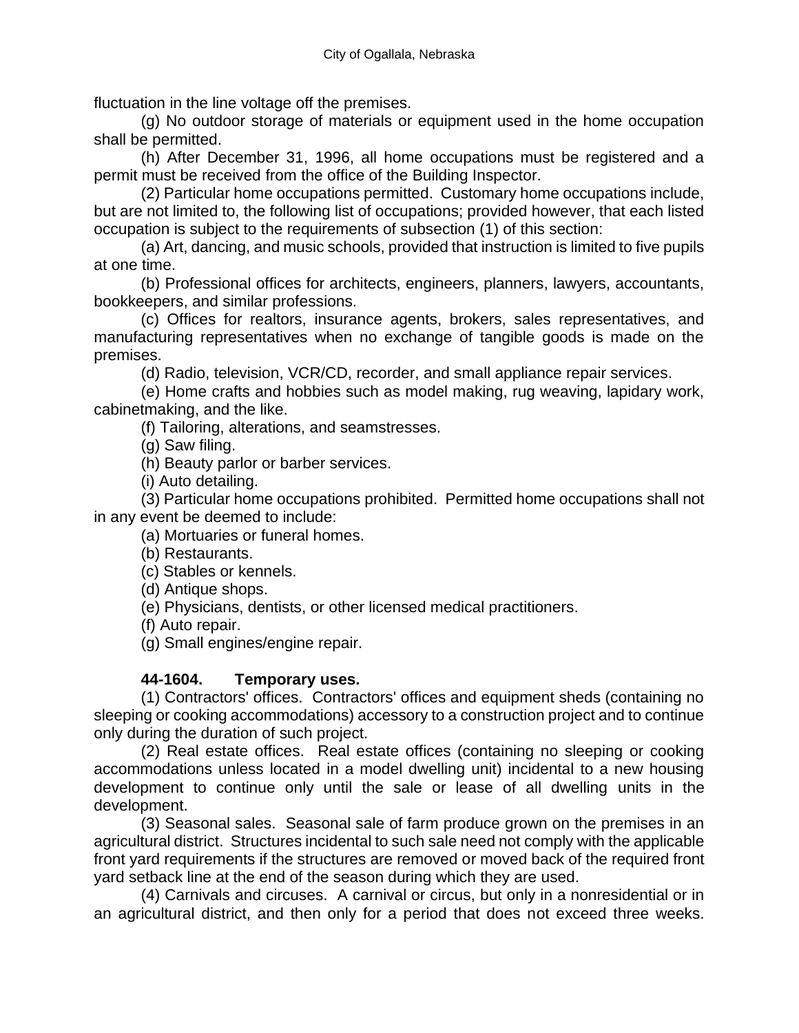fluctuation in the line voltage off the premises.

(g) No outdoor storage of materials or equipment used in the home occupation shall be permitted.

(h) After December 31, 1996, all home occupations must be registered and a permit must be received from the office of the Building Inspector.

(2) Particular home occupations permitted. Customary home occupations include, but are not limited to, the following list of occupations; provided however, that each listed occupation is subject to the requirements of subsection (1) of this section:

(a) Art, dancing, and music schools, provided that instruction is limited to five pupils at one time.

(b) Professional offices for architects, engineers, planners, lawyers, accountants, bookkeepers, and similar professions.

(c) Offices for realtors, insurance agents, brokers, sales representatives, and manufacturing representatives when no exchange of tangible goods is made on the premises.

(d) Radio, television, VCR/CD, recorder, and small appliance repair services.

(e) Home crafts and hobbies such as model making, rug weaving, lapidary work, cabinetmaking, and the like.

(f) Tailoring, alterations, and seamstresses.

(g) Saw filing.

(h) Beauty parlor or barber services.

(i) Auto detailing.

(3) Particular home occupations prohibited. Permitted home occupations shall not in any event be deemed to include:

(a) Mortuaries or funeral homes.

(b) Restaurants.

(c) Stables or kennels.

(d) Antique shops.

(e) Physicians, dentists, or other licensed medical practitioners.

(f) Auto repair.

(g) Small engines/engine repair.

**44-1604. Temporary uses.**

(1) Contractors' offices. Contractors' offices and equipment sheds (containing no sleeping or cooking accommodations) accessory to a construction project and to continue only during the duration of such project.

(2) Real estate offices. Real estate offices (containing no sleeping or cooking accommodations unless located in a model dwelling unit) incidental to a new housing development to continue only until the sale or lease of all dwelling units in the development.

(3) Seasonal sales. Seasonal sale of farm produce grown on the premises in an agricultural district. Structures incidental to such sale need not comply with the applicable front yard requirements if the structures are removed or moved back of the required front yard setback line at the end of the season during which they are used.

(4) Carnivals and circuses. A carnival or circus, but only in a nonresidential or in an agricultural district, and then only for a period that does not exceed three weeks.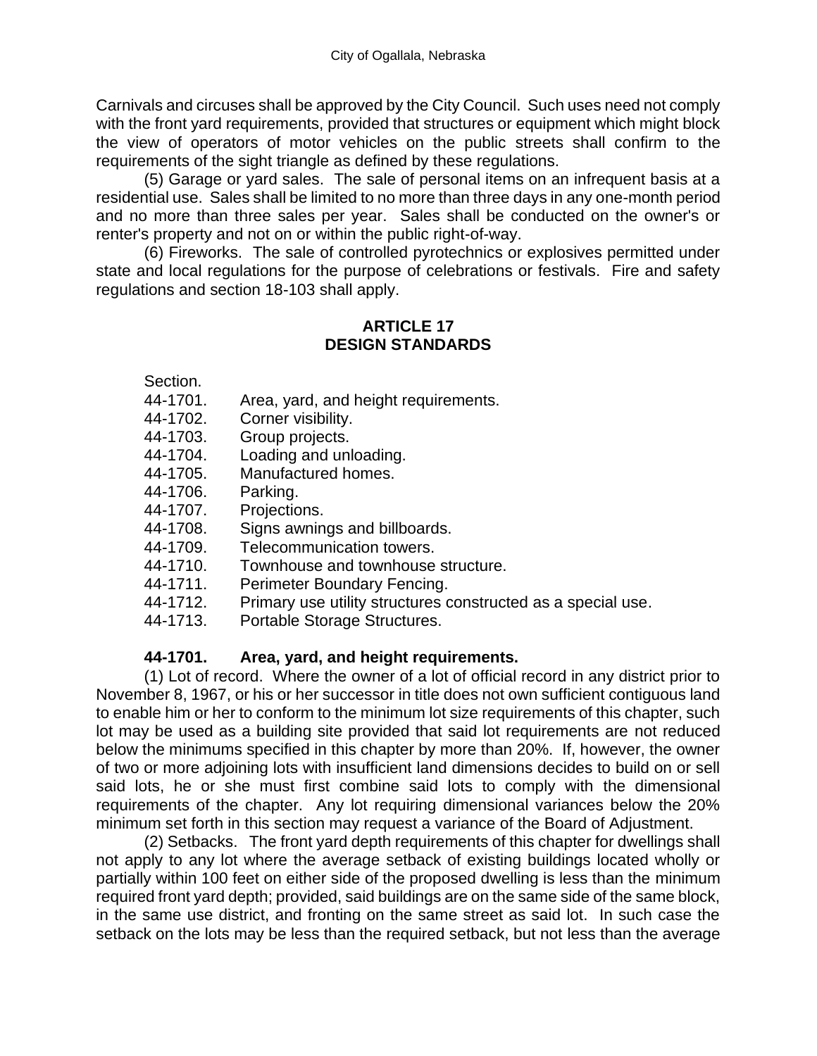Carnivals and circuses shall be approved by the City Council. Such uses need not comply with the front yard requirements, provided that structures or equipment which might block the view of operators of motor vehicles on the public streets shall confirm to the requirements of the sight triangle as defined by these regulations.

(5) Garage or yard sales. The sale of personal items on an infrequent basis at a residential use. Sales shall be limited to no more than three days in any one-month period and no more than three sales per year. Sales shall be conducted on the owner's or renter's property and not on or within the public right-of-way.

(6) Fireworks. The sale of controlled pyrotechnics or explosives permitted under state and local regulations for the purpose of celebrations or festivals. Fire and safety regulations and section 18-103 shall apply.

## ARTICLE 17
## DESIGN STANDARDS

Section.
44-1701. Area, yard, and height requirements.
44-1702. Corner visibility.
44-1703. Group projects.
44-1704. Loading and unloading.
44-1705. Manufactured homes.
44-1706. Parking.
44-1707. Projections.
44-1708. Signs awnings and billboards.
44-1709. Telecommunication towers.
44-1710. Townhouse and townhouse structure.
44-1711. Perimeter Boundary Fencing.
44-1712. Primary use utility structures constructed as a special use.
44-1713. Portable Storage Structures.

**44-1701. Area, yard, and height requirements.**

(1) Lot of record. Where the owner of a lot of official record in any district prior to November 8, 1967, or his or her successor in title does not own sufficient contiguous land to enable him or her to conform to the minimum lot size requirements of this chapter, such lot may be used as a building site provided that said lot requirements are not reduced below the minimums specified in this chapter by more than 20%. If, however, the owner of two or more adjoining lots with insufficient land dimensions decides to build on or sell said lots, he or she must first combine said lots to comply with the dimensional requirements of the chapter. Any lot requiring dimensional variances below the 20% minimum set forth in this section may request a variance of the Board of Adjustment.

(2) Setbacks. The front yard depth requirements of this chapter for dwellings shall not apply to any lot where the average setback of existing buildings located wholly or partially within 100 feet on either side of the proposed dwelling is less than the minimum required front yard depth; provided, said buildings are on the same side of the same block, in the same use district, and fronting on the same street as said lot. In such case the setback on the lots may be less than the required setback, but not less than the average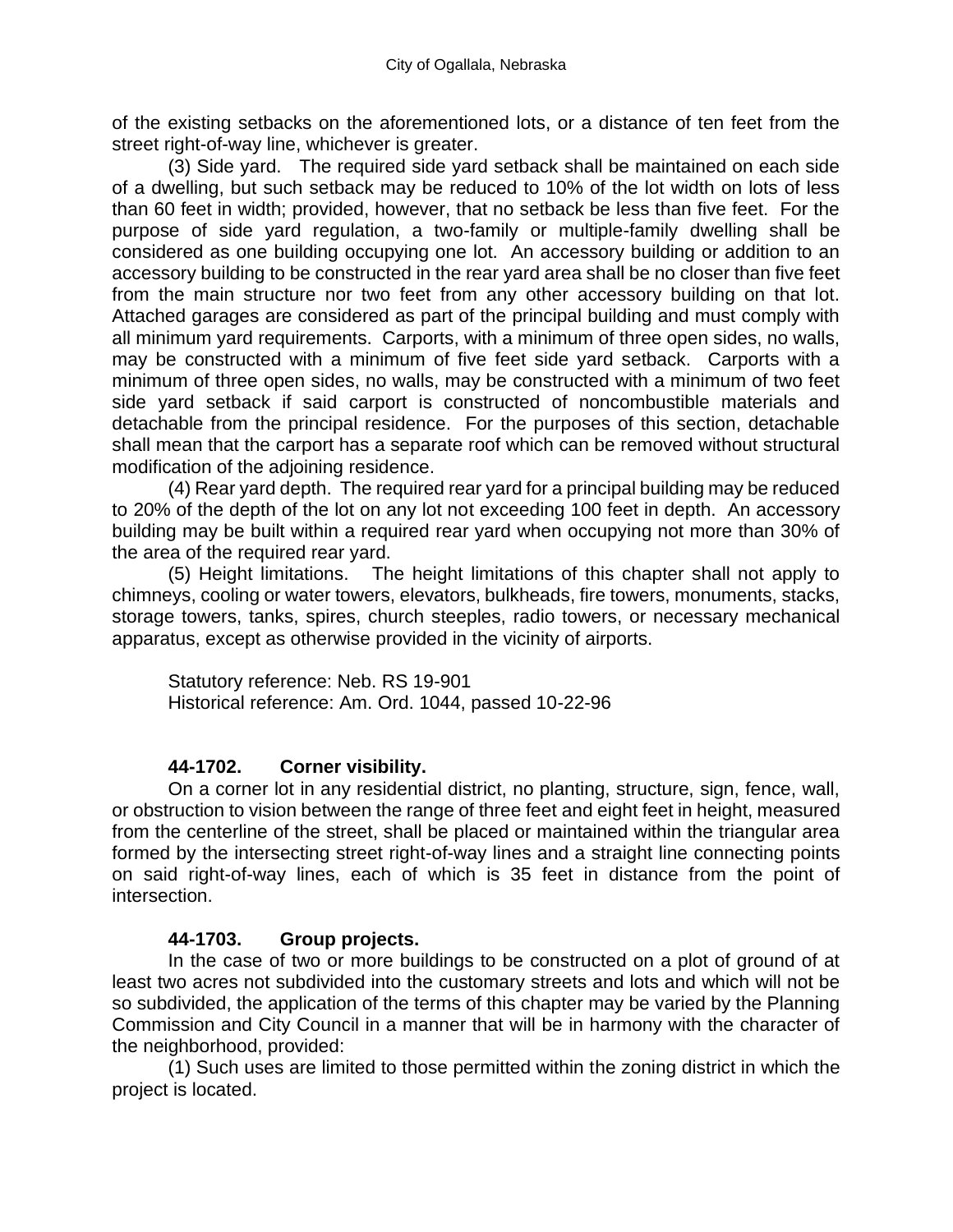of the existing setbacks on the aforementioned lots, or a distance of ten feet from the street right-of-way line, whichever is greater.

(3) Side yard. The required side yard setback shall be maintained on each side of a dwelling, but such setback may be reduced to 10% of the lot width on lots of less than 60 feet in width; provided, however, that no setback be less than five feet. For the purpose of side yard regulation, a two-family or multiple-family dwelling shall be considered as one building occupying one lot. An accessory building or addition to an accessory building to be constructed in the rear yard area shall be no closer than five feet from the main structure nor two feet from any other accessory building on that lot. Attached garages are considered as part of the principal building and must comply with all minimum yard requirements. Carports, with a minimum of three open sides, no walls, may be constructed with a minimum of five feet side yard setback. Carports with a minimum of three open sides, no walls, may be constructed with a minimum of two feet side yard setback if said carport is constructed of noncombustible materials and detachable from the principal residence. For the purposes of this section, detachable shall mean that the carport has a separate roof which can be removed without structural modification of the adjoining residence.

(4) Rear yard depth. The required rear yard for a principal building may be reduced to 20% of the depth of the lot on any lot not exceeding 100 feet in depth. An accessory building may be built within a required rear yard when occupying not more than 30% of the area of the required rear yard.

(5) Height limitations. The height limitations of this chapter shall not apply to chimneys, cooling or water towers, elevators, bulkheads, fire towers, monuments, stacks, storage towers, tanks, spires, church steeples, radio towers, or necessary mechanical apparatus, except as otherwise provided in the vicinity of airports.

Statutory reference: Neb. RS 19-901
Historical reference: Am. Ord. 1044, passed 10-22-96

**44-1702. Corner visibility.**

On a corner lot in any residential district, no planting, structure, sign, fence, wall, or obstruction to vision between the range of three feet and eight feet in height, measured from the centerline of the street, shall be placed or maintained within the triangular area formed by the intersecting street right-of-way lines and a straight line connecting points on said right-of-way lines, each of which is 35 feet in distance from the point of intersection.

**44-1703. Group projects.**

In the case of two or more buildings to be constructed on a plot of ground of at least two acres not subdivided into the customary streets and lots and which will not be so subdivided, the application of the terms of this chapter may be varied by the Planning Commission and City Council in a manner that will be in harmony with the character of the neighborhood, provided:

(1) Such uses are limited to those permitted within the zoning district in which the project is located.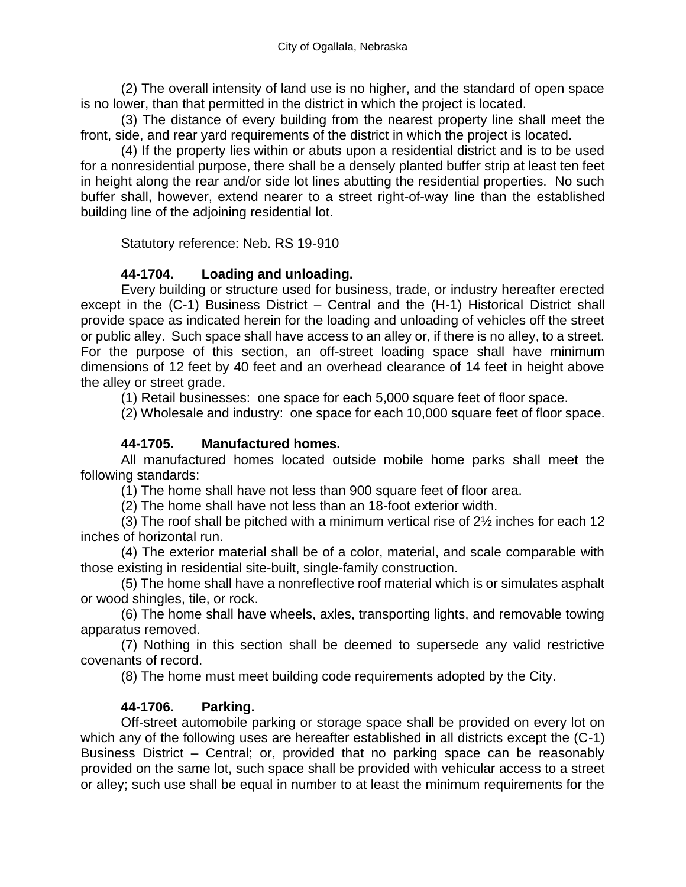(2) The overall intensity of land use is no higher, and the standard of open space is no lower, than that permitted in the district in which the project is located.

(3) The distance of every building from the nearest property line shall meet the front, side, and rear yard requirements of the district in which the project is located.

(4) If the property lies within or abuts upon a residential district and is to be used for a nonresidential purpose, there shall be a densely planted buffer strip at least ten feet in height along the rear and/or side lot lines abutting the residential properties. No such buffer shall, however, extend nearer to a street right-of-way line than the established building line of the adjoining residential lot.

Statutory reference: Neb. RS 19-910

**44-1704. Loading and unloading.**

Every building or structure used for business, trade, or industry hereafter erected except in the (C-1) Business District – Central and the (H-1) Historical District shall provide space as indicated herein for the loading and unloading of vehicles off the street or public alley. Such space shall have access to an alley or, if there is no alley, to a street. For the purpose of this section, an off-street loading space shall have minimum dimensions of 12 feet by 40 feet and an overhead clearance of 14 feet in height above the alley or street grade.

(1) Retail businesses: one space for each 5,000 square feet of floor space.

(2) Wholesale and industry: one space for each 10,000 square feet of floor space.

**44-1705. Manufactured homes.**

All manufactured homes located outside mobile home parks shall meet the following standards:

(1) The home shall have not less than 900 square feet of floor area.

(2) The home shall have not less than an 18-foot exterior width.

(3) The roof shall be pitched with a minimum vertical rise of 2½ inches for each 12 inches of horizontal run.

(4) The exterior material shall be of a color, material, and scale comparable with those existing in residential site-built, single-family construction.

(5) The home shall have a nonreflective roof material which is or simulates asphalt or wood shingles, tile, or rock.

(6) The home shall have wheels, axles, transporting lights, and removable towing apparatus removed.

(7) Nothing in this section shall be deemed to supersede any valid restrictive covenants of record.

(8) The home must meet building code requirements adopted by the City.

**44-1706. Parking.**

Off-street automobile parking or storage space shall be provided on every lot on which any of the following uses are hereafter established in all districts except the (C-1) Business District – Central; or, provided that no parking space can be reasonably provided on the same lot, such space shall be provided with vehicular access to a street or alley; such use shall be equal in number to at least the minimum requirements for the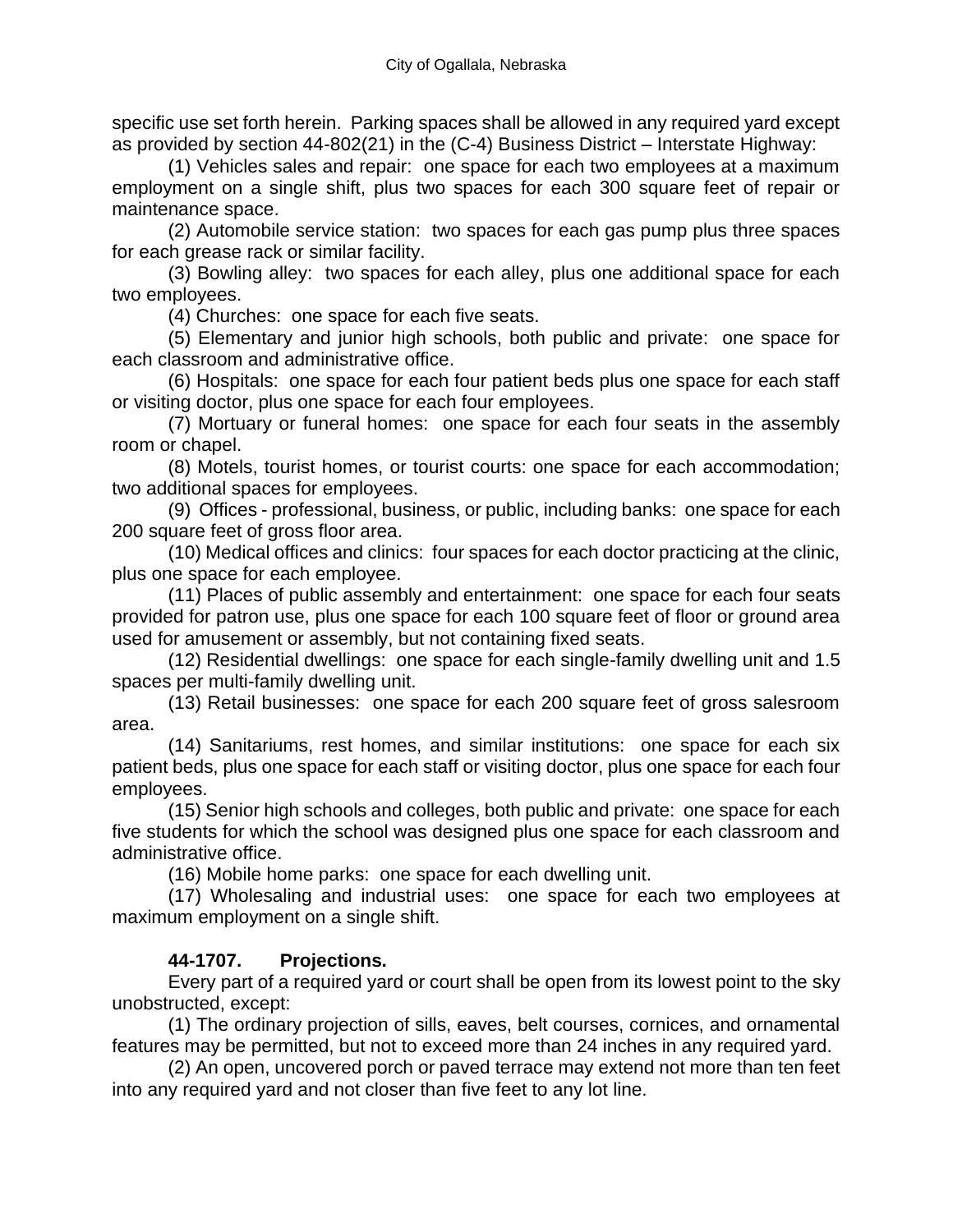specific use set forth herein. Parking spaces shall be allowed in any required yard except as provided by section 44-802(21) in the (C-4) Business District – Interstate Highway:

(1) Vehicles sales and repair: one space for each two employees at a maximum employment on a single shift, plus two spaces for each 300 square feet of repair or maintenance space.

(2) Automobile service station: two spaces for each gas pump plus three spaces for each grease rack or similar facility.

(3) Bowling alley: two spaces for each alley, plus one additional space for each two employees.

(4) Churches: one space for each five seats.

(5) Elementary and junior high schools, both public and private: one space for each classroom and administrative office.

(6) Hospitals: one space for each four patient beds plus one space for each staff or visiting doctor, plus one space for each four employees.

(7) Mortuary or funeral homes: one space for each four seats in the assembly room or chapel.

(8) Motels, tourist homes, or tourist courts: one space for each accommodation; two additional spaces for employees.

(9) Offices - professional, business, or public, including banks: one space for each 200 square feet of gross floor area.

(10) Medical offices and clinics: four spaces for each doctor practicing at the clinic, plus one space for each employee.

(11) Places of public assembly and entertainment: one space for each four seats provided for patron use, plus one space for each 100 square feet of floor or ground area used for amusement or assembly, but not containing fixed seats.

(12) Residential dwellings: one space for each single-family dwelling unit and 1.5 spaces per multi-family dwelling unit.

(13) Retail businesses: one space for each 200 square feet of gross salesroom area.

(14) Sanitariums, rest homes, and similar institutions: one space for each six patient beds, plus one space for each staff or visiting doctor, plus one space for each four employees.

(15) Senior high schools and colleges, both public and private: one space for each five students for which the school was designed plus one space for each classroom and administrative office.

(16) Mobile home parks: one space for each dwelling unit.

(17) Wholesaling and industrial uses: one space for each two employees at maximum employment on a single shift.

### 44-1707. Projections.

Every part of a required yard or court shall be open from its lowest point to the sky unobstructed, except:

(1) The ordinary projection of sills, eaves, belt courses, cornices, and ornamental features may be permitted, but not to exceed more than 24 inches in any required yard.

(2) An open, uncovered porch or paved terrace may extend not more than ten feet into any required yard and not closer than five feet to any lot line.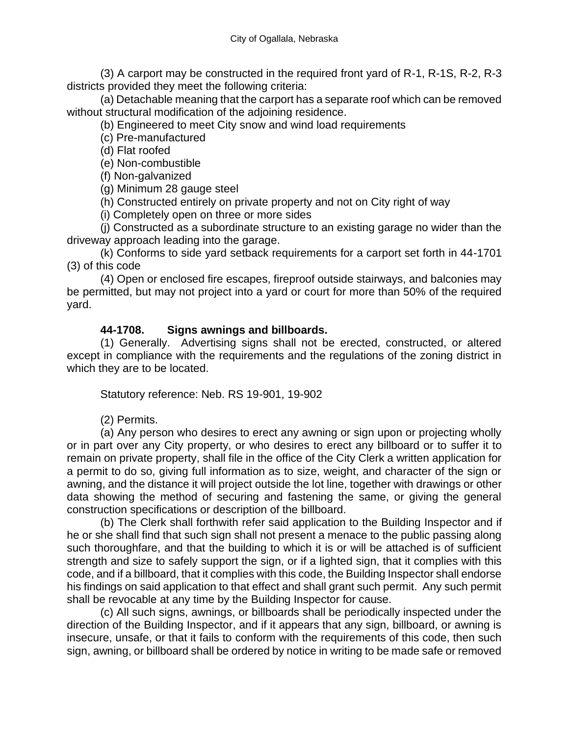(3) A carport may be constructed in the required front yard of R-1, R-1S, R-2, R-3 districts provided they meet the following criteria:

(a) Detachable meaning that the carport has a separate roof which can be removed without structural modification of the adjoining residence.

(b) Engineered to meet City snow and wind load requirements

(c) Pre-manufactured

(d) Flat roofed

(e) Non-combustible

(f) Non-galvanized

(g) Minimum 28 gauge steel

(h) Constructed entirely on private property and not on City right of way

(i) Completely open on three or more sides

(j) Constructed as a subordinate structure to an existing garage no wider than the driveway approach leading into the garage.

(k) Conforms to side yard setback requirements for a carport set forth in 44-1701 (3) of this code

(4) Open or enclosed fire escapes, fireproof outside stairways, and balconies may be permitted, but may not project into a yard or court for more than 50% of the required yard.

**44-1708. Signs awnings and billboards.**

(1) Generally. Advertising signs shall not be erected, constructed, or altered except in compliance with the requirements and the regulations of the zoning district in which they are to be located.

Statutory reference: Neb. RS 19-901, 19-902

(2) Permits.

(a) Any person who desires to erect any awning or sign upon or projecting wholly or in part over any City property, or who desires to erect any billboard or to suffer it to remain on private property, shall file in the office of the City Clerk a written application for a permit to do so, giving full information as to size, weight, and character of the sign or awning, and the distance it will project outside the lot line, together with drawings or other data showing the method of securing and fastening the same, or giving the general construction specifications or description of the billboard.

(b) The Clerk shall forthwith refer said application to the Building Inspector and if he or she shall find that such sign shall not present a menace to the public passing along such thoroughfare, and that the building to which it is or will be attached is of sufficient strength and size to safely support the sign, or if a lighted sign, that it complies with this code, and if a billboard, that it complies with this code, the Building Inspector shall endorse his findings on said application to that effect and shall grant such permit. Any such permit shall be revocable at any time by the Building Inspector for cause.

(c) All such signs, awnings, or billboards shall be periodically inspected under the direction of the Building Inspector, and if it appears that any sign, billboard, or awning is insecure, unsafe, or that it fails to conform with the requirements of this code, then such sign, awning, or billboard shall be ordered by notice in writing to be made safe or removed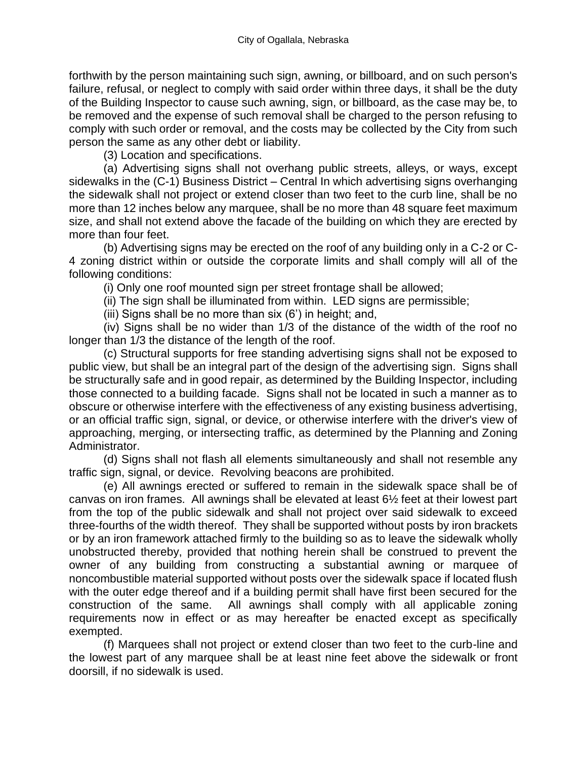forthwith by the person maintaining such sign, awning, or billboard, and on such person's failure, refusal, or neglect to comply with said order within three days, it shall be the duty of the Building Inspector to cause such awning, sign, or billboard, as the case may be, to be removed and the expense of such removal shall be charged to the person refusing to comply with such order or removal, and the costs may be collected by the City from such person the same as any other debt or liability.

(3) Location and specifications.

(a) Advertising signs shall not overhang public streets, alleys, or ways, except sidewalks in the (C-1) Business District – Central In which advertising signs overhanging the sidewalk shall not project or extend closer than two feet to the curb line, shall be no more than 12 inches below any marquee, shall be no more than 48 square feet maximum size, and shall not extend above the facade of the building on which they are erected by more than four feet.

(b) Advertising signs may be erected on the roof of any building only in a C-2 or C-4 zoning district within or outside the corporate limits and shall comply will all of the following conditions:

(i) Only one roof mounted sign per street frontage shall be allowed;

(ii) The sign shall be illuminated from within. LED signs are permissible;

(iii) Signs shall be no more than six (6') in height; and,

(iv) Signs shall be no wider than 1/3 of the distance of the width of the roof no longer than 1/3 the distance of the length of the roof.

(c) Structural supports for free standing advertising signs shall not be exposed to public view, but shall be an integral part of the design of the advertising sign. Signs shall be structurally safe and in good repair, as determined by the Building Inspector, including those connected to a building facade. Signs shall not be located in such a manner as to obscure or otherwise interfere with the effectiveness of any existing business advertising, or an official traffic sign, signal, or device, or otherwise interfere with the driver's view of approaching, merging, or intersecting traffic, as determined by the Planning and Zoning Administrator.

(d) Signs shall not flash all elements simultaneously and shall not resemble any traffic sign, signal, or device. Revolving beacons are prohibited.

(e) All awnings erected or suffered to remain in the sidewalk space shall be of canvas on iron frames. All awnings shall be elevated at least 6½ feet at their lowest part from the top of the public sidewalk and shall not project over said sidewalk to exceed three-fourths of the width thereof. They shall be supported without posts by iron brackets or by an iron framework attached firmly to the building so as to leave the sidewalk wholly unobstructed thereby, provided that nothing herein shall be construed to prevent the owner of any building from constructing a substantial awning or marquee of noncombustible material supported without posts over the sidewalk space if located flush with the outer edge thereof and if a building permit shall have first been secured for the construction of the same. All awnings shall comply with all applicable zoning requirements now in effect or as may hereafter be enacted except as specifically exempted.

(f) Marquees shall not project or extend closer than two feet to the curb-line and the lowest part of any marquee shall be at least nine feet above the sidewalk or front doorsill, if no sidewalk is used.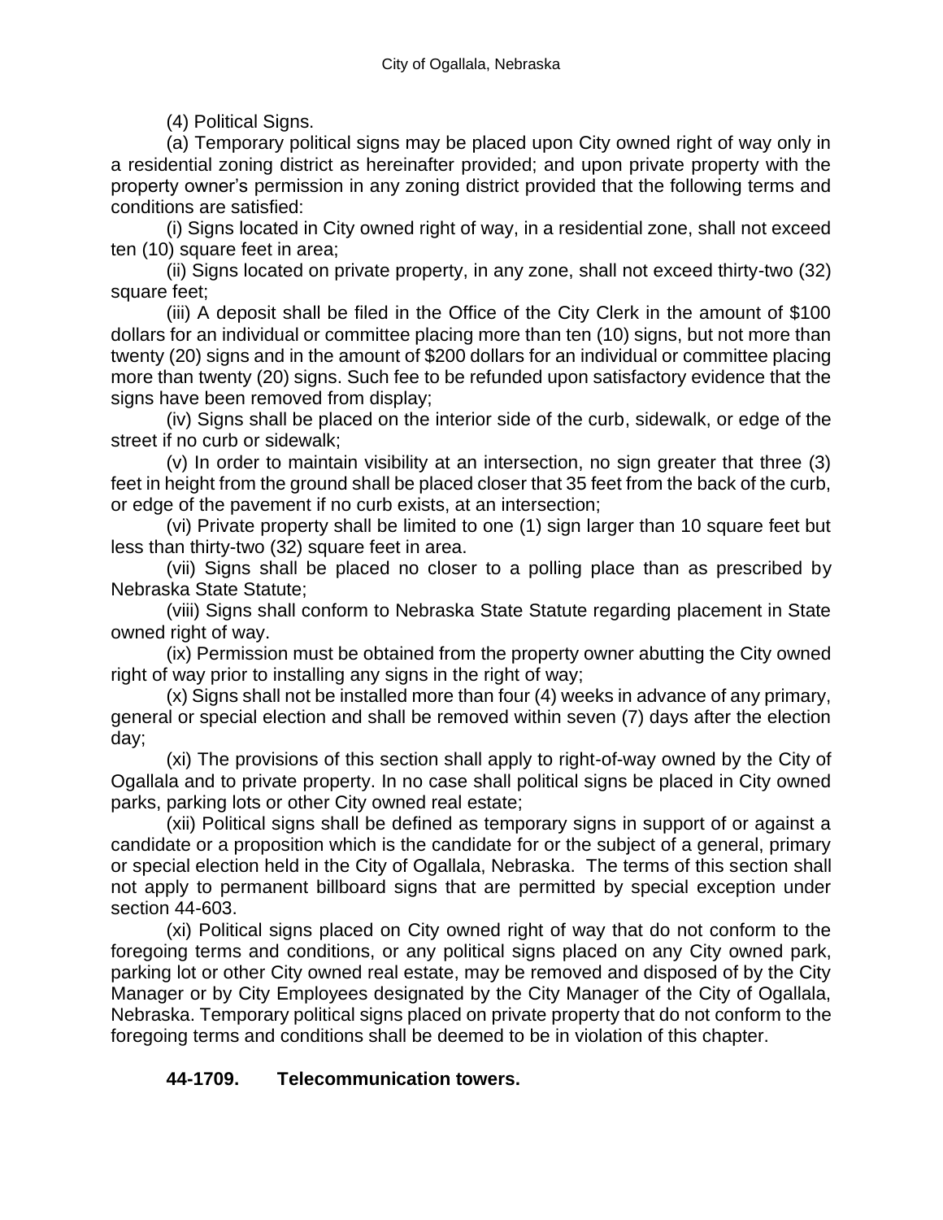(4) Political Signs.

(a) Temporary political signs may be placed upon City owned right of way only in a residential zoning district as hereinafter provided; and upon private property with the property owner's permission in any zoning district provided that the following terms and conditions are satisfied:

(i) Signs located in City owned right of way, in a residential zone, shall not exceed ten (10) square feet in area;

(ii) Signs located on private property, in any zone, shall not exceed thirty-two (32) square feet;

(iii) A deposit shall be filed in the Office of the City Clerk in the amount of $100 dollars for an individual or committee placing more than ten (10) signs, but not more than twenty (20) signs and in the amount of $200 dollars for an individual or committee placing more than twenty (20) signs. Such fee to be refunded upon satisfactory evidence that the signs have been removed from display;

(iv) Signs shall be placed on the interior side of the curb, sidewalk, or edge of the street if no curb or sidewalk;

(v) In order to maintain visibility at an intersection, no sign greater that three (3) feet in height from the ground shall be placed closer that 35 feet from the back of the curb, or edge of the pavement if no curb exists, at an intersection;

(vi) Private property shall be limited to one (1) sign larger than 10 square feet but less than thirty-two (32) square feet in area.

(vii) Signs shall be placed no closer to a polling place than as prescribed by Nebraska State Statute;

(viii) Signs shall conform to Nebraska State Statute regarding placement in State owned right of way.

(ix) Permission must be obtained from the property owner abutting the City owned right of way prior to installing any signs in the right of way;

(x) Signs shall not be installed more than four (4) weeks in advance of any primary, general or special election and shall be removed within seven (7) days after the election day;

(xi) The provisions of this section shall apply to right-of-way owned by the City of Ogallala and to private property. In no case shall political signs be placed in City owned parks, parking lots or other City owned real estate;

(xii) Political signs shall be defined as temporary signs in support of or against a candidate or a proposition which is the candidate for or the subject of a general, primary or special election held in the City of Ogallala, Nebraska. The terms of this section shall not apply to permanent billboard signs that are permitted by special exception under section 44-603.

(xi) Political signs placed on City owned right of way that do not conform to the foregoing terms and conditions, or any political signs placed on any City owned park, parking lot or other City owned real estate, may be removed and disposed of by the City Manager or by City Employees designated by the City Manager of the City of Ogallala, Nebraska. Temporary political signs placed on private property that do not conform to the foregoing terms and conditions shall be deemed to be in violation of this chapter.

**44-1709. Telecommunication towers.**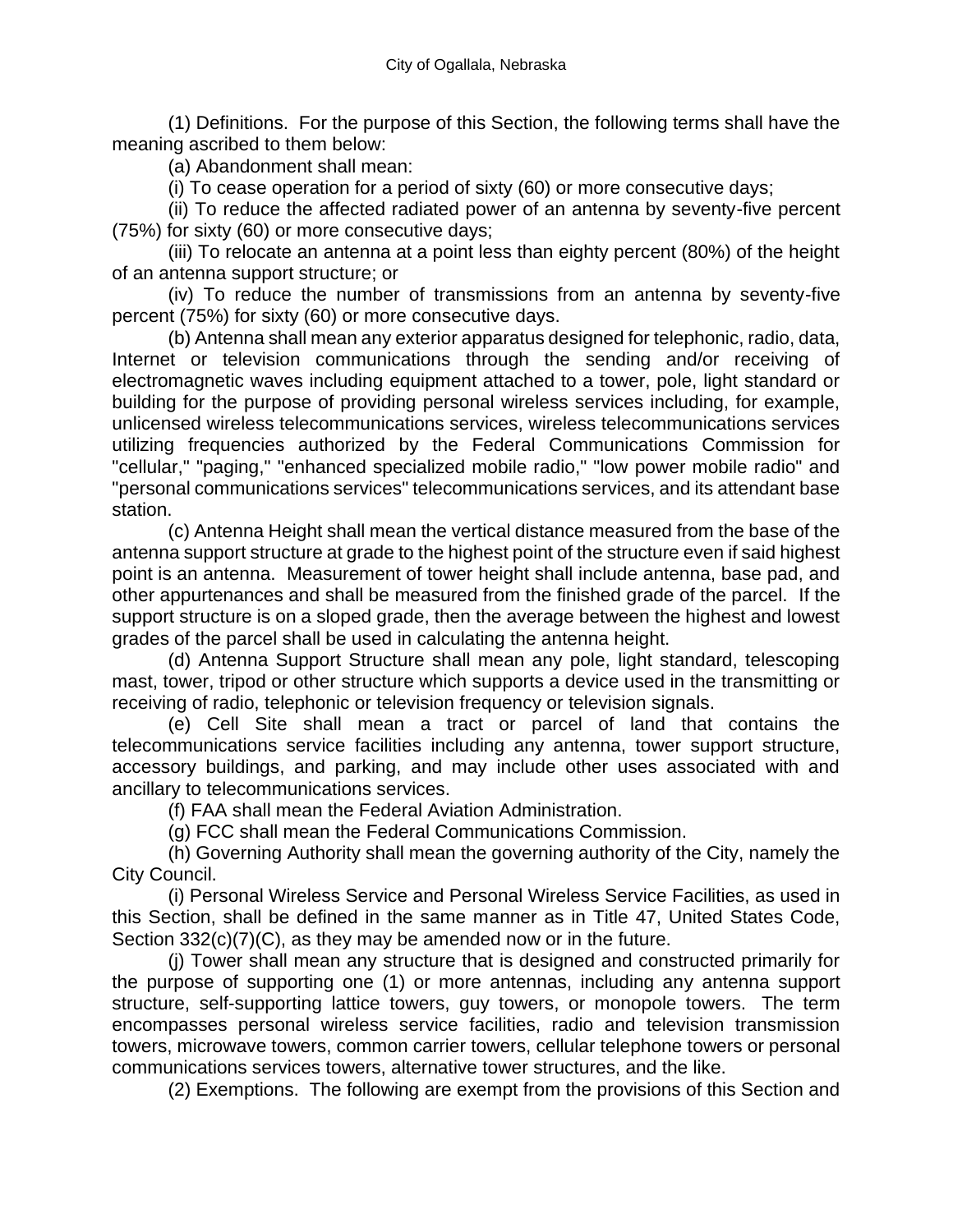(1) Definitions. For the purpose of this Section, the following terms shall have the meaning ascribed to them below:

(a) Abandonment shall mean:

(i) To cease operation for a period of sixty (60) or more consecutive days;

(ii) To reduce the affected radiated power of an antenna by seventy-five percent (75%) for sixty (60) or more consecutive days;

(iii) To relocate an antenna at a point less than eighty percent (80%) of the height of an antenna support structure; or

(iv) To reduce the number of transmissions from an antenna by seventy-five percent (75%) for sixty (60) or more consecutive days.

(b) Antenna shall mean any exterior apparatus designed for telephonic, radio, data, Internet or television communications through the sending and/or receiving of electromagnetic waves including equipment attached to a tower, pole, light standard or building for the purpose of providing personal wireless services including, for example, unlicensed wireless telecommunications services, wireless telecommunications services utilizing frequencies authorized by the Federal Communications Commission for "cellular," "paging," "enhanced specialized mobile radio," "low power mobile radio" and "personal communications services" telecommunications services, and its attendant base station.

(c) Antenna Height shall mean the vertical distance measured from the base of the antenna support structure at grade to the highest point of the structure even if said highest point is an antenna. Measurement of tower height shall include antenna, base pad, and other appurtenances and shall be measured from the finished grade of the parcel. If the support structure is on a sloped grade, then the average between the highest and lowest grades of the parcel shall be used in calculating the antenna height.

(d) Antenna Support Structure shall mean any pole, light standard, telescoping mast, tower, tripod or other structure which supports a device used in the transmitting or receiving of radio, telephonic or television frequency or television signals.

(e) Cell Site shall mean a tract or parcel of land that contains the telecommunications service facilities including any antenna, tower support structure, accessory buildings, and parking, and may include other uses associated with and ancillary to telecommunications services.

(f) FAA shall mean the Federal Aviation Administration.

(g) FCC shall mean the Federal Communications Commission.

(h) Governing Authority shall mean the governing authority of the City, namely the City Council.

(i) Personal Wireless Service and Personal Wireless Service Facilities, as used in this Section, shall be defined in the same manner as in Title 47, United States Code, Section 332(c)(7)(C), as they may be amended now or in the future.

(j) Tower shall mean any structure that is designed and constructed primarily for the purpose of supporting one (1) or more antennas, including any antenna support structure, self-supporting lattice towers, guy towers, or monopole towers. The term encompasses personal wireless service facilities, radio and television transmission towers, microwave towers, common carrier towers, cellular telephone towers or personal communications services towers, alternative tower structures, and the like.

(2) Exemptions. The following are exempt from the provisions of this Section and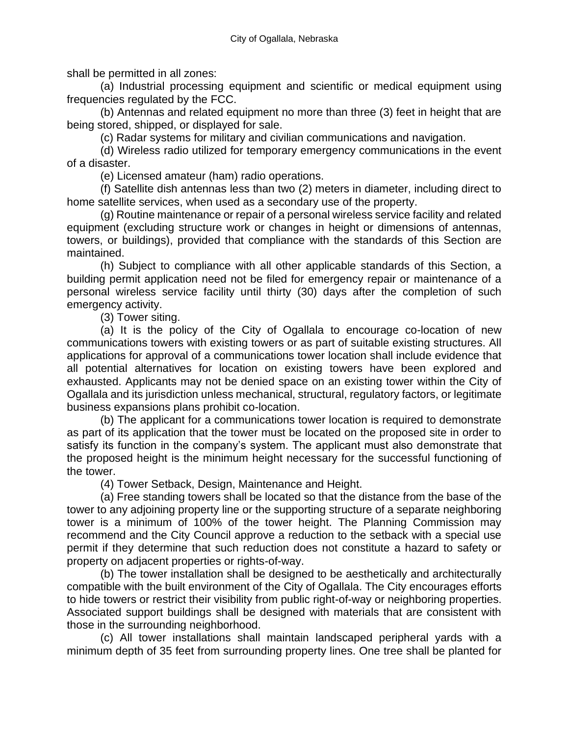shall be permitted in all zones:

(a) Industrial processing equipment and scientific or medical equipment using frequencies regulated by the FCC.

(b) Antennas and related equipment no more than three (3) feet in height that are being stored, shipped, or displayed for sale.

(c) Radar systems for military and civilian communications and navigation.

(d) Wireless radio utilized for temporary emergency communications in the event of a disaster.

(e) Licensed amateur (ham) radio operations.

(f) Satellite dish antennas less than two (2) meters in diameter, including direct to home satellite services, when used as a secondary use of the property.

(g) Routine maintenance or repair of a personal wireless service facility and related equipment (excluding structure work or changes in height or dimensions of antennas, towers, or buildings), provided that compliance with the standards of this Section are maintained.

(h) Subject to compliance with all other applicable standards of this Section, a building permit application need not be filed for emergency repair or maintenance of a personal wireless service facility until thirty (30) days after the completion of such emergency activity.

(3) Tower siting.

(a) It is the policy of the City of Ogallala to encourage co-location of new communications towers with existing towers or as part of suitable existing structures. All applications for approval of a communications tower location shall include evidence that all potential alternatives for location on existing towers have been explored and exhausted. Applicants may not be denied space on an existing tower within the City of Ogallala and its jurisdiction unless mechanical, structural, regulatory factors, or legitimate business expansions plans prohibit co-location.

(b) The applicant for a communications tower location is required to demonstrate as part of its application that the tower must be located on the proposed site in order to satisfy its function in the company's system. The applicant must also demonstrate that the proposed height is the minimum height necessary for the successful functioning of the tower.

(4) Tower Setback, Design, Maintenance and Height.

(a) Free standing towers shall be located so that the distance from the base of the tower to any adjoining property line or the supporting structure of a separate neighboring tower is a minimum of 100% of the tower height. The Planning Commission may recommend and the City Council approve a reduction to the setback with a special use permit if they determine that such reduction does not constitute a hazard to safety or property on adjacent properties or rights-of-way.

(b) The tower installation shall be designed to be aesthetically and architecturally compatible with the built environment of the City of Ogallala. The City encourages efforts to hide towers or restrict their visibility from public right-of-way or neighboring properties. Associated support buildings shall be designed with materials that are consistent with those in the surrounding neighborhood.

(c) All tower installations shall maintain landscaped peripheral yards with a minimum depth of 35 feet from surrounding property lines. One tree shall be planted for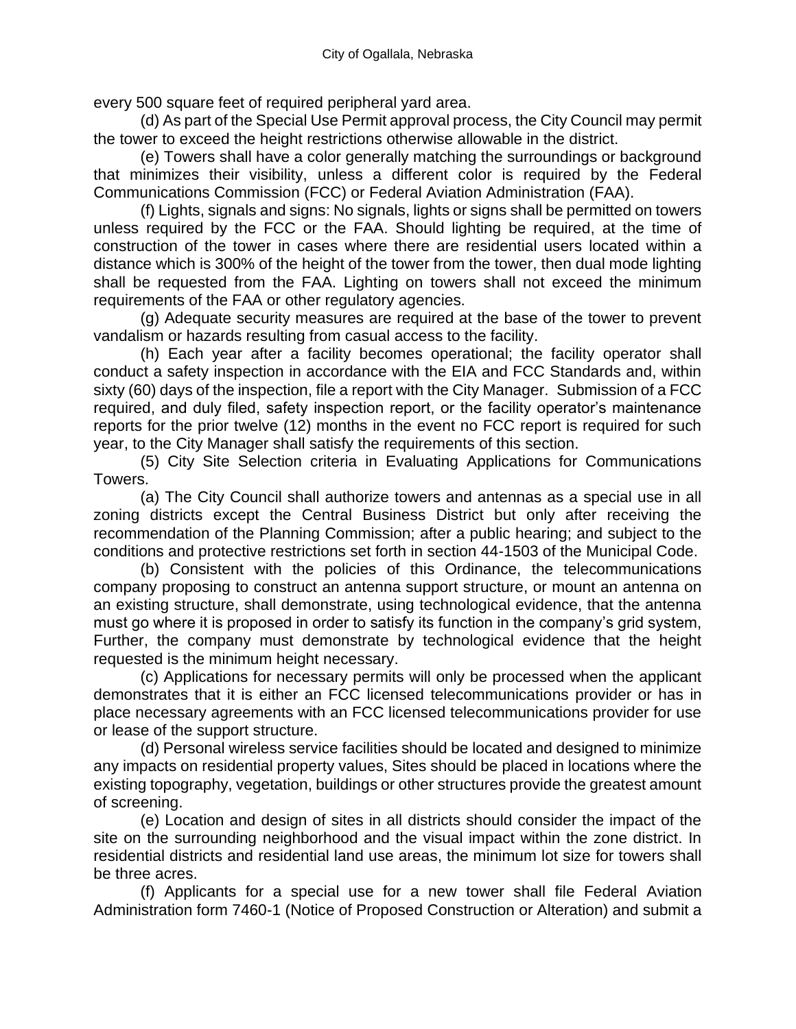every 500 square feet of required peripheral yard area.

(d) As part of the Special Use Permit approval process, the City Council may permit the tower to exceed the height restrictions otherwise allowable in the district.

(e) Towers shall have a color generally matching the surroundings or background that minimizes their visibility, unless a different color is required by the Federal Communications Commission (FCC) or Federal Aviation Administration (FAA).

(f) Lights, signals and signs: No signals, lights or signs shall be permitted on towers unless required by the FCC or the FAA. Should lighting be required, at the time of construction of the tower in cases where there are residential users located within a distance which is 300% of the height of the tower from the tower, then dual mode lighting shall be requested from the FAA. Lighting on towers shall not exceed the minimum requirements of the FAA or other regulatory agencies.

(g) Adequate security measures are required at the base of the tower to prevent vandalism or hazards resulting from casual access to the facility.

(h) Each year after a facility becomes operational; the facility operator shall conduct a safety inspection in accordance with the EIA and FCC Standards and, within sixty (60) days of the inspection, file a report with the City Manager. Submission of a FCC required, and duly filed, safety inspection report, or the facility operator's maintenance reports for the prior twelve (12) months in the event no FCC report is required for such year, to the City Manager shall satisfy the requirements of this section.

(5) City Site Selection criteria in Evaluating Applications for Communications Towers.

(a) The City Council shall authorize towers and antennas as a special use in all zoning districts except the Central Business District but only after receiving the recommendation of the Planning Commission; after a public hearing; and subject to the conditions and protective restrictions set forth in section 44-1503 of the Municipal Code.

(b) Consistent with the policies of this Ordinance, the telecommunications company proposing to construct an antenna support structure, or mount an antenna on an existing structure, shall demonstrate, using technological evidence, that the antenna must go where it is proposed in order to satisfy its function in the company's grid system, Further, the company must demonstrate by technological evidence that the height requested is the minimum height necessary.

(c) Applications for necessary permits will only be processed when the applicant demonstrates that it is either an FCC licensed telecommunications provider or has in place necessary agreements with an FCC licensed telecommunications provider for use or lease of the support structure.

(d) Personal wireless service facilities should be located and designed to minimize any impacts on residential property values, Sites should be placed in locations where the existing topography, vegetation, buildings or other structures provide the greatest amount of screening.

(e) Location and design of sites in all districts should consider the impact of the site on the surrounding neighborhood and the visual impact within the zone district. In residential districts and residential land use areas, the minimum lot size for towers shall be three acres.

(f) Applicants for a special use for a new tower shall file Federal Aviation Administration form 7460-1 (Notice of Proposed Construction or Alteration) and submit a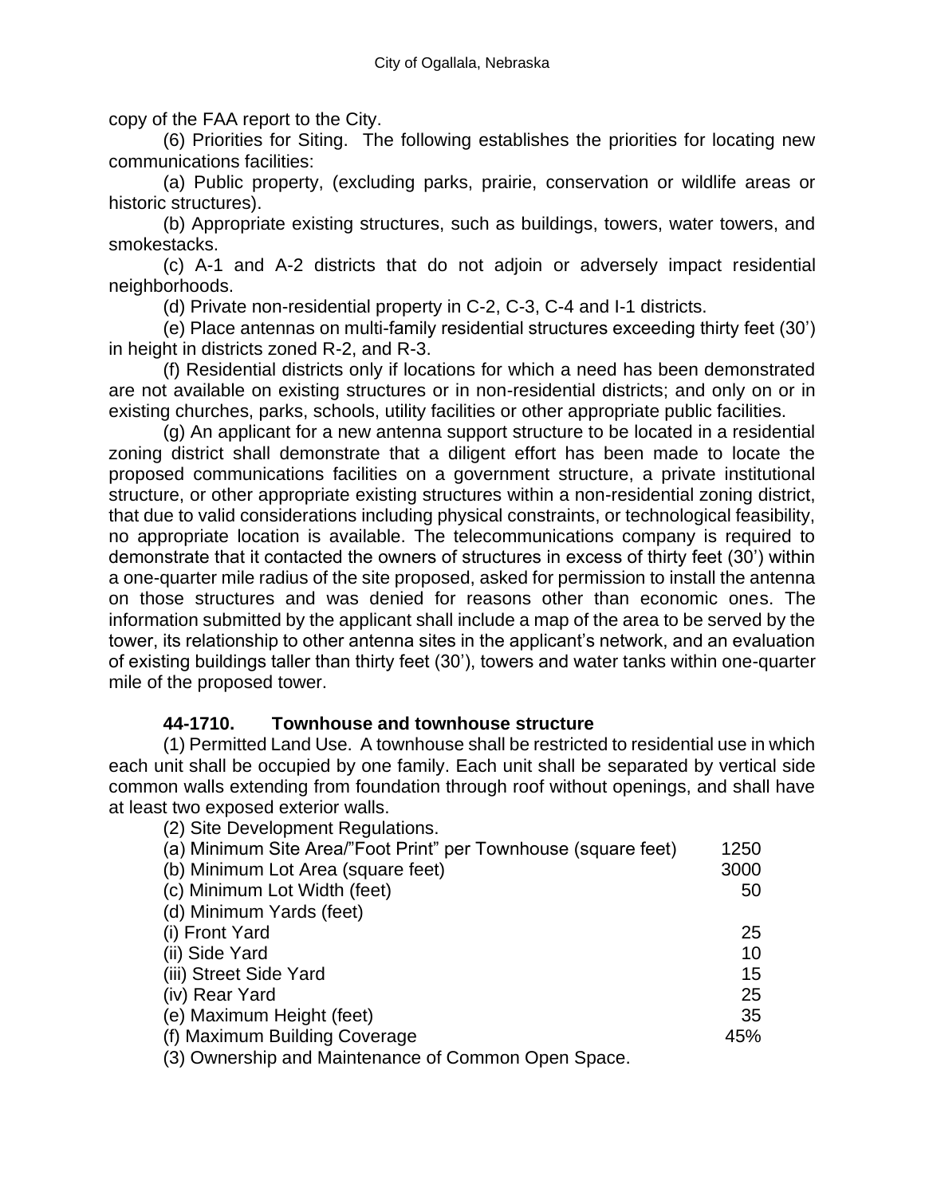copy of the FAA report to the City.

(6) Priorities for Siting. The following establishes the priorities for locating new communications facilities:

(a) Public property, (excluding parks, prairie, conservation or wildlife areas or historic structures).

(b) Appropriate existing structures, such as buildings, towers, water towers, and smokestacks.

(c) A-1 and A-2 districts that do not adjoin or adversely impact residential neighborhoods.

(d) Private non-residential property in C-2, C-3, C-4 and I-1 districts.

(e) Place antennas on multi-family residential structures exceeding thirty feet (30') in height in districts zoned R-2, and R-3.

(f) Residential districts only if locations for which a need has been demonstrated are not available on existing structures or in non-residential districts; and only on or in existing churches, parks, schools, utility facilities or other appropriate public facilities.

(g) An applicant for a new antenna support structure to be located in a residential zoning district shall demonstrate that a diligent effort has been made to locate the proposed communications facilities on a government structure, a private institutional structure, or other appropriate existing structures within a non-residential zoning district, that due to valid considerations including physical constraints, or technological feasibility, no appropriate location is available. The telecommunications company is required to demonstrate that it contacted the owners of structures in excess of thirty feet (30') within a one-quarter mile radius of the site proposed, asked for permission to install the antenna on those structures and was denied for reasons other than economic ones. The information submitted by the applicant shall include a map of the area to be served by the tower, its relationship to other antenna sites in the applicant's network, and an evaluation of existing buildings taller than thirty feet (30'), towers and water tanks within one-quarter mile of the proposed tower.

### 44-1710. Townhouse and townhouse structure

(1) Permitted Land Use. A townhouse shall be restricted to residential use in which each unit shall be occupied by one family. Each unit shall be separated by vertical side common walls extending from foundation through roof without openings, and shall have at least two exposed exterior walls.

(2) Site Development Regulations.

| | |
|---|---|
| (a) Minimum Site Area/"Foot Print" per Townhouse (square feet) | 1250 |
| (b) Minimum Lot Area (square feet) | 3000 |
| (c) Minimum Lot Width (feet) | 50 |
| (d) Minimum Yards (feet) | |
| (i) Front Yard | 25 |
| (ii) Side Yard | 10 |
| (iii) Street Side Yard | 15 |
| (iv) Rear Yard | 25 |
| (e) Maximum Height (feet) | 35 |
| (f) Maximum Building Coverage | 45% |

(3) Ownership and Maintenance of Common Open Space.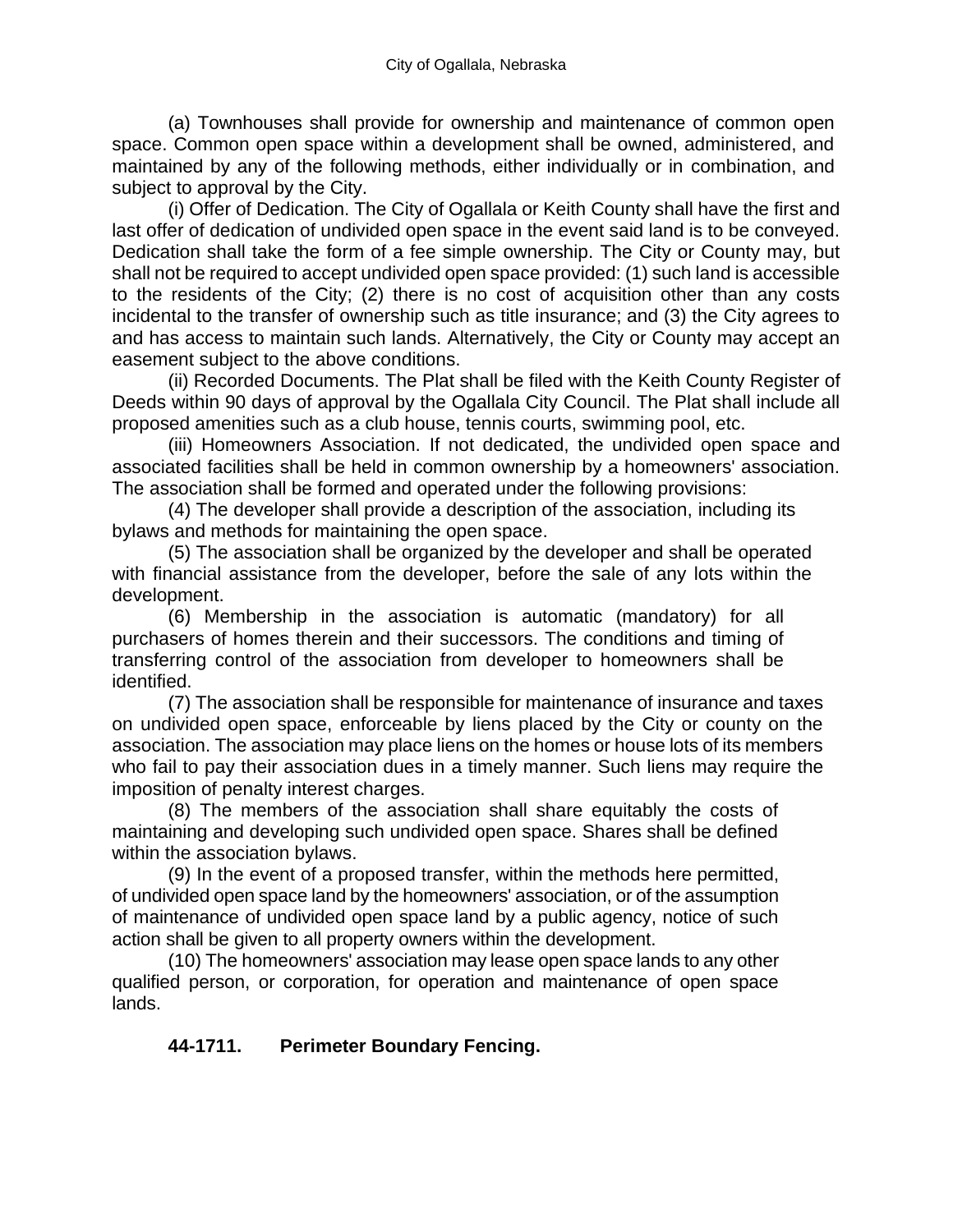(a) Townhouses shall provide for ownership and maintenance of common open space. Common open space within a development shall be owned, administered, and maintained by any of the following methods, either individually or in combination, and subject to approval by the City.

(i) Offer of Dedication. The City of Ogallala or Keith County shall have the first and last offer of dedication of undivided open space in the event said land is to be conveyed. Dedication shall take the form of a fee simple ownership. The City or County may, but shall not be required to accept undivided open space provided: (1) such land is accessible to the residents of the City; (2) there is no cost of acquisition other than any costs incidental to the transfer of ownership such as title insurance; and (3) the City agrees to and has access to maintain such lands. Alternatively, the City or County may accept an easement subject to the above conditions.

(ii) Recorded Documents. The Plat shall be filed with the Keith County Register of Deeds within 90 days of approval by the Ogallala City Council. The Plat shall include all proposed amenities such as a club house, tennis courts, swimming pool, etc.

(iii) Homeowners Association. If not dedicated, the undivided open space and associated facilities shall be held in common ownership by a homeowners' association. The association shall be formed and operated under the following provisions:

(4) The developer shall provide a description of the association, including its bylaws and methods for maintaining the open space.

(5) The association shall be organized by the developer and shall be operated with financial assistance from the developer, before the sale of any lots within the development.

(6) Membership in the association is automatic (mandatory) for all purchasers of homes therein and their successors. The conditions and timing of transferring control of the association from developer to homeowners shall be identified.

(7) The association shall be responsible for maintenance of insurance and taxes on undivided open space, enforceable by liens placed by the City or county on the association. The association may place liens on the homes or house lots of its members who fail to pay their association dues in a timely manner. Such liens may require the imposition of penalty interest charges.

(8) The members of the association shall share equitably the costs of maintaining and developing such undivided open space. Shares shall be defined within the association bylaws.

(9) In the event of a proposed transfer, within the methods here permitted, of undivided open space land by the homeowners' association, or of the assumption of maintenance of undivided open space land by a public agency, notice of such action shall be given to all property owners within the development.

(10) The homeowners' association may lease open space lands to any other qualified person, or corporation, for operation and maintenance of open space lands.

### 44-1711. Perimeter Boundary Fencing.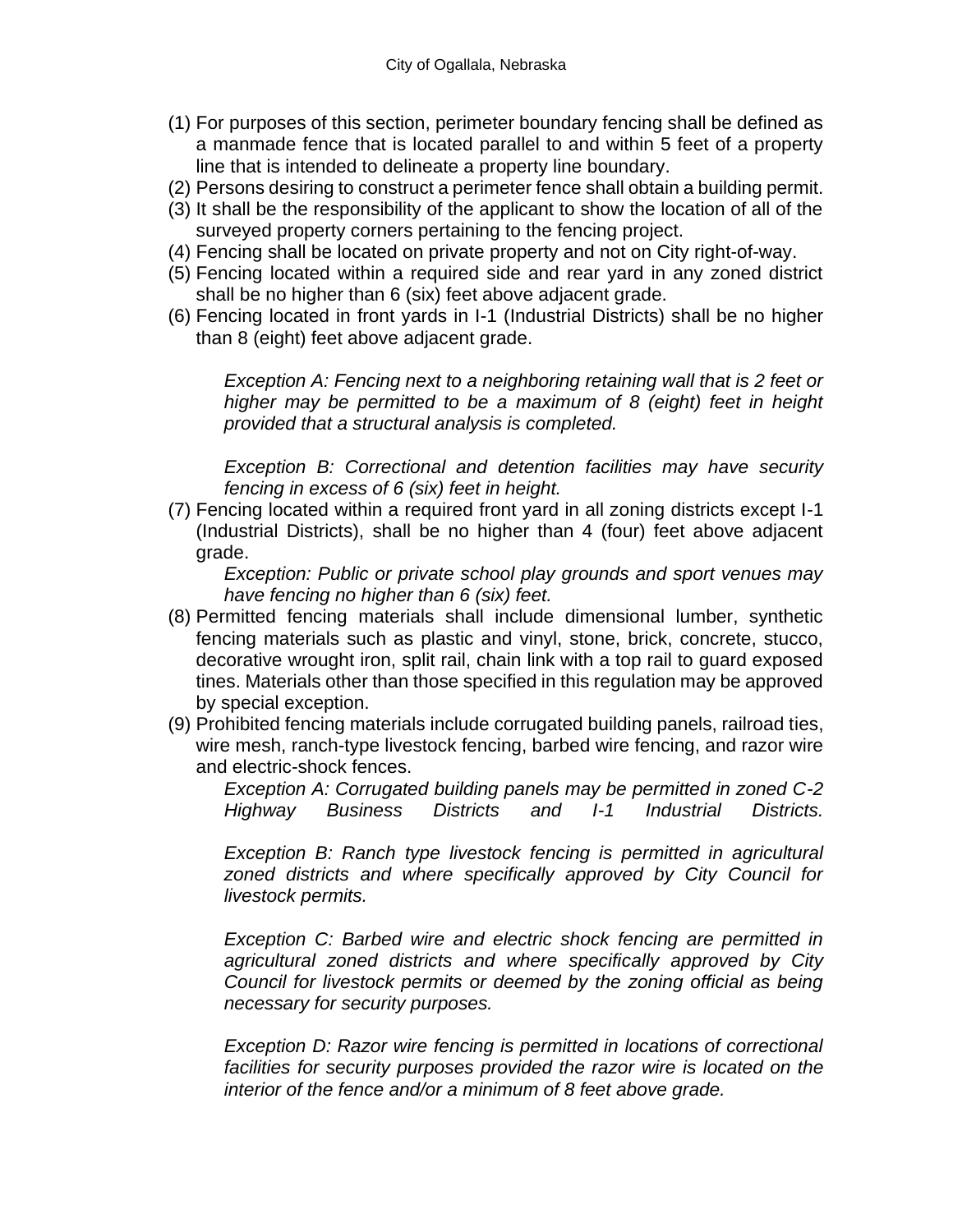(1) For purposes of this section, perimeter boundary fencing shall be defined as a manmade fence that is located parallel to and within 5 feet of a property line that is intended to delineate a property line boundary.
(2) Persons desiring to construct a perimeter fence shall obtain a building permit.
(3) It shall be the responsibility of the applicant to show the location of all of the surveyed property corners pertaining to the fencing project.
(4) Fencing shall be located on private property and not on City right-of-way.
(5) Fencing located within a required side and rear yard in any zoned district shall be no higher than 6 (six) feet above adjacent grade.
(6) Fencing located in front yards in I-1 (Industrial Districts) shall be no higher than 8 (eight) feet above adjacent grade.

    *Exception A: Fencing next to a neighboring retaining wall that is 2 feet or higher may be permitted to be a maximum of 8 (eight) feet in height provided that a structural analysis is completed.*

    *Exception B: Correctional and detention facilities may have security fencing in excess of 6 (six) feet in height.*

(7) Fencing located within a required front yard in all zoning districts except I-1 (Industrial Districts), shall be no higher than 4 (four) feet above adjacent grade.

    *Exception: Public or private school play grounds and sport venues may have fencing no higher than 6 (six) feet.*

(8) Permitted fencing materials shall include dimensional lumber, synthetic fencing materials such as plastic and vinyl, stone, brick, concrete, stucco, decorative wrought iron, split rail, chain link with a top rail to guard exposed tines. Materials other than those specified in this regulation may be approved by special exception.
(9) Prohibited fencing materials include corrugated building panels, railroad ties, wire mesh, ranch-type livestock fencing, barbed wire fencing, and razor wire and electric-shock fences.

    *Exception A: Corrugated building panels may be permitted in zoned C-2 Highway Business Districts and I-1 Industrial Districts.*

    *Exception B: Ranch type livestock fencing is permitted in agricultural zoned districts and where specifically approved by City Council for livestock permits.*

    *Exception C: Barbed wire and electric shock fencing are permitted in agricultural zoned districts and where specifically approved by City Council for livestock permits or deemed by the zoning official as being necessary for security purposes.*

    *Exception D: Razor wire fencing is permitted in locations of correctional facilities for security purposes provided the razor wire is located on the interior of the fence and/or a minimum of 8 feet above grade.*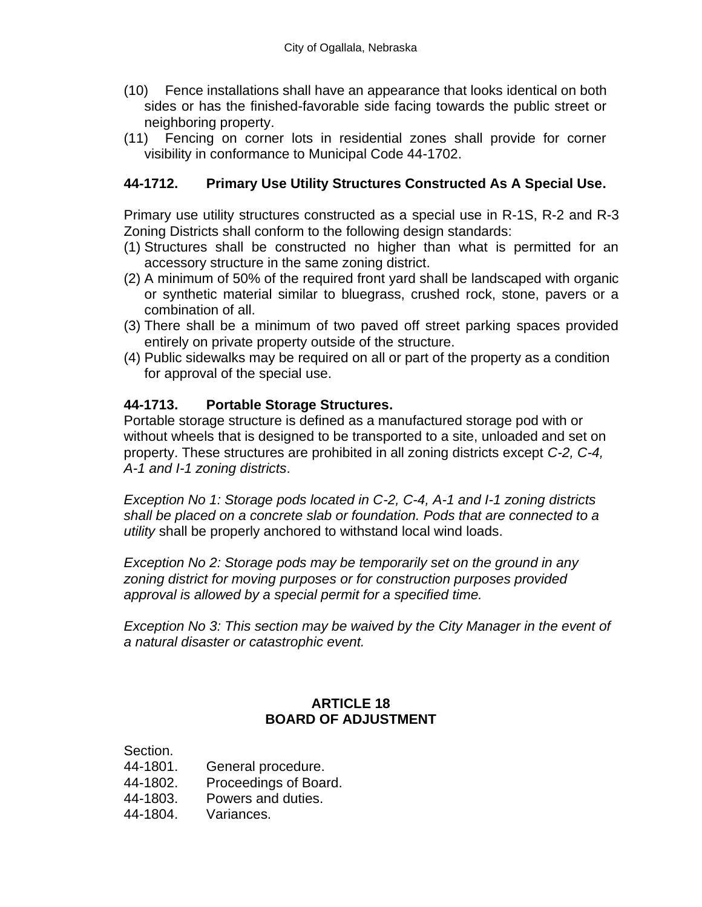(10) Fence installations shall have an appearance that looks identical on both sides or has the finished-favorable side facing towards the public street or neighboring property.

(11) Fencing on corner lots in residential zones shall provide for corner visibility in conformance to Municipal Code 44-1702.

### 44-1712. Primary Use Utility Structures Constructed As A Special Use.

Primary use utility structures constructed as a special use in R-1S, R-2 and R-3 Zoning Districts shall conform to the following design standards:

(1) Structures shall be constructed no higher than what is permitted for an accessory structure in the same zoning district.

(2) A minimum of 50% of the required front yard shall be landscaped with organic or synthetic material similar to bluegrass, crushed rock, stone, pavers or a combination of all.

(3) There shall be a minimum of two paved off street parking spaces provided entirely on private property outside of the structure.

(4) Public sidewalks may be required on all or part of the property as a condition for approval of the special use.

### 44-1713. Portable Storage Structures.

Portable storage structure is defined as a manufactured storage pod with or without wheels that is designed to be transported to a site, unloaded and set on property. These structures are prohibited in all zoning districts except *C-2, C-4, A-1 and I-1 zoning districts*.

*Exception No 1: Storage pods located in C-2, C-4, A-1 and I-1 zoning districts shall be placed on a concrete slab or foundation. Pods that are connected to a utility* shall be properly anchored to withstand local wind loads.

*Exception No 2: Storage pods may be temporarily set on the ground in any zoning district for moving purposes or for construction purposes provided approval is allowed by a special permit for a specified time.*

*Exception No 3: This section may be waived by the City Manager in the event of a natural disaster or catastrophic event.*

## ARTICLE 18
## BOARD OF ADJUSTMENT

Section.

44-1801. General procedure.
44-1802. Proceedings of Board.
44-1803. Powers and duties.
44-1804. Variances.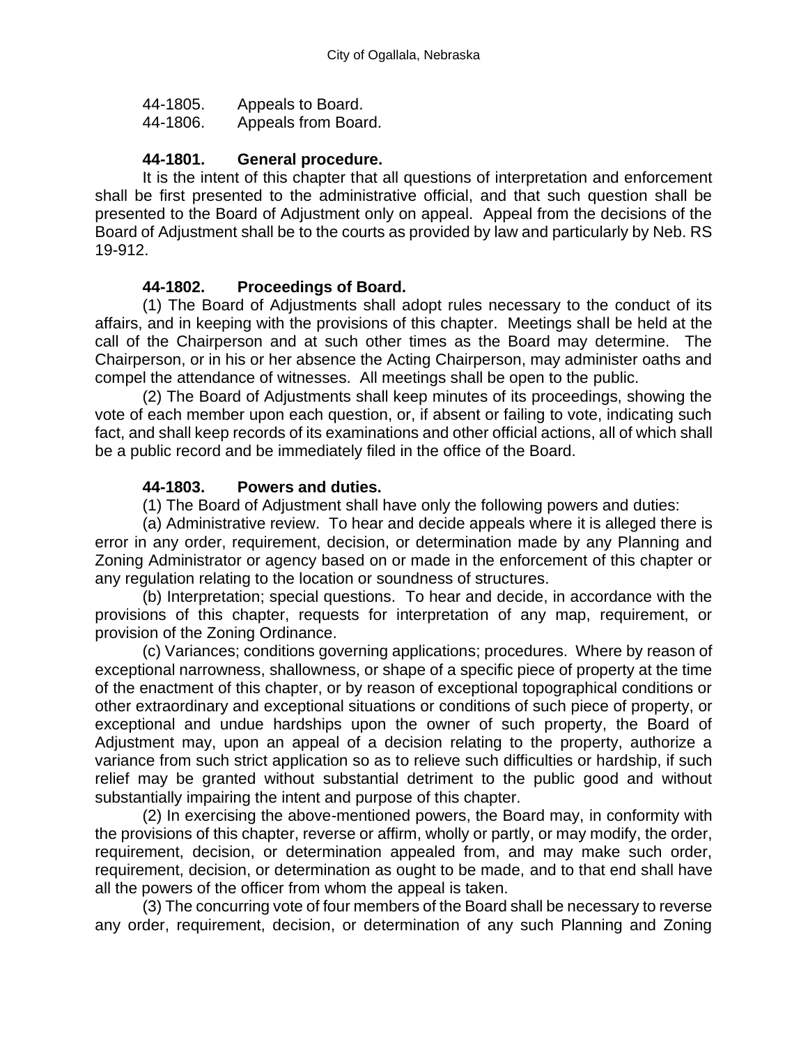44-1805. Appeals to Board.
44-1806. Appeals from Board.

### 44-1801. General procedure.

It is the intent of this chapter that all questions of interpretation and enforcement shall be first presented to the administrative official, and that such question shall be presented to the Board of Adjustment only on appeal. Appeal from the decisions of the Board of Adjustment shall be to the courts as provided by law and particularly by Neb. RS 19-912.

### 44-1802. Proceedings of Board.

(1) The Board of Adjustments shall adopt rules necessary to the conduct of its affairs, and in keeping with the provisions of this chapter. Meetings shall be held at the call of the Chairperson and at such other times as the Board may determine. The Chairperson, or in his or her absence the Acting Chairperson, may administer oaths and compel the attendance of witnesses. All meetings shall be open to the public.

(2) The Board of Adjustments shall keep minutes of its proceedings, showing the vote of each member upon each question, or, if absent or failing to vote, indicating such fact, and shall keep records of its examinations and other official actions, all of which shall be a public record and be immediately filed in the office of the Board.

### 44-1803. Powers and duties.

(1) The Board of Adjustment shall have only the following powers and duties:

(a) Administrative review. To hear and decide appeals where it is alleged there is error in any order, requirement, decision, or determination made by any Planning and Zoning Administrator or agency based on or made in the enforcement of this chapter or any regulation relating to the location or soundness of structures.

(b) Interpretation; special questions. To hear and decide, in accordance with the provisions of this chapter, requests for interpretation of any map, requirement, or provision of the Zoning Ordinance.

(c) Variances; conditions governing applications; procedures. Where by reason of exceptional narrowness, shallowness, or shape of a specific piece of property at the time of the enactment of this chapter, or by reason of exceptional topographical conditions or other extraordinary and exceptional situations or conditions of such piece of property, or exceptional and undue hardships upon the owner of such property, the Board of Adjustment may, upon an appeal of a decision relating to the property, authorize a variance from such strict application so as to relieve such difficulties or hardship, if such relief may be granted without substantial detriment to the public good and without substantially impairing the intent and purpose of this chapter.

(2) In exercising the above-mentioned powers, the Board may, in conformity with the provisions of this chapter, reverse or affirm, wholly or partly, or may modify, the order, requirement, decision, or determination appealed from, and may make such order, requirement, decision, or determination as ought to be made, and to that end shall have all the powers of the officer from whom the appeal is taken.

(3) The concurring vote of four members of the Board shall be necessary to reverse any order, requirement, decision, or determination of any such Planning and Zoning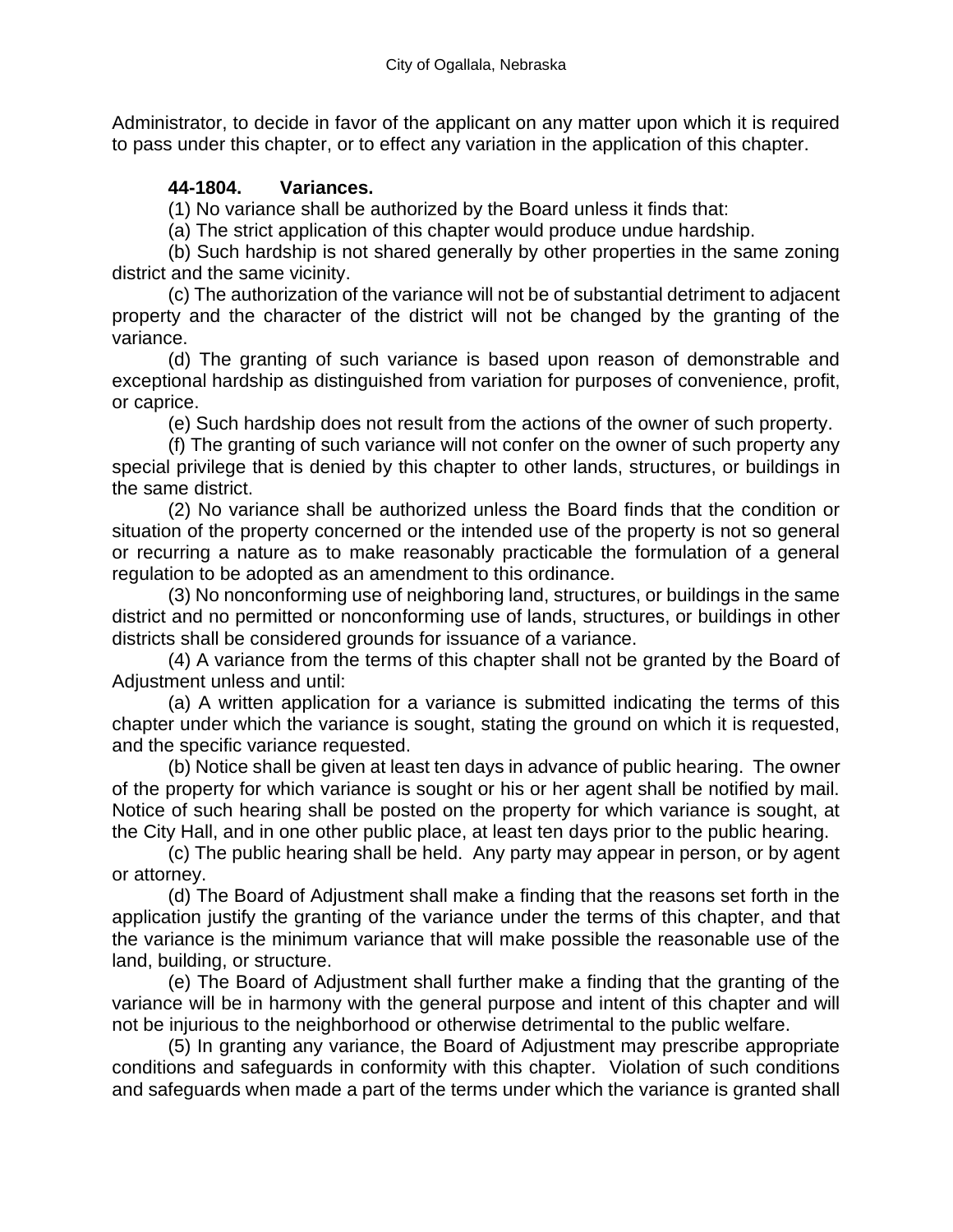Administrator, to decide in favor of the applicant on any matter upon which it is required to pass under this chapter, or to effect any variation in the application of this chapter.

**44-1804. Variances.**

(1) No variance shall be authorized by the Board unless it finds that:

(a) The strict application of this chapter would produce undue hardship.

(b) Such hardship is not shared generally by other properties in the same zoning district and the same vicinity.

(c) The authorization of the variance will not be of substantial detriment to adjacent property and the character of the district will not be changed by the granting of the variance.

(d) The granting of such variance is based upon reason of demonstrable and exceptional hardship as distinguished from variation for purposes of convenience, profit, or caprice.

(e) Such hardship does not result from the actions of the owner of such property.

(f) The granting of such variance will not confer on the owner of such property any special privilege that is denied by this chapter to other lands, structures, or buildings in the same district.

(2) No variance shall be authorized unless the Board finds that the condition or situation of the property concerned or the intended use of the property is not so general or recurring a nature as to make reasonably practicable the formulation of a general regulation to be adopted as an amendment to this ordinance.

(3) No nonconforming use of neighboring land, structures, or buildings in the same district and no permitted or nonconforming use of lands, structures, or buildings in other districts shall be considered grounds for issuance of a variance.

(4) A variance from the terms of this chapter shall not be granted by the Board of Adjustment unless and until:

(a) A written application for a variance is submitted indicating the terms of this chapter under which the variance is sought, stating the ground on which it is requested, and the specific variance requested.

(b) Notice shall be given at least ten days in advance of public hearing. The owner of the property for which variance is sought or his or her agent shall be notified by mail. Notice of such hearing shall be posted on the property for which variance is sought, at the City Hall, and in one other public place, at least ten days prior to the public hearing.

(c) The public hearing shall be held. Any party may appear in person, or by agent or attorney.

(d) The Board of Adjustment shall make a finding that the reasons set forth in the application justify the granting of the variance under the terms of this chapter, and that the variance is the minimum variance that will make possible the reasonable use of the land, building, or structure.

(e) The Board of Adjustment shall further make a finding that the granting of the variance will be in harmony with the general purpose and intent of this chapter and will not be injurious to the neighborhood or otherwise detrimental to the public welfare.

(5) In granting any variance, the Board of Adjustment may prescribe appropriate conditions and safeguards in conformity with this chapter. Violation of such conditions and safeguards when made a part of the terms under which the variance is granted shall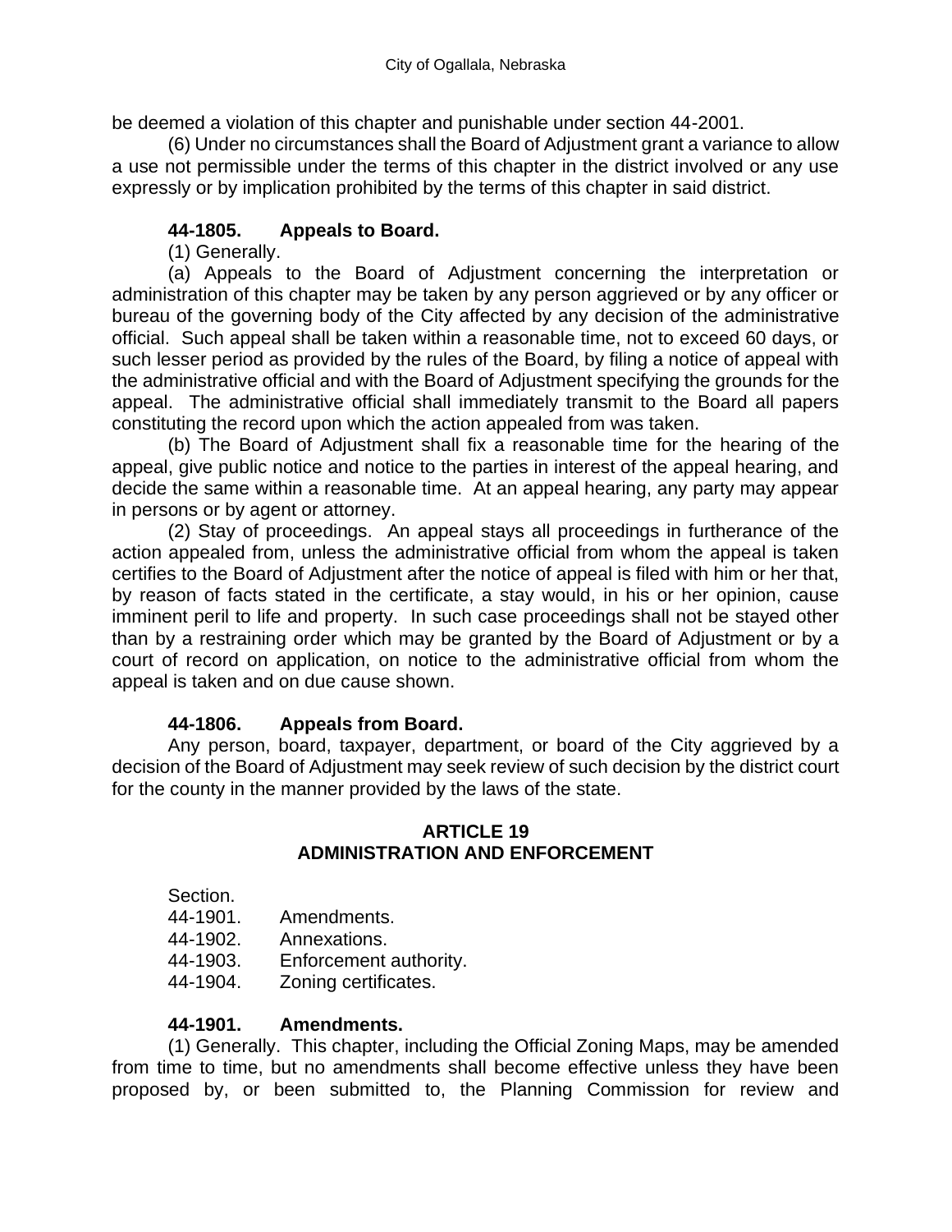be deemed a violation of this chapter and punishable under section 44-2001.

(6) Under no circumstances shall the Board of Adjustment grant a variance to allow a use not permissible under the terms of this chapter in the district involved or any use expressly or by implication prohibited by the terms of this chapter in said district.

**44-1805. Appeals to Board.**

(1) Generally.

(a) Appeals to the Board of Adjustment concerning the interpretation or administration of this chapter may be taken by any person aggrieved or by any officer or bureau of the governing body of the City affected by any decision of the administrative official. Such appeal shall be taken within a reasonable time, not to exceed 60 days, or such lesser period as provided by the rules of the Board, by filing a notice of appeal with the administrative official and with the Board of Adjustment specifying the grounds for the appeal. The administrative official shall immediately transmit to the Board all papers constituting the record upon which the action appealed from was taken.

(b) The Board of Adjustment shall fix a reasonable time for the hearing of the appeal, give public notice and notice to the parties in interest of the appeal hearing, and decide the same within a reasonable time. At an appeal hearing, any party may appear in persons or by agent or attorney.

(2) Stay of proceedings. An appeal stays all proceedings in furtherance of the action appealed from, unless the administrative official from whom the appeal is taken certifies to the Board of Adjustment after the notice of appeal is filed with him or her that, by reason of facts stated in the certificate, a stay would, in his or her opinion, cause imminent peril to life and property. In such case proceedings shall not be stayed other than by a restraining order which may be granted by the Board of Adjustment or by a court of record on application, on notice to the administrative official from whom the appeal is taken and on due cause shown.

**44-1806. Appeals from Board.**

Any person, board, taxpayer, department, or board of the City aggrieved by a decision of the Board of Adjustment may seek review of such decision by the district court for the county in the manner provided by the laws of the state.

## ARTICLE 19
## ADMINISTRATION AND ENFORCEMENT

Section.
44-1901. Amendments.
44-1902. Annexations.
44-1903. Enforcement authority.
44-1904. Zoning certificates.

**44-1901. Amendments.**

(1) Generally. This chapter, including the Official Zoning Maps, may be amended from time to time, but no amendments shall become effective unless they have been proposed by, or been submitted to, the Planning Commission for review and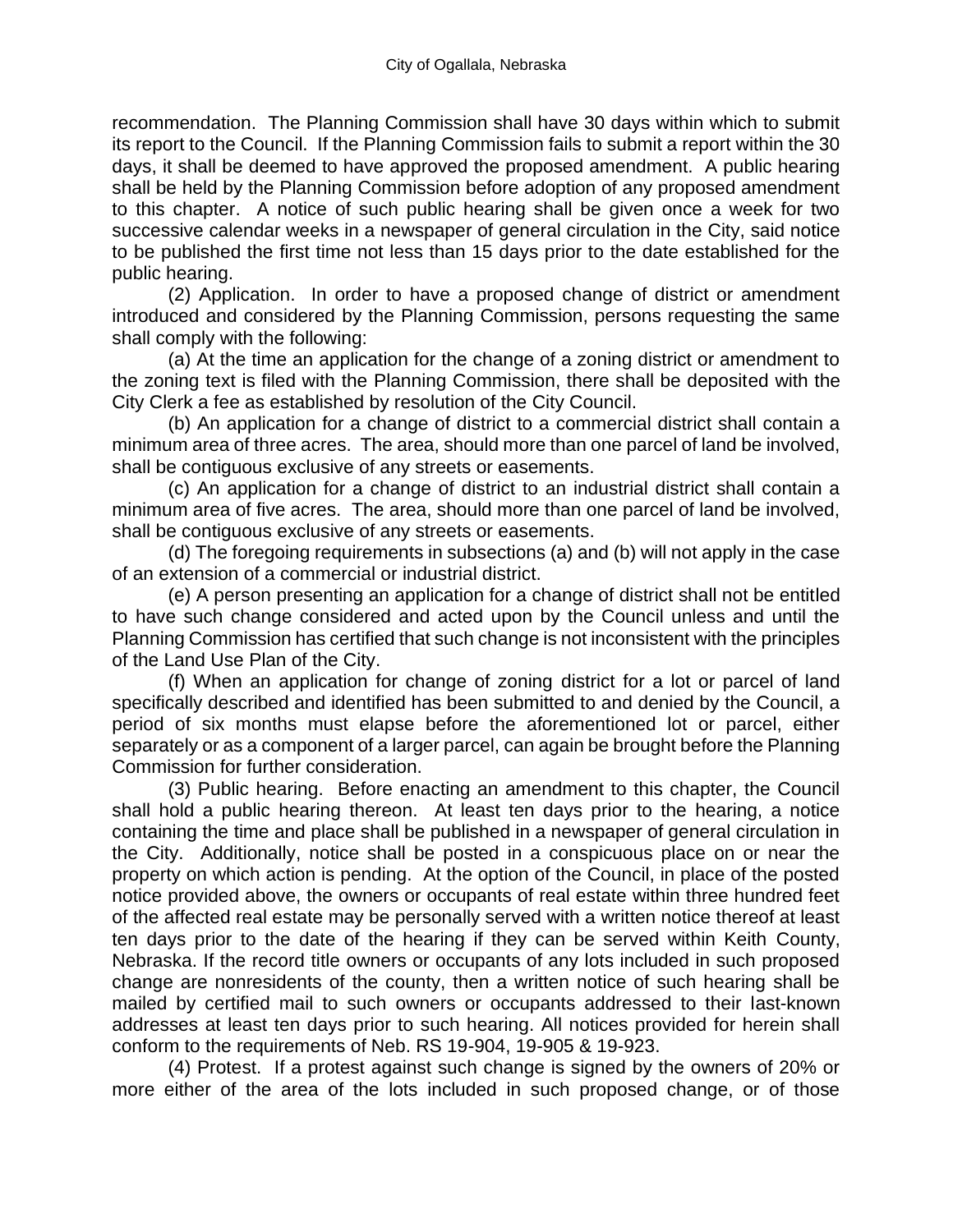recommendation. The Planning Commission shall have 30 days within which to submit its report to the Council. If the Planning Commission fails to submit a report within the 30 days, it shall be deemed to have approved the proposed amendment. A public hearing shall be held by the Planning Commission before adoption of any proposed amendment to this chapter. A notice of such public hearing shall be given once a week for two successive calendar weeks in a newspaper of general circulation in the City, said notice to be published the first time not less than 15 days prior to the date established for the public hearing.

(2) Application. In order to have a proposed change of district or amendment introduced and considered by the Planning Commission, persons requesting the same shall comply with the following:

(a) At the time an application for the change of a zoning district or amendment to the zoning text is filed with the Planning Commission, there shall be deposited with the City Clerk a fee as established by resolution of the City Council.

(b) An application for a change of district to a commercial district shall contain a minimum area of three acres. The area, should more than one parcel of land be involved, shall be contiguous exclusive of any streets or easements.

(c) An application for a change of district to an industrial district shall contain a minimum area of five acres. The area, should more than one parcel of land be involved, shall be contiguous exclusive of any streets or easements.

(d) The foregoing requirements in subsections (a) and (b) will not apply in the case of an extension of a commercial or industrial district.

(e) A person presenting an application for a change of district shall not be entitled to have such change considered and acted upon by the Council unless and until the Planning Commission has certified that such change is not inconsistent with the principles of the Land Use Plan of the City.

(f) When an application for change of zoning district for a lot or parcel of land specifically described and identified has been submitted to and denied by the Council, a period of six months must elapse before the aforementioned lot or parcel, either separately or as a component of a larger parcel, can again be brought before the Planning Commission for further consideration.

(3) Public hearing. Before enacting an amendment to this chapter, the Council shall hold a public hearing thereon. At least ten days prior to the hearing, a notice containing the time and place shall be published in a newspaper of general circulation in the City. Additionally, notice shall be posted in a conspicuous place on or near the property on which action is pending. At the option of the Council, in place of the posted notice provided above, the owners or occupants of real estate within three hundred feet of the affected real estate may be personally served with a written notice thereof at least ten days prior to the date of the hearing if they can be served within Keith County, Nebraska. If the record title owners or occupants of any lots included in such proposed change are nonresidents of the county, then a written notice of such hearing shall be mailed by certified mail to such owners or occupants addressed to their last-known addresses at least ten days prior to such hearing. All notices provided for herein shall conform to the requirements of Neb. RS 19-904, 19-905 & 19-923.

(4) Protest. If a protest against such change is signed by the owners of 20% or more either of the area of the lots included in such proposed change, or of those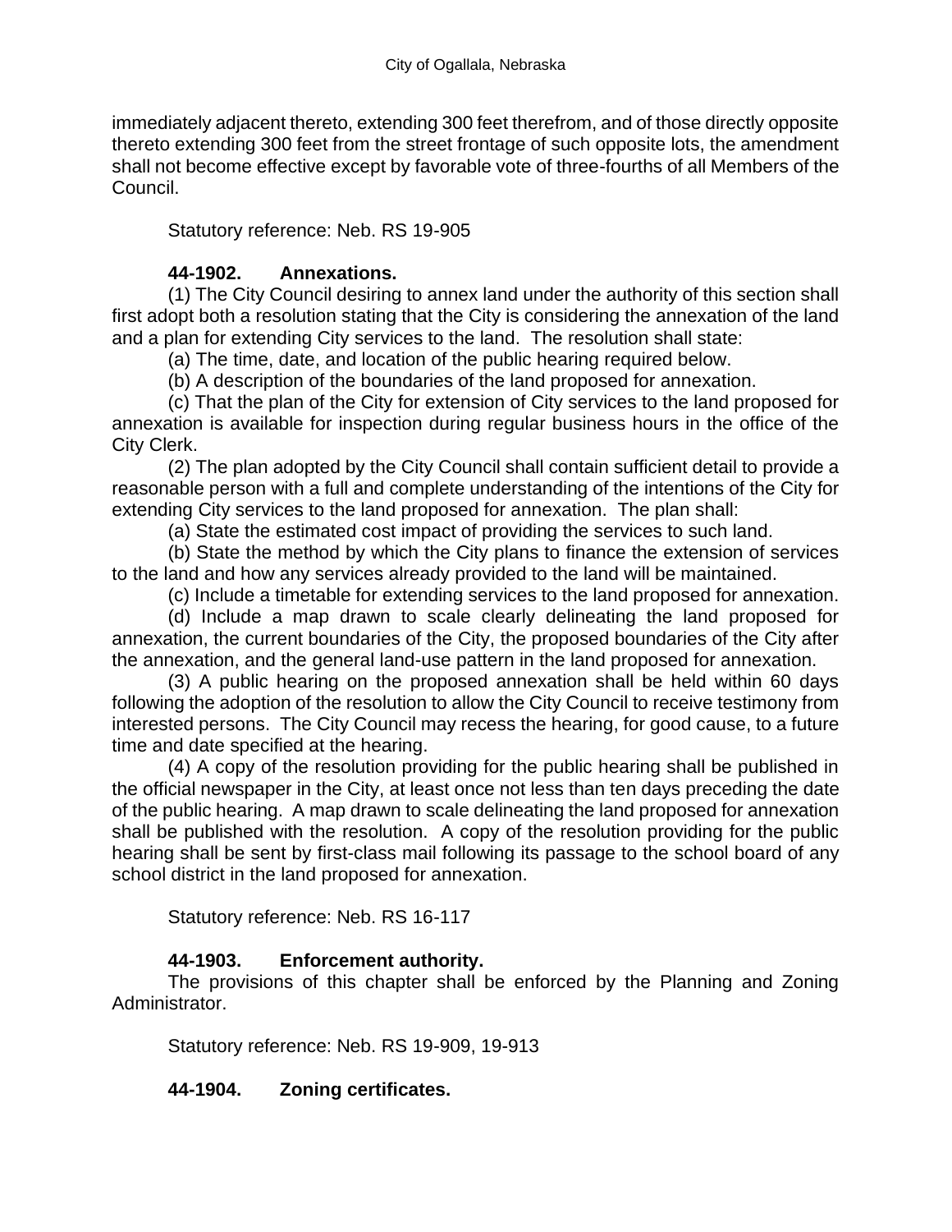immediately adjacent thereto, extending 300 feet therefrom, and of those directly opposite thereto extending 300 feet from the street frontage of such opposite lots, the amendment shall not become effective except by favorable vote of three-fourths of all Members of the Council.

Statutory reference: Neb. RS 19-905

### 44-1902. Annexations.

(1) The City Council desiring to annex land under the authority of this section shall first adopt both a resolution stating that the City is considering the annexation of the land and a plan for extending City services to the land. The resolution shall state:

(a) The time, date, and location of the public hearing required below.

(b) A description of the boundaries of the land proposed for annexation.

(c) That the plan of the City for extension of City services to the land proposed for annexation is available for inspection during regular business hours in the office of the City Clerk.

(2) The plan adopted by the City Council shall contain sufficient detail to provide a reasonable person with a full and complete understanding of the intentions of the City for extending City services to the land proposed for annexation. The plan shall:

(a) State the estimated cost impact of providing the services to such land.

(b) State the method by which the City plans to finance the extension of services to the land and how any services already provided to the land will be maintained.

(c) Include a timetable for extending services to the land proposed for annexation.

(d) Include a map drawn to scale clearly delineating the land proposed for annexation, the current boundaries of the City, the proposed boundaries of the City after the annexation, and the general land-use pattern in the land proposed for annexation.

(3) A public hearing on the proposed annexation shall be held within 60 days following the adoption of the resolution to allow the City Council to receive testimony from interested persons. The City Council may recess the hearing, for good cause, to a future time and date specified at the hearing.

(4) A copy of the resolution providing for the public hearing shall be published in the official newspaper in the City, at least once not less than ten days preceding the date of the public hearing. A map drawn to scale delineating the land proposed for annexation shall be published with the resolution. A copy of the resolution providing for the public hearing shall be sent by first-class mail following its passage to the school board of any school district in the land proposed for annexation.

Statutory reference: Neb. RS 16-117

### 44-1903. Enforcement authority.

The provisions of this chapter shall be enforced by the Planning and Zoning Administrator.

Statutory reference: Neb. RS 19-909, 19-913

### 44-1904. Zoning certificates.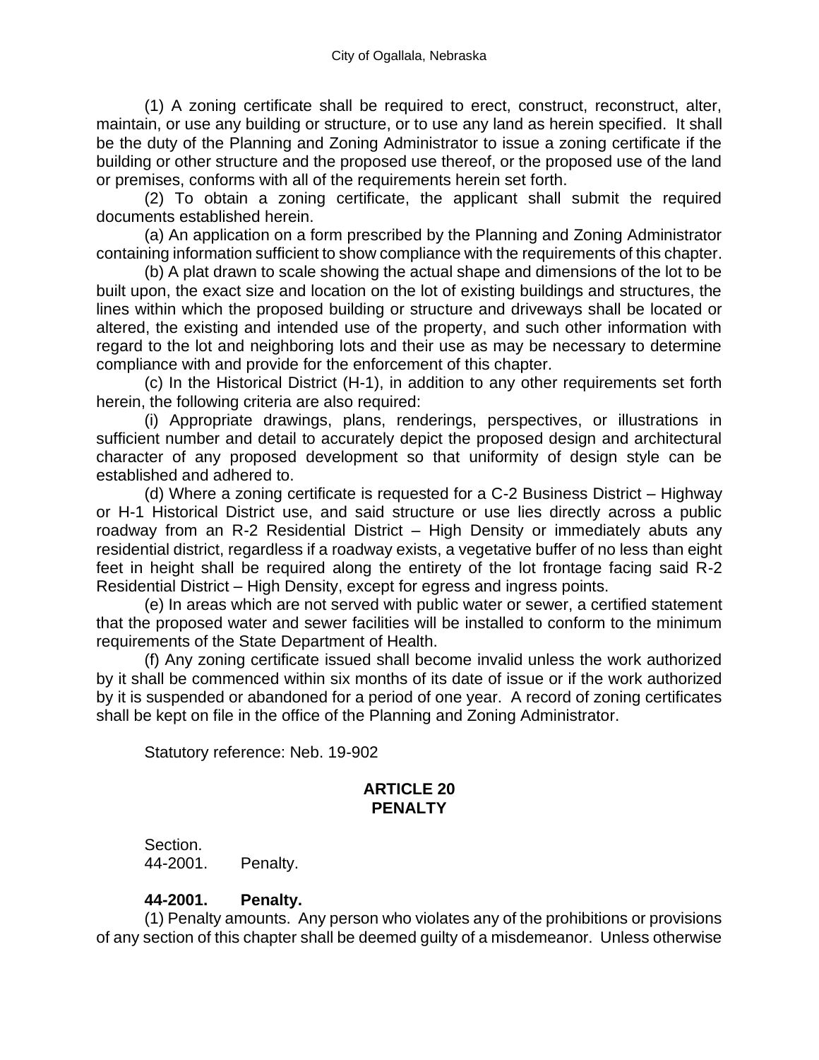(1) A zoning certificate shall be required to erect, construct, reconstruct, alter, maintain, or use any building or structure, or to use any land as herein specified. It shall be the duty of the Planning and Zoning Administrator to issue a zoning certificate if the building or other structure and the proposed use thereof, or the proposed use of the land or premises, conforms with all of the requirements herein set forth.

(2) To obtain a zoning certificate, the applicant shall submit the required documents established herein.

(a) An application on a form prescribed by the Planning and Zoning Administrator containing information sufficient to show compliance with the requirements of this chapter.

(b) A plat drawn to scale showing the actual shape and dimensions of the lot to be built upon, the exact size and location on the lot of existing buildings and structures, the lines within which the proposed building or structure and driveways shall be located or altered, the existing and intended use of the property, and such other information with regard to the lot and neighboring lots and their use as may be necessary to determine compliance with and provide for the enforcement of this chapter.

(c) In the Historical District (H-1), in addition to any other requirements set forth herein, the following criteria are also required:

(i) Appropriate drawings, plans, renderings, perspectives, or illustrations in sufficient number and detail to accurately depict the proposed design and architectural character of any proposed development so that uniformity of design style can be established and adhered to.

(d) Where a zoning certificate is requested for a C-2 Business District – Highway or H-1 Historical District use, and said structure or use lies directly across a public roadway from an R-2 Residential District – High Density or immediately abuts any residential district, regardless if a roadway exists, a vegetative buffer of no less than eight feet in height shall be required along the entirety of the lot frontage facing said R-2 Residential District – High Density, except for egress and ingress points.

(e) In areas which are not served with public water or sewer, a certified statement that the proposed water and sewer facilities will be installed to conform to the minimum requirements of the State Department of Health.

(f) Any zoning certificate issued shall become invalid unless the work authorized by it shall be commenced within six months of its date of issue or if the work authorized by it is suspended or abandoned for a period of one year. A record of zoning certificates shall be kept on file in the office of the Planning and Zoning Administrator.

Statutory reference: Neb. 19-902

## ARTICLE 20
## PENALTY

Section.
44-2001. Penalty.

**44-2001. Penalty.**

(1) Penalty amounts. Any person who violates any of the prohibitions or provisions of any section of this chapter shall be deemed guilty of a misdemeanor. Unless otherwise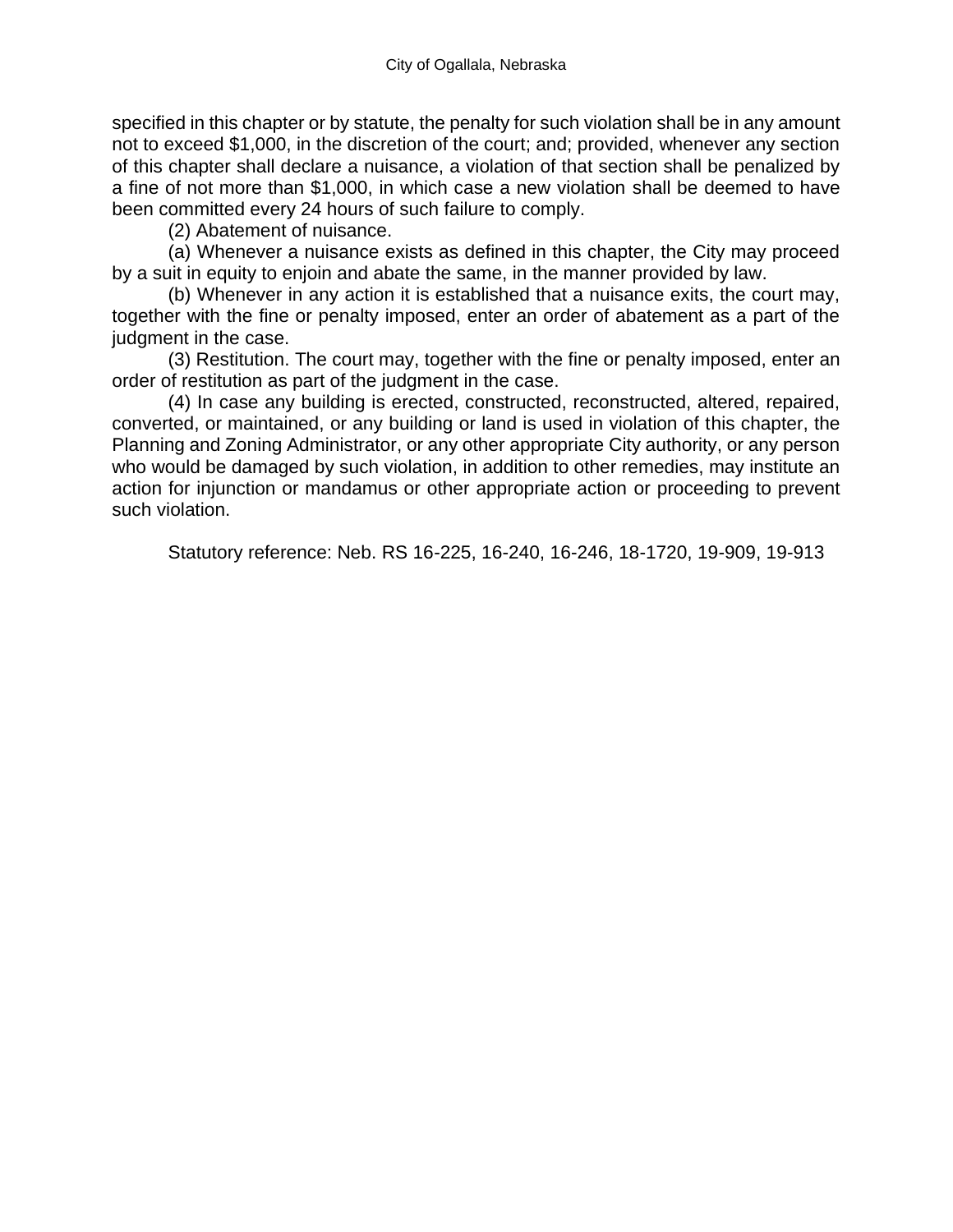specified in this chapter or by statute, the penalty for such violation shall be in any amount not to exceed $1,000, in the discretion of the court; and; provided, whenever any section of this chapter shall declare a nuisance, a violation of that section shall be penalized by a fine of not more than $1,000, in which case a new violation shall be deemed to have been committed every 24 hours of such failure to comply.

(2) Abatement of nuisance.

(a) Whenever a nuisance exists as defined in this chapter, the City may proceed by a suit in equity to enjoin and abate the same, in the manner provided by law.

(b) Whenever in any action it is established that a nuisance exits, the court may, together with the fine or penalty imposed, enter an order of abatement as a part of the judgment in the case.

(3) Restitution. The court may, together with the fine or penalty imposed, enter an order of restitution as part of the judgment in the case.

(4) In case any building is erected, constructed, reconstructed, altered, repaired, converted, or maintained, or any building or land is used in violation of this chapter, the Planning and Zoning Administrator, or any other appropriate City authority, or any person who would be damaged by such violation, in addition to other remedies, may institute an action for injunction or mandamus or other appropriate action or proceeding to prevent such violation.

Statutory reference: Neb. RS 16-225, 16-240, 16-246, 18-1720, 19-909, 19-913